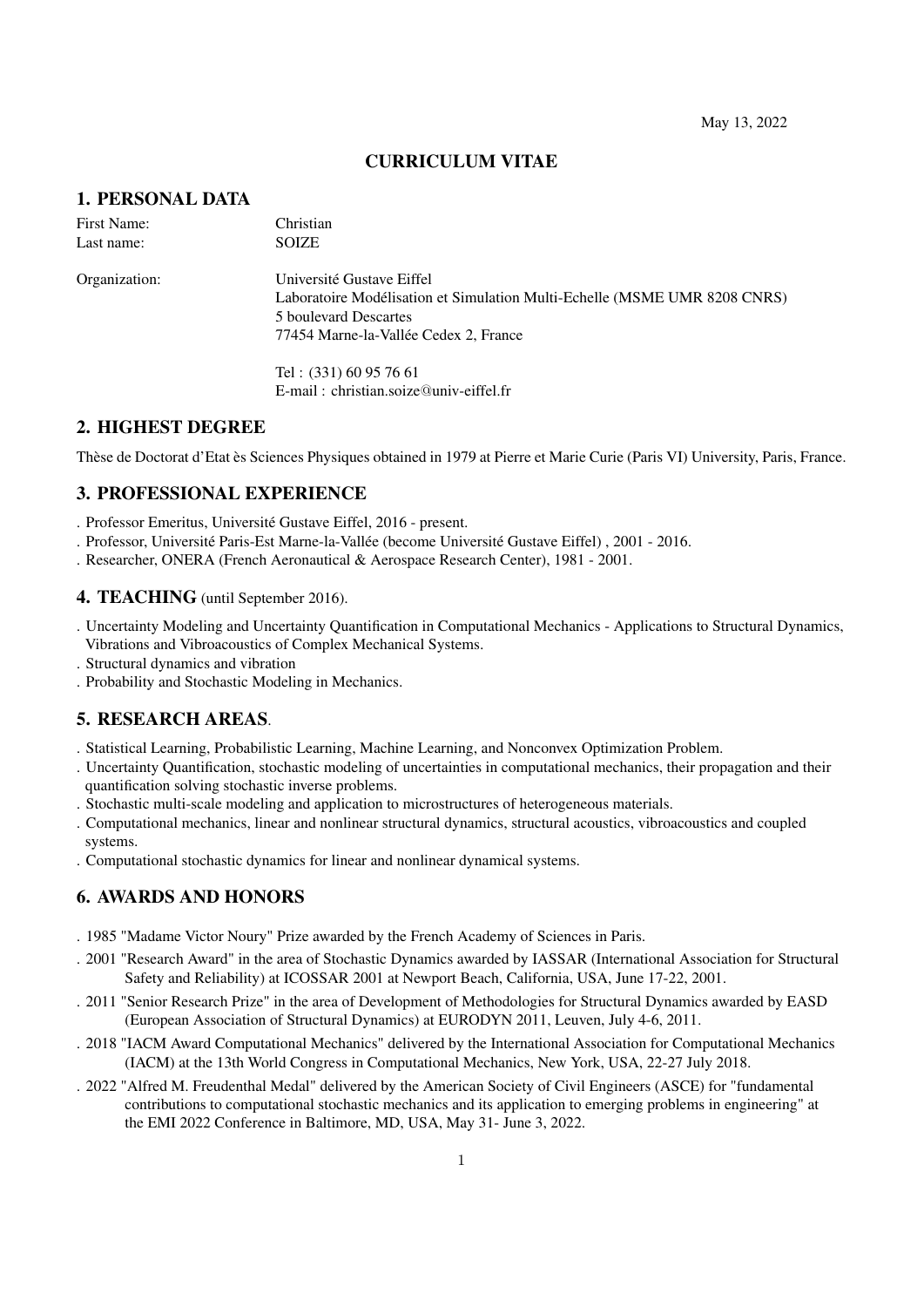May 13, 2022

# CURRICULUM VITAE

## 1. PERSONAL DATA

| | |
|---|---|
| First Name: | Christian |
| Last name: | SOIZE |
| Organization: | Université Gustave Eiffel<br>Laboratoire Modélisation et Simulation Multi-Echelle (MSME UMR 8208 CNRS)<br>5 boulevard Descartes<br>77454 Marne-la-Vallée Cedex 2, France |
| | Tel : (331) 60 95 76 61<br>E-mail : christian.soize@univ-eiffel.fr |

## 2. HIGHEST DEGREE

Thèse de Doctorat d'Etat ès Sciences Physiques obtained in 1979 at Pierre et Marie Curie (Paris VI) University, Paris, France.

## 3. PROFESSIONAL EXPERIENCE

. Professor Emeritus, Université Gustave Eiffel, 2016 - present.
. Professor, Université Paris-Est Marne-la-Vallée (become Université Gustave Eiffel) , 2001 - 2016.
. Researcher, ONERA (French Aeronautical & Aerospace Research Center), 1981 - 2001.

## 4. TEACHING (until September 2016).

. Uncertainty Modeling and Uncertainty Quantification in Computational Mechanics - Applications to Structural Dynamics, Vibrations and Vibroacoustics of Complex Mechanical Systems.
. Structural dynamics and vibration
. Probability and Stochastic Modeling in Mechanics.

## 5. RESEARCH AREAS.

. Statistical Learning, Probabilistic Learning, Machine Learning, and Nonconvex Optimization Problem.
. Uncertainty Quantification, stochastic modeling of uncertainties in computational mechanics, their propagation and their quantification solving stochastic inverse problems.
. Stochastic multi-scale modeling and application to microstructures of heterogeneous materials.
. Computational mechanics, linear and nonlinear structural dynamics, structural acoustics, vibroacoustics and coupled systems.
. Computational stochastic dynamics for linear and nonlinear dynamical systems.

## 6. AWARDS AND HONORS

. 1985 "Madame Victor Noury" Prize awarded by the French Academy of Sciences in Paris.
. 2001 "Research Award" in the area of Stochastic Dynamics awarded by IASSAR (International Association for Structural Safety and Reliability) at ICOSSAR 2001 at Newport Beach, California, USA, June 17-22, 2001.
. 2011 "Senior Research Prize" in the area of Development of Methodologies for Structural Dynamics awarded by EASD (European Association of Structural Dynamics) at EURODYN 2011, Leuven, July 4-6, 2011.
. 2018 "IACM Award Computational Mechanics" delivered by the International Association for Computational Mechanics (IACM) at the 13th World Congress in Computational Mechanics, New York, USA, 22-27 July 2018.
. 2022 "Alfred M. Freudenthal Medal" delivered by the American Society of Civil Engineers (ASCE) for "fundamental contributions to computational stochastic mechanics and its application to emerging problems in engineering" at the EMI 2022 Conference in Baltimore, MD, USA, May 31- June 3, 2022.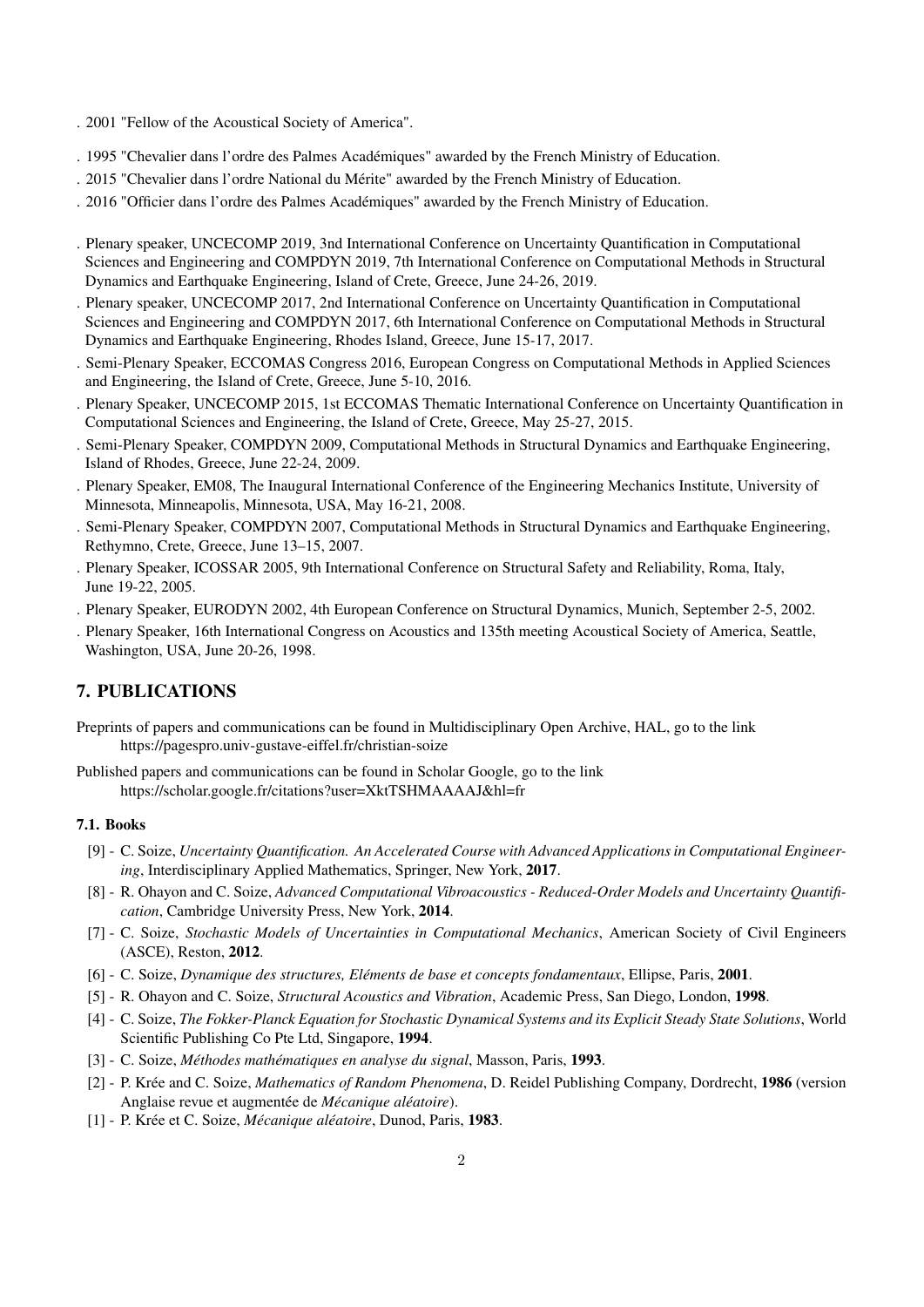. 2001 "Fellow of the Acoustical Society of America".

. 1995 "Chevalier dans l'ordre des Palmes Académiques" awarded by the French Ministry of Education.

. 2015 "Chevalier dans l'ordre National du Mérite" awarded by the French Ministry of Education.

. 2016 "Officier dans l'ordre des Palmes Académiques" awarded by the French Ministry of Education.

. Plenary speaker, UNCECOMP 2019, 3nd International Conference on Uncertainty Quantification in Computational Sciences and Engineering and COMPDYN 2019, 7th International Conference on Computational Methods in Structural Dynamics and Earthquake Engineering, Island of Crete, Greece, June 24-26, 2019.

. Plenary speaker, UNCECOMP 2017, 2nd International Conference on Uncertainty Quantification in Computational Sciences and Engineering and COMPDYN 2017, 6th International Conference on Computational Methods in Structural Dynamics and Earthquake Engineering, Rhodes Island, Greece, June 15-17, 2017.

. Semi-Plenary Speaker, ECCOMAS Congress 2016, European Congress on Computational Methods in Applied Sciences and Engineering, the Island of Crete, Greece, June 5-10, 2016.

. Plenary Speaker, UNCECOMP 2015, 1st ECCOMAS Thematic International Conference on Uncertainty Quantification in Computational Sciences and Engineering, the Island of Crete, Greece, May 25-27, 2015.

. Semi-Plenary Speaker, COMPDYN 2009, Computational Methods in Structural Dynamics and Earthquake Engineering, Island of Rhodes, Greece, June 22-24, 2009.

. Plenary Speaker, EM08, The Inaugural International Conference of the Engineering Mechanics Institute, University of Minnesota, Minneapolis, Minnesota, USA, May 16-21, 2008.

. Semi-Plenary Speaker, COMPDYN 2007, Computational Methods in Structural Dynamics and Earthquake Engineering, Rethymno, Crete, Greece, June 13–15, 2007.

. Plenary Speaker, ICOSSAR 2005, 9th International Conference on Structural Safety and Reliability, Roma, Italy, June 19-22, 2005.

. Plenary Speaker, EURODYN 2002, 4th European Conference on Structural Dynamics, Munich, September 2-5, 2002.

. Plenary Speaker, 16th International Congress on Acoustics and 135th meeting Acoustical Society of America, Seattle, Washington, USA, June 20-26, 1998.

## 7. PUBLICATIONS

Preprints of papers and communications can be found in Multidisciplinary Open Archive, HAL, go to the link
https://pagespro.univ-gustave-eiffel.fr/christian-soize

Published papers and communications can be found in Scholar Google, go to the link
https://scholar.google.fr/citations?user=XktTSHMAAAAJ&hl=fr

### 7.1. Books

[9] - C. Soize, *Uncertainty Quantification. An Accelerated Course with Advanced Applications in Computational Engineering*, Interdisciplinary Applied Mathematics, Springer, New York, **2017**.

[8] - R. Ohayon and C. Soize, *Advanced Computational Vibroacoustics - Reduced-Order Models and Uncertainty Quantification*, Cambridge University Press, New York, **2014**.

[7] - C. Soize, *Stochastic Models of Uncertainties in Computational Mechanics*, American Society of Civil Engineers (ASCE), Reston, **2012**.

[6] - C. Soize, *Dynamique des structures, Eléments de base et concepts fondamentaux*, Ellipse, Paris, **2001**.

[5] - R. Ohayon and C. Soize, *Structural Acoustics and Vibration*, Academic Press, San Diego, London, **1998**.

[4] - C. Soize, *The Fokker-Planck Equation for Stochastic Dynamical Systems and its Explicit Steady State Solutions*, World Scientific Publishing Co Pte Ltd, Singapore, **1994**.

[3] - C. Soize, *Méthodes mathématiques en analyse du signal*, Masson, Paris, **1993**.

[2] - P. Krée and C. Soize, *Mathematics of Random Phenomena*, D. Reidel Publishing Company, Dordrecht, **1986** (version Anglaise revue et augmentée de *Mécanique aléatoire*).

[1] - P. Krée et C. Soize, *Mécanique aléatoire*, Dunod, Paris, **1983**.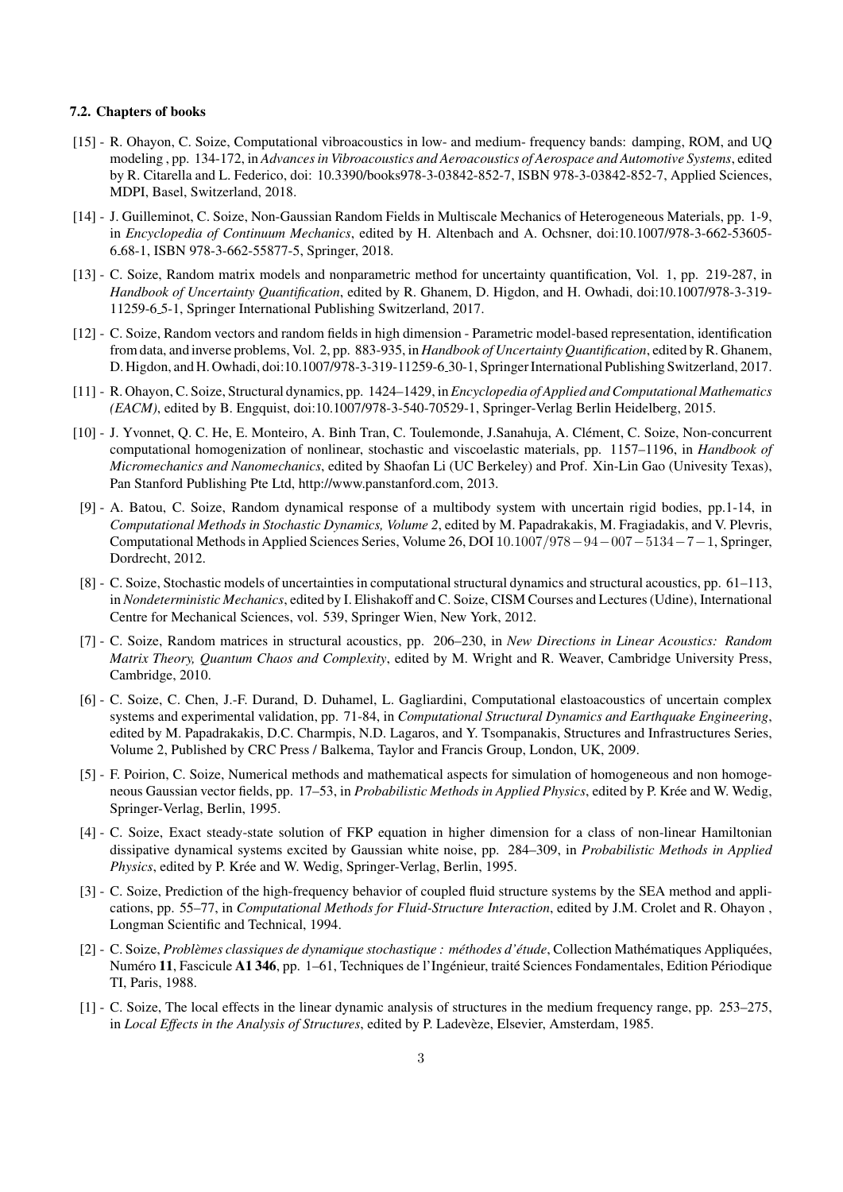#### 7.2. Chapters of books

[15] - R. Ohayon, C. Soize, Computational vibroacoustics in low- and medium- frequency bands: damping, ROM, and UQ modeling , pp. 134-172, in *Advances in Vibroacoustics and Aeroacoustics of Aerospace and Automotive Systems*, edited by R. Citarella and L. Federico, doi: 10.3390/books978-3-03842-852-7, ISBN 978-3-03842-852-7, Applied Sciences, MDPI, Basel, Switzerland, 2018.

[14] - J. Guilleminot, C. Soize, Non-Gaussian Random Fields in Multiscale Mechanics of Heterogeneous Materials, pp. 1-9, in *Encyclopedia of Continuum Mechanics*, edited by H. Altenbach and A. Ochsner, doi:10.1007/978-3-662-53605-6_68-1, ISBN 978-3-662-55877-5, Springer, 2018.

[13] - C. Soize, Random matrix models and nonparametric method for uncertainty quantification, Vol. 1, pp. 219-287, in *Handbook of Uncertainty Quantification*, edited by R. Ghanem, D. Higdon, and H. Owhadi, doi:10.1007/978-3-319-11259-6_5-1, Springer International Publishing Switzerland, 2017.

[12] - C. Soize, Random vectors and random fields in high dimension - Parametric model-based representation, identification from data, and inverse problems, Vol. 2, pp. 883-935, in *Handbook of Uncertainty Quantification*, edited by R. Ghanem, D. Higdon, and H. Owhadi, doi:10.1007/978-3-319-11259-6_30-1, Springer International Publishing Switzerland, 2017.

[11] - R. Ohayon, C. Soize, Structural dynamics, pp. 1424–1429, in *Encyclopedia of Applied and Computational Mathematics (EACM)*, edited by B. Engquist, doi:10.1007/978-3-540-70529-1, Springer-Verlag Berlin Heidelberg, 2015.

[10] - J. Yvonnet, Q. C. He, E. Monteiro, A. Binh Tran, C. Toulemonde, J.Sanahuja, A. Clément, C. Soize, Non-concurrent computational homogenization of nonlinear, stochastic and viscoelastic materials, pp. 1157–1196, in *Handbook of Micromechanics and Nanomechanics*, edited by Shaofan Li (UC Berkeley) and Prof. Xin-Lin Gao (Univesity Texas), Pan Stanford Publishing Pte Ltd, http://www.panstanford.com, 2013.

[9] - A. Batou, C. Soize, Random dynamical response of a multibody system with uncertain rigid bodies, pp.1-14, in *Computational Methods in Stochastic Dynamics, Volume 2*, edited by M. Papadrakakis, M. Fragiadakis, and V. Plevris, Computational Methods in Applied Sciences Series, Volume 26, DOI $10.1007/978-94-007-5134-7-1$, Springer, Dordrecht, 2012.

[8] - C. Soize, Stochastic models of uncertainties in computational structural dynamics and structural acoustics, pp. 61–113, in *Nondeterministic Mechanics*, edited by I. Elishakoff and C. Soize, CISM Courses and Lectures (Udine), International Centre for Mechanical Sciences, vol. 539, Springer Wien, New York, 2012.

[7] - C. Soize, Random matrices in structural acoustics, pp. 206–230, in *New Directions in Linear Acoustics: Random Matrix Theory, Quantum Chaos and Complexity*, edited by M. Wright and R. Weaver, Cambridge University Press, Cambridge, 2010.

[6] - C. Soize, C. Chen, J.-F. Durand, D. Duhamel, L. Gagliardini, Computational elastoacoustics of uncertain complex systems and experimental validation, pp. 71-84, in *Computational Structural Dynamics and Earthquake Engineering*, edited by M. Papadrakakis, D.C. Charmpis, N.D. Lagaros, and Y. Tsompanakis, Structures and Infrastructures Series, Volume 2, Published by CRC Press / Balkema, Taylor and Francis Group, London, UK, 2009.

[5] - F. Poirion, C. Soize, Numerical methods and mathematical aspects for simulation of homogeneous and non homogeneous Gaussian vector fields, pp. 17–53, in *Probabilistic Methods in Applied Physics*, edited by P. Krée and W. Wedig, Springer-Verlag, Berlin, 1995.

[4] - C. Soize, Exact steady-state solution of FKP equation in higher dimension for a class of non-linear Hamiltonian dissipative dynamical systems excited by Gaussian white noise, pp. 284–309, in *Probabilistic Methods in Applied Physics*, edited by P. Krée and W. Wedig, Springer-Verlag, Berlin, 1995.

[3] - C. Soize, Prediction of the high-frequency behavior of coupled fluid structure systems by the SEA method and applications, pp. 55–77, in *Computational Methods for Fluid-Structure Interaction*, edited by J.M. Crolet and R. Ohayon , Longman Scientific and Technical, 1994.

[2] - C. Soize, *Problèmes classiques de dynamique stochastique : méthodes d'étude*, Collection Mathématiques Appliquées, Numéro **11**, Fascicule **A1 346**, pp. 1–61, Techniques de l'Ingénieur, traité Sciences Fondamentales, Edition Périodique TI, Paris, 1988.

[1] - C. Soize, The local effects in the linear dynamic analysis of structures in the medium frequency range, pp. 253–275, in *Local Effects in the Analysis of Structures*, edited by P. Ladevèze, Elsevier, Amsterdam, 1985.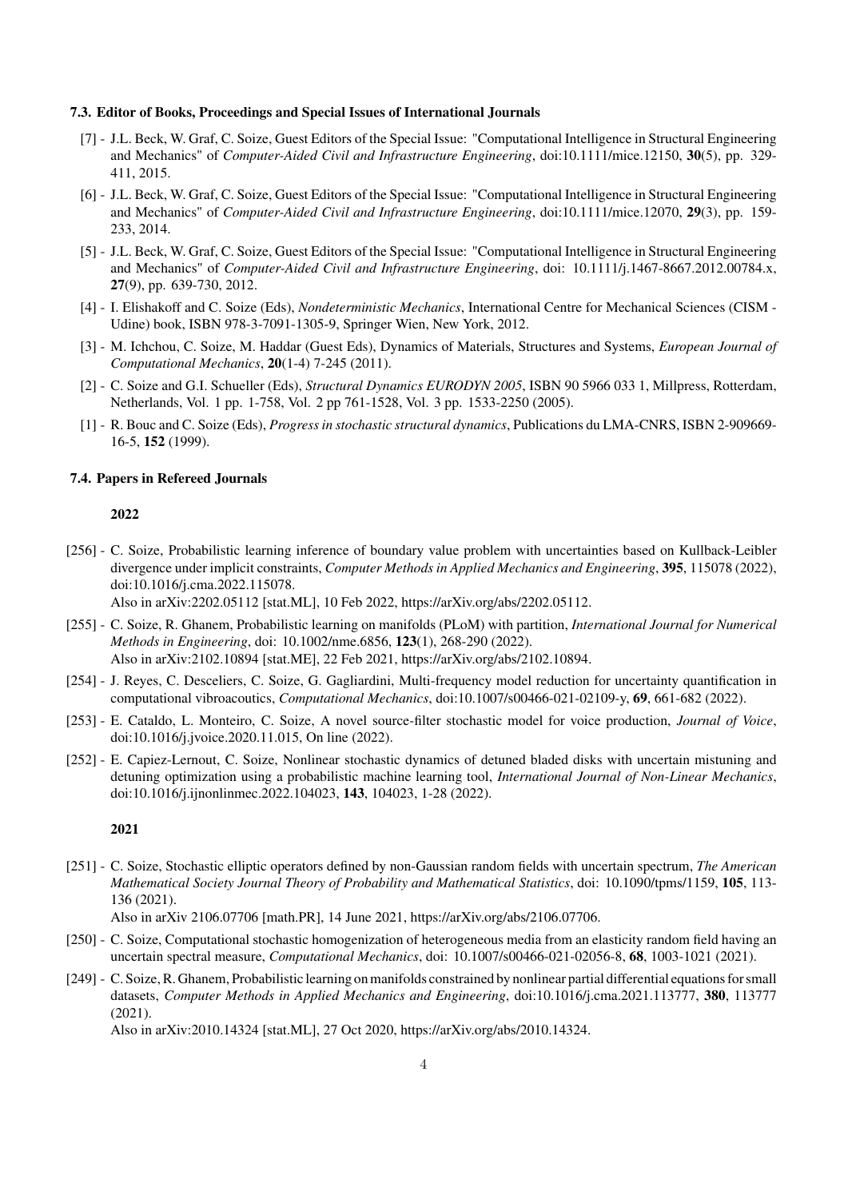### 7.3. Editor of Books, Proceedings and Special Issues of International Journals

[7] - J.L. Beck, W. Graf, C. Soize, Guest Editors of the Special Issue: "Computational Intelligence in Structural Engineering and Mechanics" of *Computer-Aided Civil and Infrastructure Engineering*, doi:10.1111/mice.12150, **30**(5), pp. 329-411, 2015.

[6] - J.L. Beck, W. Graf, C. Soize, Guest Editors of the Special Issue: "Computational Intelligence in Structural Engineering and Mechanics" of *Computer-Aided Civil and Infrastructure Engineering*, doi:10.1111/mice.12070, **29**(3), pp. 159-233, 2014.

[5] - J.L. Beck, W. Graf, C. Soize, Guest Editors of the Special Issue: "Computational Intelligence in Structural Engineering and Mechanics" of *Computer-Aided Civil and Infrastructure Engineering*, doi: 10.1111/j.1467-8667.2012.00784.x, **27**(9), pp. 639-730, 2012.

[4] - I. Elishakoff and C. Soize (Eds), *Nondeterministic Mechanics*, International Centre for Mechanical Sciences (CISM - Udine) book, ISBN 978-3-7091-1305-9, Springer Wien, New York, 2012.

[3] - M. Ichchou, C. Soize, M. Haddar (Guest Eds), Dynamics of Materials, Structures and Systems, *European Journal of Computational Mechanics*, **20**(1-4) 7-245 (2011).

[2] - C. Soize and G.I. Schueller (Eds), *Structural Dynamics EURODYN 2005*, ISBN 90 5966 033 1, Millpress, Rotterdam, Netherlands, Vol. 1 pp. 1-758, Vol. 2 pp 761-1528, Vol. 3 pp. 1533-2250 (2005).

[1] - R. Bouc and C. Soize (Eds), *Progress in stochastic structural dynamics*, Publications du LMA-CNRS, ISBN 2-909669-16-5, **152** (1999).

### 7.4. Papers in Refereed Journals

**2022**

[256] - C. Soize, Probabilistic learning inference of boundary value problem with uncertainties based on Kullback-Leibler divergence under implicit constraints, *Computer Methods in Applied Mechanics and Engineering*, **395**, 115078 (2022), doi:10.1016/j.cma.2022.115078.
Also in arXiv:2202.05112 [stat.ML], 10 Feb 2022, https://arXiv.org/abs/2202.05112.

[255] - C. Soize, R. Ghanem, Probabilistic learning on manifolds (PLoM) with partition, *International Journal for Numerical Methods in Engineering*, doi: 10.1002/nme.6856, **123**(1), 268-290 (2022).
Also in arXiv:2102.10894 [stat.ME], 22 Feb 2021, https://arXiv.org/abs/2102.10894.

[254] - J. Reyes, C. Desceliers, C. Soize, G. Gagliardini, Multi-frequency model reduction for uncertainty quantification in computational vibroacoutics, *Computational Mechanics*, doi:10.1007/s00466-021-02109-y, **69**, 661-682 (2022).

[253] - E. Cataldo, L. Monteiro, C. Soize, A novel source-filter stochastic model for voice production, *Journal of Voice*, doi:10.1016/j.jvoice.2020.11.015, On line (2022).

[252] - E. Capiez-Lernout, C. Soize, Nonlinear stochastic dynamics of detuned bladed disks with uncertain mistuning and detuning optimization using a probabilistic machine learning tool, *International Journal of Non-Linear Mechanics*, doi:10.1016/j.ijnonlinmec.2022.104023, **143**, 104023, 1-28 (2022).

**2021**

[251] - C. Soize, Stochastic elliptic operators defined by non-Gaussian random fields with uncertain spectrum, *The American Mathematical Society Journal Theory of Probability and Mathematical Statistics*, doi: 10.1090/tpms/1159, **105**, 113-136 (2021).
Also in arXiv 2106.07706 [math.PR], 14 June 2021, https://arXiv.org/abs/2106.07706.

[250] - C. Soize, Computational stochastic homogenization of heterogeneous media from an elasticity random field having an uncertain spectral measure, *Computational Mechanics*, doi: 10.1007/s00466-021-02056-8, **68**, 1003-1021 (2021).

[249] - C. Soize, R. Ghanem, Probabilistic learning on manifolds constrained by nonlinear partial differential equations for small datasets, *Computer Methods in Applied Mechanics and Engineering*, doi:10.1016/j.cma.2021.113777, **380**, 113777 (2021).
Also in arXiv:2010.14324 [stat.ML], 27 Oct 2020, https://arXiv.org/abs/2010.14324.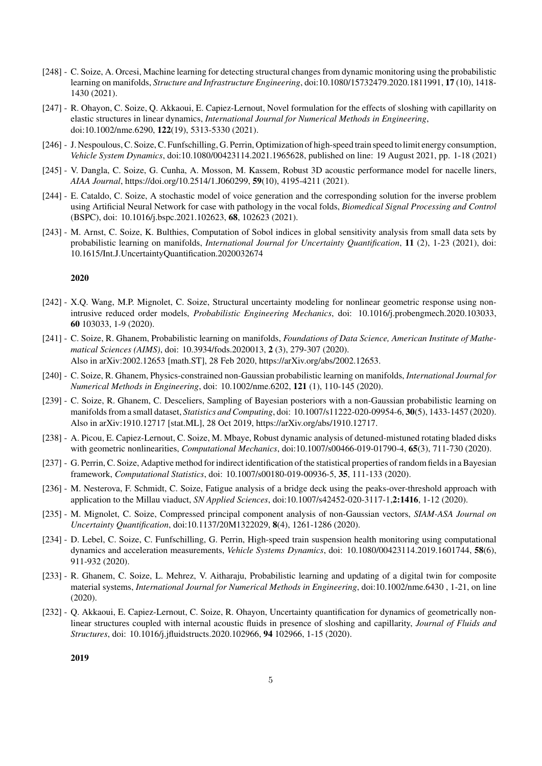[248] - C. Soize, A. Orcesi, Machine learning for detecting structural changes from dynamic monitoring using the probabilistic learning on manifolds, *Structure and Infrastructure Engineering*, doi:10.1080/15732479.2020.1811991, **17** (10), 1418-1430 (2021).

[247] - R. Ohayon, C. Soize, Q. Akkaoui, E. Capiez-Lernout, Novel formulation for the effects of sloshing with capillarity on elastic structures in linear dynamics, *International Journal for Numerical Methods in Engineering*, doi:10.1002/nme.6290, **122**(19), 5313-5330 (2021).

[246] - J. Nespoulous, C. Soize, C. Funfschilling, G. Perrin, Optimization of high-speed train speed to limit energy consumption, *Vehicle System Dynamics*, doi:10.1080/00423114.2021.1965628, published on line: 19 August 2021, pp. 1-18 (2021)

[245] - V. Dangla, C. Soize, G. Cunha, A. Mosson, M. Kassem, Robust 3D acoustic performance model for nacelle liners, *AIAA Journal*, https://doi.org/10.2514/1.J060299, **59**(10), 4195-4211 (2021).

[244] - E. Cataldo, C. Soize, A stochastic model of voice generation and the corresponding solution for the inverse problem using Artificial Neural Network for case with pathology in the vocal folds, *Biomedical Signal Processing and Control* (BSPC), doi: 10.1016/j.bspc.2021.102623, **68**, 102623 (2021).

[243] - M. Arnst, C. Soize, K. Bulthies, Computation of Sobol indices in global sensitivity analysis from small data sets by probabilistic learning on manifolds, *International Journal for Uncertainty Quantification*, **11** (2), 1-23 (2021), doi: 10.1615/Int.J.UncertaintyQuantification.2020032674

**2020**

[242] - X.Q. Wang, M.P. Mignolet, C. Soize, Structural uncertainty modeling for nonlinear geometric response using non-intrusive reduced order models, *Probabilistic Engineering Mechanics*, doi: 10.1016/j.probengmech.2020.103033, **60** 103033, 1-9 (2020).

[241] - C. Soize, R. Ghanem, Probabilistic learning on manifolds, *Foundations of Data Science, American Institute of Mathematical Sciences (AIMS)*, doi: 10.3934/fods.2020013, **2** (3), 279-307 (2020).
Also in arXiv:2002.12653 [math.ST], 28 Feb 2020, https://arXiv.org/abs/2002.12653.

[240] - C. Soize, R. Ghanem, Physics-constrained non-Gaussian probabilistic learning on manifolds, *International Journal for Numerical Methods in Engineering*, doi: 10.1002/nme.6202, **121** (1), 110-145 (2020).

[239] - C. Soize, R. Ghanem, C. Desceliers, Sampling of Bayesian posteriors with a non-Gaussian probabilistic learning on manifolds from a small dataset, *Statistics and Computing*, doi: 10.1007/s11222-020-09954-6, **30**(5), 1433-1457 (2020).
Also in arXiv:1910.12717 [stat.ML], 28 Oct 2019, https://arXiv.org/abs/1910.12717.

[238] - A. Picou, E. Capiez-Lernout, C. Soize, M. Mbaye, Robust dynamic analysis of detuned-mistuned rotating bladed disks with geometric nonlinearities, *Computational Mechanics*, doi:10.1007/s00466-019-01790-4, **65**(3), 711-730 (2020).

[237] - G. Perrin, C. Soize, Adaptive method for indirect identification of the statistical properties of random fields in a Bayesian framework, *Computational Statistics*, doi: 10.1007/s00180-019-00936-5, **35**, 111-133 (2020).

[236] - M. Nesterova, F. Schmidt, C. Soize, Fatigue analysis of a bridge deck using the peaks-over-threshold approach with application to the Millau viaduct, *SN Applied Sciences*, doi:10.1007/s42452-020-3117-1,**2:1416**, 1-12 (2020).

[235] - M. Mignolet, C. Soize, Compressed principal component analysis of non-Gaussian vectors, *SIAM-ASA Journal on Uncertainty Quantification*, doi:10.1137/20M1322029, **8**(4), 1261-1286 (2020).

[234] - D. Lebel, C. Soize, C. Funfschilling, G. Perrin, High-speed train suspension health monitoring using computational dynamics and acceleration measurements, *Vehicle Systems Dynamics*, doi: 10.1080/00423114.2019.1601744, **58**(6), 911-932 (2020).

[233] - R. Ghanem, C. Soize, L. Mehrez, V. Aitharaju, Probabilistic learning and updating of a digital twin for composite material systems, *International Journal for Numerical Methods in Engineering*, doi:10.1002/nme.6430 , 1-21, on line (2020).

[232] - Q. Akkaoui, E. Capiez-Lernout, C. Soize, R. Ohayon, Uncertainty quantification for dynamics of geometrically nonlinear structures coupled with internal acoustic fluids in presence of sloshing and capillarity, *Journal of Fluids and Structures*, doi: 10.1016/j.jfluidstructs.2020.102966, **94** 102966, 1-15 (2020).

**2019**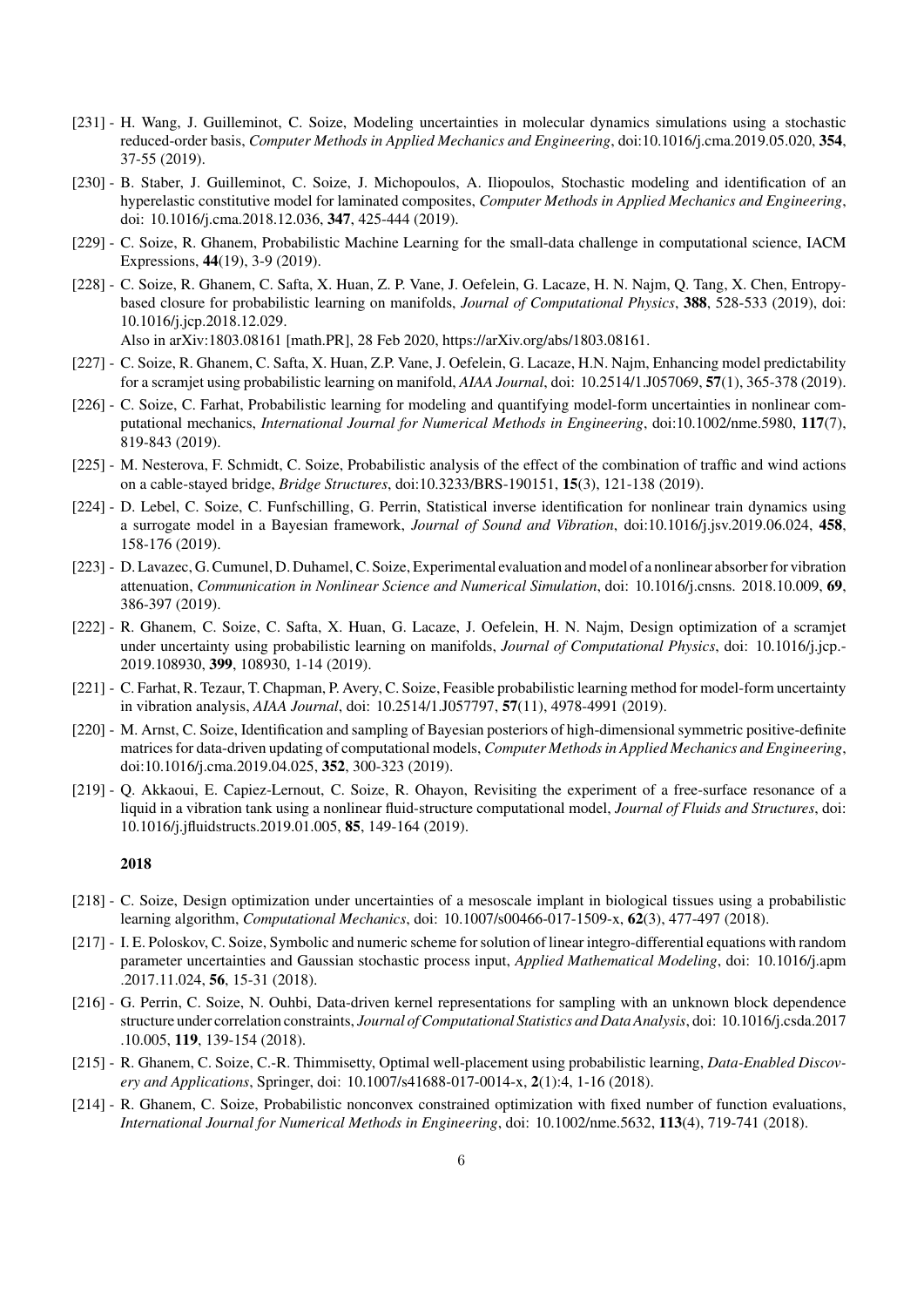- [231] - H. Wang, J. Guilleminot, C. Soize, Modeling uncertainties in molecular dynamics simulations using a stochastic reduced-order basis, *Computer Methods in Applied Mechanics and Engineering*, doi:10.1016/j.cma.2019.05.020, **354**, 37-55 (2019).
- [230] - B. Staber, J. Guilleminot, C. Soize, J. Michopoulos, A. Iliopoulos, Stochastic modeling and identification of an hyperelastic constitutive model for laminated composites, *Computer Methods in Applied Mechanics and Engineering*, doi: 10.1016/j.cma.2018.12.036, **347**, 425-444 (2019).
- [229] - C. Soize, R. Ghanem, Probabilistic Machine Learning for the small-data challenge in computational science, IACM Expressions, **44**(19), 3-9 (2019).
- [228] - C. Soize, R. Ghanem, C. Safta, X. Huan, Z. P. Vane, J. Oefelein, G. Lacaze, H. N. Najm, Q. Tang, X. Chen, Entropy-based closure for probabilistic learning on manifolds, *Journal of Computational Physics*, **388**, 528-533 (2019), doi: 10.1016/j.jcp.2018.12.029.
  Also in arXiv:1803.08161 [math.PR], 28 Feb 2020, https://arXiv.org/abs/1803.08161.
- [227] - C. Soize, R. Ghanem, C. Safta, X. Huan, Z.P. Vane, J. Oefelein, G. Lacaze, H.N. Najm, Enhancing model predictability for a scramjet using probabilistic learning on manifold, *AIAA Journal*, doi: 10.2514/1.J057069, **57**(1), 365-378 (2019).
- [226] - C. Soize, C. Farhat, Probabilistic learning for modeling and quantifying model-form uncertainties in nonlinear computational mechanics, *International Journal for Numerical Methods in Engineering*, doi:10.1002/nme.5980, **117**(7), 819-843 (2019).
- [225] - M. Nesterova, F. Schmidt, C. Soize, Probabilistic analysis of the effect of the combination of traffic and wind actions on a cable-stayed bridge, *Bridge Structures*, doi:10.3233/BRS-190151, **15**(3), 121-138 (2019).
- [224] - D. Lebel, C. Soize, C. Funfschilling, G. Perrin, Statistical inverse identification for nonlinear train dynamics using a surrogate model in a Bayesian framework, *Journal of Sound and Vibration*, doi:10.1016/j.jsv.2019.06.024, **458**, 158-176 (2019).
- [223] - D. Lavazec, G. Cumunel, D. Duhamel, C. Soize, Experimental evaluation and model of a nonlinear absorber for vibration attenuation, *Communication in Nonlinear Science and Numerical Simulation*, doi: 10.1016/j.cnsns. 2018.10.009, **69**, 386-397 (2019).
- [222] - R. Ghanem, C. Soize, C. Safta, X. Huan, G. Lacaze, J. Oefelein, H. N. Najm, Design optimization of a scramjet under uncertainty using probabilistic learning on manifolds, *Journal of Computational Physics*, doi: 10.1016/j.jcp.-2019.108930, **399**, 108930, 1-14 (2019).
- [221] - C. Farhat, R. Tezaur, T. Chapman, P. Avery, C. Soize, Feasible probabilistic learning method for model-form uncertainty in vibration analysis, *AIAA Journal*, doi: 10.2514/1.J057797, **57**(11), 4978-4991 (2019).
- [220] - M. Arnst, C. Soize, Identification and sampling of Bayesian posteriors of high-dimensional symmetric positive-definite matrices for data-driven updating of computational models, *Computer Methods in Applied Mechanics and Engineering*, doi:10.1016/j.cma.2019.04.025, **352**, 300-323 (2019).
- [219] - Q. Akkaoui, E. Capiez-Lernout, C. Soize, R. Ohayon, Revisiting the experiment of a free-surface resonance of a liquid in a vibration tank using a nonlinear fluid-structure computational model, *Journal of Fluids and Structures*, doi: 10.1016/j.jfluidstructs.2019.01.005, **85**, 149-164 (2019).

**2018**

- [218] - C. Soize, Design optimization under uncertainties of a mesoscale implant in biological tissues using a probabilistic learning algorithm, *Computational Mechanics*, doi: 10.1007/s00466-017-1509-x, **62**(3), 477-497 (2018).
- [217] - I. E. Poloskov, C. Soize, Symbolic and numeric scheme for solution of linear integro-differential equations with random parameter uncertainties and Gaussian stochastic process input, *Applied Mathematical Modeling*, doi: 10.1016/j.apm .2017.11.024, **56**, 15-31 (2018).
- [216] - G. Perrin, C. Soize, N. Ouhbi, Data-driven kernel representations for sampling with an unknown block dependence structure under correlation constraints, *Journal of Computational Statistics and Data Analysis*, doi: 10.1016/j.csda.2017 .10.005, **119**, 139-154 (2018).
- [215] - R. Ghanem, C. Soize, C.-R. Thimmisetty, Optimal well-placement using probabilistic learning, *Data-Enabled Discovery and Applications*, Springer, doi: 10.1007/s41688-017-0014-x, **2**(1):4, 1-16 (2018).
- [214] - R. Ghanem, C. Soize, Probabilistic nonconvex constrained optimization with fixed number of function evaluations, *International Journal for Numerical Methods in Engineering*, doi: 10.1002/nme.5632, **113**(4), 719-741 (2018).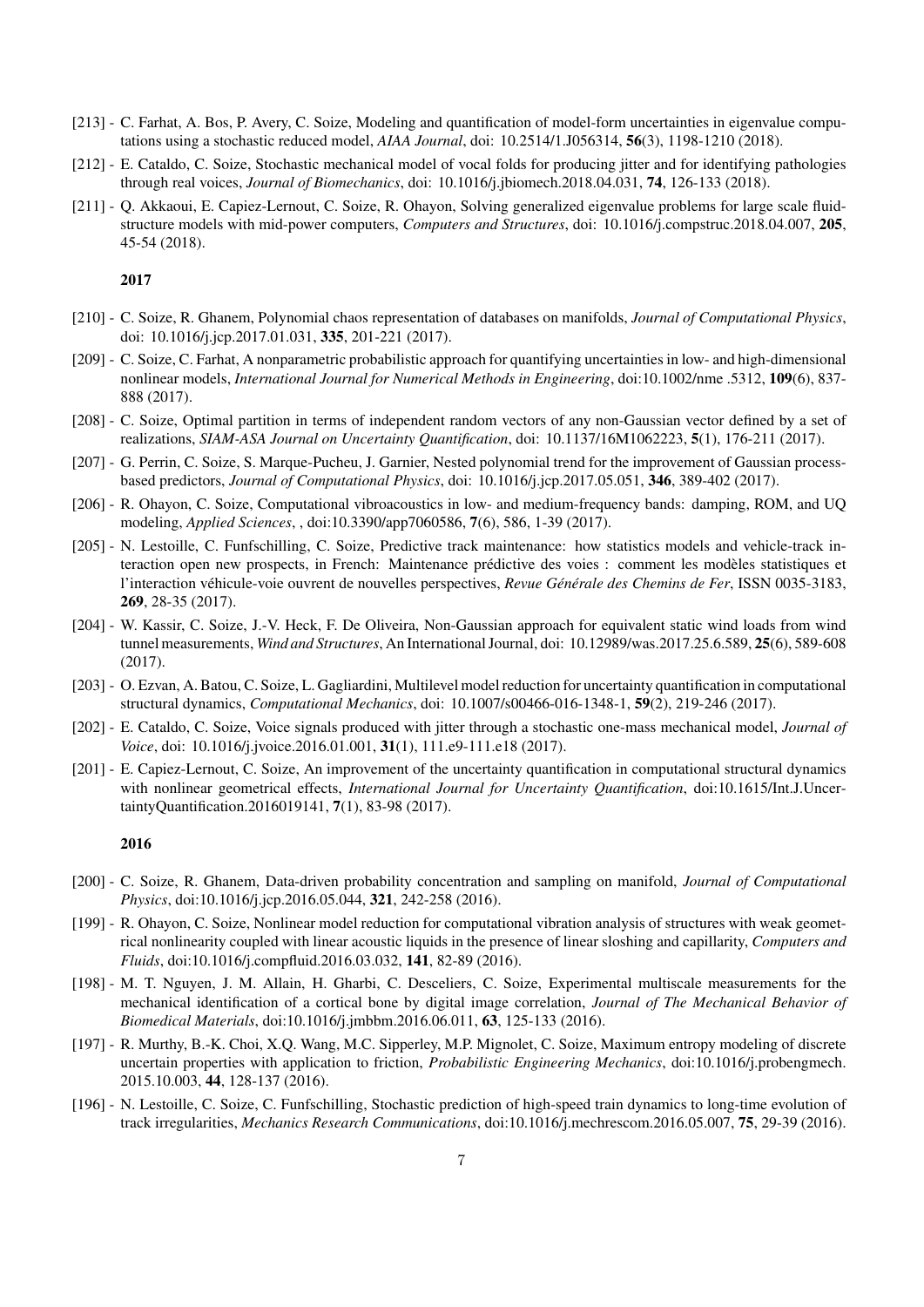[213] - C. Farhat, A. Bos, P. Avery, C. Soize, Modeling and quantification of model-form uncertainties in eigenvalue computations using a stochastic reduced model, *AIAA Journal*, doi: 10.2514/1.J056314, **56**(3), 1198-1210 (2018).

[212] - E. Cataldo, C. Soize, Stochastic mechanical model of vocal folds for producing jitter and for identifying pathologies through real voices, *Journal of Biomechanics*, doi: 10.1016/j.jbiomech.2018.04.031, **74**, 126-133 (2018).

[211] - Q. Akkaoui, E. Capiez-Lernout, C. Soize, R. Ohayon, Solving generalized eigenvalue problems for large scale fluid-structure models with mid-power computers, *Computers and Structures*, doi: 10.1016/j.compstruc.2018.04.007, **205**, 45-54 (2018).

**2017**

[210] - C. Soize, R. Ghanem, Polynomial chaos representation of databases on manifolds, *Journal of Computational Physics*, doi: 10.1016/j.jcp.2017.01.031, **335**, 201-221 (2017).

[209] - C. Soize, C. Farhat, A nonparametric probabilistic approach for quantifying uncertainties in low- and high-dimensional nonlinear models, *International Journal for Numerical Methods in Engineering*, doi:10.1002/nme .5312, **109**(6), 837-888 (2017).

[208] - C. Soize, Optimal partition in terms of independent random vectors of any non-Gaussian vector defined by a set of realizations, *SIAM-ASA Journal on Uncertainty Quantification*, doi: 10.1137/16M1062223, **5**(1), 176-211 (2017).

[207] - G. Perrin, C. Soize, S. Marque-Pucheu, J. Garnier, Nested polynomial trend for the improvement of Gaussian process-based predictors, *Journal of Computational Physics*, doi: 10.1016/j.jcp.2017.05.051, **346**, 389-402 (2017).

[206] - R. Ohayon, C. Soize, Computational vibroacoustics in low- and medium-frequency bands: damping, ROM, and UQ modeling, *Applied Sciences*, , doi:10.3390/app7060586, **7**(6), 586, 1-39 (2017).

[205] - N. Lestoille, C. Funfschilling, C. Soize, Predictive track maintenance: how statistics models and vehicle-track interaction open new prospects, in French: Maintenance prédictive des voies : comment les modèles statistiques et l'interaction véhicule-voie ouvrent de nouvelles perspectives, *Revue Générale des Chemins de Fer*, ISSN 0035-3183, **269**, 28-35 (2017).

[204] - W. Kassir, C. Soize, J.-V. Heck, F. De Oliveira, Non-Gaussian approach for equivalent static wind loads from wind tunnel measurements, *Wind and Structures*, An International Journal, doi: 10.12989/was.2017.25.6.589, **25**(6), 589-608 (2017).

[203] - O. Ezvan, A. Batou, C. Soize, L. Gagliardini, Multilevel model reduction for uncertainty quantification in computational structural dynamics, *Computational Mechanics*, doi: 10.1007/s00466-016-1348-1, **59**(2), 219-246 (2017).

[202] - E. Cataldo, C. Soize, Voice signals produced with jitter through a stochastic one-mass mechanical model, *Journal of Voice*, doi: 10.1016/j.jvoice.2016.01.001, **31**(1), 111.e9-111.e18 (2017).

[201] - E. Capiez-Lernout, C. Soize, An improvement of the uncertainty quantification in computational structural dynamics with nonlinear geometrical effects, *International Journal for Uncertainty Quantification*, doi:10.1615/Int.J.UncertaintyQuantification.2016019141, **7**(1), 83-98 (2017).

**2016**

[200] - C. Soize, R. Ghanem, Data-driven probability concentration and sampling on manifold, *Journal of Computational Physics*, doi:10.1016/j.jcp.2016.05.044, **321**, 242-258 (2016).

[199] - R. Ohayon, C. Soize, Nonlinear model reduction for computational vibration analysis of structures with weak geometrical nonlinearity coupled with linear acoustic liquids in the presence of linear sloshing and capillarity, *Computers and Fluids*, doi:10.1016/j.compfluid.2016.03.032, **141**, 82-89 (2016).

[198] - M. T. Nguyen, J. M. Allain, H. Gharbi, C. Desceliers, C. Soize, Experimental multiscale measurements for the mechanical identification of a cortical bone by digital image correlation, *Journal of The Mechanical Behavior of Biomedical Materials*, doi:10.1016/j.jmbbm.2016.06.011, **63**, 125-133 (2016).

[197] - R. Murthy, B.-K. Choi, X.Q. Wang, M.C. Sipperley, M.P. Mignolet, C. Soize, Maximum entropy modeling of discrete uncertain properties with application to friction, *Probabilistic Engineering Mechanics*, doi:10.1016/j.probengmech. 2015.10.003, **44**, 128-137 (2016).

[196] - N. Lestoille, C. Soize, C. Funfschilling, Stochastic prediction of high-speed train dynamics to long-time evolution of track irregularities, *Mechanics Research Communications*, doi:10.1016/j.mechrescom.2016.05.007, **75**, 29-39 (2016).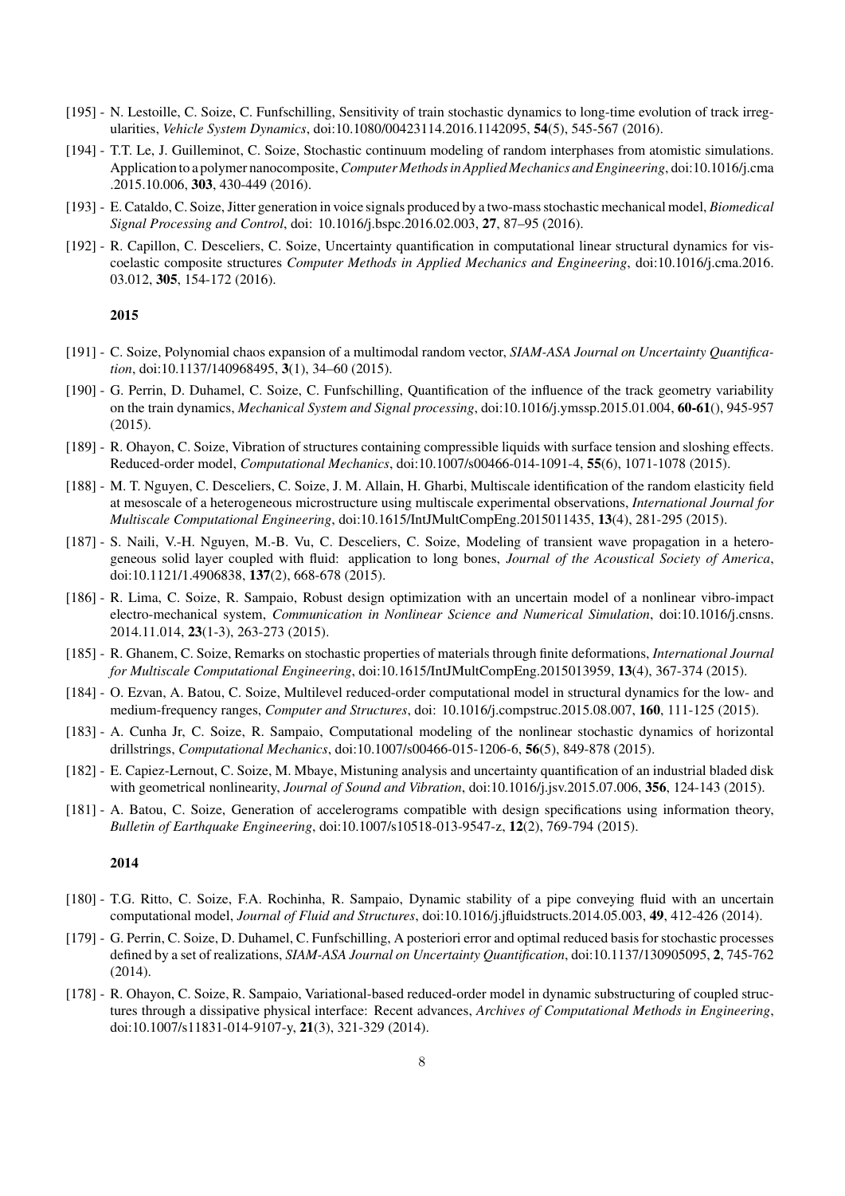[195] - N. Lestoille, C. Soize, C. Funfschilling, Sensitivity of train stochastic dynamics to long-time evolution of track irregularities, *Vehicle System Dynamics*, doi:10.1080/00423114.2016.1142095, **54**(5), 545-567 (2016).

[194] - T.T. Le, J. Guilleminot, C. Soize, Stochastic continuum modeling of random interphases from atomistic simulations. Application to a polymer nanocomposite, *Computer Methods in Applied Mechanics and Engineering*, doi:10.1016/j.cma .2015.10.006, **303**, 430-449 (2016).

[193] - E. Cataldo, C. Soize, Jitter generation in voice signals produced by a two-mass stochastic mechanical model, *Biomedical Signal Processing and Control*, doi: 10.1016/j.bspc.2016.02.003, **27**, 87–95 (2016).

[192] - R. Capillon, C. Desceliers, C. Soize, Uncertainty quantification in computational linear structural dynamics for viscoelastic composite structures *Computer Methods in Applied Mechanics and Engineering*, doi:10.1016/j.cma.2016. 03.012, **305**, 154-172 (2016).

**2015**

[191] - C. Soize, Polynomial chaos expansion of a multimodal random vector, *SIAM-ASA Journal on Uncertainty Quantification*, doi:10.1137/140968495, **3**(1), 34–60 (2015).

[190] - G. Perrin, D. Duhamel, C. Soize, C. Funfschilling, Quantification of the influence of the track geometry variability on the train dynamics, *Mechanical System and Signal processing*, doi:10.1016/j.ymssp.2015.01.004, **60-61**(), 945-957 (2015).

[189] - R. Ohayon, C. Soize, Vibration of structures containing compressible liquids with surface tension and sloshing effects. Reduced-order model, *Computational Mechanics*, doi:10.1007/s00466-014-1091-4, **55**(6), 1071-1078 (2015).

[188] - M. T. Nguyen, C. Desceliers, C. Soize, J. M. Allain, H. Gharbi, Multiscale identification of the random elasticity field at mesoscale of a heterogeneous microstructure using multiscale experimental observations, *International Journal for Multiscale Computational Engineering*, doi:10.1615/IntJMultCompEng.2015011435, **13**(4), 281-295 (2015).

[187] - S. Naili, V.-H. Nguyen, M.-B. Vu, C. Desceliers, C. Soize, Modeling of transient wave propagation in a heterogeneous solid layer coupled with fluid: application to long bones, *Journal of the Acoustical Society of America*, doi:10.1121/1.4906838, **137**(2), 668-678 (2015).

[186] - R. Lima, C. Soize, R. Sampaio, Robust design optimization with an uncertain model of a nonlinear vibro-impact electro-mechanical system, *Communication in Nonlinear Science and Numerical Simulation*, doi:10.1016/j.cnsns. 2014.11.014, **23**(1-3), 263-273 (2015).

[185] - R. Ghanem, C. Soize, Remarks on stochastic properties of materials through finite deformations, *International Journal for Multiscale Computational Engineering*, doi:10.1615/IntJMultCompEng.2015013959, **13**(4), 367-374 (2015).

[184] - O. Ezvan, A. Batou, C. Soize, Multilevel reduced-order computational model in structural dynamics for the low- and medium-frequency ranges, *Computer and Structures*, doi: 10.1016/j.compstruc.2015.08.007, **160**, 111-125 (2015).

[183] - A. Cunha Jr, C. Soize, R. Sampaio, Computational modeling of the nonlinear stochastic dynamics of horizontal drillstrings, *Computational Mechanics*, doi:10.1007/s00466-015-1206-6, **56**(5), 849-878 (2015).

[182] - E. Capiez-Lernout, C. Soize, M. Mbaye, Mistuning analysis and uncertainty quantification of an industrial bladed disk with geometrical nonlinearity, *Journal of Sound and Vibration*, doi:10.1016/j.jsv.2015.07.006, **356**, 124-143 (2015).

[181] - A. Batou, C. Soize, Generation of accelerograms compatible with design specifications using information theory, *Bulletin of Earthquake Engineering*, doi:10.1007/s10518-013-9547-z, **12**(2), 769-794 (2015).

**2014**

[180] - T.G. Ritto, C. Soize, F.A. Rochinha, R. Sampaio, Dynamic stability of a pipe conveying fluid with an uncertain computational model, *Journal of Fluid and Structures*, doi:10.1016/j.jfluidstructs.2014.05.003, **49**, 412-426 (2014).

[179] - G. Perrin, C. Soize, D. Duhamel, C. Funfschilling, A posteriori error and optimal reduced basis for stochastic processes defined by a set of realizations, *SIAM-ASA Journal on Uncertainty Quantification*, doi:10.1137/130905095, **2**, 745-762 (2014).

[178] - R. Ohayon, C. Soize, R. Sampaio, Variational-based reduced-order model in dynamic substructuring of coupled structures through a dissipative physical interface: Recent advances, *Archives of Computational Methods in Engineering*, doi:10.1007/s11831-014-9107-y, **21**(3), 321-329 (2014).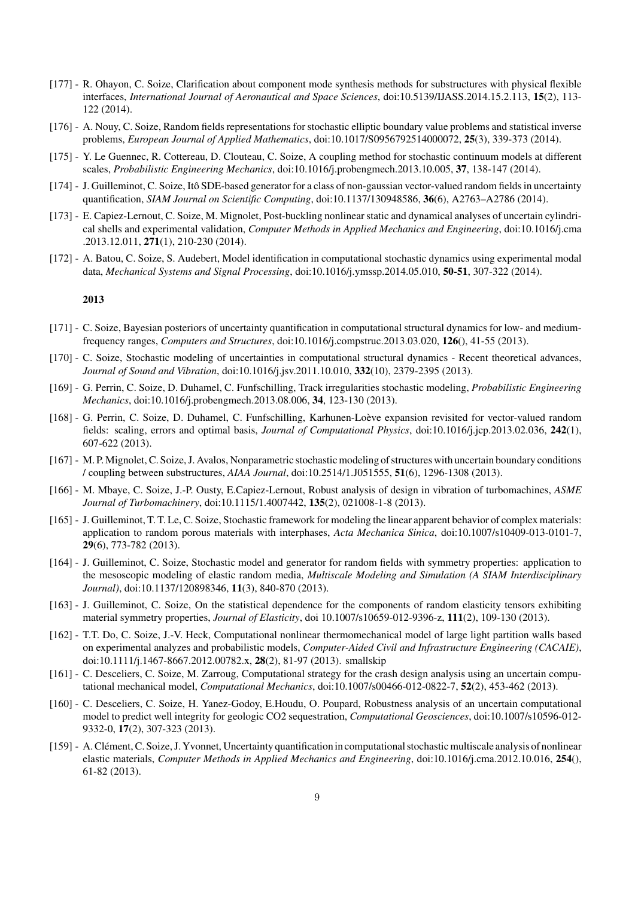[177] - R. Ohayon, C. Soize, Clarification about component mode synthesis methods for substructures with physical flexible interfaces, *International Journal of Aeronautical and Space Sciences*, doi:10.5139/IJASS.2014.15.2.113, **15**(2), 113-122 (2014).

[176] - A. Nouy, C. Soize, Random fields representations for stochastic elliptic boundary value problems and statistical inverse problems, *European Journal of Applied Mathematics*, doi:10.1017/S0956792514000072, **25**(3), 339-373 (2014).

[175] - Y. Le Guennec, R. Cottereau, D. Clouteau, C. Soize, A coupling method for stochastic continuum models at different scales, *Probabilistic Engineering Mechanics*, doi:10.1016/j.probengmech.2013.10.005, **37**, 138-147 (2014).

[174] - J. Guilleminot, C. Soize, Itô SDE-based generator for a class of non-gaussian vector-valued random fields in uncertainty quantification, *SIAM Journal on Scientific Computing*, doi:10.1137/130948586, **36**(6), A2763–A2786 (2014).

[173] - E. Capiez-Lernout, C. Soize, M. Mignolet, Post-buckling nonlinear static and dynamical analyses of uncertain cylindrical shells and experimental validation, *Computer Methods in Applied Mechanics and Engineering*, doi:10.1016/j.cma.2013.12.011, **271**(1), 210-230 (2014).

[172] - A. Batou, C. Soize, S. Audebert, Model identification in computational stochastic dynamics using experimental modal data, *Mechanical Systems and Signal Processing*, doi:10.1016/j.ymssp.2014.05.010, **50-51**, 307-322 (2014).

**2013**

[171] - C. Soize, Bayesian posteriors of uncertainty quantification in computational structural dynamics for low- and medium-frequency ranges, *Computers and Structures*, doi:10.1016/j.compstruc.2013.03.020, **126**(), 41-55 (2013).

[170] - C. Soize, Stochastic modeling of uncertainties in computational structural dynamics - Recent theoretical advances, *Journal of Sound and Vibration*, doi:10.1016/j.jsv.2011.10.010, **332**(10), 2379-2395 (2013).

[169] - G. Perrin, C. Soize, D. Duhamel, C. Funfschilling, Track irregularities stochastic modeling, *Probabilistic Engineering Mechanics*, doi:10.1016/j.probengmech.2013.08.006, **34**, 123-130 (2013).

[168] - G. Perrin, C. Soize, D. Duhamel, C. Funfschilling, Karhunen-Loève expansion revisited for vector-valued random fields: scaling, errors and optimal basis, *Journal of Computational Physics*, doi:10.1016/j.jcp.2013.02.036, **242**(1), 607-622 (2013).

[167] - M. P. Mignolet, C. Soize, J. Avalos, Nonparametric stochastic modeling of structures with uncertain boundary conditions / coupling between substructures, *AIAA Journal*, doi:10.2514/1.J051555, **51**(6), 1296-1308 (2013).

[166] - M. Mbaye, C. Soize, J.-P. Ousty, E.Capiez-Lernout, Robust analysis of design in vibration of turbomachines, *ASME Journal of Turbomachinery*, doi:10.1115/1.4007442, **135**(2), 021008-1-8 (2013).

[165] - J. Guilleminot, T. T. Le, C. Soize, Stochastic framework for modeling the linear apparent behavior of complex materials: application to random porous materials with interphases, *Acta Mechanica Sinica*, doi:10.1007/s10409-013-0101-7, **29**(6), 773-782 (2013).

[164] - J. Guilleminot, C. Soize, Stochastic model and generator for random fields with symmetry properties: application to the mesoscopic modeling of elastic random media, *Multiscale Modeling and Simulation (A SIAM Interdisciplinary Journal)*, doi:10.1137/120898346, **11**(3), 840-870 (2013).

[163] - J. Guilleminot, C. Soize, On the statistical dependence for the components of random elasticity tensors exhibiting material symmetry properties, *Journal of Elasticity*, doi 10.1007/s10659-012-9396-z, **111**(2), 109-130 (2013).

[162] - T.T. Do, C. Soize, J.-V. Heck, Computational nonlinear thermomechanical model of large light partition walls based on experimental analyzes and probabilistic models, *Computer-Aided Civil and Infrastructure Engineering (CACAIE)*, doi:10.1111/j.1467-8667.2012.00782.x, **28**(2), 81-97 (2013). smallskip

[161] - C. Desceliers, C. Soize, M. Zarroug, Computational strategy for the crash design analysis using an uncertain computational mechanical model, *Computational Mechanics*, doi:10.1007/s00466-012-0822-7, **52**(2), 453-462 (2013).

[160] - C. Desceliers, C. Soize, H. Yanez-Godoy, E.Houdu, O. Poupard, Robustness analysis of an uncertain computational model to predict well integrity for geologic CO2 sequestration, *Computational Geosciences*, doi:10.1007/s10596-012-9332-0, **17**(2), 307-323 (2013).

[159] - A. Clément, C. Soize, J. Yvonnet, Uncertainty quantification in computational stochastic multiscale analysis of nonlinear elastic materials, *Computer Methods in Applied Mechanics and Engineering*, doi:10.1016/j.cma.2012.10.016, **254**(), 61-82 (2013).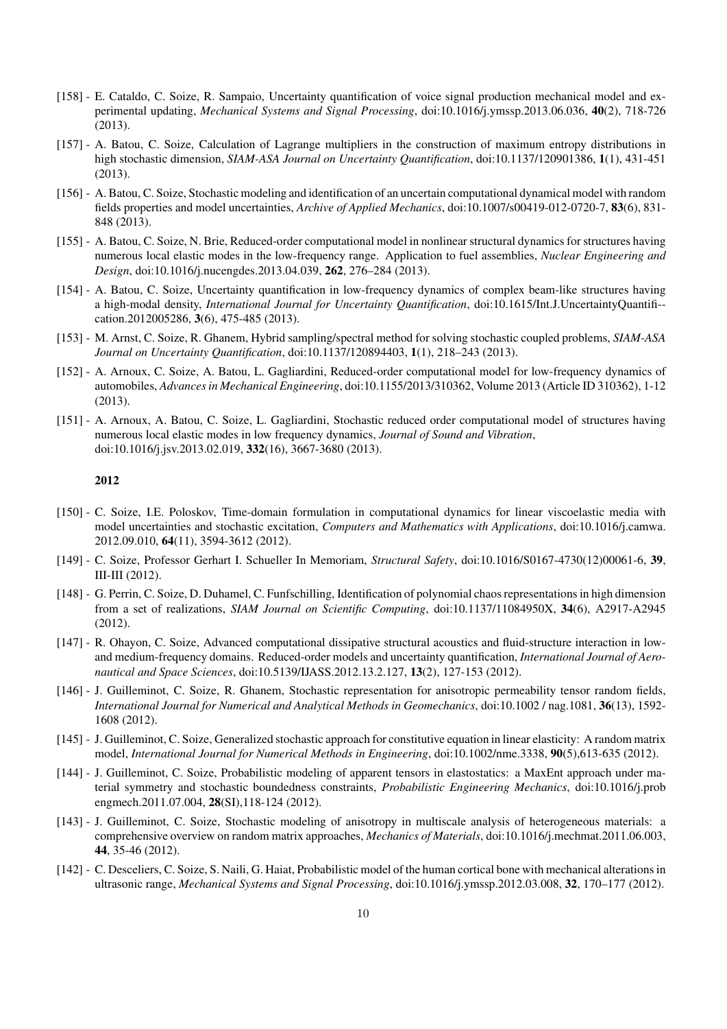- [158] - E. Cataldo, C. Soize, R. Sampaio, Uncertainty quantification of voice signal production mechanical model and experimental updating, *Mechanical Systems and Signal Processing*, doi:10.1016/j.ymssp.2013.06.036, **40**(2), 718-726 (2013).
- [157] - A. Batou, C. Soize, Calculation of Lagrange multipliers in the construction of maximum entropy distributions in high stochastic dimension, *SIAM-ASA Journal on Uncertainty Quantification*, doi:10.1137/120901386, **1**(1), 431-451 (2013).
- [156] - A. Batou, C. Soize, Stochastic modeling and identification of an uncertain computational dynamical model with random fields properties and model uncertainties, *Archive of Applied Mechanics*, doi:10.1007/s00419-012-0720-7, **83**(6), 831-848 (2013).
- [155] - A. Batou, C. Soize, N. Brie, Reduced-order computational model in nonlinear structural dynamics for structures having numerous local elastic modes in the low-frequency range. Application to fuel assemblies, *Nuclear Engineering and Design*, doi:10.1016/j.nucengdes.2013.04.039, **262**, 276–284 (2013).
- [154] - A. Batou, C. Soize, Uncertainty quantification in low-frequency dynamics of complex beam-like structures having a high-modal density, *International Journal for Uncertainty Quantification*, doi:10.1615/Int.J.UncertaintyQuantifi--cation.2012005286, **3**(6), 475-485 (2013).
- [153] - M. Arnst, C. Soize, R. Ghanem, Hybrid sampling/spectral method for solving stochastic coupled problems, *SIAM-ASA Journal on Uncertainty Quantification*, doi:10.1137/120894403, **1**(1), 218–243 (2013).
- [152] - A. Arnoux, C. Soize, A. Batou, L. Gagliardini, Reduced-order computational model for low-frequency dynamics of automobiles, *Advances in Mechanical Engineering*, doi:10.1155/2013/310362, Volume 2013 (Article ID 310362), 1-12 (2013).
- [151] - A. Arnoux, A. Batou, C. Soize, L. Gagliardini, Stochastic reduced order computational model of structures having numerous local elastic modes in low frequency dynamics, *Journal of Sound and Vibration*, doi:10.1016/j.jsv.2013.02.019, **332**(16), 3667-3680 (2013).

**2012**

- [150] - C. Soize, I.E. Poloskov, Time-domain formulation in computational dynamics for linear viscoelastic media with model uncertainties and stochastic excitation, *Computers and Mathematics with Applications*, doi:10.1016/j.camwa.2012.09.010, **64**(11), 3594-3612 (2012).
- [149] - C. Soize, Professor Gerhart I. Schueller In Memoriam, *Structural Safety*, doi:10.1016/S0167-4730(12)00061-6, **39**, III-III (2012).
- [148] - G. Perrin, C. Soize, D. Duhamel, C. Funfschilling, Identification of polynomial chaos representations in high dimension from a set of realizations, *SIAM Journal on Scientific Computing*, doi:10.1137/11084950X, **34**(6), A2917-A2945 (2012).
- [147] - R. Ohayon, C. Soize, Advanced computational dissipative structural acoustics and fluid-structure interaction in low-and medium-frequency domains. Reduced-order models and uncertainty quantification, *International Journal of Aeronautical and Space Sciences*, doi:10.5139/IJASS.2012.13.2.127, **13**(2), 127-153 (2012).
- [146] - J. Guilleminot, C. Soize, R. Ghanem, Stochastic representation for anisotropic permeability tensor random fields, *International Journal for Numerical and Analytical Methods in Geomechanics*, doi:10.1002 / nag.1081, **36**(13), 1592-1608 (2012).
- [145] - J. Guilleminot, C. Soize, Generalized stochastic approach for constitutive equation in linear elasticity: A random matrix model, *International Journal for Numerical Methods in Engineering*, doi:10.1002/nme.3338, **90**(5),613-635 (2012).
- [144] - J. Guilleminot, C. Soize, Probabilistic modeling of apparent tensors in elastostatics: a MaxEnt approach under material symmetry and stochastic boundedness constraints, *Probabilistic Engineering Mechanics*, doi:10.1016/j.probengmech.2011.07.004, **28**(SI),118-124 (2012).
- [143] - J. Guilleminot, C. Soize, Stochastic modeling of anisotropy in multiscale analysis of heterogeneous materials: a comprehensive overview on random matrix approaches, *Mechanics of Materials*, doi:10.1016/j.mechmat.2011.06.003, **44**, 35-46 (2012).
- [142] - C. Desceliers, C. Soize, S. Naili, G. Haiat, Probabilistic model of the human cortical bone with mechanical alterations in ultrasonic range, *Mechanical Systems and Signal Processing*, doi:10.1016/j.ymssp.2012.03.008, **32**, 170–177 (2012).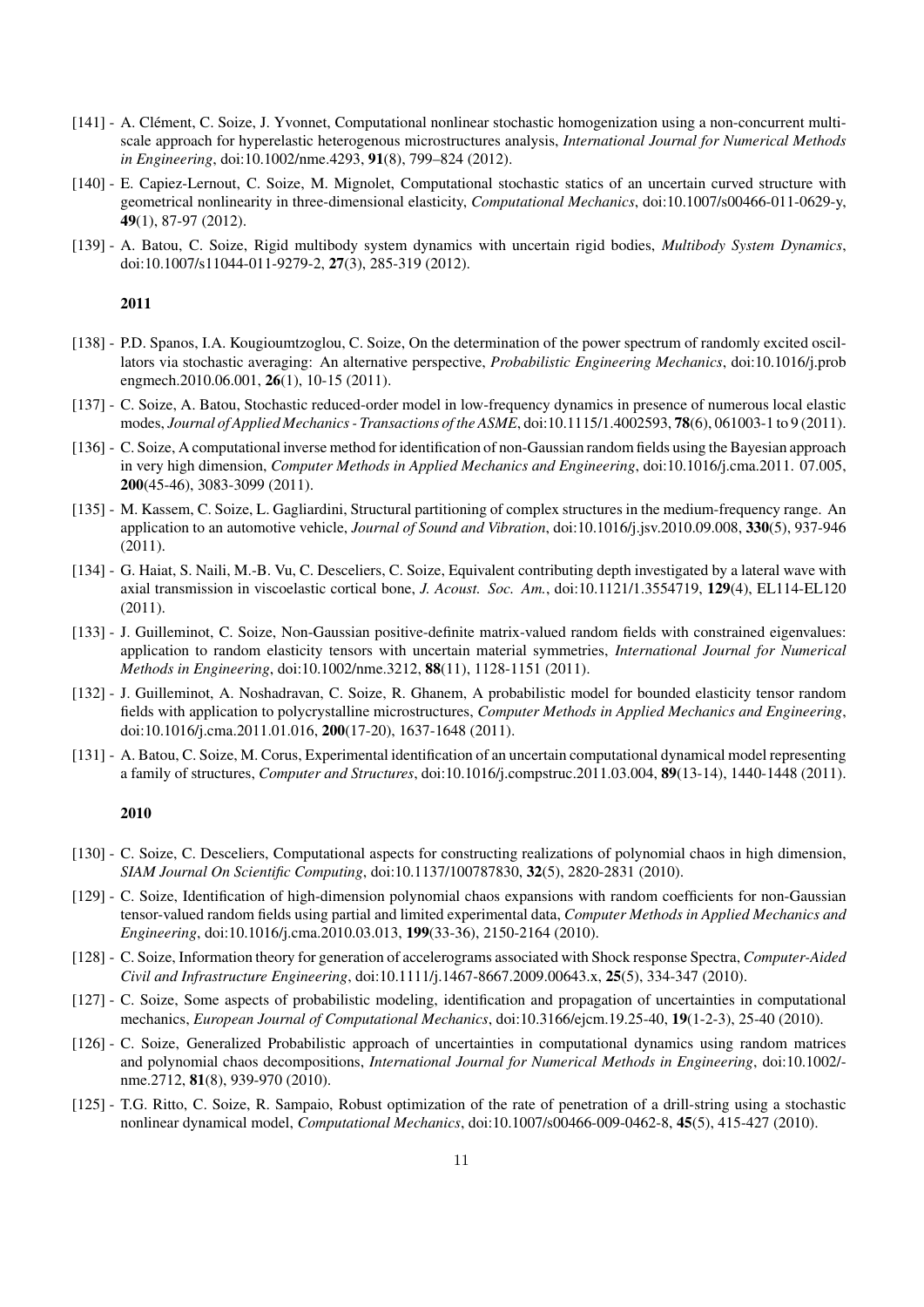[141] - A. Clément, C. Soize, J. Yvonnet, Computational nonlinear stochastic homogenization using a non-concurrent multi-scale approach for hyperelastic heterogenous microstructures analysis, *International Journal for Numerical Methods in Engineering*, doi:10.1002/nme.4293, **91**(8), 799–824 (2012).

[140] - E. Capiez-Lernout, C. Soize, M. Mignolet, Computational stochastic statics of an uncertain curved structure with geometrical nonlinearity in three-dimensional elasticity, *Computational Mechanics*, doi:10.1007/s00466-011-0629-y, **49**(1), 87-97 (2012).

[139] - A. Batou, C. Soize, Rigid multibody system dynamics with uncertain rigid bodies, *Multibody System Dynamics*, doi:10.1007/s11044-011-9279-2, **27**(3), 285-319 (2012).

**2011**

[138] - P.D. Spanos, I.A. Kougioumtzoglou, C. Soize, On the determination of the power spectrum of randomly excited oscillators via stochastic averaging: An alternative perspective, *Probabilistic Engineering Mechanics*, doi:10.1016/j.probengmech.2010.06.001, **26**(1), 10-15 (2011).

[137] - C. Soize, A. Batou, Stochastic reduced-order model in low-frequency dynamics in presence of numerous local elastic modes, *Journal of Applied Mechanics - Transactions of the ASME*, doi:10.1115/1.4002593, **78**(6), 061003-1 to 9 (2011).

[136] - C. Soize, A computational inverse method for identification of non-Gaussian random fields using the Bayesian approach in very high dimension, *Computer Methods in Applied Mechanics and Engineering*, doi:10.1016/j.cma.2011. 07.005, **200**(45-46), 3083-3099 (2011).

[135] - M. Kassem, C. Soize, L. Gagliardini, Structural partitioning of complex structures in the medium-frequency range. An application to an automotive vehicle, *Journal of Sound and Vibration*, doi:10.1016/j.jsv.2010.09.008, **330**(5), 937-946 (2011).

[134] - G. Haiat, S. Naili, M.-B. Vu, C. Desceliers, C. Soize, Equivalent contributing depth investigated by a lateral wave with axial transmission in viscoelastic cortical bone, *J. Acoust. Soc. Am.*, doi:10.1121/1.3554719, **129**(4), EL114-EL120 (2011).

[133] - J. Guilleminot, C. Soize, Non-Gaussian positive-definite matrix-valued random fields with constrained eigenvalues: application to random elasticity tensors with uncertain material symmetries, *International Journal for Numerical Methods in Engineering*, doi:10.1002/nme.3212, **88**(11), 1128-1151 (2011).

[132] - J. Guilleminot, A. Noshadravan, C. Soize, R. Ghanem, A probabilistic model for bounded elasticity tensor random fields with application to polycrystalline microstructures, *Computer Methods in Applied Mechanics and Engineering*, doi:10.1016/j.cma.2011.01.016, **200**(17-20), 1637-1648 (2011).

[131] - A. Batou, C. Soize, M. Corus, Experimental identification of an uncertain computational dynamical model representing a family of structures, *Computer and Structures*, doi:10.1016/j.compstruc.2011.03.004, **89**(13-14), 1440-1448 (2011).

**2010**

[130] - C. Soize, C. Desceliers, Computational aspects for constructing realizations of polynomial chaos in high dimension, *SIAM Journal On Scientific Computing*, doi:10.1137/100787830, **32**(5), 2820-2831 (2010).

[129] - C. Soize, Identification of high-dimension polynomial chaos expansions with random coefficients for non-Gaussian tensor-valued random fields using partial and limited experimental data, *Computer Methods in Applied Mechanics and Engineering*, doi:10.1016/j.cma.2010.03.013, **199**(33-36), 2150-2164 (2010).

[128] - C. Soize, Information theory for generation of accelerograms associated with Shock response Spectra, *Computer-Aided Civil and Infrastructure Engineering*, doi:10.1111/j.1467-8667.2009.00643.x, **25**(5), 334-347 (2010).

[127] - C. Soize, Some aspects of probabilistic modeling, identification and propagation of uncertainties in computational mechanics, *European Journal of Computational Mechanics*, doi:10.3166/ejcm.19.25-40, **19**(1-2-3), 25-40 (2010).

[126] - C. Soize, Generalized Probabilistic approach of uncertainties in computational dynamics using random matrices and polynomial chaos decompositions, *International Journal for Numerical Methods in Engineering*, doi:10.1002/-nme.2712, **81**(8), 939-970 (2010).

[125] - T.G. Ritto, C. Soize, R. Sampaio, Robust optimization of the rate of penetration of a drill-string using a stochastic nonlinear dynamical model, *Computational Mechanics*, doi:10.1007/s00466-009-0462-8, **45**(5), 415-427 (2010).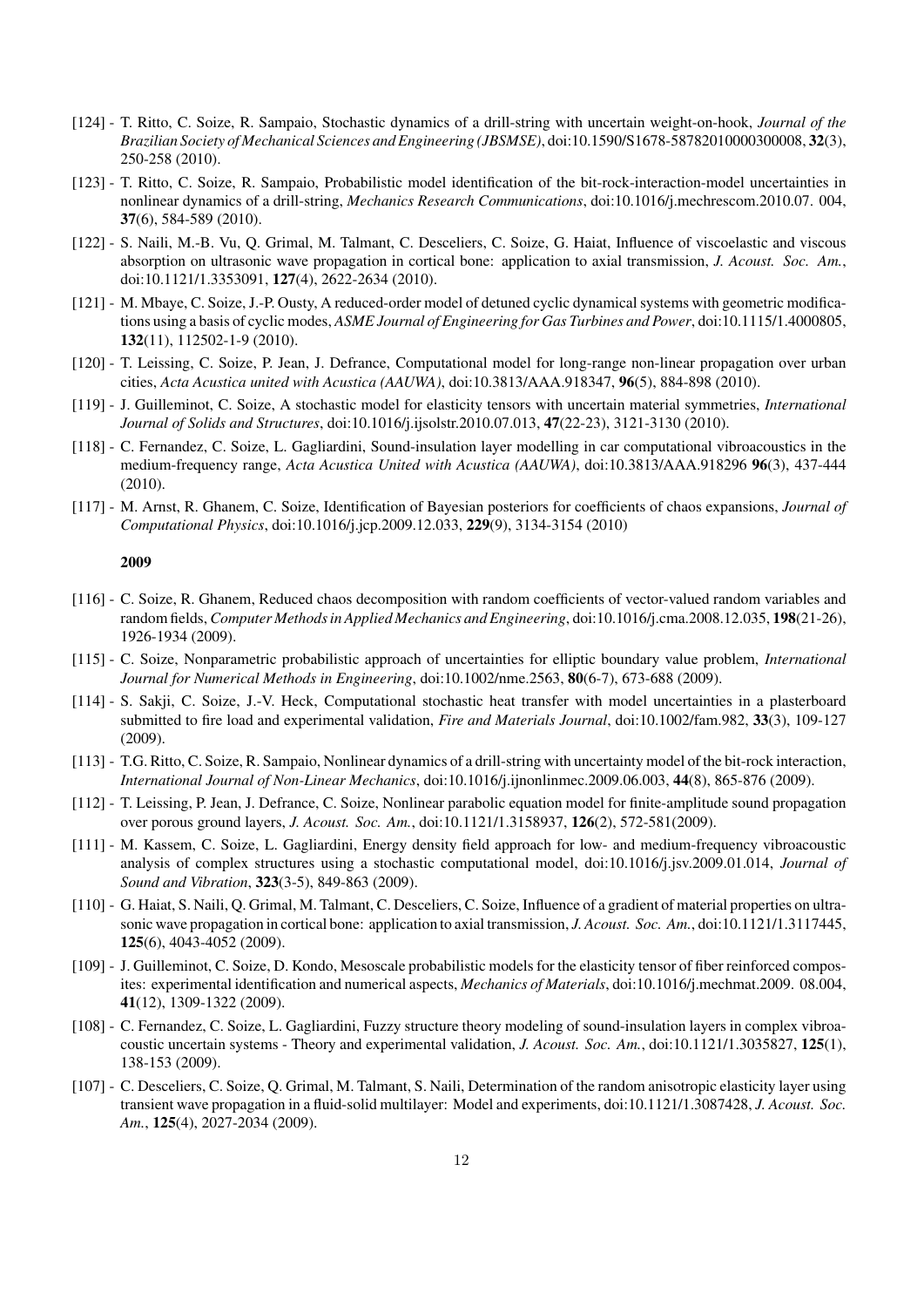[124] - T. Ritto, C. Soize, R. Sampaio, Stochastic dynamics of a drill-string with uncertain weight-on-hook, *Journal of the Brazilian Society of Mechanical Sciences and Engineering (JBSMSE)*, doi:10.1590/S1678-58782010000300008, **32**(3), 250-258 (2010).

[123] - T. Ritto, C. Soize, R. Sampaio, Probabilistic model identification of the bit-rock-interaction-model uncertainties in nonlinear dynamics of a drill-string, *Mechanics Research Communications*, doi:10.1016/j.mechrescom.2010.07. 004, **37**(6), 584-589 (2010).

[122] - S. Naili, M.-B. Vu, Q. Grimal, M. Talmant, C. Desceliers, C. Soize, G. Haiat, Influence of viscoelastic and viscous absorption on ultrasonic wave propagation in cortical bone: application to axial transmission, *J. Acoust. Soc. Am.*, doi:10.1121/1.3353091, **127**(4), 2622-2634 (2010).

[121] - M. Mbaye, C. Soize, J.-P. Ousty, A reduced-order model of detuned cyclic dynamical systems with geometric modifications using a basis of cyclic modes, *ASME Journal of Engineering for Gas Turbines and Power*, doi:10.1115/1.4000805, **132**(11), 112502-1-9 (2010).

[120] - T. Leissing, C. Soize, P. Jean, J. Defrance, Computational model for long-range non-linear propagation over urban cities, *Acta Acustica united with Acustica (AAUWA)*, doi:10.3813/AAA.918347, **96**(5), 884-898 (2010).

[119] - J. Guilleminot, C. Soize, A stochastic model for elasticity tensors with uncertain material symmetries, *International Journal of Solids and Structures*, doi:10.1016/j.ijsolstr.2010.07.013, **47**(22-23), 3121-3130 (2010).

[118] - C. Fernandez, C. Soize, L. Gagliardini, Sound-insulation layer modelling in car computational vibroacoustics in the medium-frequency range, *Acta Acustica United with Acustica (AAUWA)*, doi:10.3813/AAA.918296 **96**(3), 437-444 (2010).

[117] - M. Arnst, R. Ghanem, C. Soize, Identification of Bayesian posteriors for coefficients of chaos expansions, *Journal of Computational Physics*, doi:10.1016/j.jcp.2009.12.033, **229**(9), 3134-3154 (2010)

**2009**

[116] - C. Soize, R. Ghanem, Reduced chaos decomposition with random coefficients of vector-valued random variables and random fields, *Computer Methods in Applied Mechanics and Engineering*, doi:10.1016/j.cma.2008.12.035, **198**(21-26), 1926-1934 (2009).

[115] - C. Soize, Nonparametric probabilistic approach of uncertainties for elliptic boundary value problem, *International Journal for Numerical Methods in Engineering*, doi:10.1002/nme.2563, **80**(6-7), 673-688 (2009).

[114] - S. Sakji, C. Soize, J.-V. Heck, Computational stochastic heat transfer with model uncertainties in a plasterboard submitted to fire load and experimental validation, *Fire and Materials Journal*, doi:10.1002/fam.982, **33**(3), 109-127 (2009).

[113] - T.G. Ritto, C. Soize, R. Sampaio, Nonlinear dynamics of a drill-string with uncertainty model of the bit-rock interaction, *International Journal of Non-Linear Mechanics*, doi:10.1016/j.ijnonlinmec.2009.06.003, **44**(8), 865-876 (2009).

[112] - T. Leissing, P. Jean, J. Defrance, C. Soize, Nonlinear parabolic equation model for finite-amplitude sound propagation over porous ground layers, *J. Acoust. Soc. Am.*, doi:10.1121/1.3158937, **126**(2), 572-581(2009).

[111] - M. Kassem, C. Soize, L. Gagliardini, Energy density field approach for low- and medium-frequency vibroacoustic analysis of complex structures using a stochastic computational model, doi:10.1016/j.jsv.2009.01.014, *Journal of Sound and Vibration*, **323**(3-5), 849-863 (2009).

[110] - G. Haiat, S. Naili, Q. Grimal, M. Talmant, C. Desceliers, C. Soize, Influence of a gradient of material properties on ultrasonic wave propagation in cortical bone: application to axial transmission, *J. Acoust. Soc. Am.*, doi:10.1121/1.3117445, **125**(6), 4043-4052 (2009).

[109] - J. Guilleminot, C. Soize, D. Kondo, Mesoscale probabilistic models for the elasticity tensor of fiber reinforced composites: experimental identification and numerical aspects, *Mechanics of Materials*, doi:10.1016/j.mechmat.2009. 08.004, **41**(12), 1309-1322 (2009).

[108] - C. Fernandez, C. Soize, L. Gagliardini, Fuzzy structure theory modeling of sound-insulation layers in complex vibroacoustic uncertain systems - Theory and experimental validation, *J. Acoust. Soc. Am.*, doi:10.1121/1.3035827, **125**(1), 138-153 (2009).

[107] - C. Desceliers, C. Soize, Q. Grimal, M. Talmant, S. Naili, Determination of the random anisotropic elasticity layer using transient wave propagation in a fluid-solid multilayer: Model and experiments, doi:10.1121/1.3087428, *J. Acoust. Soc. Am.*, **125**(4), 2027-2034 (2009).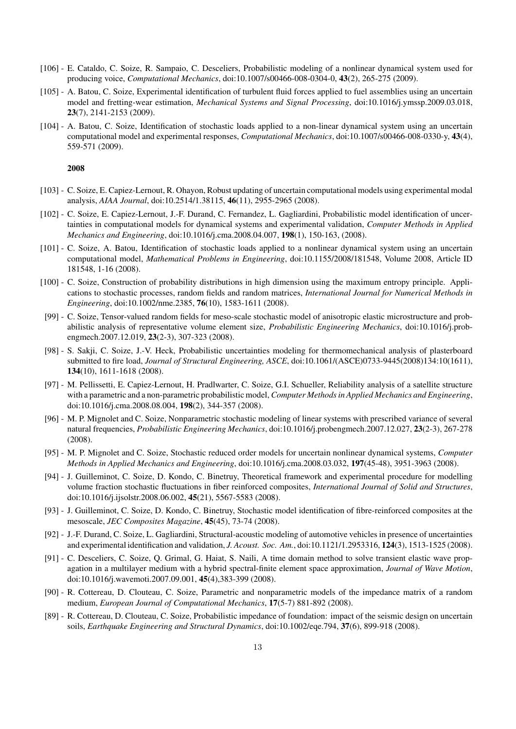[106] - E. Cataldo, C. Soize, R. Sampaio, C. Desceliers, Probabilistic modeling of a nonlinear dynamical system used for producing voice, *Computational Mechanics*, doi:10.1007/s00466-008-0304-0, **43**(2), 265-275 (2009).

[105] - A. Batou, C. Soize, Experimental identification of turbulent fluid forces applied to fuel assemblies using an uncertain model and fretting-wear estimation, *Mechanical Systems and Signal Processing*, doi:10.1016/j.ymssp.2009.03.018, **23**(7), 2141-2153 (2009).

[104] - A. Batou, C. Soize, Identification of stochastic loads applied to a non-linear dynamical system using an uncertain computational model and experimental responses, *Computational Mechanics*, doi:10.1007/s00466-008-0330-y, **43**(4), 559-571 (2009).

**2008**

[103] - C. Soize, E. Capiez-Lernout, R. Ohayon, Robust updating of uncertain computational models using experimental modal analysis, *AIAA Journal*, doi:10.2514/1.38115, **46**(11), 2955-2965 (2008).

[102] - C. Soize, E. Capiez-Lernout, J.-F. Durand, C. Fernandez, L. Gagliardini, Probabilistic model identification of uncertainties in computational models for dynamical systems and experimental validation, *Computer Methods in Applied Mechanics and Engineering*, doi:10.1016/j.cma.2008.04.007, **198**(1), 150-163, (2008).

[101] - C. Soize, A. Batou, Identification of stochastic loads applied to a nonlinear dynamical system using an uncertain computational model, *Mathematical Problems in Engineering*, doi:10.1155/2008/181548, Volume 2008, Article ID 181548, 1-16 (2008).

[100] - C. Soize, Construction of probability distributions in high dimension using the maximum entropy principle. Applications to stochastic processes, random fields and random matrices, *International Journal for Numerical Methods in Engineering*, doi:10.1002/nme.2385, **76**(10), 1583-1611 (2008).

[99] - C. Soize, Tensor-valued random fields for meso-scale stochastic model of anisotropic elastic microstructure and probabilistic analysis of representative volume element size, *Probabilistic Engineering Mechanics*, doi:10.1016/j.probengmech.2007.12.019, **23**(2-3), 307-323 (2008).

[98] - S. Sakji, C. Soize, J.-V. Heck, Probabilistic uncertainties modeling for thermomechanical analysis of plasterboard submitted to fire load, *Journal of Structural Engineering, ASCE*, doi:10.1061/(ASCE)0733-9445(2008)134:10(1611), **134**(10), 1611-1618 (2008).

[97] - M. Pellissetti, E. Capiez-Lernout, H. Pradlwarter, C. Soize, G.I. Schueller, Reliability analysis of a satellite structure with a parametric and a non-parametric probabilistic model, *Computer Methods in Applied Mechanics and Engineering*, doi:10.1016/j.cma.2008.08.004, **198**(2), 344-357 (2008).

[96] - M. P. Mignolet and C. Soize, Nonparametric stochastic modeling of linear systems with prescribed variance of several natural frequencies, *Probabilistic Engineering Mechanics*, doi:10.1016/j.probengmech.2007.12.027, **23**(2-3), 267-278 (2008).

[95] - M. P. Mignolet and C. Soize, Stochastic reduced order models for uncertain nonlinear dynamical systems, *Computer Methods in Applied Mechanics and Engineering*, doi:10.1016/j.cma.2008.03.032, **197**(45-48), 3951-3963 (2008).

[94] - J. Guilleminot, C. Soize, D. Kondo, C. Binetruy, Theoretical framework and experimental procedure for modelling volume fraction stochastic fluctuations in fiber reinforced composites, *International Journal of Solid and Structures*, doi:10.1016/j.ijsolstr.2008.06.002, **45**(21), 5567-5583 (2008).

[93] - J. Guilleminot, C. Soize, D. Kondo, C. Binetruy, Stochastic model identification of fibre-reinforced composites at the mesoscale, *JEC Composites Magazine*, **45**(45), 73-74 (2008).

[92] - J.-F. Durand, C. Soize, L. Gagliardini, Structural-acoustic modeling of automotive vehicles in presence of uncertainties and experimental identification and validation, *J. Acoust. Soc. Am.*, doi:10.1121/1.2953316, **124**(3), 1513-1525 (2008).

[91] - C. Desceliers, C. Soize, Q. Grimal, G. Haiat, S. Naili, A time domain method to solve transient elastic wave propagation in a multilayer medium with a hybrid spectral-finite element space approximation, *Journal of Wave Motion*, doi:10.1016/j.wavemoti.2007.09.001, **45**(4),383-399 (2008).

[90] - R. Cottereau, D. Clouteau, C. Soize, Parametric and nonparametric models of the impedance matrix of a random medium, *European Journal of Computational Mechanics*, **17**(5-7) 881-892 (2008).

[89] - R. Cottereau, D. Clouteau, C. Soize, Probabilistic impedance of foundation: impact of the seismic design on uncertain soils, *Earthquake Engineering and Structural Dynamics*, doi:10.1002/eqe.794, **37**(6), 899-918 (2008).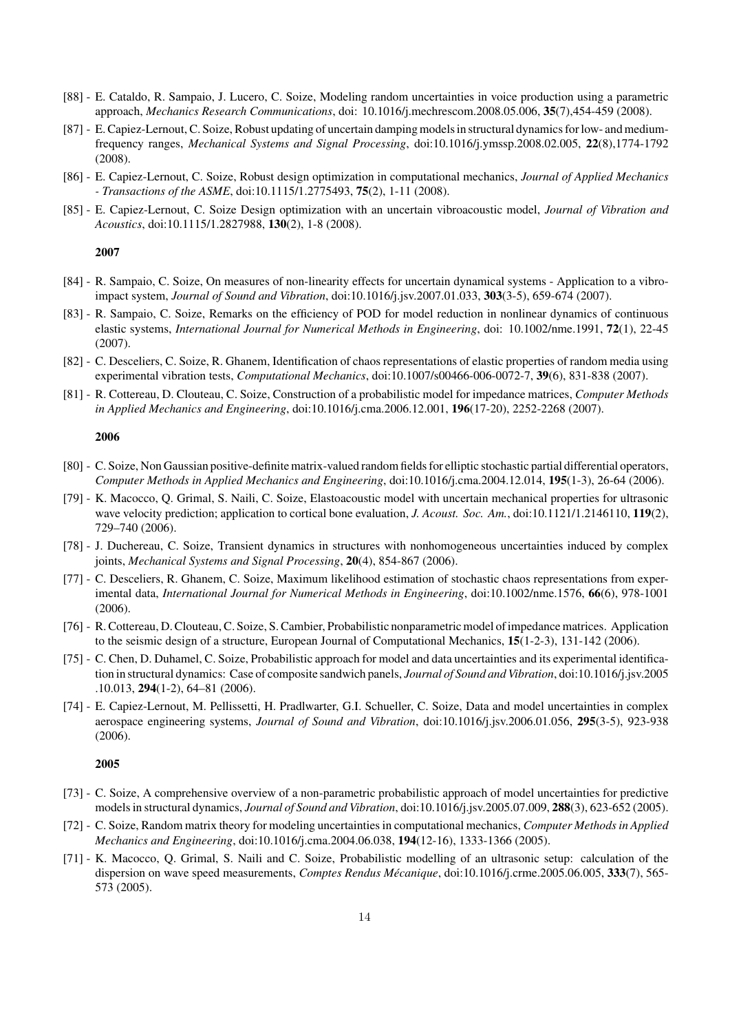[88] - E. Cataldo, R. Sampaio, J. Lucero, C. Soize, Modeling random uncertainties in voice production using a parametric approach, *Mechanics Research Communications*, doi: 10.1016/j.mechrescom.2008.05.006, **35**(7),454-459 (2008).

[87] - E. Capiez-Lernout, C. Soize, Robust updating of uncertain damping models in structural dynamics for low- and medium-frequency ranges, *Mechanical Systems and Signal Processing*, doi:10.1016/j.ymssp.2008.02.005, **22**(8),1774-1792 (2008).

[86] - E. Capiez-Lernout, C. Soize, Robust design optimization in computational mechanics, *Journal of Applied Mechanics - Transactions of the ASME*, doi:10.1115/1.2775493, **75**(2), 1-11 (2008).

[85] - E. Capiez-Lernout, C. Soize Design optimization with an uncertain vibroacoustic model, *Journal of Vibration and Acoustics*, doi:10.1115/1.2827988, **130**(2), 1-8 (2008).

**2007**

[84] - R. Sampaio, C. Soize, On measures of non-linearity effects for uncertain dynamical systems - Application to a vibro-impact system, *Journal of Sound and Vibration*, doi:10.1016/j.jsv.2007.01.033, **303**(3-5), 659-674 (2007).

[83] - R. Sampaio, C. Soize, Remarks on the efficiency of POD for model reduction in nonlinear dynamics of continuous elastic systems, *International Journal for Numerical Methods in Engineering*, doi: 10.1002/nme.1991, **72**(1), 22-45 (2007).

[82] - C. Desceliers, C. Soize, R. Ghanem, Identification of chaos representations of elastic properties of random media using experimental vibration tests, *Computational Mechanics*, doi:10.1007/s00466-006-0072-7, **39**(6), 831-838 (2007).

[81] - R. Cottereau, D. Clouteau, C. Soize, Construction of a probabilistic model for impedance matrices, *Computer Methods in Applied Mechanics and Engineering*, doi:10.1016/j.cma.2006.12.001, **196**(17-20), 2252-2268 (2007).

**2006**

[80] - C. Soize, Non Gaussian positive-definite matrix-valued random fields for elliptic stochastic partial differential operators, *Computer Methods in Applied Mechanics and Engineering*, doi:10.1016/j.cma.2004.12.014, **195**(1-3), 26-64 (2006).

[79] - K. Macocco, Q. Grimal, S. Naili, C. Soize, Elastoacoustic model with uncertain mechanical properties for ultrasonic wave velocity prediction; application to cortical bone evaluation, *J. Acoust. Soc. Am.*, doi:10.1121/1.2146110, **119**(2), 729–740 (2006).

[78] - J. Duchereau, C. Soize, Transient dynamics in structures with nonhomogeneous uncertainties induced by complex joints, *Mechanical Systems and Signal Processing*, **20**(4), 854-867 (2006).

[77] - C. Desceliers, R. Ghanem, C. Soize, Maximum likelihood estimation of stochastic chaos representations from experimental data, *International Journal for Numerical Methods in Engineering*, doi:10.1002/nme.1576, **66**(6), 978-1001 (2006).

[76] - R. Cottereau, D. Clouteau, C. Soize, S. Cambier, Probabilistic nonparametric model of impedance matrices. Application to the seismic design of a structure, European Journal of Computational Mechanics, **15**(1-2-3), 131-142 (2006).

[75] - C. Chen, D. Duhamel, C. Soize, Probabilistic approach for model and data uncertainties and its experimental identification in structural dynamics: Case of composite sandwich panels, *Journal of Sound and Vibration*, doi:10.1016/j.jsv.2005.10.013, **294**(1-2), 64–81 (2006).

[74] - E. Capiez-Lernout, M. Pellissetti, H. Pradlwarter, G.I. Schueller, C. Soize, Data and model uncertainties in complex aerospace engineering systems, *Journal of Sound and Vibration*, doi:10.1016/j.jsv.2006.01.056, **295**(3-5), 923-938 (2006).

**2005**

[73] - C. Soize, A comprehensive overview of a non-parametric probabilistic approach of model uncertainties for predictive models in structural dynamics, *Journal of Sound and Vibration*, doi:10.1016/j.jsv.2005.07.009, **288**(3), 623-652 (2005).

[72] - C. Soize, Random matrix theory for modeling uncertainties in computational mechanics, *Computer Methods in Applied Mechanics and Engineering*, doi:10.1016/j.cma.2004.06.038, **194**(12-16), 1333-1366 (2005).

[71] - K. Macocco, Q. Grimal, S. Naili and C. Soize, Probabilistic modelling of an ultrasonic setup: calculation of the dispersion on wave speed measurements, *Comptes Rendus Mécanique*, doi:10.1016/j.crme.2005.06.005, **333**(7), 565-573 (2005).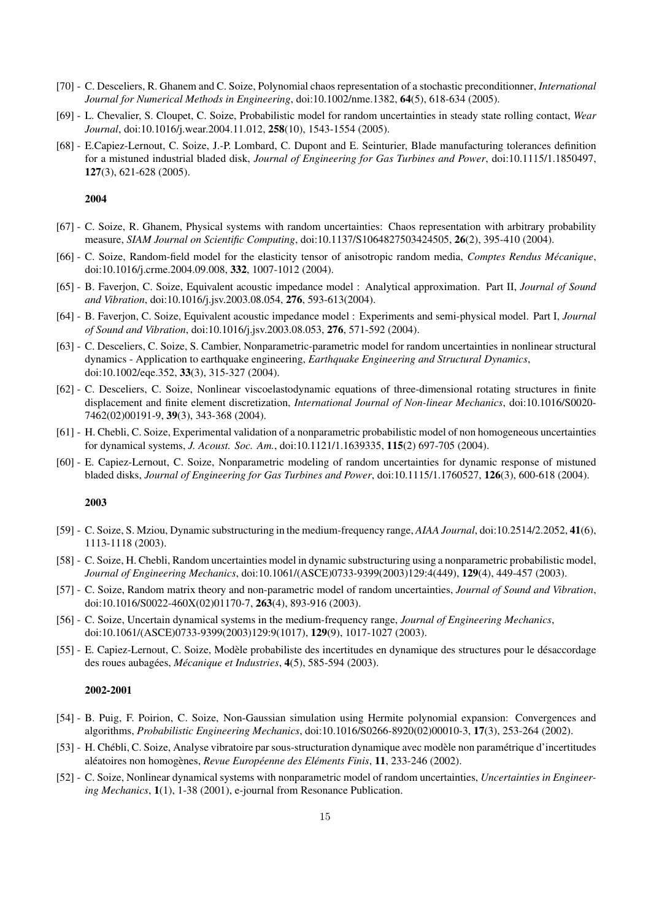[70] - C. Desceliers, R. Ghanem and C. Soize, Polynomial chaos representation of a stochastic preconditionner, *International Journal for Numerical Methods in Engineering*, doi:10.1002/nme.1382, **64**(5), 618-634 (2005).

[69] - L. Chevalier, S. Cloupet, C. Soize, Probabilistic model for random uncertainties in steady state rolling contact, *Wear Journal*, doi:10.1016/j.wear.2004.11.012, **258**(10), 1543-1554 (2005).

[68] - E.Capiez-Lernout, C. Soize, J.-P. Lombard, C. Dupont and E. Seinturier, Blade manufacturing tolerances definition for a mistuned industrial bladed disk, *Journal of Engineering for Gas Turbines and Power*, doi:10.1115/1.1850497, **127**(3), 621-628 (2005).

**2004**

[67] - C. Soize, R. Ghanem, Physical systems with random uncertainties: Chaos representation with arbitrary probability measure, *SIAM Journal on Scientific Computing*, doi:10.1137/S1064827503424505, **26**(2), 395-410 (2004).

[66] - C. Soize, Random-field model for the elasticity tensor of anisotropic random media, *Comptes Rendus Mécanique*, doi:10.1016/j.crme.2004.09.008, **332**, 1007-1012 (2004).

[65] - B. Faverjon, C. Soize, Equivalent acoustic impedance model : Analytical approximation. Part II, *Journal of Sound and Vibration*, doi:10.1016/j.jsv.2003.08.054, **276**, 593-613(2004).

[64] - B. Faverjon, C. Soize, Equivalent acoustic impedance model : Experiments and semi-physical model. Part I, *Journal of Sound and Vibration*, doi:10.1016/j.jsv.2003.08.053, **276**, 571-592 (2004).

[63] - C. Desceliers, C. Soize, S. Cambier, Nonparametric-parametric model for random uncertainties in nonlinear structural dynamics - Application to earthquake engineering, *Earthquake Engineering and Structural Dynamics*, doi:10.1002/eqe.352, **33**(3), 315-327 (2004).

[62] - C. Desceliers, C. Soize, Nonlinear viscoelastodynamic equations of three-dimensional rotating structures in finite displacement and finite element discretization, *International Journal of Non-linear Mechanics*, doi:10.1016/S0020-7462(02)00191-9, **39**(3), 343-368 (2004).

[61] - H. Chebli, C. Soize, Experimental validation of a nonparametric probabilistic model of non homogeneous uncertainties for dynamical systems, *J. Acoust. Soc. Am.*, doi:10.1121/1.1639335, **115**(2) 697-705 (2004).

[60] - E. Capiez-Lernout, C. Soize, Nonparametric modeling of random uncertainties for dynamic response of mistuned bladed disks, *Journal of Engineering for Gas Turbines and Power*, doi:10.1115/1.1760527, **126**(3), 600-618 (2004).

**2003**

[59] - C. Soize, S. Mziou, Dynamic substructuring in the medium-frequency range, *AIAA Journal*, doi:10.2514/2.2052, **41**(6), 1113-1118 (2003).

[58] - C. Soize, H. Chebli, Random uncertainties model in dynamic substructuring using a nonparametric probabilistic model, *Journal of Engineering Mechanics*, doi:10.1061/(ASCE)0733-9399(2003)129:4(449), **129**(4), 449-457 (2003).

[57] - C. Soize, Random matrix theory and non-parametric model of random uncertainties, *Journal of Sound and Vibration*, doi:10.1016/S0022-460X(02)01170-7, **263**(4), 893-916 (2003).

[56] - C. Soize, Uncertain dynamical systems in the medium-frequency range, *Journal of Engineering Mechanics*, doi:10.1061/(ASCE)0733-9399(2003)129:9(1017), **129**(9), 1017-1027 (2003).

[55] - E. Capiez-Lernout, C. Soize, Modèle probabiliste des incertitudes en dynamique des structures pour le désaccordage des roues aubagées, *Mécanique et Industries*, **4**(5), 585-594 (2003).

**2002-2001**

[54] - B. Puig, F. Poirion, C. Soize, Non-Gaussian simulation using Hermite polynomial expansion: Convergences and algorithms, *Probabilistic Engineering Mechanics*, doi:10.1016/S0266-8920(02)00010-3, **17**(3), 253-264 (2002).

[53] - H. Chébli, C. Soize, Analyse vibratoire par sous-structuration dynamique avec modèle non paramétrique d'incertitudes aléatoires non homogènes, *Revue Européenne des Eléments Finis*, **11**, 233-246 (2002).

[52] - C. Soize, Nonlinear dynamical systems with nonparametric model of random uncertainties, *Uncertainties in Engineering Mechanics*, **1**(1), 1-38 (2001), e-journal from Resonance Publication.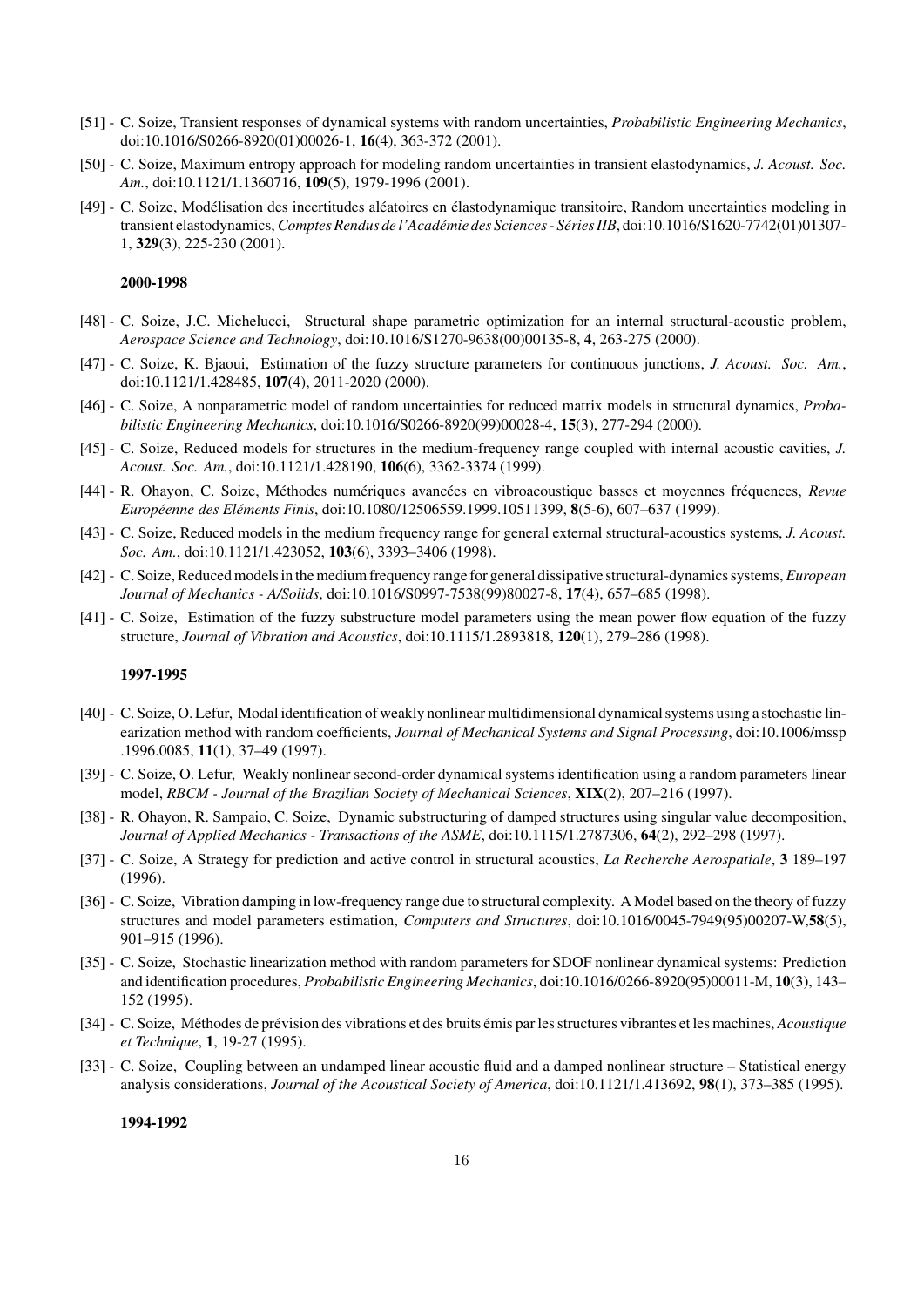[51] - C. Soize, Transient responses of dynamical systems with random uncertainties, *Probabilistic Engineering Mechanics*, doi:10.1016/S0266-8920(01)00026-1, **16**(4), 363-372 (2001).

[50] - C. Soize, Maximum entropy approach for modeling random uncertainties in transient elastodynamics, *J. Acoust. Soc. Am.*, doi:10.1121/1.1360716, **109**(5), 1979-1996 (2001).

[49] - C. Soize, Modélisation des incertitudes aléatoires en élastodynamique transitoire, Random uncertainties modeling in transient elastodynamics, *Comptes Rendus de l'Académie des Sciences - Séries IIB*, doi:10.1016/S1620-7742(01)01307-1, **329**(3), 225-230 (2001).

**2000-1998**

[48] - C. Soize, J.C. Michelucci, Structural shape parametric optimization for an internal structural-acoustic problem, *Aerospace Science and Technology*, doi:10.1016/S1270-9638(00)00135-8, **4**, 263-275 (2000).

[47] - C. Soize, K. Bjaoui, Estimation of the fuzzy structure parameters for continuous junctions, *J. Acoust. Soc. Am.*, doi:10.1121/1.428485, **107**(4), 2011-2020 (2000).

[46] - C. Soize, A nonparametric model of random uncertainties for reduced matrix models in structural dynamics, *Probabilistic Engineering Mechanics*, doi:10.1016/S0266-8920(99)00028-4, **15**(3), 277-294 (2000).

[45] - C. Soize, Reduced models for structures in the medium-frequency range coupled with internal acoustic cavities, *J. Acoust. Soc. Am.*, doi:10.1121/1.428190, **106**(6), 3362-3374 (1999).

[44] - R. Ohayon, C. Soize, Méthodes numériques avancées en vibroacoustique basses et moyennes fréquences, *Revue Européenne des Eléments Finis*, doi:10.1080/12506559.1999.10511399, **8**(5-6), 607–637 (1999).

[43] - C. Soize, Reduced models in the medium frequency range for general external structural-acoustics systems, *J. Acoust. Soc. Am.*, doi:10.1121/1.423052, **103**(6), 3393–3406 (1998).

[42] - C. Soize, Reduced models in the medium frequency range for general dissipative structural-dynamics systems, *European Journal of Mechanics - A/Solids*, doi:10.1016/S0997-7538(99)80027-8, **17**(4), 657–685 (1998).

[41] - C. Soize, Estimation of the fuzzy substructure model parameters using the mean power flow equation of the fuzzy structure, *Journal of Vibration and Acoustics*, doi:10.1115/1.2893818, **120**(1), 279–286 (1998).

**1997-1995**

[40] - C. Soize, O. Lefur, Modal identification of weakly nonlinear multidimensional dynamical systems using a stochastic linearization method with random coefficients, *Journal of Mechanical Systems and Signal Processing*, doi:10.1006/mssp .1996.0085, **11**(1), 37–49 (1997).

[39] - C. Soize, O. Lefur, Weakly nonlinear second-order dynamical systems identification using a random parameters linear model, *RBCM - Journal of the Brazilian Society of Mechanical Sciences*, **XIX**(2), 207–216 (1997).

[38] - R. Ohayon, R. Sampaio, C. Soize, Dynamic substructuring of damped structures using singular value decomposition, *Journal of Applied Mechanics - Transactions of the ASME*, doi:10.1115/1.2787306, **64**(2), 292–298 (1997).

[37] - C. Soize, A Strategy for prediction and active control in structural acoustics, *La Recherche Aerospatiale*, **3** 189–197 (1996).

[36] - C. Soize, Vibration damping in low-frequency range due to structural complexity. A Model based on the theory of fuzzy structures and model parameters estimation, *Computers and Structures*, doi:10.1016/0045-7949(95)00207-W,**58**(5), 901–915 (1996).

[35] - C. Soize, Stochastic linearization method with random parameters for SDOF nonlinear dynamical systems: Prediction and identification procedures, *Probabilistic Engineering Mechanics*, doi:10.1016/0266-8920(95)00011-M, **10**(3), 143–152 (1995).

[34] - C. Soize, Méthodes de prévision des vibrations et des bruits émis par les structures vibrantes et les machines, *Acoustique et Technique*, **1**, 19-27 (1995).

[33] - C. Soize, Coupling between an undamped linear acoustic fluid and a damped nonlinear structure – Statistical energy analysis considerations, *Journal of the Acoustical Society of America*, doi:10.1121/1.413692, **98**(1), 373–385 (1995).

**1994-1992**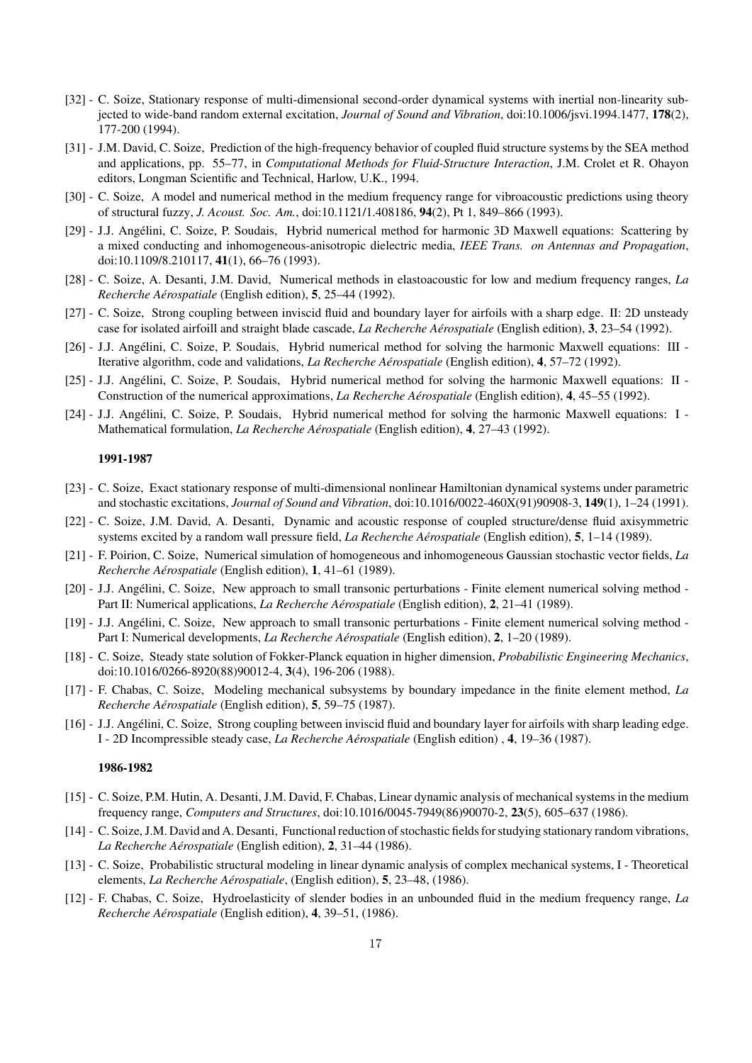[32] - C. Soize, Stationary response of multi-dimensional second-order dynamical systems with inertial non-linearity subjected to wide-band random external excitation, *Journal of Sound and Vibration*, doi:10.1006/jsvi.1994.1477, **178**(2), 177-200 (1994).

[31] - J.M. David, C. Soize, Prediction of the high-frequency behavior of coupled fluid structure systems by the SEA method and applications, pp. 55–77, in *Computational Methods for Fluid-Structure Interaction*, J.M. Crolet et R. Ohayon editors, Longman Scientific and Technical, Harlow, U.K., 1994.

[30] - C. Soize, A model and numerical method in the medium frequency range for vibroacoustic predictions using theory of structural fuzzy, *J. Acoust. Soc. Am.*, doi:10.1121/1.408186, **94**(2), Pt 1, 849–866 (1993).

[29] - J.J. Angélini, C. Soize, P. Soudais, Hybrid numerical method for harmonic 3D Maxwell equations: Scattering by a mixed conducting and inhomogeneous-anisotropic dielectric media, *IEEE Trans. on Antennas and Propagation*, doi:10.1109/8.210117, **41**(1), 66–76 (1993).

[28] - C. Soize, A. Desanti, J.M. David, Numerical methods in elastoacoustic for low and medium frequency ranges, *La Recherche Aérospatiale* (English edition), **5**, 25–44 (1992).

[27] - C. Soize, Strong coupling between inviscid fluid and boundary layer for airfoils with a sharp edge. II: 2D unsteady case for isolated airfoill and straight blade cascade, *La Recherche Aérospatiale* (English edition), **3**, 23–54 (1992).

[26] - J.J. Angélini, C. Soize, P. Soudais, Hybrid numerical method for solving the harmonic Maxwell equations: III - Iterative algorithm, code and validations, *La Recherche Aérospatiale* (English edition), **4**, 57–72 (1992).

[25] - J.J. Angélini, C. Soize, P. Soudais, Hybrid numerical method for solving the harmonic Maxwell equations: II - Construction of the numerical approximations, *La Recherche Aérospatiale* (English edition), **4**, 45–55 (1992).

[24] - J.J. Angélini, C. Soize, P. Soudais, Hybrid numerical method for solving the harmonic Maxwell equations: I - Mathematical formulation, *La Recherche Aérospatiale* (English edition), **4**, 27–43 (1992).

**1991-1987**

[23] - C. Soize, Exact stationary response of multi-dimensional nonlinear Hamiltonian dynamical systems under parametric and stochastic excitations, *Journal of Sound and Vibration*, doi:10.1016/0022-460X(91)90908-3, **149**(1), 1–24 (1991).

[22] - C. Soize, J.M. David, A. Desanti, Dynamic and acoustic response of coupled structure/dense fluid axisymmetric systems excited by a random wall pressure field, *La Recherche Aérospatiale* (English edition), **5**, 1–14 (1989).

[21] - F. Poirion, C. Soize, Numerical simulation of homogeneous and inhomogeneous Gaussian stochastic vector fields, *La Recherche Aérospatiale* (English edition), **1**, 41–61 (1989).

[20] - J.J. Angélini, C. Soize, New approach to small transonic perturbations - Finite element numerical solving method - Part II: Numerical applications, *La Recherche Aérospatiale* (English edition), **2**, 21–41 (1989).

[19] - J.J. Angélini, C. Soize, New approach to small transonic perturbations - Finite element numerical solving method - Part I: Numerical developments, *La Recherche Aérospatiale* (English edition), **2**, 1–20 (1989).

[18] - C. Soize, Steady state solution of Fokker-Planck equation in higher dimension, *Probabilistic Engineering Mechanics*, doi:10.1016/0266-8920(88)90012-4, **3**(4), 196-206 (1988).

[17] - F. Chabas, C. Soize, Modeling mechanical subsystems by boundary impedance in the finite element method, *La Recherche Aérospatiale* (English edition), **5**, 59–75 (1987).

[16] - J.J. Angélini, C. Soize, Strong coupling between inviscid fluid and boundary layer for airfoils with sharp leading edge. I - 2D Incompressible steady case, *La Recherche Aérospatiale* (English edition) , **4**, 19–36 (1987).

**1986-1982**

[15] - C. Soize, P.M. Hutin, A. Desanti, J.M. David, F. Chabas, Linear dynamic analysis of mechanical systems in the medium frequency range, *Computers and Structures*, doi:10.1016/0045-7949(86)90070-2, **23**(5), 605–637 (1986).

[14] - C. Soize, J.M. David and A. Desanti, Functional reduction of stochastic fields for studying stationary random vibrations, *La Recherche Aérospatiale* (English edition), **2**, 31–44 (1986).

[13] - C. Soize, Probabilistic structural modeling in linear dynamic analysis of complex mechanical systems, I - Theoretical elements, *La Recherche Aérospatiale*, (English edition), **5**, 23–48, (1986).

[12] - F. Chabas, C. Soize, Hydroelasticity of slender bodies in an unbounded fluid in the medium frequency range, *La Recherche Aérospatiale* (English edition), **4**, 39–51, (1986).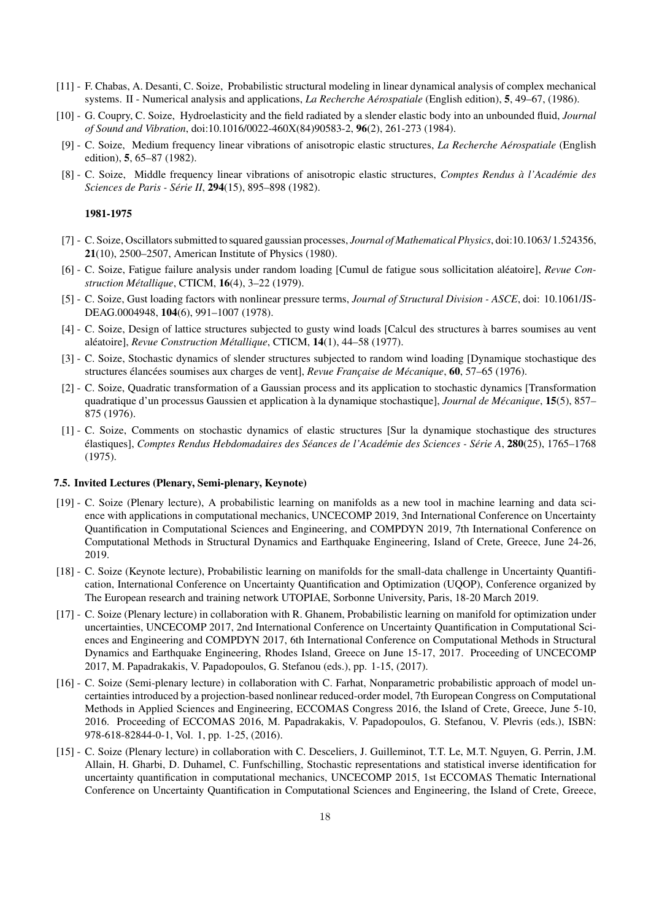[11] - F. Chabas, A. Desanti, C. Soize, Probabilistic structural modeling in linear dynamical analysis of complex mechanical systems. II - Numerical analysis and applications, *La Recherche Aérospatiale* (English edition), **5**, 49–67, (1986).

[10] - G. Coupry, C. Soize, Hydroelasticity and the field radiated by a slender elastic body into an unbounded fluid, *Journal of Sound and Vibration*, doi:10.1016/0022-460X(84)90583-2, **96**(2), 261-273 (1984).

[9] - C. Soize, Medium frequency linear vibrations of anisotropic elastic structures, *La Recherche Aérospatiale* (English edition), **5**, 65–87 (1982).

[8] - C. Soize, Middle frequency linear vibrations of anisotropic elastic structures, *Comptes Rendus à l'Académie des Sciences de Paris - Série II*, **294**(15), 895–898 (1982).

**1981-1975**

[7] - C. Soize, Oscillators submitted to squared gaussian processes, *Journal of Mathematical Physics*, doi:10.1063/ 1.524356, **21**(10), 2500–2507, American Institute of Physics (1980).

[6] - C. Soize, Fatigue failure analysis under random loading [Cumul de fatigue sous sollicitation aléatoire], *Revue Construction Métallique*, CTICM, **16**(4), 3–22 (1979).

[5] - C. Soize, Gust loading factors with nonlinear pressure terms, *Journal of Structural Division - ASCE*, doi: 10.1061/JS-DEAG.0004948, **104**(6), 991–1007 (1978).

[4] - C. Soize, Design of lattice structures subjected to gusty wind loads [Calcul des structures à barres soumises au vent aléatoire], *Revue Construction Métallique*, CTICM, **14**(1), 44–58 (1977).

[3] - C. Soize, Stochastic dynamics of slender structures subjected to random wind loading [Dynamique stochastique des structures élancées soumises aux charges de vent], *Revue Française de Mécanique*, **60**, 57–65 (1976).

[2] - C. Soize, Quadratic transformation of a Gaussian process and its application to stochastic dynamics [Transformation quadratique d'un processus Gaussien et application à la dynamique stochastique], *Journal de Mécanique*, **15**(5), 857–875 (1976).

[1] - C. Soize, Comments on stochastic dynamics of elastic structures [Sur la dynamique stochastique des structures élastiques], *Comptes Rendus Hebdomadaires des Séances de l'Académie des Sciences - Série A*, **280**(25), 1765–1768 (1975).

### 7.5. Invited Lectures (Plenary, Semi-plenary, Keynote)

[19] - C. Soize (Plenary lecture), A probabilistic learning on manifolds as a new tool in machine learning and data science with applications in computational mechanics, UNCECOMP 2019, 3nd International Conference on Uncertainty Quantification in Computational Sciences and Engineering, and COMPDYN 2019, 7th International Conference on Computational Methods in Structural Dynamics and Earthquake Engineering, Island of Crete, Greece, June 24-26, 2019.

[18] - C. Soize (Keynote lecture), Probabilistic learning on manifolds for the small-data challenge in Uncertainty Quantification, International Conference on Uncertainty Quantification and Optimization (UQOP), Conference organized by The European research and training network UTOPIAE, Sorbonne University, Paris, 18-20 March 2019.

[17] - C. Soize (Plenary lecture) in collaboration with R. Ghanem, Probabilistic learning on manifold for optimization under uncertainties, UNCECOMP 2017, 2nd International Conference on Uncertainty Quantification in Computational Sciences and Engineering and COMPDYN 2017, 6th International Conference on Computational Methods in Structural Dynamics and Earthquake Engineering, Rhodes Island, Greece on June 15-17, 2017. Proceeding of UNCECOMP 2017, M. Papadrakakis, V. Papadopoulos, G. Stefanou (eds.), pp. 1-15, (2017).

[16] - C. Soize (Semi-plenary lecture) in collaboration with C. Farhat, Nonparametric probabilistic approach of model uncertainties introduced by a projection-based nonlinear reduced-order model, 7th European Congress on Computational Methods in Applied Sciences and Engineering, ECCOMAS Congress 2016, the Island of Crete, Greece, June 5-10, 2016. Proceeding of ECCOMAS 2016, M. Papadrakakis, V. Papadopoulos, G. Stefanou, V. Plevris (eds.), ISBN: 978-618-82844-0-1, Vol. 1, pp. 1-25, (2016).

[15] - C. Soize (Plenary lecture) in collaboration with C. Desceliers, J. Guilleminot, T.T. Le, M.T. Nguyen, G. Perrin, J.M. Allain, H. Gharbi, D. Duhamel, C. Funfschilling, Stochastic representations and statistical inverse identification for uncertainty quantification in computational mechanics, UNCECOMP 2015, 1st ECCOMAS Thematic International Conference on Uncertainty Quantification in Computational Sciences and Engineering, the Island of Crete, Greece,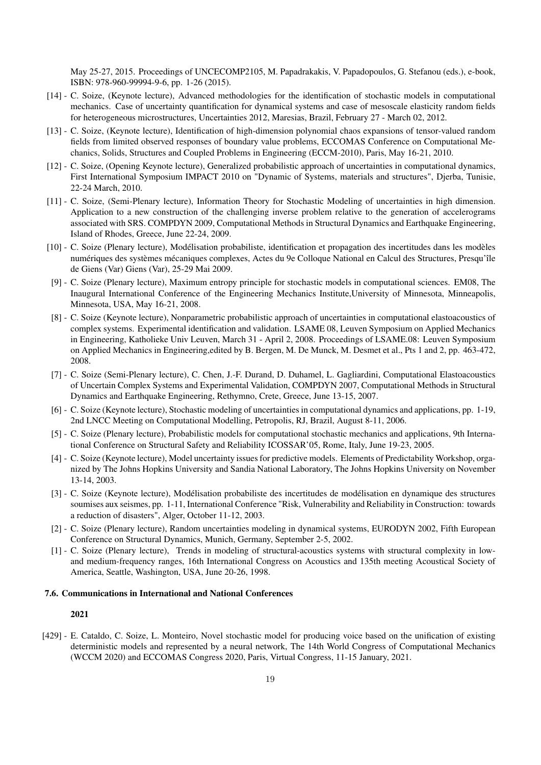May 25-27, 2015. Proceedings of UNCECOMP2105, M. Papadrakakis, V. Papadopoulos, G. Stefanou (eds.), e-book, ISBN: 978-960-99994-9-6, pp. 1-26 (2015).

- [14] - C. Soize, (Keynote lecture), Advanced methodologies for the identification of stochastic models in computational mechanics. Case of uncertainty quantification for dynamical systems and case of mesoscale elasticity random fields for heterogeneous microstructures, Uncertainties 2012, Maresias, Brazil, February 27 - March 02, 2012.
- [13] - C. Soize, (Keynote lecture), Identification of high-dimension polynomial chaos expansions of tensor-valued random fields from limited observed responses of boundary value problems, ECCOMAS Conference on Computational Mechanics, Solids, Structures and Coupled Problems in Engineering (ECCM-2010), Paris, May 16-21, 2010.
- [12] - C. Soize, (Opening Keynote lecture), Generalized probabilistic approach of uncertainties in computational dynamics, First International Symposium IMPACT 2010 on "Dynamic of Systems, materials and structures", Djerba, Tunisie, 22-24 March, 2010.
- [11] - C. Soize, (Semi-Plenary lecture), Information Theory for Stochastic Modeling of uncertainties in high dimension. Application to a new construction of the challenging inverse problem relative to the generation of accelerograms associated with SRS. COMPDYN 2009, Computational Methods in Structural Dynamics and Earthquake Engineering, Island of Rhodes, Greece, June 22-24, 2009.
- [10] - C. Soize (Plenary lecture), Modélisation probabiliste, identification et propagation des incertitudes dans les modèles numériques des systèmes mécaniques complexes, Actes du 9e Colloque National en Calcul des Structures, Presqu'île de Giens (Var) Giens (Var), 25-29 Mai 2009.
- [9] - C. Soize (Plenary lecture), Maximum entropy principle for stochastic models in computational sciences. EM08, The Inaugural International Conference of the Engineering Mechanics Institute,University of Minnesota, Minneapolis, Minnesota, USA, May 16-21, 2008.
- [8] - C. Soize (Keynote lecture), Nonparametric probabilistic approach of uncertainties in computational elastoacoustics of complex systems. Experimental identification and validation. LSAME 08, Leuven Symposium on Applied Mechanics in Engineering, Katholieke Univ Leuven, March 31 - April 2, 2008. Proceedings of LSAME.08: Leuven Symposium on Applied Mechanics in Engineering,edited by B. Bergen, M. De Munck, M. Desmet et al., Pts 1 and 2, pp. 463-472, 2008.
- [7] - C. Soize (Semi-Plenary lecture), C. Chen, J.-F. Durand, D. Duhamel, L. Gagliardini, Computational Elastoacoustics of Uncertain Complex Systems and Experimental Validation, COMPDYN 2007, Computational Methods in Structural Dynamics and Earthquake Engineering, Rethymno, Crete, Greece, June 13-15, 2007.
- [6] - C. Soize (Keynote lecture), Stochastic modeling of uncertainties in computational dynamics and applications, pp. 1-19, 2nd LNCC Meeting on Computational Modelling, Petropolis, RJ, Brazil, August 8-11, 2006.
- [5] - C. Soize (Plenary lecture), Probabilistic models for computational stochastic mechanics and applications, 9th International Conference on Structural Safety and Reliability ICOSSAR'05, Rome, Italy, June 19-23, 2005.
- [4] - C. Soize (Keynote lecture), Model uncertainty issues for predictive models. Elements of Predictability Workshop, organized by The Johns Hopkins University and Sandia National Laboratory, The Johns Hopkins University on November 13-14, 2003.
- [3] - C. Soize (Keynote lecture), Modélisation probabiliste des incertitudes de modélisation en dynamique des structures soumises aux seismes, pp. 1-11, International Conference "Risk, Vulnerability and Reliability in Construction: towards a reduction of disasters", Alger, October 11-12, 2003.
- [2] - C. Soize (Plenary lecture), Random uncertainties modeling in dynamical systems, EURODYN 2002, Fifth European Conference on Structural Dynamics, Munich, Germany, September 2-5, 2002.
- [1] - C. Soize (Plenary lecture), Trends in modeling of structural-acoustics systems with structural complexity in low- and medium-frequency ranges, 16th International Congress on Acoustics and 135th meeting Acoustical Society of America, Seattle, Washington, USA, June 20-26, 1998.

### 7.6. Communications in International and National Conferences

**2021**

- [429] - E. Cataldo, C. Soize, L. Monteiro, Novel stochastic model for producing voice based on the unification of existing deterministic models and represented by a neural network, The 14th World Congress of Computational Mechanics (WCCM 2020) and ECCOMAS Congress 2020, Paris, Virtual Congress, 11-15 January, 2021.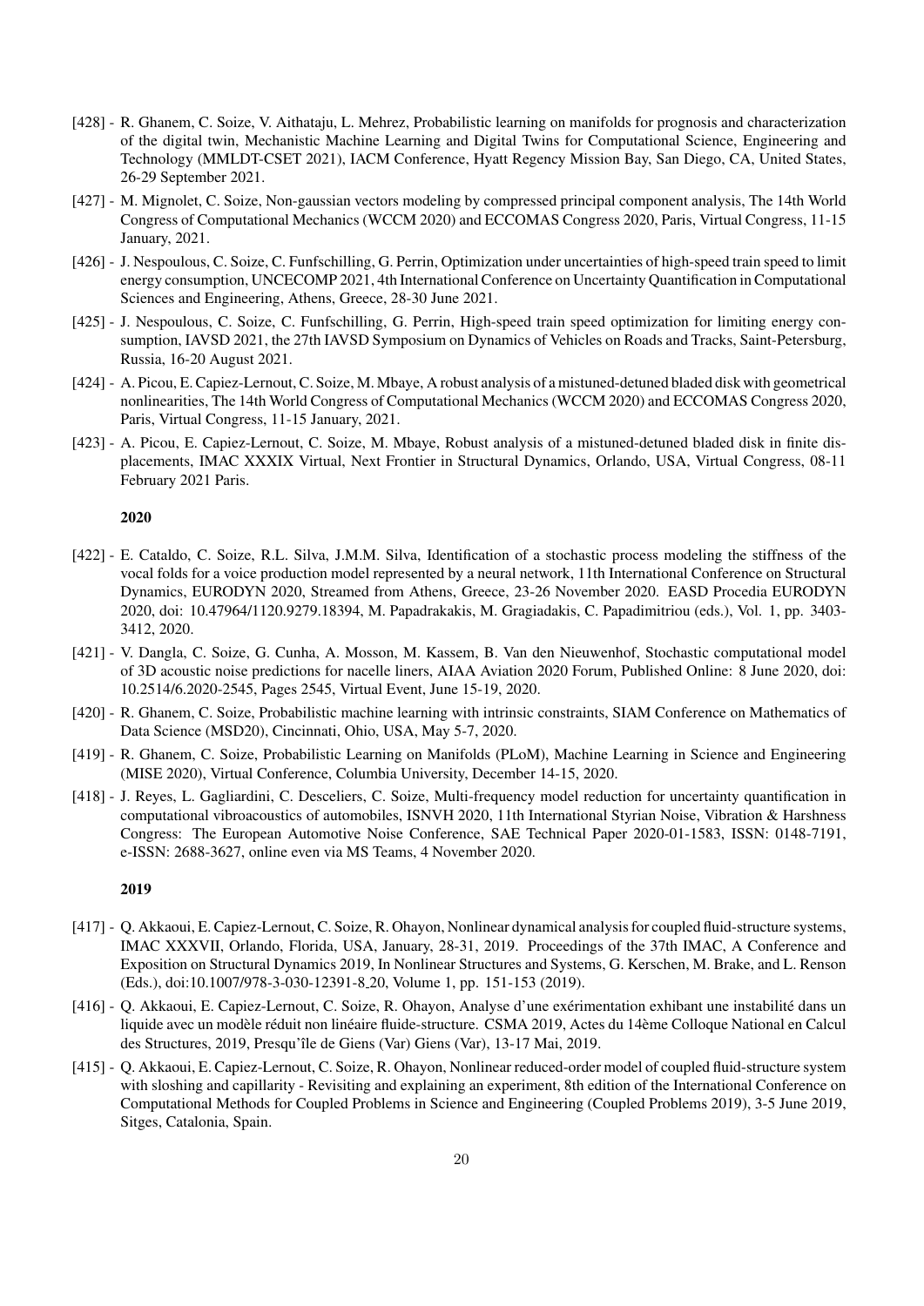[428] - R. Ghanem, C. Soize, V. Aithataju, L. Mehrez, Probabilistic learning on manifolds for prognosis and characterization of the digital twin, Mechanistic Machine Learning and Digital Twins for Computational Science, Engineering and Technology (MMLDT-CSET 2021), IACM Conference, Hyatt Regency Mission Bay, San Diego, CA, United States, 26-29 September 2021.

[427] - M. Mignolet, C. Soize, Non-gaussian vectors modeling by compressed principal component analysis, The 14th World Congress of Computational Mechanics (WCCM 2020) and ECCOMAS Congress 2020, Paris, Virtual Congress, 11-15 January, 2021.

[426] - J. Nespoulous, C. Soize, C. Funfschilling, G. Perrin, Optimization under uncertainties of high-speed train speed to limit energy consumption, UNCECOMP 2021, 4th International Conference on Uncertainty Quantification in Computational Sciences and Engineering, Athens, Greece, 28-30 June 2021.

[425] - J. Nespoulous, C. Soize, C. Funfschilling, G. Perrin, High-speed train speed optimization for limiting energy consumption, IAVSD 2021, the 27th IAVSD Symposium on Dynamics of Vehicles on Roads and Tracks, Saint-Petersburg, Russia, 16-20 August 2021.

[424] - A. Picou, E. Capiez-Lernout, C. Soize, M. Mbaye, A robust analysis of a mistuned-detuned bladed disk with geometrical nonlinearities, The 14th World Congress of Computational Mechanics (WCCM 2020) and ECCOMAS Congress 2020, Paris, Virtual Congress, 11-15 January, 2021.

[423] - A. Picou, E. Capiez-Lernout, C. Soize, M. Mbaye, Robust analysis of a mistuned-detuned bladed disk in finite displacements, IMAC XXXIX Virtual, Next Frontier in Structural Dynamics, Orlando, USA, Virtual Congress, 08-11 February 2021 Paris.

**2020**

[422] - E. Cataldo, C. Soize, R.L. Silva, J.M.M. Silva, Identification of a stochastic process modeling the stiffness of the vocal folds for a voice production model represented by a neural network, 11th International Conference on Structural Dynamics, EURODYN 2020, Streamed from Athens, Greece, 23-26 November 2020. EASD Procedia EURODYN 2020, doi: 10.47964/1120.9279.18394, M. Papadrakakis, M. Gragiadakis, C. Papadimitriou (eds.), Vol. 1, pp. 3403-3412, 2020.

[421] - V. Dangla, C. Soize, G. Cunha, A. Mosson, M. Kassem, B. Van den Nieuwenhof, Stochastic computational model of 3D acoustic noise predictions for nacelle liners, AIAA Aviation 2020 Forum, Published Online: 8 June 2020, doi: 10.2514/6.2020-2545, Pages 2545, Virtual Event, June 15-19, 2020.

[420] - R. Ghanem, C. Soize, Probabilistic machine learning with intrinsic constraints, SIAM Conference on Mathematics of Data Science (MSD20), Cincinnati, Ohio, USA, May 5-7, 2020.

[419] - R. Ghanem, C. Soize, Probabilistic Learning on Manifolds (PLoM), Machine Learning in Science and Engineering (MISE 2020), Virtual Conference, Columbia University, December 14-15, 2020.

[418] - J. Reyes, L. Gagliardini, C. Desceliers, C. Soize, Multi-frequency model reduction for uncertainty quantification in computational vibroacoustics of automobiles, ISNVH 2020, 11th International Styrian Noise, Vibration & Harshness Congress: The European Automotive Noise Conference, SAE Technical Paper 2020-01-1583, ISSN: 0148-7191, e-ISSN: 2688-3627, online even via MS Teams, 4 November 2020.

**2019**

[417] - Q. Akkaoui, E. Capiez-Lernout, C. Soize, R. Ohayon, Nonlinear dynamical analysis for coupled fluid-structure systems, IMAC XXXVII, Orlando, Florida, USA, January, 28-31, 2019. Proceedings of the 37th IMAC, A Conference and Exposition on Structural Dynamics 2019, In Nonlinear Structures and Systems, G. Kerschen, M. Brake, and L. Renson (Eds.), doi:10.1007/978-3-030-12391-8_20, Volume 1, pp. 151-153 (2019).

[416] - Q. Akkaoui, E. Capiez-Lernout, C. Soize, R. Ohayon, Analyse d'une exérimentation exhibant une instabilité dans un liquide avec un modèle réduit non linéaire fluide-structure. CSMA 2019, Actes du 14ème Colloque National en Calcul des Structures, 2019, Presqu'île de Giens (Var) Giens (Var), 13-17 Mai, 2019.

[415] - Q. Akkaoui, E. Capiez-Lernout, C. Soize, R. Ohayon, Nonlinear reduced-order model of coupled fluid-structure system with sloshing and capillarity - Revisiting and explaining an experiment, 8th edition of the International Conference on Computational Methods for Coupled Problems in Science and Engineering (Coupled Problems 2019), 3-5 June 2019, Sitges, Catalonia, Spain.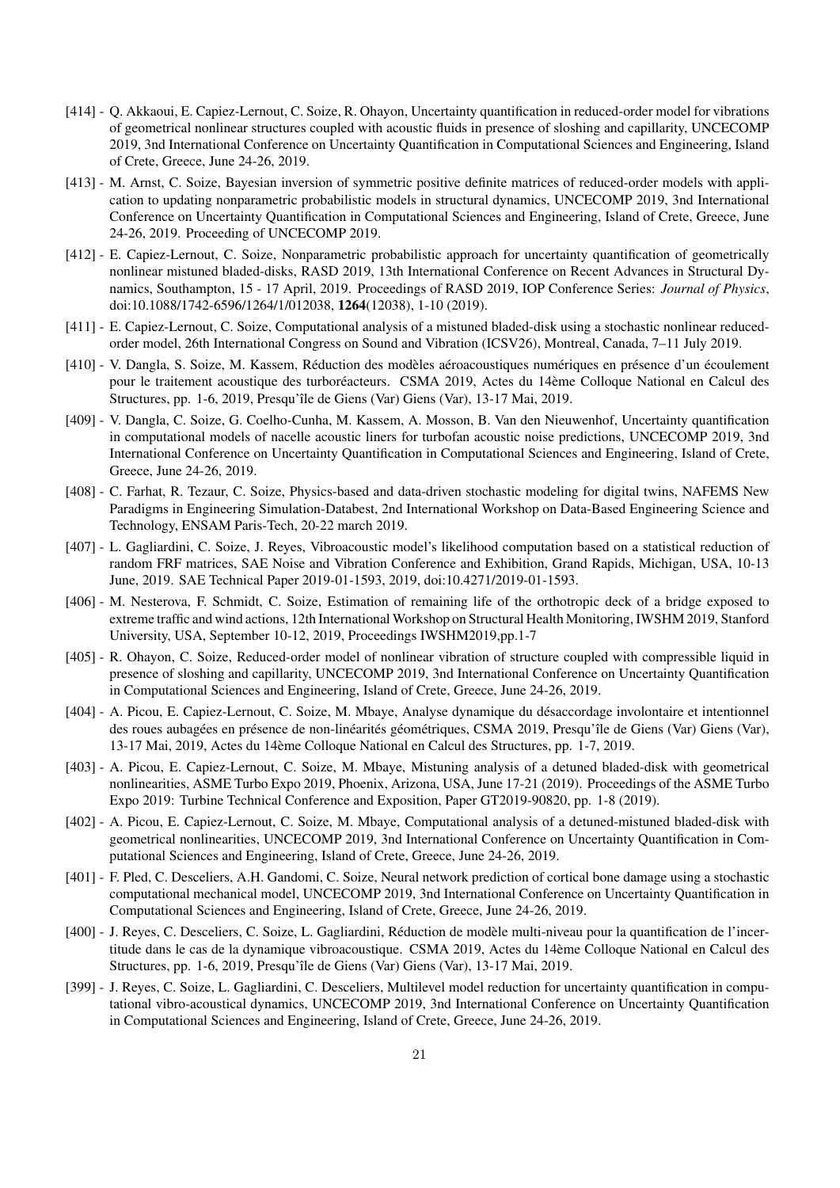[414] - Q. Akkaoui, E. Capiez-Lernout, C. Soize, R. Ohayon, Uncertainty quantification in reduced-order model for vibrations of geometrical nonlinear structures coupled with acoustic fluids in presence of sloshing and capillarity, UNCECOMP 2019, 3nd International Conference on Uncertainty Quantification in Computational Sciences and Engineering, Island of Crete, Greece, June 24-26, 2019.

[413] - M. Arnst, C. Soize, Bayesian inversion of symmetric positive definite matrices of reduced-order models with application to updating nonparametric probabilistic models in structural dynamics, UNCECOMP 2019, 3nd International Conference on Uncertainty Quantification in Computational Sciences and Engineering, Island of Crete, Greece, June 24-26, 2019. Proceeding of UNCECOMP 2019.

[412] - E. Capiez-Lernout, C. Soize, Nonparametric probabilistic approach for uncertainty quantification of geometrically nonlinear mistuned bladed-disks, RASD 2019, 13th International Conference on Recent Advances in Structural Dynamics, Southampton, 15 - 17 April, 2019. Proceedings of RASD 2019, IOP Conference Series: *Journal of Physics*, doi:10.1088/1742-6596/1264/1/012038, **1264**(12038), 1-10 (2019).

[411] - E. Capiez-Lernout, C. Soize, Computational analysis of a mistuned bladed-disk using a stochastic nonlinear reduced-order model, 26th International Congress on Sound and Vibration (ICSV26), Montreal, Canada, 7–11 July 2019.

[410] - V. Dangla, S. Soize, M. Kassem, Réduction des modèles aéroacoustiques numériques en présence d'un écoulement pour le traitement acoustique des turboréacteurs. CSMA 2019, Actes du 14ème Colloque National en Calcul des Structures, pp. 1-6, 2019, Presqu'île de Giens (Var) Giens (Var), 13-17 Mai, 2019.

[409] - V. Dangla, C. Soize, G. Coelho-Cunha, M. Kassem, A. Mosson, B. Van den Nieuwenhof, Uncertainty quantification in computational models of nacelle acoustic liners for turbofan acoustic noise predictions, UNCECOMP 2019, 3nd International Conference on Uncertainty Quantification in Computational Sciences and Engineering, Island of Crete, Greece, June 24-26, 2019.

[408] - C. Farhat, R. Tezaur, C. Soize, Physics-based and data-driven stochastic modeling for digital twins, NAFEMS New Paradigms in Engineering Simulation-Databest, 2nd International Workshop on Data-Based Engineering Science and Technology, ENSAM Paris-Tech, 20-22 march 2019.

[407] - L. Gagliardini, C. Soize, J. Reyes, Vibroacoustic model's likelihood computation based on a statistical reduction of random FRF matrices, SAE Noise and Vibration Conference and Exhibition, Grand Rapids, Michigan, USA, 10-13 June, 2019. SAE Technical Paper 2019-01-1593, 2019, doi:10.4271/2019-01-1593.

[406] - M. Nesterova, F. Schmidt, C. Soize, Estimation of remaining life of the orthotropic deck of a bridge exposed to extreme traffic and wind actions, 12th International Workshop on Structural Health Monitoring, IWSHM 2019, Stanford University, USA, September 10-12, 2019, Proceedings IWSHM2019,pp.1-7

[405] - R. Ohayon, C. Soize, Reduced-order model of nonlinear vibration of structure coupled with compressible liquid in presence of sloshing and capillarity, UNCECOMP 2019, 3nd International Conference on Uncertainty Quantification in Computational Sciences and Engineering, Island of Crete, Greece, June 24-26, 2019.

[404] - A. Picou, E. Capiez-Lernout, C. Soize, M. Mbaye, Analyse dynamique du désaccordage involontaire et intentionnel des roues aubagées en présence de non-linéarités géométriques, CSMA 2019, Presqu'île de Giens (Var) Giens (Var), 13-17 Mai, 2019, Actes du 14ème Colloque National en Calcul des Structures, pp. 1-7, 2019.

[403] - A. Picou, E. Capiez-Lernout, C. Soize, M. Mbaye, Mistuning analysis of a detuned bladed-disk with geometrical nonlinearities, ASME Turbo Expo 2019, Phoenix, Arizona, USA, June 17-21 (2019). Proceedings of the ASME Turbo Expo 2019: Turbine Technical Conference and Exposition, Paper GT2019-90820, pp. 1-8 (2019).

[402] - A. Picou, E. Capiez-Lernout, C. Soize, M. Mbaye, Computational analysis of a detuned-mistuned bladed-disk with geometrical nonlinearities, UNCECOMP 2019, 3nd International Conference on Uncertainty Quantification in Computational Sciences and Engineering, Island of Crete, Greece, June 24-26, 2019.

[401] - F. Pled, C. Desceliers, A.H. Gandomi, C. Soize, Neural network prediction of cortical bone damage using a stochastic computational mechanical model, UNCECOMP 2019, 3nd International Conference on Uncertainty Quantification in Computational Sciences and Engineering, Island of Crete, Greece, June 24-26, 2019.

[400] - J. Reyes, C. Desceliers, C. Soize, L. Gagliardini, Réduction de modèle multi-niveau pour la quantification de l'incertitude dans le cas de la dynamique vibroacoustique. CSMA 2019, Actes du 14ème Colloque National en Calcul des Structures, pp. 1-6, 2019, Presqu'île de Giens (Var) Giens (Var), 13-17 Mai, 2019.

[399] - J. Reyes, C. Soize, L. Gagliardini, C. Desceliers, Multilevel model reduction for uncertainty quantification in computational vibro-acoustical dynamics, UNCECOMP 2019, 3nd International Conference on Uncertainty Quantification in Computational Sciences and Engineering, Island of Crete, Greece, June 24-26, 2019.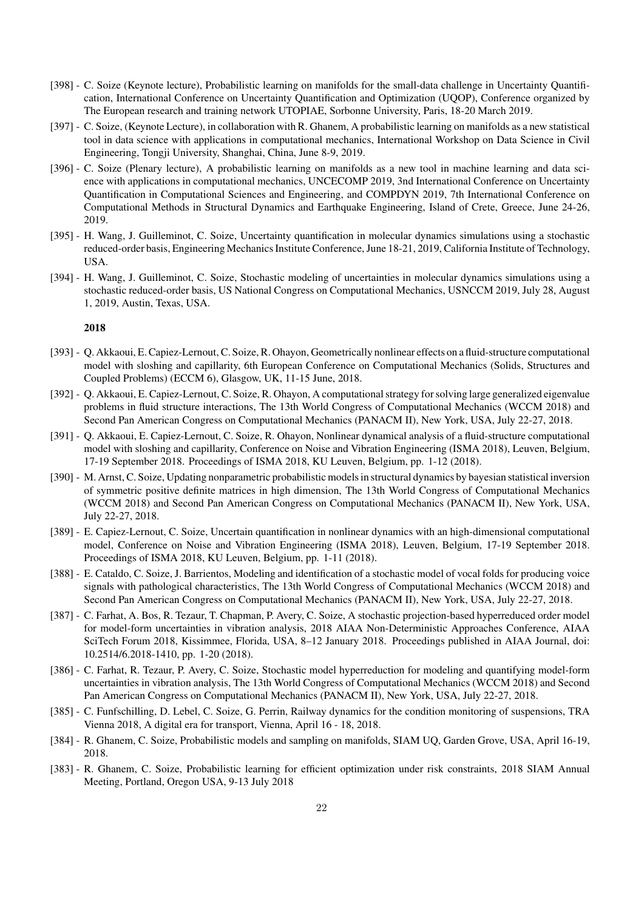[398] - C. Soize (Keynote lecture), Probabilistic learning on manifolds for the small-data challenge in Uncertainty Quantification, International Conference on Uncertainty Quantification and Optimization (UQOP), Conference organized by The European research and training network UTOPIAE, Sorbonne University, Paris, 18-20 March 2019.

[397] - C. Soize, (Keynote Lecture), in collaboration with R. Ghanem, A probabilistic learning on manifolds as a new statistical tool in data science with applications in computational mechanics, International Workshop on Data Science in Civil Engineering, Tongji University, Shanghai, China, June 8-9, 2019.

[396] - C. Soize (Plenary lecture), A probabilistic learning on manifolds as a new tool in machine learning and data science with applications in computational mechanics, UNCECOMP 2019, 3nd International Conference on Uncertainty Quantification in Computational Sciences and Engineering, and COMPDYN 2019, 7th International Conference on Computational Methods in Structural Dynamics and Earthquake Engineering, Island of Crete, Greece, June 24-26, 2019.

[395] - H. Wang, J. Guilleminot, C. Soize, Uncertainty quantification in molecular dynamics simulations using a stochastic reduced-order basis, Engineering Mechanics Institute Conference, June 18-21, 2019, California Institute of Technology, USA.

[394] - H. Wang, J. Guilleminot, C. Soize, Stochastic modeling of uncertainties in molecular dynamics simulations using a stochastic reduced-order basis, US National Congress on Computational Mechanics, USNCCM 2019, July 28, August 1, 2019, Austin, Texas, USA.

**2018**

[393] - Q. Akkaoui, E. Capiez-Lernout, C. Soize, R. Ohayon, Geometrically nonlinear effects on a fluid-structure computational model with sloshing and capillarity, 6th European Conference on Computational Mechanics (Solids, Structures and Coupled Problems) (ECCM 6), Glasgow, UK, 11-15 June, 2018.

[392] - Q. Akkaoui, E. Capiez-Lernout, C. Soize, R. Ohayon, A computational strategy for solving large generalized eigenvalue problems in fluid structure interactions, The 13th World Congress of Computational Mechanics (WCCM 2018) and Second Pan American Congress on Computational Mechanics (PANACM II), New York, USA, July 22-27, 2018.

[391] - Q. Akkaoui, E. Capiez-Lernout, C. Soize, R. Ohayon, Nonlinear dynamical analysis of a fluid-structure computational model with sloshing and capillarity, Conference on Noise and Vibration Engineering (ISMA 2018), Leuven, Belgium, 17-19 September 2018. Proceedings of ISMA 2018, KU Leuven, Belgium, pp. 1-12 (2018).

[390] - M. Arnst, C. Soize, Updating nonparametric probabilistic models in structural dynamics by bayesian statistical inversion of symmetric positive definite matrices in high dimension, The 13th World Congress of Computational Mechanics (WCCM 2018) and Second Pan American Congress on Computational Mechanics (PANACM II), New York, USA, July 22-27, 2018.

[389] - E. Capiez-Lernout, C. Soize, Uncertain quantification in nonlinear dynamics with an high-dimensional computational model, Conference on Noise and Vibration Engineering (ISMA 2018), Leuven, Belgium, 17-19 September 2018. Proceedings of ISMA 2018, KU Leuven, Belgium, pp. 1-11 (2018).

[388] - E. Cataldo, C. Soize, J. Barrientos, Modeling and identification of a stochastic model of vocal folds for producing voice signals with pathological characteristics, The 13th World Congress of Computational Mechanics (WCCM 2018) and Second Pan American Congress on Computational Mechanics (PANACM II), New York, USA, July 22-27, 2018.

[387] - C. Farhat, A. Bos, R. Tezaur, T. Chapman, P. Avery, C. Soize, A stochastic projection-based hyperreduced order model for model-form uncertainties in vibration analysis, 2018 AIAA Non-Deterministic Approaches Conference, AIAA SciTech Forum 2018, Kissimmee, Florida, USA, 8–12 January 2018. Proceedings published in AIAA Journal, doi: 10.2514/6.2018-1410, pp. 1-20 (2018).

[386] - C. Farhat, R. Tezaur, P. Avery, C. Soize, Stochastic model hyperreduction for modeling and quantifying model-form uncertainties in vibration analysis, The 13th World Congress of Computational Mechanics (WCCM 2018) and Second Pan American Congress on Computational Mechanics (PANACM II), New York, USA, July 22-27, 2018.

[385] - C. Funfschilling, D. Lebel, C. Soize, G. Perrin, Railway dynamics for the condition monitoring of suspensions, TRA Vienna 2018, A digital era for transport, Vienna, April 16 - 18, 2018.

[384] - R. Ghanem, C. Soize, Probabilistic models and sampling on manifolds, SIAM UQ, Garden Grove, USA, April 16-19, 2018.

[383] - R. Ghanem, C. Soize, Probabilistic learning for efficient optimization under risk constraints, 2018 SIAM Annual Meeting, Portland, Oregon USA, 9-13 July 2018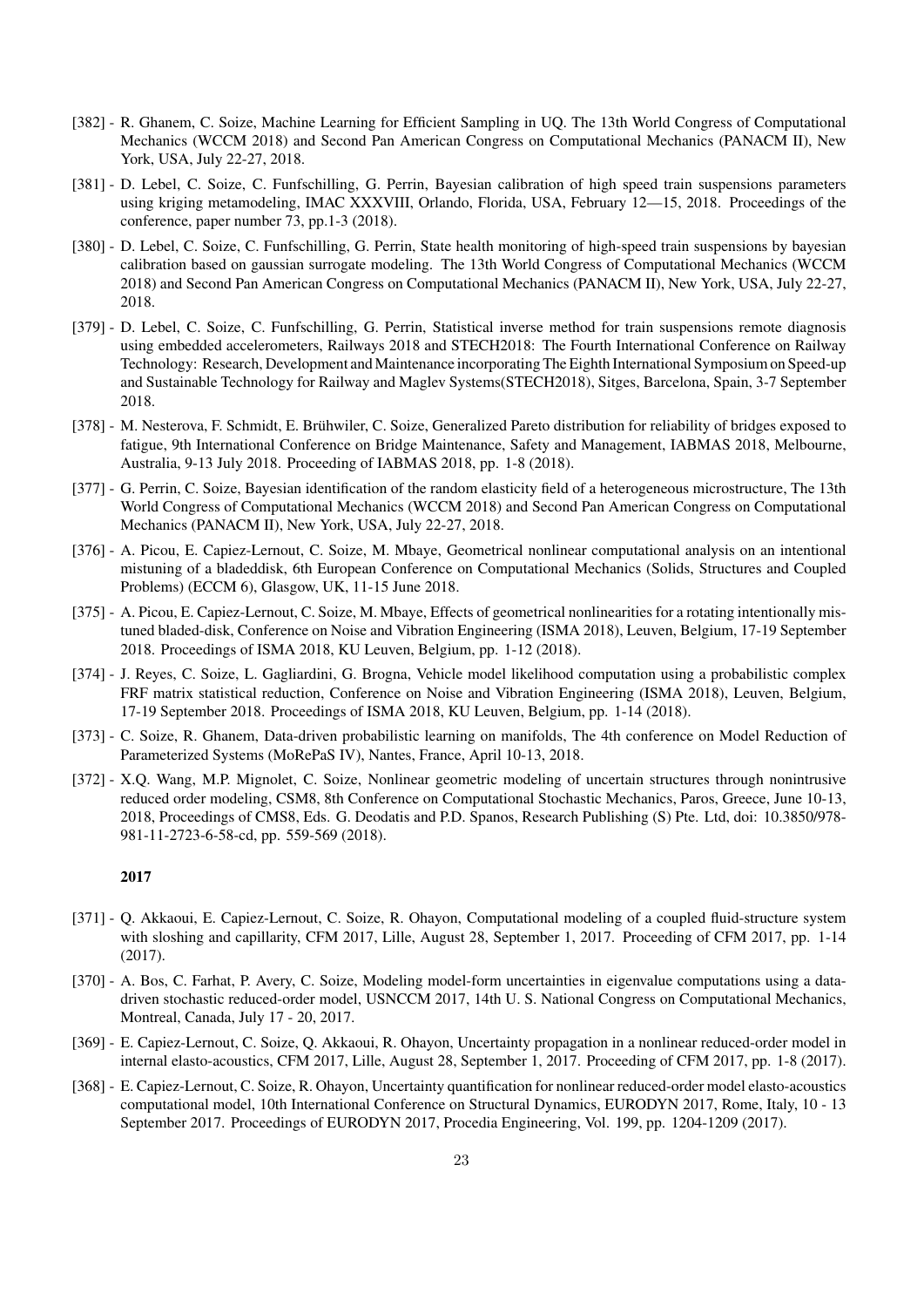[382] - R. Ghanem, C. Soize, Machine Learning for Efficient Sampling in UQ. The 13th World Congress of Computational Mechanics (WCCM 2018) and Second Pan American Congress on Computational Mechanics (PANACM II), New York, USA, July 22-27, 2018.

[381] - D. Lebel, C. Soize, C. Funfschilling, G. Perrin, Bayesian calibration of high speed train suspensions parameters using kriging metamodeling, IMAC XXXVIII, Orlando, Florida, USA, February 12—15, 2018. Proceedings of the conference, paper number 73, pp.1-3 (2018).

[380] - D. Lebel, C. Soize, C. Funfschilling, G. Perrin, State health monitoring of high-speed train suspensions by bayesian calibration based on gaussian surrogate modeling. The 13th World Congress of Computational Mechanics (WCCM 2018) and Second Pan American Congress on Computational Mechanics (PANACM II), New York, USA, July 22-27, 2018.

[379] - D. Lebel, C. Soize, C. Funfschilling, G. Perrin, Statistical inverse method for train suspensions remote diagnosis using embedded accelerometers, Railways 2018 and STECH2018: The Fourth International Conference on Railway Technology: Research, Development and Maintenance incorporating The Eighth International Symposium on Speed-up and Sustainable Technology for Railway and Maglev Systems(STECH2018), Sitges, Barcelona, Spain, 3-7 September 2018.

[378] - M. Nesterova, F. Schmidt, E. Brühwiler, C. Soize, Generalized Pareto distribution for reliability of bridges exposed to fatigue, 9th International Conference on Bridge Maintenance, Safety and Management, IABMAS 2018, Melbourne, Australia, 9-13 July 2018. Proceeding of IABMAS 2018, pp. 1-8 (2018).

[377] - G. Perrin, C. Soize, Bayesian identification of the random elasticity field of a heterogeneous microstructure, The 13th World Congress of Computational Mechanics (WCCM 2018) and Second Pan American Congress on Computational Mechanics (PANACM II), New York, USA, July 22-27, 2018.

[376] - A. Picou, E. Capiez-Lernout, C. Soize, M. Mbaye, Geometrical nonlinear computational analysis on an intentional mistuning of a bladeddisk, 6th European Conference on Computational Mechanics (Solids, Structures and Coupled Problems) (ECCM 6), Glasgow, UK, 11-15 June 2018.

[375] - A. Picou, E. Capiez-Lernout, C. Soize, M. Mbaye, Effects of geometrical nonlinearities for a rotating intentionally mistuned bladed-disk, Conference on Noise and Vibration Engineering (ISMA 2018), Leuven, Belgium, 17-19 September 2018. Proceedings of ISMA 2018, KU Leuven, Belgium, pp. 1-12 (2018).

[374] - J. Reyes, C. Soize, L. Gagliardini, G. Brogna, Vehicle model likelihood computation using a probabilistic complex FRF matrix statistical reduction, Conference on Noise and Vibration Engineering (ISMA 2018), Leuven, Belgium, 17-19 September 2018. Proceedings of ISMA 2018, KU Leuven, Belgium, pp. 1-14 (2018).

[373] - C. Soize, R. Ghanem, Data-driven probabilistic learning on manifolds, The 4th conference on Model Reduction of Parameterized Systems (MoRePaS IV), Nantes, France, April 10-13, 2018.

[372] - X.Q. Wang, M.P. Mignolet, C. Soize, Nonlinear geometric modeling of uncertain structures through nonintrusive reduced order modeling, CSM8, 8th Conference on Computational Stochastic Mechanics, Paros, Greece, June 10-13, 2018, Proceedings of CMS8, Eds. G. Deodatis and P.D. Spanos, Research Publishing (S) Pte. Ltd, doi: 10.3850/978-981-11-2723-6-58-cd, pp. 559-569 (2018).

**2017**

[371] - Q. Akkaoui, E. Capiez-Lernout, C. Soize, R. Ohayon, Computational modeling of a coupled fluid-structure system with sloshing and capillarity, CFM 2017, Lille, August 28, September 1, 2017. Proceeding of CFM 2017, pp. 1-14 (2017).

[370] - A. Bos, C. Farhat, P. Avery, C. Soize, Modeling model-form uncertainties in eigenvalue computations using a data-driven stochastic reduced-order model, USNCCM 2017, 14th U. S. National Congress on Computational Mechanics, Montreal, Canada, July 17 - 20, 2017.

[369] - E. Capiez-Lernout, C. Soize, Q. Akkaoui, R. Ohayon, Uncertainty propagation in a nonlinear reduced-order model in internal elasto-acoustics, CFM 2017, Lille, August 28, September 1, 2017. Proceeding of CFM 2017, pp. 1-8 (2017).

[368] - E. Capiez-Lernout, C. Soize, R. Ohayon, Uncertainty quantification for nonlinear reduced-order model elasto-acoustics computational model, 10th International Conference on Structural Dynamics, EURODYN 2017, Rome, Italy, 10 - 13 September 2017. Proceedings of EURODYN 2017, Procedia Engineering, Vol. 199, pp. 1204-1209 (2017).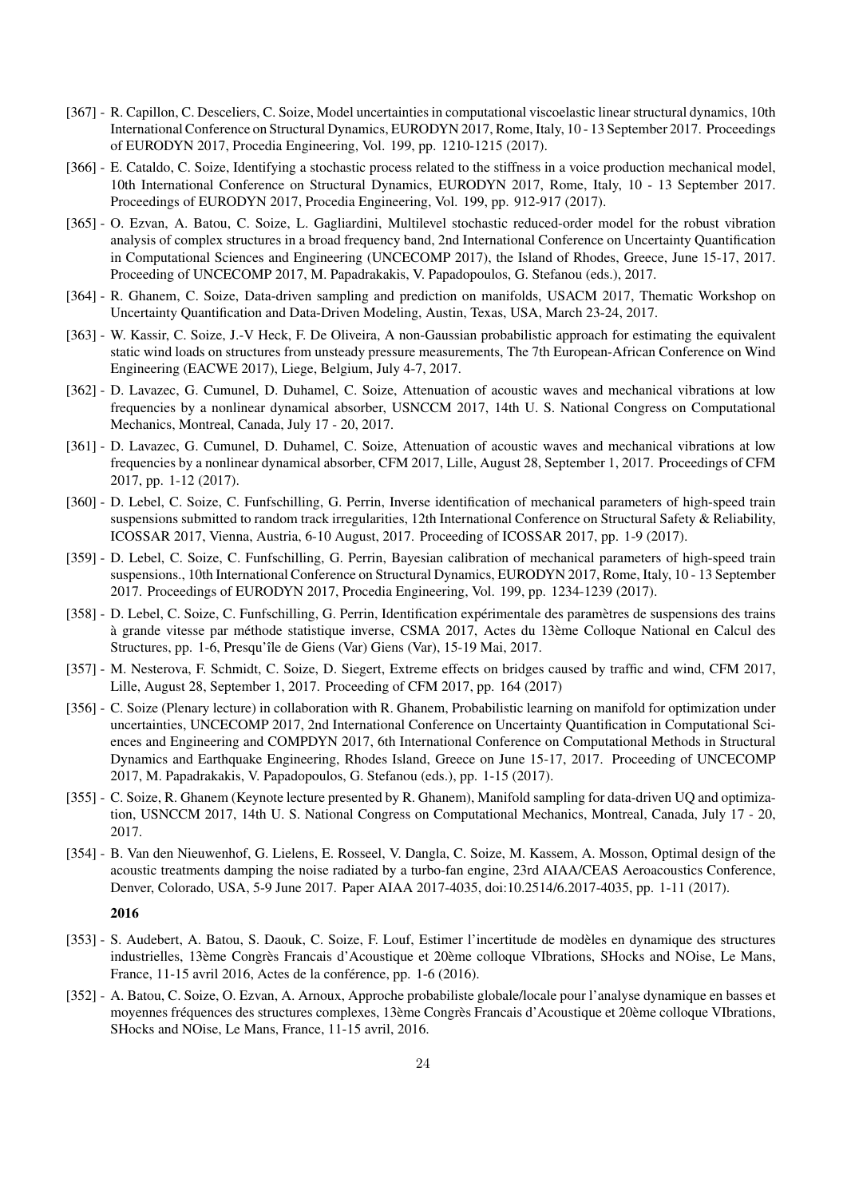- [367] - R. Capillon, C. Desceliers, C. Soize, Model uncertainties in computational viscoelastic linear structural dynamics, 10th International Conference on Structural Dynamics, EURODYN 2017, Rome, Italy, 10 - 13 September 2017. Proceedings of EURODYN 2017, Procedia Engineering, Vol. 199, pp. 1210-1215 (2017).
- [366] - E. Cataldo, C. Soize, Identifying a stochastic process related to the stiffness in a voice production mechanical model, 10th International Conference on Structural Dynamics, EURODYN 2017, Rome, Italy, 10 - 13 September 2017. Proceedings of EURODYN 2017, Procedia Engineering, Vol. 199, pp. 912-917 (2017).
- [365] - O. Ezvan, A. Batou, C. Soize, L. Gagliardini, Multilevel stochastic reduced-order model for the robust vibration analysis of complex structures in a broad frequency band, 2nd International Conference on Uncertainty Quantification in Computational Sciences and Engineering (UNCECOMP 2017), the Island of Rhodes, Greece, June 15-17, 2017. Proceeding of UNCECOMP 2017, M. Papadrakakis, V. Papadopoulos, G. Stefanou (eds.), 2017.
- [364] - R. Ghanem, C. Soize, Data-driven sampling and prediction on manifolds, USACM 2017, Thematic Workshop on Uncertainty Quantification and Data-Driven Modeling, Austin, Texas, USA, March 23-24, 2017.
- [363] - W. Kassir, C. Soize, J.-V Heck, F. De Oliveira, A non-Gaussian probabilistic approach for estimating the equivalent static wind loads on structures from unsteady pressure measurements, The 7th European-African Conference on Wind Engineering (EACWE 2017), Liege, Belgium, July 4-7, 2017.
- [362] - D. Lavazec, G. Cumunel, D. Duhamel, C. Soize, Attenuation of acoustic waves and mechanical vibrations at low frequencies by a nonlinear dynamical absorber, USNCCM 2017, 14th U. S. National Congress on Computational Mechanics, Montreal, Canada, July 17 - 20, 2017.
- [361] - D. Lavazec, G. Cumunel, D. Duhamel, C. Soize, Attenuation of acoustic waves and mechanical vibrations at low frequencies by a nonlinear dynamical absorber, CFM 2017, Lille, August 28, September 1, 2017. Proceedings of CFM 2017, pp. 1-12 (2017).
- [360] - D. Lebel, C. Soize, C. Funfschilling, G. Perrin, Inverse identification of mechanical parameters of high-speed train suspensions submitted to random track irregularities, 12th International Conference on Structural Safety & Reliability, ICOSSAR 2017, Vienna, Austria, 6-10 August, 2017. Proceeding of ICOSSAR 2017, pp. 1-9 (2017).
- [359] - D. Lebel, C. Soize, C. Funfschilling, G. Perrin, Bayesian calibration of mechanical parameters of high-speed train suspensions., 10th International Conference on Structural Dynamics, EURODYN 2017, Rome, Italy, 10 - 13 September 2017. Proceedings of EURODYN 2017, Procedia Engineering, Vol. 199, pp. 1234-1239 (2017).
- [358] - D. Lebel, C. Soize, C. Funfschilling, G. Perrin, Identification expérimentale des paramètres de suspensions des trains à grande vitesse par méthode statistique inverse, CSMA 2017, Actes du 13ème Colloque National en Calcul des Structures, pp. 1-6, Presqu'île de Giens (Var) Giens (Var), 15-19 Mai, 2017.
- [357] - M. Nesterova, F. Schmidt, C. Soize, D. Siegert, Extreme effects on bridges caused by traffic and wind, CFM 2017, Lille, August 28, September 1, 2017. Proceeding of CFM 2017, pp. 164 (2017)
- [356] - C. Soize (Plenary lecture) in collaboration with R. Ghanem, Probabilistic learning on manifold for optimization under uncertainties, UNCECOMP 2017, 2nd International Conference on Uncertainty Quantification in Computational Sciences and Engineering and COMPDYN 2017, 6th International Conference on Computational Methods in Structural Dynamics and Earthquake Engineering, Rhodes Island, Greece on June 15-17, 2017. Proceeding of UNCECOMP 2017, M. Papadrakakis, V. Papadopoulos, G. Stefanou (eds.), pp. 1-15 (2017).
- [355] - C. Soize, R. Ghanem (Keynote lecture presented by R. Ghanem), Manifold sampling for data-driven UQ and optimization, USNCCM 2017, 14th U. S. National Congress on Computational Mechanics, Montreal, Canada, July 17 - 20, 2017.
- [354] - B. Van den Nieuwenhof, G. Lielens, E. Rosseel, V. Dangla, C. Soize, M. Kassem, A. Mosson, Optimal design of the acoustic treatments damping the noise radiated by a turbo-fan engine, 23rd AIAA/CEAS Aeroacoustics Conference, Denver, Colorado, USA, 5-9 June 2017. Paper AIAA 2017-4035, doi:10.2514/6.2017-4035, pp. 1-11 (2017).

**2016**

- [353] - S. Audebert, A. Batou, S. Daouk, C. Soize, F. Louf, Estimer l'incertitude de modèles en dynamique des structures industrielles, 13ème Congrès Francais d'Acoustique et 20ème colloque VIbrations, SHocks and NOise, Le Mans, France, 11-15 avril 2016, Actes de la conférence, pp. 1-6 (2016).
- [352] - A. Batou, C. Soize, O. Ezvan, A. Arnoux, Approche probabiliste globale/locale pour l'analyse dynamique en basses et moyennes fréquences des structures complexes, 13ème Congrès Francais d'Acoustique et 20ème colloque VIbrations, SHocks and NOise, Le Mans, France, 11-15 avril, 2016.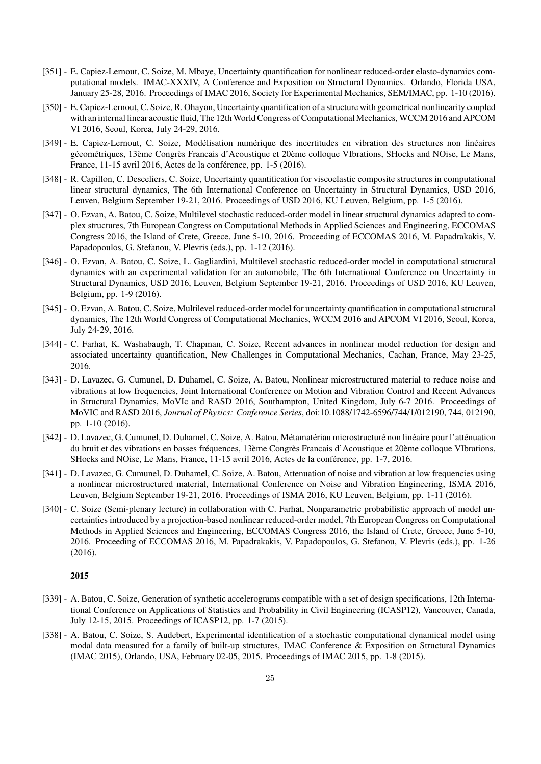[351] - E. Capiez-Lernout, C. Soize, M. Mbaye, Uncertainty quantification for nonlinear reduced-order elasto-dynamics computational models. IMAC-XXXIV, A Conference and Exposition on Structural Dynamics. Orlando, Florida USA, January 25-28, 2016. Proceedings of IMAC 2016, Society for Experimental Mechanics, SEM/IMAC, pp. 1-10 (2016).

[350] - E. Capiez-Lernout, C. Soize, R. Ohayon, Uncertainty quantification of a structure with geometrical nonlinearity coupled with an internal linear acoustic fluid, The 12th World Congress of Computational Mechanics, WCCM 2016 and APCOM VI 2016, Seoul, Korea, July 24-29, 2016.

[349] - E. Capiez-Lernout, C. Soize, Modélisation numérique des incertitudes en vibration des structures non linéaires géeométriques, 13ème Congrès Francais d'Acoustique et 20ème colloque VIbrations, SHocks and NOise, Le Mans, France, 11-15 avril 2016, Actes de la conférence, pp. 1-5 (2016).

[348] - R. Capillon, C. Desceliers, C. Soize, Uncertainty quantification for viscoelastic composite structures in computational linear structural dynamics, The 6th International Conference on Uncertainty in Structural Dynamics, USD 2016, Leuven, Belgium September 19-21, 2016. Proceedings of USD 2016, KU Leuven, Belgium, pp. 1-5 (2016).

[347] - O. Ezvan, A. Batou, C. Soize, Multilevel stochastic reduced-order model in linear structural dynamics adapted to complex structures, 7th European Congress on Computational Methods in Applied Sciences and Engineering, ECCOMAS Congress 2016, the Island of Crete, Greece, June 5-10, 2016. Proceeding of ECCOMAS 2016, M. Papadrakakis, V. Papadopoulos, G. Stefanou, V. Plevris (eds.), pp. 1-12 (2016).

[346] - O. Ezvan, A. Batou, C. Soize, L. Gagliardini, Multilevel stochastic reduced-order model in computational structural dynamics with an experimental validation for an automobile, The 6th International Conference on Uncertainty in Structural Dynamics, USD 2016, Leuven, Belgium September 19-21, 2016. Proceedings of USD 2016, KU Leuven, Belgium, pp. 1-9 (2016).

[345] - O. Ezvan, A. Batou, C. Soize, Multilevel reduced-order model for uncertainty quantification in computational structural dynamics, The 12th World Congress of Computational Mechanics, WCCM 2016 and APCOM VI 2016, Seoul, Korea, July 24-29, 2016.

[344] - C. Farhat, K. Washabaugh, T. Chapman, C. Soize, Recent advances in nonlinear model reduction for design and associated uncertainty quantification, New Challenges in Computational Mechanics, Cachan, France, May 23-25, 2016.

[343] - D. Lavazec, G. Cumunel, D. Duhamel, C. Soize, A. Batou, Nonlinear microstructured material to reduce noise and vibrations at low frequencies, Joint International Conference on Motion and Vibration Control and Recent Advances in Structural Dynamics, MoVIc and RASD 2016, Southampton, United Kingdom, July 6-7 2016. Proceedings of MoVIC and RASD 2016, *Journal of Physics: Conference Series*, doi:10.1088/1742-6596/744/1/012190, 744, 012190, pp. 1-10 (2016).

[342] - D. Lavazec, G. Cumunel, D. Duhamel, C. Soize, A. Batou, Métamatériau microstructuré non linéaire pour l'atténuation du bruit et des vibrations en basses fréquences, 13ème Congrès Francais d'Acoustique et 20ème colloque VIbrations, SHocks and NOise, Le Mans, France, 11-15 avril 2016, Actes de la conférence, pp. 1-7, 2016.

[341] - D. Lavazec, G. Cumunel, D. Duhamel, C. Soize, A. Batou, Attenuation of noise and vibration at low frequencies using a nonlinear microstructured material, International Conference on Noise and Vibration Engineering, ISMA 2016, Leuven, Belgium September 19-21, 2016. Proceedings of ISMA 2016, KU Leuven, Belgium, pp. 1-11 (2016).

[340] - C. Soize (Semi-plenary lecture) in collaboration with C. Farhat, Nonparametric probabilistic approach of model uncertainties introduced by a projection-based nonlinear reduced-order model, 7th European Congress on Computational Methods in Applied Sciences and Engineering, ECCOMAS Congress 2016, the Island of Crete, Greece, June 5-10, 2016. Proceeding of ECCOMAS 2016, M. Papadrakakis, V. Papadopoulos, G. Stefanou, V. Plevris (eds.), pp. 1-26 (2016).

**2015**

[339] - A. Batou, C. Soize, Generation of synthetic accelerograms compatible with a set of design specifications, 12th International Conference on Applications of Statistics and Probability in Civil Engineering (ICASP12), Vancouver, Canada, July 12-15, 2015. Proceedings of ICASP12, pp. 1-7 (2015).

[338] - A. Batou, C. Soize, S. Audebert, Experimental identification of a stochastic computational dynamical model using modal data measured for a family of built-up structures, IMAC Conference & Exposition on Structural Dynamics (IMAC 2015), Orlando, USA, February 02-05, 2015. Proceedings of IMAC 2015, pp. 1-8 (2015).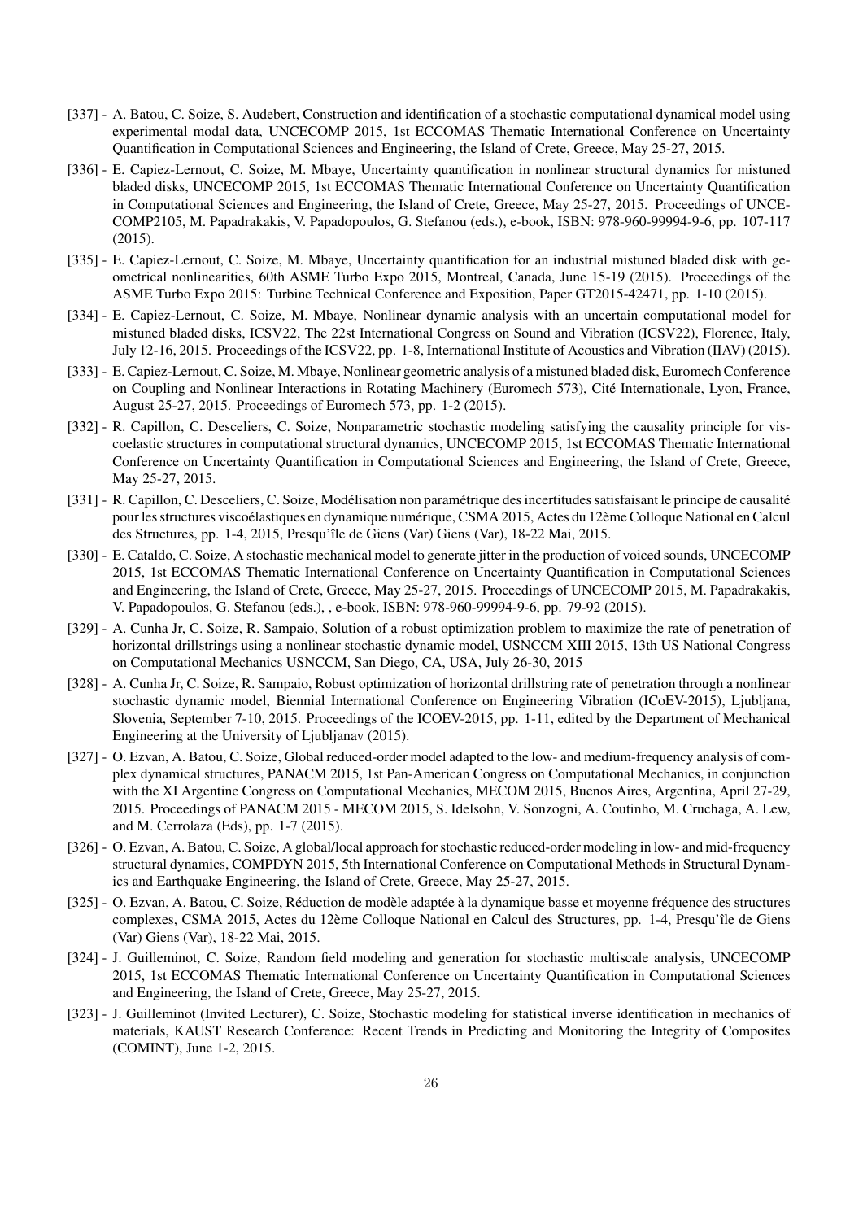[337] - A. Batou, C. Soize, S. Audebert, Construction and identification of a stochastic computational dynamical model using experimental modal data, UNCECOMP 2015, 1st ECCOMAS Thematic International Conference on Uncertainty Quantification in Computational Sciences and Engineering, the Island of Crete, Greece, May 25-27, 2015.

[336] - E. Capiez-Lernout, C. Soize, M. Mbaye, Uncertainty quantification in nonlinear structural dynamics for mistuned bladed disks, UNCECOMP 2015, 1st ECCOMAS Thematic International Conference on Uncertainty Quantification in Computational Sciences and Engineering, the Island of Crete, Greece, May 25-27, 2015. Proceedings of UNCECOMP2105, M. Papadrakakis, V. Papadopoulos, G. Stefanou (eds.), e-book, ISBN: 978-960-99994-9-6, pp. 107-117 (2015).

[335] - E. Capiez-Lernout, C. Soize, M. Mbaye, Uncertainty quantification for an industrial mistuned bladed disk with geometrical nonlinearities, 60th ASME Turbo Expo 2015, Montreal, Canada, June 15-19 (2015). Proceedings of the ASME Turbo Expo 2015: Turbine Technical Conference and Exposition, Paper GT2015-42471, pp. 1-10 (2015).

[334] - E. Capiez-Lernout, C. Soize, M. Mbaye, Nonlinear dynamic analysis with an uncertain computational model for mistuned bladed disks, ICSV22, The 22st International Congress on Sound and Vibration (ICSV22), Florence, Italy, July 12-16, 2015. Proceedings of the ICSV22, pp. 1-8, International Institute of Acoustics and Vibration (IIAV) (2015).

[333] - E. Capiez-Lernout, C. Soize, M. Mbaye, Nonlinear geometric analysis of a mistuned bladed disk, Euromech Conference on Coupling and Nonlinear Interactions in Rotating Machinery (Euromech 573), Cité Internationale, Lyon, France, August 25-27, 2015. Proceedings of Euromech 573, pp. 1-2 (2015).

[332] - R. Capillon, C. Desceliers, C. Soize, Nonparametric stochastic modeling satisfying the causality principle for viscoelastic structures in computational structural dynamics, UNCECOMP 2015, 1st ECCOMAS Thematic International Conference on Uncertainty Quantification in Computational Sciences and Engineering, the Island of Crete, Greece, May 25-27, 2015.

[331] - R. Capillon, C. Desceliers, C. Soize, Modélisation non paramétrique des incertitudes satisfaisant le principe de causalité pour les structures viscoélastiques en dynamique numérique, CSMA 2015, Actes du 12ème Colloque National en Calcul des Structures, pp. 1-4, 2015, Presqu'île de Giens (Var) Giens (Var), 18-22 Mai, 2015.

[330] - E. Cataldo, C. Soize, A stochastic mechanical model to generate jitter in the production of voiced sounds, UNCECOMP 2015, 1st ECCOMAS Thematic International Conference on Uncertainty Quantification in Computational Sciences and Engineering, the Island of Crete, Greece, May 25-27, 2015. Proceedings of UNCECOMP 2015, M. Papadrakakis, V. Papadopoulos, G. Stefanou (eds.), , e-book, ISBN: 978-960-99994-9-6, pp. 79-92 (2015).

[329] - A. Cunha Jr, C. Soize, R. Sampaio, Solution of a robust optimization problem to maximize the rate of penetration of horizontal drillstrings using a nonlinear stochastic dynamic model, USNCCM XIII 2015, 13th US National Congress on Computational Mechanics USNCCM, San Diego, CA, USA, July 26-30, 2015

[328] - A. Cunha Jr, C. Soize, R. Sampaio, Robust optimization of horizontal drillstring rate of penetration through a nonlinear stochastic dynamic model, Biennial International Conference on Engineering Vibration (ICoEV-2015), Ljubljana, Slovenia, September 7-10, 2015. Proceedings of the ICOEV-2015, pp. 1-11, edited by the Department of Mechanical Engineering at the University of Ljubljanav (2015).

[327] - O. Ezvan, A. Batou, C. Soize, Global reduced-order model adapted to the low- and medium-frequency analysis of complex dynamical structures, PANACM 2015, 1st Pan-American Congress on Computational Mechanics, in conjunction with the XI Argentine Congress on Computational Mechanics, MECOM 2015, Buenos Aires, Argentina, April 27-29, 2015. Proceedings of PANACM 2015 - MECOM 2015, S. Idelsohn, V. Sonzogni, A. Coutinho, M. Cruchaga, A. Lew, and M. Cerrolaza (Eds), pp. 1-7 (2015).

[326] - O. Ezvan, A. Batou, C. Soize, A global/local approach for stochastic reduced-order modeling in low- and mid-frequency structural dynamics, COMPDYN 2015, 5th International Conference on Computational Methods in Structural Dynamics and Earthquake Engineering, the Island of Crete, Greece, May 25-27, 2015.

[325] - O. Ezvan, A. Batou, C. Soize, Réduction de modèle adaptée à la dynamique basse et moyenne fréquence des structures complexes, CSMA 2015, Actes du 12ème Colloque National en Calcul des Structures, pp. 1-4, Presqu'île de Giens (Var) Giens (Var), 18-22 Mai, 2015.

[324] - J. Guilleminot, C. Soize, Random field modeling and generation for stochastic multiscale analysis, UNCECOMP 2015, 1st ECCOMAS Thematic International Conference on Uncertainty Quantification in Computational Sciences and Engineering, the Island of Crete, Greece, May 25-27, 2015.

[323] - J. Guilleminot (Invited Lecturer), C. Soize, Stochastic modeling for statistical inverse identification in mechanics of materials, KAUST Research Conference: Recent Trends in Predicting and Monitoring the Integrity of Composites (COMINT), June 1-2, 2015.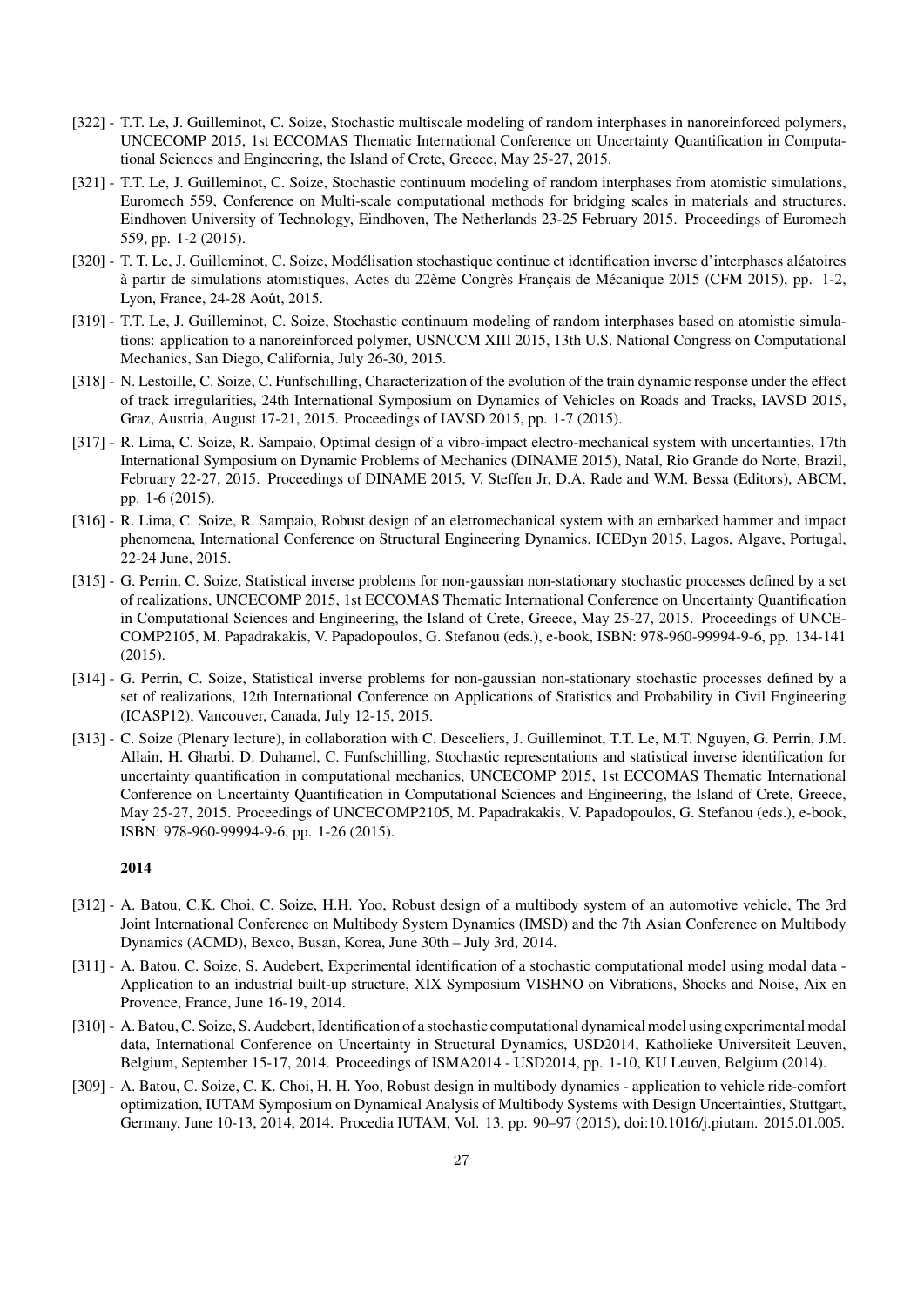- [322] - T.T. Le, J. Guilleminot, C. Soize, Stochastic multiscale modeling of random interphases in nanoreinforced polymers, UNCECOMP 2015, 1st ECCOMAS Thematic International Conference on Uncertainty Quantification in Computational Sciences and Engineering, the Island of Crete, Greece, May 25-27, 2015.
- [321] - T.T. Le, J. Guilleminot, C. Soize, Stochastic continuum modeling of random interphases from atomistic simulations, Euromech 559, Conference on Multi-scale computational methods for bridging scales in materials and structures. Eindhoven University of Technology, Eindhoven, The Netherlands 23-25 February 2015. Proceedings of Euromech 559, pp. 1-2 (2015).
- [320] - T. T. Le, J. Guilleminot, C. Soize, Modélisation stochastique continue et identification inverse d'interphases aléatoires à partir de simulations atomistiques, Actes du 22ème Congrès Français de Mécanique 2015 (CFM 2015), pp. 1-2, Lyon, France, 24-28 Août, 2015.
- [319] - T.T. Le, J. Guilleminot, C. Soize, Stochastic continuum modeling of random interphases based on atomistic simulations: application to a nanoreinforced polymer, USNCCM XIII 2015, 13th U.S. National Congress on Computational Mechanics, San Diego, California, July 26-30, 2015.
- [318] - N. Lestoille, C. Soize, C. Funfschilling, Characterization of the evolution of the train dynamic response under the effect of track irregularities, 24th International Symposium on Dynamics of Vehicles on Roads and Tracks, IAVSD 2015, Graz, Austria, August 17-21, 2015. Proceedings of IAVSD 2015, pp. 1-7 (2015).
- [317] - R. Lima, C. Soize, R. Sampaio, Optimal design of a vibro-impact electro-mechanical system with uncertainties, 17th International Symposium on Dynamic Problems of Mechanics (DINAME 2015), Natal, Rio Grande do Norte, Brazil, February 22-27, 2015. Proceedings of DINAME 2015, V. Steffen Jr, D.A. Rade and W.M. Bessa (Editors), ABCM, pp. 1-6 (2015).
- [316] - R. Lima, C. Soize, R. Sampaio, Robust design of an eletromechanical system with an embarked hammer and impact phenomena, International Conference on Structural Engineering Dynamics, ICEDyn 2015, Lagos, Algave, Portugal, 22-24 June, 2015.
- [315] - G. Perrin, C. Soize, Statistical inverse problems for non-gaussian non-stationary stochastic processes defined by a set of realizations, UNCECOMP 2015, 1st ECCOMAS Thematic International Conference on Uncertainty Quantification in Computational Sciences and Engineering, the Island of Crete, Greece, May 25-27, 2015. Proceedings of UNCECOMP2105, M. Papadrakakis, V. Papadopoulos, G. Stefanou (eds.), e-book, ISBN: 978-960-99994-9-6, pp. 134-141 (2015).
- [314] - G. Perrin, C. Soize, Statistical inverse problems for non-gaussian non-stationary stochastic processes defined by a set of realizations, 12th International Conference on Applications of Statistics and Probability in Civil Engineering (ICASP12), Vancouver, Canada, July 12-15, 2015.
- [313] - C. Soize (Plenary lecture), in collaboration with C. Desceliers, J. Guilleminot, T.T. Le, M.T. Nguyen, G. Perrin, J.M. Allain, H. Gharbi, D. Duhamel, C. Funfschilling, Stochastic representations and statistical inverse identification for uncertainty quantification in computational mechanics, UNCECOMP 2015, 1st ECCOMAS Thematic International Conference on Uncertainty Quantification in Computational Sciences and Engineering, the Island of Crete, Greece, May 25-27, 2015. Proceedings of UNCECOMP2105, M. Papadrakakis, V. Papadopoulos, G. Stefanou (eds.), e-book, ISBN: 978-960-99994-9-6, pp. 1-26 (2015).

**2014**

- [312] - A. Batou, C.K. Choi, C. Soize, H.H. Yoo, Robust design of a multibody system of an automotive vehicle, The 3rd Joint International Conference on Multibody System Dynamics (IMSD) and the 7th Asian Conference on Multibody Dynamics (ACMD), Bexco, Busan, Korea, June 30th – July 3rd, 2014.
- [311] - A. Batou, C. Soize, S. Audebert, Experimental identification of a stochastic computational model using modal data - Application to an industrial built-up structure, XIX Symposium VISHNO on Vibrations, Shocks and Noise, Aix en Provence, France, June 16-19, 2014.
- [310] - A. Batou, C. Soize, S. Audebert, Identification of a stochastic computational dynamical model using experimental modal data, International Conference on Uncertainty in Structural Dynamics, USD2014, Katholieke Universiteit Leuven, Belgium, September 15-17, 2014. Proceedings of ISMA2014 - USD2014, pp. 1-10, KU Leuven, Belgium (2014).
- [309] - A. Batou, C. Soize, C. K. Choi, H. H. Yoo, Robust design in multibody dynamics - application to vehicle ride-comfort optimization, IUTAM Symposium on Dynamical Analysis of Multibody Systems with Design Uncertainties, Stuttgart, Germany, June 10-13, 2014, 2014. Procedia IUTAM, Vol. 13, pp. 90–97 (2015), doi:10.1016/j.piutam. 2015.01.005.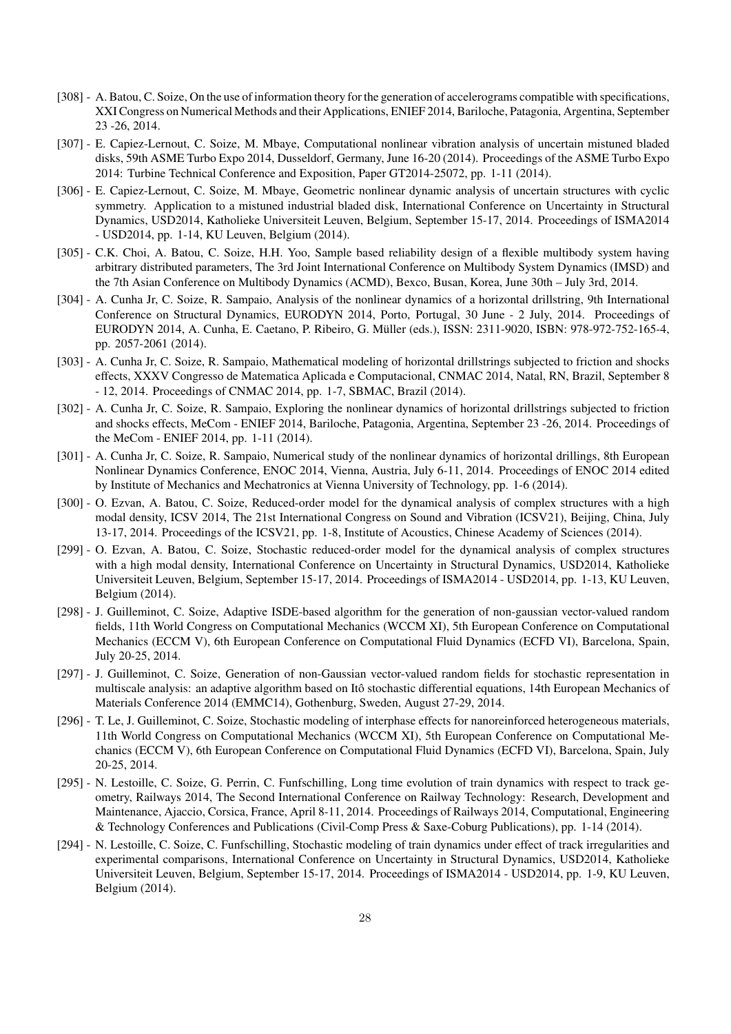[308] - A. Batou, C. Soize, On the use of information theory for the generation of accelerograms compatible with specifications, XXI Congress on Numerical Methods and their Applications, ENIEF 2014, Bariloche, Patagonia, Argentina, September 23 -26, 2014.

[307] - E. Capiez-Lernout, C. Soize, M. Mbaye, Computational nonlinear vibration analysis of uncertain mistuned bladed disks, 59th ASME Turbo Expo 2014, Dusseldorf, Germany, June 16-20 (2014). Proceedings of the ASME Turbo Expo 2014: Turbine Technical Conference and Exposition, Paper GT2014-25072, pp. 1-11 (2014).

[306] - E. Capiez-Lernout, C. Soize, M. Mbaye, Geometric nonlinear dynamic analysis of uncertain structures with cyclic symmetry. Application to a mistuned industrial bladed disk, International Conference on Uncertainty in Structural Dynamics, USD2014, Katholieke Universiteit Leuven, Belgium, September 15-17, 2014. Proceedings of ISMA2014 - USD2014, pp. 1-14, KU Leuven, Belgium (2014).

[305] - C.K. Choi, A. Batou, C. Soize, H.H. Yoo, Sample based reliability design of a flexible multibody system having arbitrary distributed parameters, The 3rd Joint International Conference on Multibody System Dynamics (IMSD) and the 7th Asian Conference on Multibody Dynamics (ACMD), Bexco, Busan, Korea, June 30th – July 3rd, 2014.

[304] - A. Cunha Jr, C. Soize, R. Sampaio, Analysis of the nonlinear dynamics of a horizontal drillstring, 9th International Conference on Structural Dynamics, EURODYN 2014, Porto, Portugal, 30 June - 2 July, 2014. Proceedings of EURODYN 2014, A. Cunha, E. Caetano, P. Ribeiro, G. Müller (eds.), ISSN: 2311-9020, ISBN: 978-972-752-165-4, pp. 2057-2061 (2014).

[303] - A. Cunha Jr, C. Soize, R. Sampaio, Mathematical modeling of horizontal drillstrings subjected to friction and shocks effects, XXXV Congresso de Matematica Aplicada e Computacional, CNMAC 2014, Natal, RN, Brazil, September 8 - 12, 2014. Proceedings of CNMAC 2014, pp. 1-7, SBMAC, Brazil (2014).

[302] - A. Cunha Jr, C. Soize, R. Sampaio, Exploring the nonlinear dynamics of horizontal drillstrings subjected to friction and shocks effects, MeCom - ENIEF 2014, Bariloche, Patagonia, Argentina, September 23 -26, 2014. Proceedings of the MeCom - ENIEF 2014, pp. 1-11 (2014).

[301] - A. Cunha Jr, C. Soize, R. Sampaio, Numerical study of the nonlinear dynamics of horizontal drillings, 8th European Nonlinear Dynamics Conference, ENOC 2014, Vienna, Austria, July 6-11, 2014. Proceedings of ENOC 2014 edited by Institute of Mechanics and Mechatronics at Vienna University of Technology, pp. 1-6 (2014).

[300] - O. Ezvan, A. Batou, C. Soize, Reduced-order model for the dynamical analysis of complex structures with a high modal density, ICSV 2014, The 21st International Congress on Sound and Vibration (ICSV21), Beijing, China, July 13-17, 2014. Proceedings of the ICSV21, pp. 1-8, Institute of Acoustics, Chinese Academy of Sciences (2014).

[299] - O. Ezvan, A. Batou, C. Soize, Stochastic reduced-order model for the dynamical analysis of complex structures with a high modal density, International Conference on Uncertainty in Structural Dynamics, USD2014, Katholieke Universiteit Leuven, Belgium, September 15-17, 2014. Proceedings of ISMA2014 - USD2014, pp. 1-13, KU Leuven, Belgium (2014).

[298] - J. Guilleminot, C. Soize, Adaptive ISDE-based algorithm for the generation of non-gaussian vector-valued random fields, 11th World Congress on Computational Mechanics (WCCM XI), 5th European Conference on Computational Mechanics (ECCM V), 6th European Conference on Computational Fluid Dynamics (ECFD VI), Barcelona, Spain, July 20-25, 2014.

[297] - J. Guilleminot, C. Soize, Generation of non-Gaussian vector-valued random fields for stochastic representation in multiscale analysis: an adaptive algorithm based on Itô stochastic differential equations, 14th European Mechanics of Materials Conference 2014 (EMMC14), Gothenburg, Sweden, August 27-29, 2014.

[296] - T. Le, J. Guilleminot, C. Soize, Stochastic modeling of interphase effects for nanoreinforced heterogeneous materials, 11th World Congress on Computational Mechanics (WCCM XI), 5th European Conference on Computational Mechanics (ECCM V), 6th European Conference on Computational Fluid Dynamics (ECFD VI), Barcelona, Spain, July 20-25, 2014.

[295] - N. Lestoille, C. Soize, G. Perrin, C. Funfschilling, Long time evolution of train dynamics with respect to track geometry, Railways 2014, The Second International Conference on Railway Technology: Research, Development and Maintenance, Ajaccio, Corsica, France, April 8-11, 2014. Proceedings of Railways 2014, Computational, Engineering & Technology Conferences and Publications (Civil-Comp Press & Saxe-Coburg Publications), pp. 1-14 (2014).

[294] - N. Lestoille, C. Soize, C. Funfschilling, Stochastic modeling of train dynamics under effect of track irregularities and experimental comparisons, International Conference on Uncertainty in Structural Dynamics, USD2014, Katholieke Universiteit Leuven, Belgium, September 15-17, 2014. Proceedings of ISMA2014 - USD2014, pp. 1-9, KU Leuven, Belgium (2014).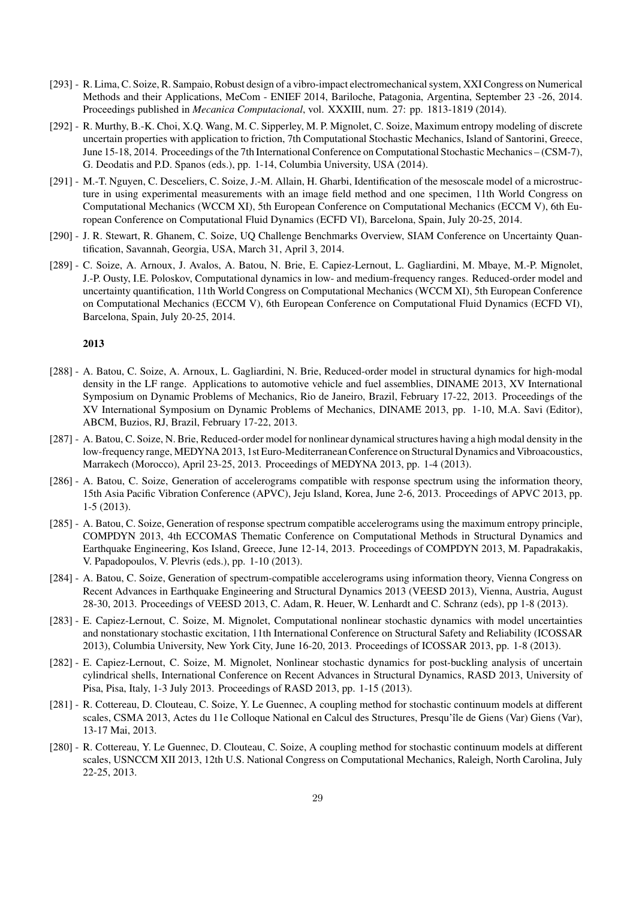[293] - R. Lima, C. Soize, R. Sampaio, Robust design of a vibro-impact electromechanical system, XXI Congress on Numerical Methods and their Applications, MeCom - ENIEF 2014, Bariloche, Patagonia, Argentina, September 23 -26, 2014. Proceedings published in *Mecanica Computacional*, vol. XXXIII, num. 27: pp. 1813-1819 (2014).

[292] - R. Murthy, B.-K. Choi, X.Q. Wang, M. C. Sipperley, M. P. Mignolet, C. Soize, Maximum entropy modeling of discrete uncertain properties with application to friction, 7th Computational Stochastic Mechanics, Island of Santorini, Greece, June 15-18, 2014. Proceedings of the 7th International Conference on Computational Stochastic Mechanics – (CSM-7), G. Deodatis and P.D. Spanos (eds.), pp. 1-14, Columbia University, USA (2014).

[291] - M.-T. Nguyen, C. Desceliers, C. Soize, J.-M. Allain, H. Gharbi, Identification of the mesoscale model of a microstructure in using experimental measurements with an image field method and one specimen, 11th World Congress on Computational Mechanics (WCCM XI), 5th European Conference on Computational Mechanics (ECCM V), 6th European Conference on Computational Fluid Dynamics (ECFD VI), Barcelona, Spain, July 20-25, 2014.

[290] - J. R. Stewart, R. Ghanem, C. Soize, UQ Challenge Benchmarks Overview, SIAM Conference on Uncertainty Quantification, Savannah, Georgia, USA, March 31, April 3, 2014.

[289] - C. Soize, A. Arnoux, J. Avalos, A. Batou, N. Brie, E. Capiez-Lernout, L. Gagliardini, M. Mbaye, M.-P. Mignolet, J.-P. Ousty, I.E. Poloskov, Computational dynamics in low- and medium-frequency ranges. Reduced-order model and uncertainty quantification, 11th World Congress on Computational Mechanics (WCCM XI), 5th European Conference on Computational Mechanics (ECCM V), 6th European Conference on Computational Fluid Dynamics (ECFD VI), Barcelona, Spain, July 20-25, 2014.

**2013**

[288] - A. Batou, C. Soize, A. Arnoux, L. Gagliardini, N. Brie, Reduced-order model in structural dynamics for high-modal density in the LF range. Applications to automotive vehicle and fuel assemblies, DINAME 2013, XV International Symposium on Dynamic Problems of Mechanics, Rio de Janeiro, Brazil, February 17-22, 2013. Proceedings of the XV International Symposium on Dynamic Problems of Mechanics, DINAME 2013, pp. 1-10, M.A. Savi (Editor), ABCM, Buzios, RJ, Brazil, February 17-22, 2013.

[287] - A. Batou, C. Soize, N. Brie, Reduced-order model for nonlinear dynamical structures having a high modal density in the low-frequency range, MEDYNA 2013, 1st Euro-Mediterranean Conference on Structural Dynamics and Vibroacoustics, Marrakech (Morocco), April 23-25, 2013. Proceedings of MEDYNA 2013, pp. 1-4 (2013).

[286] - A. Batou, C. Soize, Generation of accelerograms compatible with response spectrum using the information theory, 15th Asia Pacific Vibration Conference (APVC), Jeju Island, Korea, June 2-6, 2013. Proceedings of APVC 2013, pp. 1-5 (2013).

[285] - A. Batou, C. Soize, Generation of response spectrum compatible accelerograms using the maximum entropy principle, COMPDYN 2013, 4th ECCOMAS Thematic Conference on Computational Methods in Structural Dynamics and Earthquake Engineering, Kos Island, Greece, June 12-14, 2013. Proceedings of COMPDYN 2013, M. Papadrakakis, V. Papadopoulos, V. Plevris (eds.), pp. 1-10 (2013).

[284] - A. Batou, C. Soize, Generation of spectrum-compatible accelerograms using information theory, Vienna Congress on Recent Advances in Earthquake Engineering and Structural Dynamics 2013 (VEESD 2013), Vienna, Austria, August 28-30, 2013. Proceedings of VEESD 2013, C. Adam, R. Heuer, W. Lenhardt and C. Schranz (eds), pp 1-8 (2013).

[283] - E. Capiez-Lernout, C. Soize, M. Mignolet, Computational nonlinear stochastic dynamics with model uncertainties and nonstationary stochastic excitation, 11th International Conference on Structural Safety and Reliability (ICOSSAR 2013), Columbia University, New York City, June 16-20, 2013. Proceedings of ICOSSAR 2013, pp. 1-8 (2013).

[282] - E. Capiez-Lernout, C. Soize, M. Mignolet, Nonlinear stochastic dynamics for post-buckling analysis of uncertain cylindrical shells, International Conference on Recent Advances in Structural Dynamics, RASD 2013, University of Pisa, Pisa, Italy, 1-3 July 2013. Proceedings of RASD 2013, pp. 1-15 (2013).

[281] - R. Cottereau, D. Clouteau, C. Soize, Y. Le Guennec, A coupling method for stochastic continuum models at different scales, CSMA 2013, Actes du 11e Colloque National en Calcul des Structures, Presqu'île de Giens (Var) Giens (Var), 13-17 Mai, 2013.

[280] - R. Cottereau, Y. Le Guennec, D. Clouteau, C. Soize, A coupling method for stochastic continuum models at different scales, USNCCM XII 2013, 12th U.S. National Congress on Computational Mechanics, Raleigh, North Carolina, July 22-25, 2013.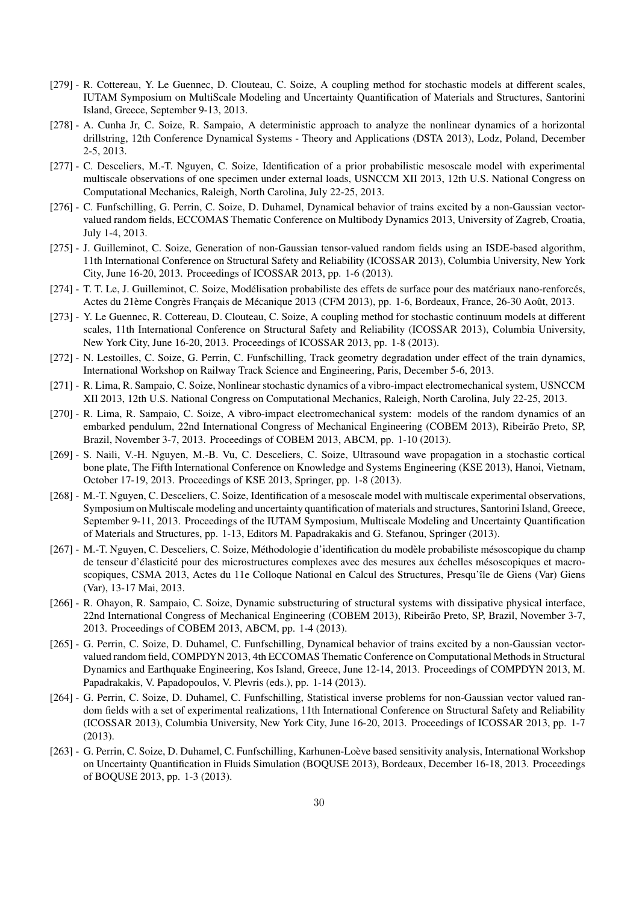[279] - R. Cottereau, Y. Le Guennec, D. Clouteau, C. Soize, A coupling method for stochastic models at different scales, IUTAM Symposium on MultiScale Modeling and Uncertainty Quantification of Materials and Structures, Santorini Island, Greece, September 9-13, 2013.

[278] - A. Cunha Jr, C. Soize, R. Sampaio, A deterministic approach to analyze the nonlinear dynamics of a horizontal drillstring, 12th Conference Dynamical Systems - Theory and Applications (DSTA 2013), Lodz, Poland, December 2-5, 2013.

[277] - C. Desceliers, M.-T. Nguyen, C. Soize, Identification of a prior probabilistic mesoscale model with experimental multiscale observations of one specimen under external loads, USNCCM XII 2013, 12th U.S. National Congress on Computational Mechanics, Raleigh, North Carolina, July 22-25, 2013.

[276] - C. Funfschilling, G. Perrin, C. Soize, D. Duhamel, Dynamical behavior of trains excited by a non-Gaussian vector-valued random fields, ECCOMAS Thematic Conference on Multibody Dynamics 2013, University of Zagreb, Croatia, July 1-4, 2013.

[275] - J. Guilleminot, C. Soize, Generation of non-Gaussian tensor-valued random fields using an ISDE-based algorithm, 11th International Conference on Structural Safety and Reliability (ICOSSAR 2013), Columbia University, New York City, June 16-20, 2013. Proceedings of ICOSSAR 2013, pp. 1-6 (2013).

[274] - T. T. Le, J. Guilleminot, C. Soize, Modélisation probabiliste des effets de surface pour des matériaux nano-renforcés, Actes du 21ème Congrès Français de Mécanique 2013 (CFM 2013), pp. 1-6, Bordeaux, France, 26-30 Août, 2013.

[273] - Y. Le Guennec, R. Cottereau, D. Clouteau, C. Soize, A coupling method for stochastic continuum models at different scales, 11th International Conference on Structural Safety and Reliability (ICOSSAR 2013), Columbia University, New York City, June 16-20, 2013. Proceedings of ICOSSAR 2013, pp. 1-8 (2013).

[272] - N. Lestoilles, C. Soize, G. Perrin, C. Funfschilling, Track geometry degradation under effect of the train dynamics, International Workshop on Railway Track Science and Engineering, Paris, December 5-6, 2013.

[271] - R. Lima, R. Sampaio, C. Soize, Nonlinear stochastic dynamics of a vibro-impact electromechanical system, USNCCM XII 2013, 12th U.S. National Congress on Computational Mechanics, Raleigh, North Carolina, July 22-25, 2013.

[270] - R. Lima, R. Sampaio, C. Soize, A vibro-impact electromechanical system: models of the random dynamics of an embarked pendulum, 22nd International Congress of Mechanical Engineering (COBEM 2013), Ribeirão Preto, SP, Brazil, November 3-7, 2013. Proceedings of COBEM 2013, ABCM, pp. 1-10 (2013).

[269] - S. Naili, V.-H. Nguyen, M.-B. Vu, C. Desceliers, C. Soize, Ultrasound wave propagation in a stochastic cortical bone plate, The Fifth International Conference on Knowledge and Systems Engineering (KSE 2013), Hanoi, Vietnam, October 17-19, 2013. Proceedings of KSE 2013, Springer, pp. 1-8 (2013).

[268] - M.-T. Nguyen, C. Desceliers, C. Soize, Identification of a mesoscale model with multiscale experimental observations, Symposium on Multiscale modeling and uncertainty quantification of materials and structures, Santorini Island, Greece, September 9-11, 2013. Proceedings of the IUTAM Symposium, Multiscale Modeling and Uncertainty Quantification of Materials and Structures, pp. 1-13, Editors M. Papadrakakis and G. Stefanou, Springer (2013).

[267] - M.-T. Nguyen, C. Desceliers, C. Soize, Méthodologie d'identification du modèle probabiliste mésoscopique du champ de tenseur d'élasticité pour des microstructures complexes avec des mesures aux échelles mésoscopiques et macroscopiques, CSMA 2013, Actes du 11e Colloque National en Calcul des Structures, Presqu'île de Giens (Var) Giens (Var), 13-17 Mai, 2013.

[266] - R. Ohayon, R. Sampaio, C. Soize, Dynamic substructuring of structural systems with dissipative physical interface, 22nd International Congress of Mechanical Engineering (COBEM 2013), Ribeirão Preto, SP, Brazil, November 3-7, 2013. Proceedings of COBEM 2013, ABCM, pp. 1-4 (2013).

[265] - G. Perrin, C. Soize, D. Duhamel, C. Funfschilling, Dynamical behavior of trains excited by a non-Gaussian vector-valued random field, COMPDYN 2013, 4th ECCOMAS Thematic Conference on Computational Methods in Structural Dynamics and Earthquake Engineering, Kos Island, Greece, June 12-14, 2013. Proceedings of COMPDYN 2013, M. Papadrakakis, V. Papadopoulos, V. Plevris (eds.), pp. 1-14 (2013).

[264] - G. Perrin, C. Soize, D. Duhamel, C. Funfschilling, Statistical inverse problems for non-Gaussian vector valued random fields with a set of experimental realizations, 11th International Conference on Structural Safety and Reliability (ICOSSAR 2013), Columbia University, New York City, June 16-20, 2013. Proceedings of ICOSSAR 2013, pp. 1-7 (2013).

[263] - G. Perrin, C. Soize, D. Duhamel, C. Funfschilling, Karhunen-Loève based sensitivity analysis, International Workshop on Uncertainty Quantification in Fluids Simulation (BOQUSE 2013), Bordeaux, December 16-18, 2013. Proceedings of BOQUSE 2013, pp. 1-3 (2013).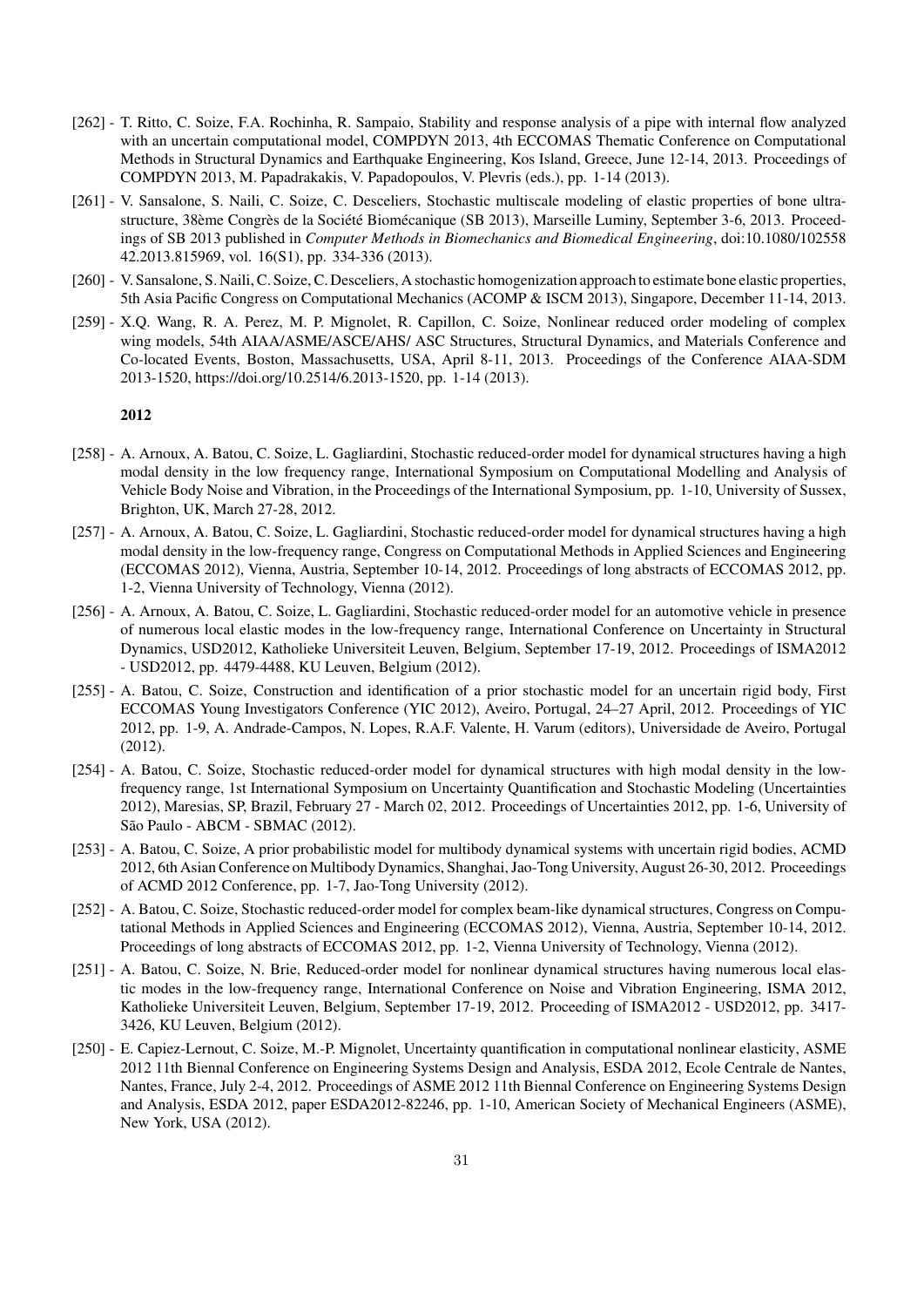[262] - T. Ritto, C. Soize, F.A. Rochinha, R. Sampaio, Stability and response analysis of a pipe with internal flow analyzed with an uncertain computational model, COMPDYN 2013, 4th ECCOMAS Thematic Conference on Computational Methods in Structural Dynamics and Earthquake Engineering, Kos Island, Greece, June 12-14, 2013. Proceedings of COMPDYN 2013, M. Papadrakakis, V. Papadopoulos, V. Plevris (eds.), pp. 1-14 (2013).

[261] - V. Sansalone, S. Naili, C. Soize, C. Desceliers, Stochastic multiscale modeling of elastic properties of bone ultrastructure, 38ème Congrès de la Société Biomécanique (SB 2013), Marseille Luminy, September 3-6, 2013. Proceedings of SB 2013 published in *Computer Methods in Biomechanics and Biomedical Engineering*, doi:10.1080/10255842.2013.815969, vol. 16(S1), pp. 334-336 (2013).

[260] - V. Sansalone, S. Naili, C. Soize, C. Desceliers, A stochastic homogenization approach to estimate bone elastic properties, 5th Asia Pacific Congress on Computational Mechanics (ACOMP & ISCM 2013), Singapore, December 11-14, 2013.

[259] - X.Q. Wang, R. A. Perez, M. P. Mignolet, R. Capillon, C. Soize, Nonlinear reduced order modeling of complex wing models, 54th AIAA/ASME/ASCE/AHS/ ASC Structures, Structural Dynamics, and Materials Conference and Co-located Events, Boston, Massachusetts, USA, April 8-11, 2013. Proceedings of the Conference AIAA-SDM 2013-1520, https://doi.org/10.2514/6.2013-1520, pp. 1-14 (2013).

**2012**

[258] - A. Arnoux, A. Batou, C. Soize, L. Gagliardini, Stochastic reduced-order model for dynamical structures having a high modal density in the low frequency range, International Symposium on Computational Modelling and Analysis of Vehicle Body Noise and Vibration, in the Proceedings of the International Symposium, pp. 1-10, University of Sussex, Brighton, UK, March 27-28, 2012.

[257] - A. Arnoux, A. Batou, C. Soize, L. Gagliardini, Stochastic reduced-order model for dynamical structures having a high modal density in the low-frequency range, Congress on Computational Methods in Applied Sciences and Engineering (ECCOMAS 2012), Vienna, Austria, September 10-14, 2012. Proceedings of long abstracts of ECCOMAS 2012, pp. 1-2, Vienna University of Technology, Vienna (2012).

[256] - A. Arnoux, A. Batou, C. Soize, L. Gagliardini, Stochastic reduced-order model for an automotive vehicle in presence of numerous local elastic modes in the low-frequency range, International Conference on Uncertainty in Structural Dynamics, USD2012, Katholieke Universiteit Leuven, Belgium, September 17-19, 2012. Proceedings of ISMA2012 - USD2012, pp. 4479-4488, KU Leuven, Belgium (2012).

[255] - A. Batou, C. Soize, Construction and identification of a prior stochastic model for an uncertain rigid body, First ECCOMAS Young Investigators Conference (YIC 2012), Aveiro, Portugal, 24–27 April, 2012. Proceedings of YIC 2012, pp. 1-9, A. Andrade-Campos, N. Lopes, R.A.F. Valente, H. Varum (editors), Universidade de Aveiro, Portugal (2012).

[254] - A. Batou, C. Soize, Stochastic reduced-order model for dynamical structures with high modal density in the low-frequency range, 1st International Symposium on Uncertainty Quantification and Stochastic Modeling (Uncertainties 2012), Maresias, SP, Brazil, February 27 - March 02, 2012. Proceedings of Uncertainties 2012, pp. 1-6, University of São Paulo - ABCM - SBMAC (2012).

[253] - A. Batou, C. Soize, A prior probabilistic model for multibody dynamical systems with uncertain rigid bodies, ACMD 2012, 6th Asian Conference on Multibody Dynamics, Shanghai, Jao-Tong University, August 26-30, 2012. Proceedings of ACMD 2012 Conference, pp. 1-7, Jao-Tong University (2012).

[252] - A. Batou, C. Soize, Stochastic reduced-order model for complex beam-like dynamical structures, Congress on Computational Methods in Applied Sciences and Engineering (ECCOMAS 2012), Vienna, Austria, September 10-14, 2012. Proceedings of long abstracts of ECCOMAS 2012, pp. 1-2, Vienna University of Technology, Vienna (2012).

[251] - A. Batou, C. Soize, N. Brie, Reduced-order model for nonlinear dynamical structures having numerous local elastic modes in the low-frequency range, International Conference on Noise and Vibration Engineering, ISMA 2012, Katholieke Universiteit Leuven, Belgium, September 17-19, 2012. Proceeding of ISMA2012 - USD2012, pp. 3417-3426, KU Leuven, Belgium (2012).

[250] - E. Capiez-Lernout, C. Soize, M.-P. Mignolet, Uncertainty quantification in computational nonlinear elasticity, ASME 2012 11th Biennal Conference on Engineering Systems Design and Analysis, ESDA 2012, Ecole Centrale de Nantes, Nantes, France, July 2-4, 2012. Proceedings of ASME 2012 11th Biennal Conference on Engineering Systems Design and Analysis, ESDA 2012, paper ESDA2012-82246, pp. 1-10, American Society of Mechanical Engineers (ASME), New York, USA (2012).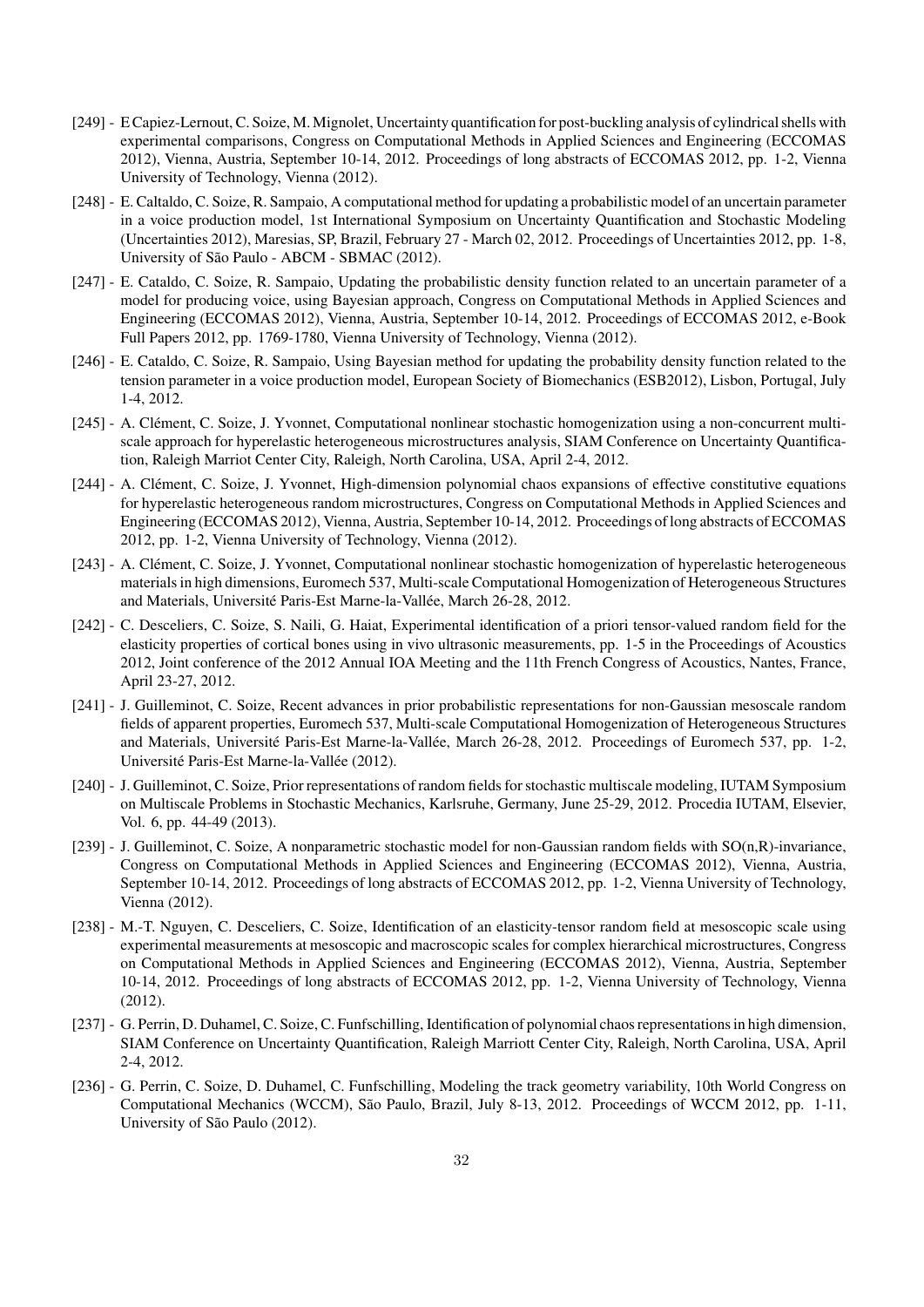[249] - E Capiez-Lernout, C. Soize, M. Mignolet, Uncertainty quantification for post-buckling analysis of cylindrical shells with experimental comparisons, Congress on Computational Methods in Applied Sciences and Engineering (ECCOMAS 2012), Vienna, Austria, September 10-14, 2012. Proceedings of long abstracts of ECCOMAS 2012, pp. 1-2, Vienna University of Technology, Vienna (2012).

[248] - E. Caltaldo, C. Soize, R. Sampaio, A computational method for updating a probabilistic model of an uncertain parameter in a voice production model, 1st International Symposium on Uncertainty Quantification and Stochastic Modeling (Uncertainties 2012), Maresias, SP, Brazil, February 27 - March 02, 2012. Proceedings of Uncertainties 2012, pp. 1-8, University of São Paulo - ABCM - SBMAC (2012).

[247] - E. Cataldo, C. Soize, R. Sampaio, Updating the probabilistic density function related to an uncertain parameter of a model for producing voice, using Bayesian approach, Congress on Computational Methods in Applied Sciences and Engineering (ECCOMAS 2012), Vienna, Austria, September 10-14, 2012. Proceedings of ECCOMAS 2012, e-Book Full Papers 2012, pp. 1769-1780, Vienna University of Technology, Vienna (2012).

[246] - E. Cataldo, C. Soize, R. Sampaio, Using Bayesian method for updating the probability density function related to the tension parameter in a voice production model, European Society of Biomechanics (ESB2012), Lisbon, Portugal, July 1-4, 2012.

[245] - A. Clément, C. Soize, J. Yvonnet, Computational nonlinear stochastic homogenization using a non-concurrent multi-scale approach for hyperelastic heterogeneous microstructures analysis, SIAM Conference on Uncertainty Quantification, Raleigh Marriot Center City, Raleigh, North Carolina, USA, April 2-4, 2012.

[244] - A. Clément, C. Soize, J. Yvonnet, High-dimension polynomial chaos expansions of effective constitutive equations for hyperelastic heterogeneous random microstructures, Congress on Computational Methods in Applied Sciences and Engineering (ECCOMAS 2012), Vienna, Austria, September 10-14, 2012. Proceedings of long abstracts of ECCOMAS 2012, pp. 1-2, Vienna University of Technology, Vienna (2012).

[243] - A. Clément, C. Soize, J. Yvonnet, Computational nonlinear stochastic homogenization of hyperelastic heterogeneous materials in high dimensions, Euromech 537, Multi-scale Computational Homogenization of Heterogeneous Structures and Materials, Université Paris-Est Marne-la-Vallée, March 26-28, 2012.

[242] - C. Desceliers, C. Soize, S. Naili, G. Haiat, Experimental identification of a priori tensor-valued random field for the elasticity properties of cortical bones using in vivo ultrasonic measurements, pp. 1-5 in the Proceedings of Acoustics 2012, Joint conference of the 2012 Annual IOA Meeting and the 11th French Congress of Acoustics, Nantes, France, April 23-27, 2012.

[241] - J. Guilleminot, C. Soize, Recent advances in prior probabilistic representations for non-Gaussian mesoscale random fields of apparent properties, Euromech 537, Multi-scale Computational Homogenization of Heterogeneous Structures and Materials, Université Paris-Est Marne-la-Vallée, March 26-28, 2012. Proceedings of Euromech 537, pp. 1-2, Université Paris-Est Marne-la-Vallée (2012).

[240] - J. Guilleminot, C. Soize, Prior representations of random fields for stochastic multiscale modeling, IUTAM Symposium on Multiscale Problems in Stochastic Mechanics, Karlsruhe, Germany, June 25-29, 2012. Procedia IUTAM, Elsevier, Vol. 6, pp. 44-49 (2013).

[239] - J. Guilleminot, C. Soize, A nonparametric stochastic model for non-Gaussian random fields with SO(n,R)-invariance, Congress on Computational Methods in Applied Sciences and Engineering (ECCOMAS 2012), Vienna, Austria, September 10-14, 2012. Proceedings of long abstracts of ECCOMAS 2012, pp. 1-2, Vienna University of Technology, Vienna (2012).

[238] - M.-T. Nguyen, C. Desceliers, C. Soize, Identification of an elasticity-tensor random field at mesoscopic scale using experimental measurements at mesoscopic and macroscopic scales for complex hierarchical microstructures, Congress on Computational Methods in Applied Sciences and Engineering (ECCOMAS 2012), Vienna, Austria, September 10-14, 2012. Proceedings of long abstracts of ECCOMAS 2012, pp. 1-2, Vienna University of Technology, Vienna (2012).

[237] - G. Perrin, D. Duhamel, C. Soize, C. Funfschilling, Identification of polynomial chaos representations in high dimension, SIAM Conference on Uncertainty Quantification, Raleigh Marriott Center City, Raleigh, North Carolina, USA, April 2-4, 2012.

[236] - G. Perrin, C. Soize, D. Duhamel, C. Funfschilling, Modeling the track geometry variability, 10th World Congress on Computational Mechanics (WCCM), São Paulo, Brazil, July 8-13, 2012. Proceedings of WCCM 2012, pp. 1-11, University of São Paulo (2012).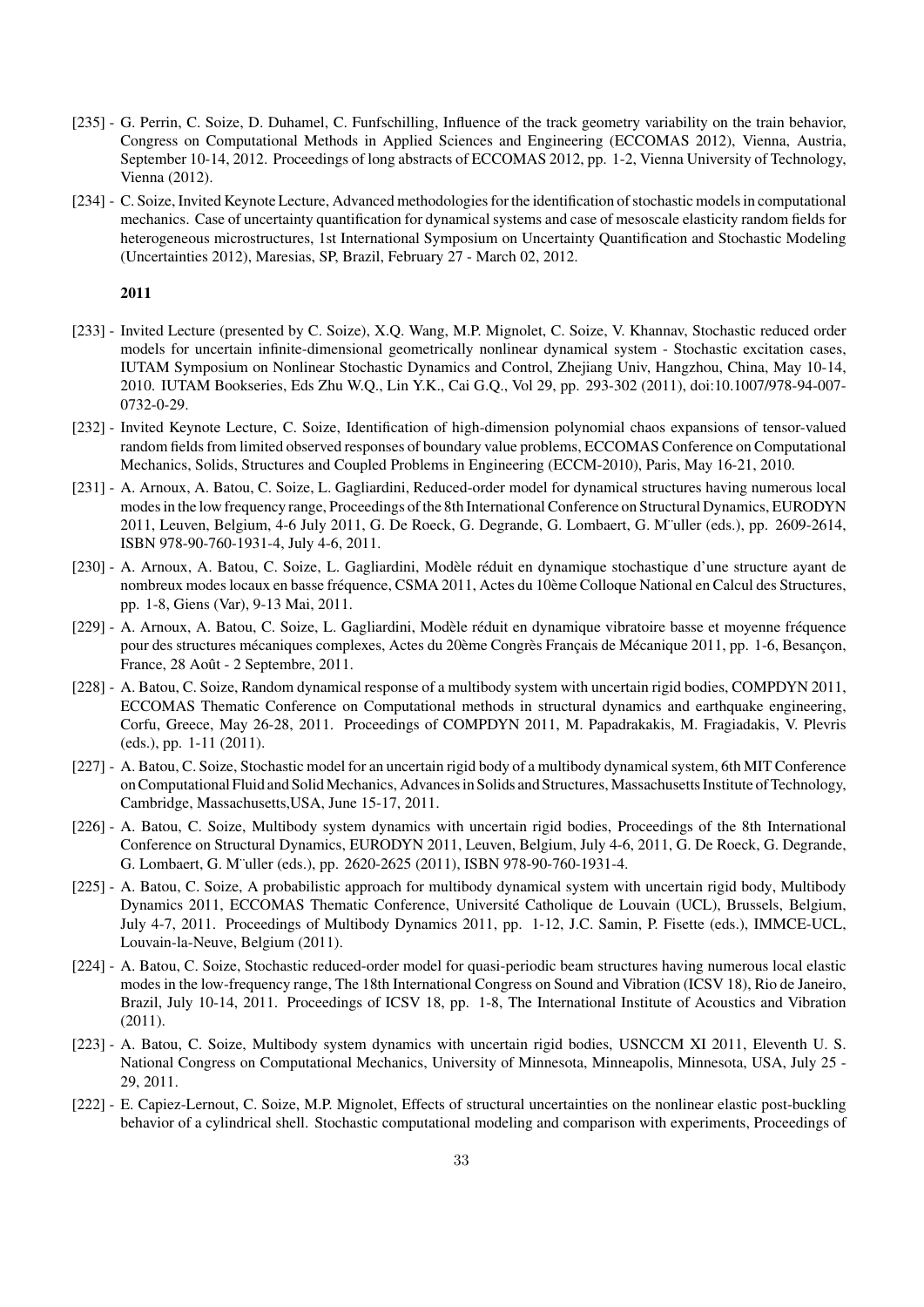[235] - G. Perrin, C. Soize, D. Duhamel, C. Funfschilling, Influence of the track geometry variability on the train behavior, Congress on Computational Methods in Applied Sciences and Engineering (ECCOMAS 2012), Vienna, Austria, September 10-14, 2012. Proceedings of long abstracts of ECCOMAS 2012, pp. 1-2, Vienna University of Technology, Vienna (2012).

[234] - C. Soize, Invited Keynote Lecture, Advanced methodologies for the identification of stochastic models in computational mechanics. Case of uncertainty quantification for dynamical systems and case of mesoscale elasticity random fields for heterogeneous microstructures, 1st International Symposium on Uncertainty Quantification and Stochastic Modeling (Uncertainties 2012), Maresias, SP, Brazil, February 27 - March 02, 2012.

**2011**

[233] - Invited Lecture (presented by C. Soize), X.Q. Wang, M.P. Mignolet, C. Soize, V. Khannav, Stochastic reduced order models for uncertain infinite-dimensional geometrically nonlinear dynamical system - Stochastic excitation cases, IUTAM Symposium on Nonlinear Stochastic Dynamics and Control, Zhejiang Univ, Hangzhou, China, May 10-14, 2010. IUTAM Bookseries, Eds Zhu W.Q., Lin Y.K., Cai G.Q., Vol 29, pp. 293-302 (2011), doi:10.1007/978-94-007-0732-0-29.

[232] - Invited Keynote Lecture, C. Soize, Identification of high-dimension polynomial chaos expansions of tensor-valued random fields from limited observed responses of boundary value problems, ECCOMAS Conference on Computational Mechanics, Solids, Structures and Coupled Problems in Engineering (ECCM-2010), Paris, May 16-21, 2010.

[231] - A. Arnoux, A. Batou, C. Soize, L. Gagliardini, Reduced-order model for dynamical structures having numerous local modes in the low frequency range, Proceedings of the 8th International Conference on Structural Dynamics, EURODYN 2011, Leuven, Belgium, 4-6 July 2011, G. De Roeck, G. Degrande, G. Lombaert, G. M¨uller (eds.), pp. 2609-2614, ISBN 978-90-760-1931-4, July 4-6, 2011.

[230] - A. Arnoux, A. Batou, C. Soize, L. Gagliardini, Modèle réduit en dynamique stochastique d'une structure ayant de nombreux modes locaux en basse fréquence, CSMA 2011, Actes du 10ème Colloque National en Calcul des Structures, pp. 1-8, Giens (Var), 9-13 Mai, 2011.

[229] - A. Arnoux, A. Batou, C. Soize, L. Gagliardini, Modèle réduit en dynamique vibratoire basse et moyenne fréquence pour des structures mécaniques complexes, Actes du 20ème Congrès Français de Mécanique 2011, pp. 1-6, Besançon, France, 28 Août - 2 Septembre, 2011.

[228] - A. Batou, C. Soize, Random dynamical response of a multibody system with uncertain rigid bodies, COMPDYN 2011, ECCOMAS Thematic Conference on Computational methods in structural dynamics and earthquake engineering, Corfu, Greece, May 26-28, 2011. Proceedings of COMPDYN 2011, M. Papadrakakis, M. Fragiadakis, V. Plevris (eds.), pp. 1-11 (2011).

[227] - A. Batou, C. Soize, Stochastic model for an uncertain rigid body of a multibody dynamical system, 6th MIT Conference on Computational Fluid and Solid Mechanics, Advances in Solids and Structures, Massachusetts Institute of Technology, Cambridge, Massachusetts,USA, June 15-17, 2011.

[226] - A. Batou, C. Soize, Multibody system dynamics with uncertain rigid bodies, Proceedings of the 8th International Conference on Structural Dynamics, EURODYN 2011, Leuven, Belgium, July 4-6, 2011, G. De Roeck, G. Degrande, G. Lombaert, G. M¨uller (eds.), pp. 2620-2625 (2011), ISBN 978-90-760-1931-4.

[225] - A. Batou, C. Soize, A probabilistic approach for multibody dynamical system with uncertain rigid body, Multibody Dynamics 2011, ECCOMAS Thematic Conference, Université Catholique de Louvain (UCL), Brussels, Belgium, July 4-7, 2011. Proceedings of Multibody Dynamics 2011, pp. 1-12, J.C. Samin, P. Fisette (eds.), IMMCE-UCL, Louvain-la-Neuve, Belgium (2011).

[224] - A. Batou, C. Soize, Stochastic reduced-order model for quasi-periodic beam structures having numerous local elastic modes in the low-frequency range, The 18th International Congress on Sound and Vibration (ICSV 18), Rio de Janeiro, Brazil, July 10-14, 2011. Proceedings of ICSV 18, pp. 1-8, The International Institute of Acoustics and Vibration (2011).

[223] - A. Batou, C. Soize, Multibody system dynamics with uncertain rigid bodies, USNCCM XI 2011, Eleventh U. S. National Congress on Computational Mechanics, University of Minnesota, Minneapolis, Minnesota, USA, July 25 - 29, 2011.

[222] - E. Capiez-Lernout, C. Soize, M.P. Mignolet, Effects of structural uncertainties on the nonlinear elastic post-buckling behavior of a cylindrical shell. Stochastic computational modeling and comparison with experiments, Proceedings of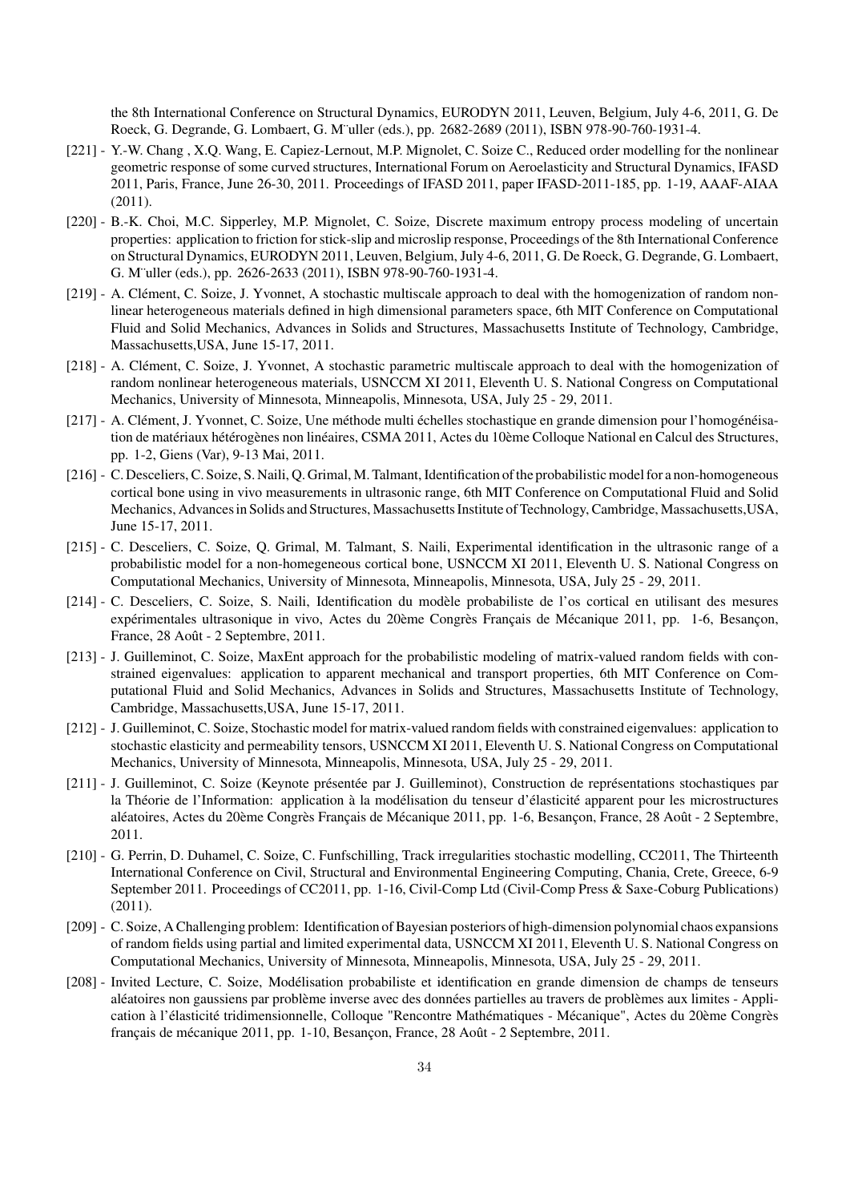the 8th International Conference on Structural Dynamics, EURODYN 2011, Leuven, Belgium, July 4-6, 2011, G. De Roeck, G. Degrande, G. Lombaert, G. M¨uller (eds.), pp. 2682-2689 (2011), ISBN 978-90-760-1931-4.

[221] - Y.-W. Chang , X.Q. Wang, E. Capiez-Lernout, M.P. Mignolet, C. Soize C., Reduced order modelling for the nonlinear geometric response of some curved structures, International Forum on Aeroelasticity and Structural Dynamics, IFASD 2011, Paris, France, June 26-30, 2011. Proceedings of IFASD 2011, paper IFASD-2011-185, pp. 1-19, AAAF-AIAA (2011).

[220] - B.-K. Choi, M.C. Sipperley, M.P. Mignolet, C. Soize, Discrete maximum entropy process modeling of uncertain properties: application to friction for stick-slip and microslip response, Proceedings of the 8th International Conference on Structural Dynamics, EURODYN 2011, Leuven, Belgium, July 4-6, 2011, G. De Roeck, G. Degrande, G. Lombaert, G. M¨uller (eds.), pp. 2626-2633 (2011), ISBN 978-90-760-1931-4.

[219] - A. Clément, C. Soize, J. Yvonnet, A stochastic multiscale approach to deal with the homogenization of random nonlinear heterogeneous materials defined in high dimensional parameters space, 6th MIT Conference on Computational Fluid and Solid Mechanics, Advances in Solids and Structures, Massachusetts Institute of Technology, Cambridge, Massachusetts,USA, June 15-17, 2011.

[218] - A. Clément, C. Soize, J. Yvonnet, A stochastic parametric multiscale approach to deal with the homogenization of random nonlinear heterogeneous materials, USNCCM XI 2011, Eleventh U. S. National Congress on Computational Mechanics, University of Minnesota, Minneapolis, Minnesota, USA, July 25 - 29, 2011.

[217] - A. Clément, J. Yvonnet, C. Soize, Une méthode multi échelles stochastique en grande dimension pour l'homogénéisation de matériaux hétérogènes non linéaires, CSMA 2011, Actes du 10ème Colloque National en Calcul des Structures, pp. 1-2, Giens (Var), 9-13 Mai, 2011.

[216] - C. Desceliers, C. Soize, S. Naili, Q. Grimal, M. Talmant, Identification of the probabilistic model for a non-homogeneous cortical bone using in vivo measurements in ultrasonic range, 6th MIT Conference on Computational Fluid and Solid Mechanics, Advances in Solids and Structures, Massachusetts Institute of Technology, Cambridge, Massachusetts,USA, June 15-17, 2011.

[215] - C. Desceliers, C. Soize, Q. Grimal, M. Talmant, S. Naili, Experimental identification in the ultrasonic range of a probabilistic model for a non-homegeneous cortical bone, USNCCM XI 2011, Eleventh U. S. National Congress on Computational Mechanics, University of Minnesota, Minneapolis, Minnesota, USA, July 25 - 29, 2011.

[214] - C. Desceliers, C. Soize, S. Naili, Identification du modèle probabiliste de l'os cortical en utilisant des mesures expérimentales ultrasonique in vivo, Actes du 20ème Congrès Français de Mécanique 2011, pp. 1-6, Besançon, France, 28 Août - 2 Septembre, 2011.

[213] - J. Guilleminot, C. Soize, MaxEnt approach for the probabilistic modeling of matrix-valued random fields with constrained eigenvalues: application to apparent mechanical and transport properties, 6th MIT Conference on Computational Fluid and Solid Mechanics, Advances in Solids and Structures, Massachusetts Institute of Technology, Cambridge, Massachusetts,USA, June 15-17, 2011.

[212] - J. Guilleminot, C. Soize, Stochastic model for matrix-valued random fields with constrained eigenvalues: application to stochastic elasticity and permeability tensors, USNCCM XI 2011, Eleventh U. S. National Congress on Computational Mechanics, University of Minnesota, Minneapolis, Minnesota, USA, July 25 - 29, 2011.

[211] - J. Guilleminot, C. Soize (Keynote présentée par J. Guilleminot), Construction de représentations stochastiques par la Théorie de l'Information: application à la modélisation du tenseur d'élasticité apparent pour les microstructures aléatoires, Actes du 20ème Congrès Français de Mécanique 2011, pp. 1-6, Besançon, France, 28 Août - 2 Septembre, 2011.

[210] - G. Perrin, D. Duhamel, C. Soize, C. Funfschilling, Track irregularities stochastic modelling, CC2011, The Thirteenth International Conference on Civil, Structural and Environmental Engineering Computing, Chania, Crete, Greece, 6-9 September 2011. Proceedings of CC2011, pp. 1-16, Civil-Comp Ltd (Civil-Comp Press & Saxe-Coburg Publications) (2011).

[209] - C. Soize, A Challenging problem: Identification of Bayesian posteriors of high-dimension polynomial chaos expansions of random fields using partial and limited experimental data, USNCCM XI 2011, Eleventh U. S. National Congress on Computational Mechanics, University of Minnesota, Minneapolis, Minnesota, USA, July 25 - 29, 2011.

[208] - Invited Lecture, C. Soize, Modélisation probabiliste et identification en grande dimension de champs de tenseurs aléatoires non gaussiens par problème inverse avec des données partielles au travers de problèmes aux limites - Application à l'élasticité tridimensionnelle, Colloque "Rencontre Mathématiques - Mécanique", Actes du 20ème Congrès français de mécanique 2011, pp. 1-10, Besançon, France, 28 Août - 2 Septembre, 2011.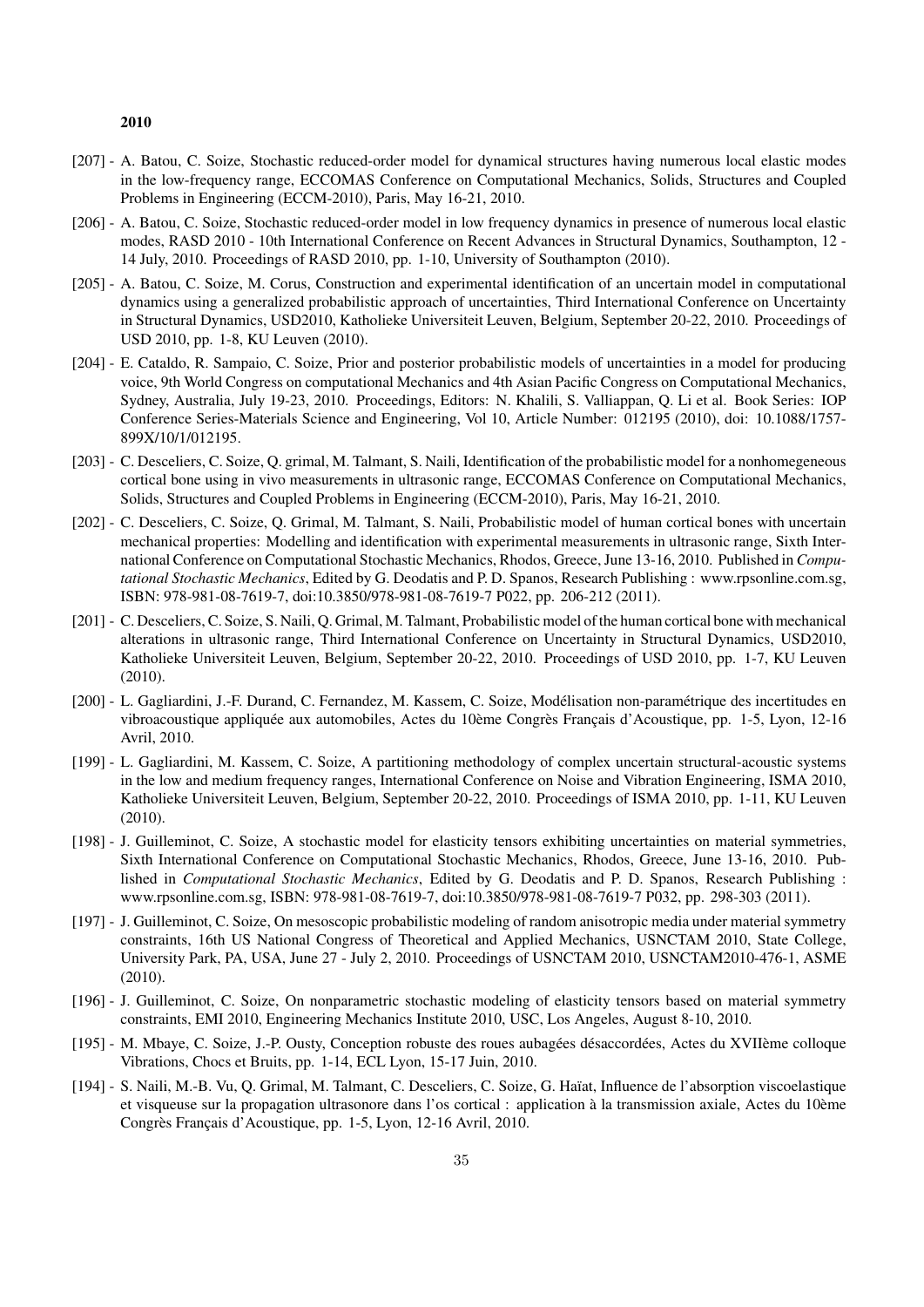**2010**

[207] - A. Batou, C. Soize, Stochastic reduced-order model for dynamical structures having numerous local elastic modes in the low-frequency range, ECCOMAS Conference on Computational Mechanics, Solids, Structures and Coupled Problems in Engineering (ECCM-2010), Paris, May 16-21, 2010.

[206] - A. Batou, C. Soize, Stochastic reduced-order model in low frequency dynamics in presence of numerous local elastic modes, RASD 2010 - 10th International Conference on Recent Advances in Structural Dynamics, Southampton, 12 - 14 July, 2010. Proceedings of RASD 2010, pp. 1-10, University of Southampton (2010).

[205] - A. Batou, C. Soize, M. Corus, Construction and experimental identification of an uncertain model in computational dynamics using a generalized probabilistic approach of uncertainties, Third International Conference on Uncertainty in Structural Dynamics, USD2010, Katholieke Universiteit Leuven, Belgium, September 20-22, 2010. Proceedings of USD 2010, pp. 1-8, KU Leuven (2010).

[204] - E. Cataldo, R. Sampaio, C. Soize, Prior and posterior probabilistic models of uncertainties in a model for producing voice, 9th World Congress on computational Mechanics and 4th Asian Pacific Congress on Computational Mechanics, Sydney, Australia, July 19-23, 2010. Proceedings, Editors: N. Khalili, S. Valliappan, Q. Li et al. Book Series: IOP Conference Series-Materials Science and Engineering, Vol 10, Article Number: 012195 (2010), doi: 10.1088/1757-899X/10/1/012195.

[203] - C. Desceliers, C. Soize, Q. grimal, M. Talmant, S. Naili, Identification of the probabilistic model for a nonhomegeneous cortical bone using in vivo measurements in ultrasonic range, ECCOMAS Conference on Computational Mechanics, Solids, Structures and Coupled Problems in Engineering (ECCM-2010), Paris, May 16-21, 2010.

[202] - C. Desceliers, C. Soize, Q. Grimal, M. Talmant, S. Naili, Probabilistic model of human cortical bones with uncertain mechanical properties: Modelling and identification with experimental measurements in ultrasonic range, Sixth International Conference on Computational Stochastic Mechanics, Rhodos, Greece, June 13-16, 2010. Published in *Computational Stochastic Mechanics*, Edited by G. Deodatis and P. D. Spanos, Research Publishing : www.rpsonline.com.sg, ISBN: 978-981-08-7619-7, doi:10.3850/978-981-08-7619-7 P022, pp. 206-212 (2011).

[201] - C. Desceliers, C. Soize, S. Naili, Q. Grimal, M. Talmant, Probabilistic model of the human cortical bone with mechanical alterations in ultrasonic range, Third International Conference on Uncertainty in Structural Dynamics, USD2010, Katholieke Universiteit Leuven, Belgium, September 20-22, 2010. Proceedings of USD 2010, pp. 1-7, KU Leuven (2010).

[200] - L. Gagliardini, J.-F. Durand, C. Fernandez, M. Kassem, C. Soize, Modélisation non-paramétrique des incertitudes en vibroacoustique appliquée aux automobiles, Actes du 10ème Congrès Français d'Acoustique, pp. 1-5, Lyon, 12-16 Avril, 2010.

[199] - L. Gagliardini, M. Kassem, C. Soize, A partitioning methodology of complex uncertain structural-acoustic systems in the low and medium frequency ranges, International Conference on Noise and Vibration Engineering, ISMA 2010, Katholieke Universiteit Leuven, Belgium, September 20-22, 2010. Proceedings of ISMA 2010, pp. 1-11, KU Leuven (2010).

[198] - J. Guilleminot, C. Soize, A stochastic model for elasticity tensors exhibiting uncertainties on material symmetries, Sixth International Conference on Computational Stochastic Mechanics, Rhodos, Greece, June 13-16, 2010. Published in *Computational Stochastic Mechanics*, Edited by G. Deodatis and P. D. Spanos, Research Publishing : www.rpsonline.com.sg, ISBN: 978-981-08-7619-7, doi:10.3850/978-981-08-7619-7 P032, pp. 298-303 (2011).

[197] - J. Guilleminot, C. Soize, On mesoscopic probabilistic modeling of random anisotropic media under material symmetry constraints, 16th US National Congress of Theoretical and Applied Mechanics, USNCTAM 2010, State College, University Park, PA, USA, June 27 - July 2, 2010. Proceedings of USNCTAM 2010, USNCTAM2010-476-1, ASME (2010).

[196] - J. Guilleminot, C. Soize, On nonparametric stochastic modeling of elasticity tensors based on material symmetry constraints, EMI 2010, Engineering Mechanics Institute 2010, USC, Los Angeles, August 8-10, 2010.

[195] - M. Mbaye, C. Soize, J.-P. Ousty, Conception robuste des roues aubagées désaccordées, Actes du XVIIème colloque Vibrations, Chocs et Bruits, pp. 1-14, ECL Lyon, 15-17 Juin, 2010.

[194] - S. Naili, M.-B. Vu, Q. Grimal, M. Talmant, C. Desceliers, C. Soize, G. Haïat, Influence de l'absorption viscoelastique et visqueuse sur la propagation ultrasonore dans l'os cortical : application à la transmission axiale, Actes du 10ème Congrès Français d'Acoustique, pp. 1-5, Lyon, 12-16 Avril, 2010.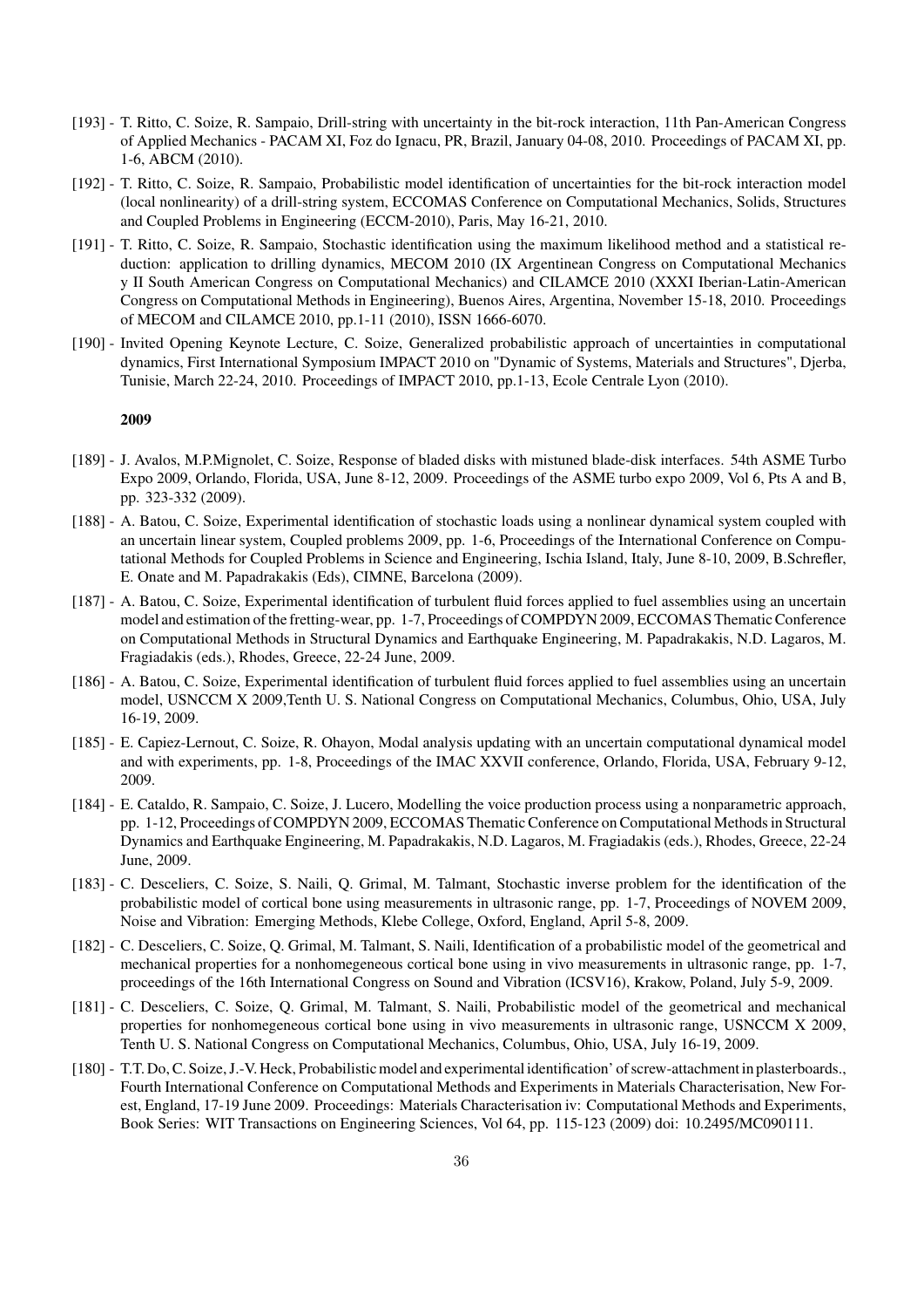- [193] - T. Ritto, C. Soize, R. Sampaio, Drill-string with uncertainty in the bit-rock interaction, 11th Pan-American Congress of Applied Mechanics - PACAM XI, Foz do Ignacu, PR, Brazil, January 04-08, 2010. Proceedings of PACAM XI, pp. 1-6, ABCM (2010).
- [192] - T. Ritto, C. Soize, R. Sampaio, Probabilistic model identification of uncertainties for the bit-rock interaction model (local nonlinearity) of a drill-string system, ECCOMAS Conference on Computational Mechanics, Solids, Structures and Coupled Problems in Engineering (ECCM-2010), Paris, May 16-21, 2010.
- [191] - T. Ritto, C. Soize, R. Sampaio, Stochastic identification using the maximum likelihood method and a statistical reduction: application to drilling dynamics, MECOM 2010 (IX Argentinean Congress on Computational Mechanics y II South American Congress on Computational Mechanics) and CILAMCE 2010 (XXXI Iberian-Latin-American Congress on Computational Methods in Engineering), Buenos Aires, Argentina, November 15-18, 2010. Proceedings of MECOM and CILAMCE 2010, pp.1-11 (2010), ISSN 1666-6070.
- [190] - Invited Opening Keynote Lecture, C. Soize, Generalized probabilistic approach of uncertainties in computational dynamics, First International Symposium IMPACT 2010 on "Dynamic of Systems, Materials and Structures", Djerba, Tunisie, March 22-24, 2010. Proceedings of IMPACT 2010, pp.1-13, Ecole Centrale Lyon (2010).

**2009**

- [189] - J. Avalos, M.P.Mignolet, C. Soize, Response of bladed disks with mistuned blade-disk interfaces. 54th ASME Turbo Expo 2009, Orlando, Florida, USA, June 8-12, 2009. Proceedings of the ASME turbo expo 2009, Vol 6, Pts A and B, pp. 323-332 (2009).
- [188] - A. Batou, C. Soize, Experimental identification of stochastic loads using a nonlinear dynamical system coupled with an uncertain linear system, Coupled problems 2009, pp. 1-6, Proceedings of the International Conference on Computational Methods for Coupled Problems in Science and Engineering, Ischia Island, Italy, June 8-10, 2009, B.Schrefler, E. Onate and M. Papadrakakis (Eds), CIMNE, Barcelona (2009).
- [187] - A. Batou, C. Soize, Experimental identification of turbulent fluid forces applied to fuel assemblies using an uncertain model and estimation of the fretting-wear, pp. 1-7, Proceedings of COMPDYN 2009, ECCOMAS Thematic Conference on Computational Methods in Structural Dynamics and Earthquake Engineering, M. Papadrakakis, N.D. Lagaros, M. Fragiadakis (eds.), Rhodes, Greece, 22-24 June, 2009.
- [186] - A. Batou, C. Soize, Experimental identification of turbulent fluid forces applied to fuel assemblies using an uncertain model, USNCCM X 2009,Tenth U. S. National Congress on Computational Mechanics, Columbus, Ohio, USA, July 16-19, 2009.
- [185] - E. Capiez-Lernout, C. Soize, R. Ohayon, Modal analysis updating with an uncertain computational dynamical model and with experiments, pp. 1-8, Proceedings of the IMAC XXVII conference, Orlando, Florida, USA, February 9-12, 2009.
- [184] - E. Cataldo, R. Sampaio, C. Soize, J. Lucero, Modelling the voice production process using a nonparametric approach, pp. 1-12, Proceedings of COMPDYN 2009, ECCOMAS Thematic Conference on Computational Methods in Structural Dynamics and Earthquake Engineering, M. Papadrakakis, N.D. Lagaros, M. Fragiadakis (eds.), Rhodes, Greece, 22-24 June, 2009.
- [183] - C. Desceliers, C. Soize, S. Naili, Q. Grimal, M. Talmant, Stochastic inverse problem for the identification of the probabilistic model of cortical bone using measurements in ultrasonic range, pp. 1-7, Proceedings of NOVEM 2009, Noise and Vibration: Emerging Methods, Klebe College, Oxford, England, April 5-8, 2009.
- [182] - C. Desceliers, C. Soize, Q. Grimal, M. Talmant, S. Naili, Identification of a probabilistic model of the geometrical and mechanical properties for a nonhomegeneous cortical bone using in vivo measurements in ultrasonic range, pp. 1-7, proceedings of the 16th International Congress on Sound and Vibration (ICSV16), Krakow, Poland, July 5-9, 2009.
- [181] - C. Desceliers, C. Soize, Q. Grimal, M. Talmant, S. Naili, Probabilistic model of the geometrical and mechanical properties for nonhomegeneous cortical bone using in vivo measurements in ultrasonic range, USNCCM X 2009, Tenth U. S. National Congress on Computational Mechanics, Columbus, Ohio, USA, July 16-19, 2009.
- [180] - T.T. Do, C. Soize, J.-V. Heck, Probabilistic model and experimental identification' of screw-attachment in plasterboards., Fourth International Conference on Computational Methods and Experiments in Materials Characterisation, New Forest, England, 17-19 June 2009. Proceedings: Materials Characterisation iv: Computational Methods and Experiments, Book Series: WIT Transactions on Engineering Sciences, Vol 64, pp. 115-123 (2009) doi: 10.2495/MC090111.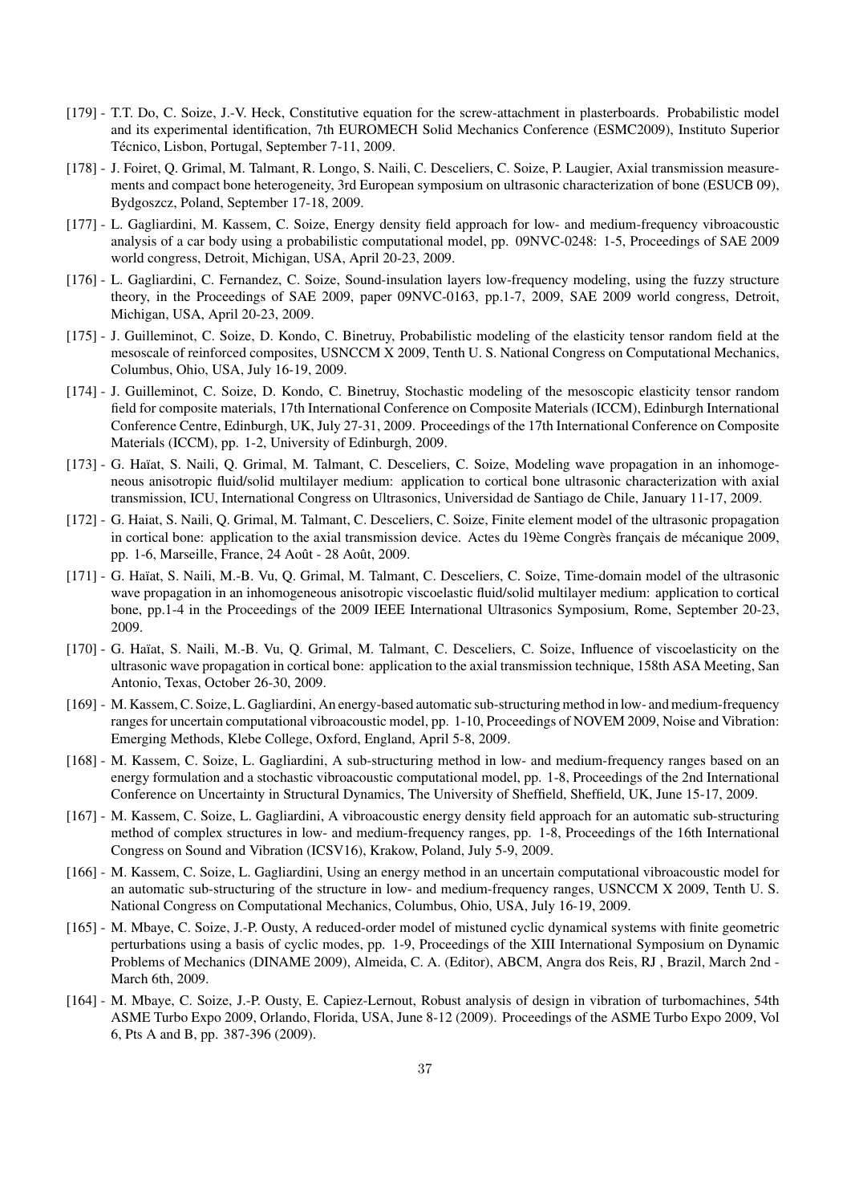[179] - T.T. Do, C. Soize, J.-V. Heck, Constitutive equation for the screw-attachment in plasterboards. Probabilistic model and its experimental identification, 7th EUROMECH Solid Mechanics Conference (ESMC2009), Instituto Superior Técnico, Lisbon, Portugal, September 7-11, 2009.

[178] - J. Foiret, Q. Grimal, M. Talmant, R. Longo, S. Naili, C. Desceliers, C. Soize, P. Laugier, Axial transmission measurements and compact bone heterogeneity, 3rd European symposium on ultrasonic characterization of bone (ESUCB 09), Bydgoszcz, Poland, September 17-18, 2009.

[177] - L. Gagliardini, M. Kassem, C. Soize, Energy density field approach for low- and medium-frequency vibroacoustic analysis of a car body using a probabilistic computational model, pp. 09NVC-0248: 1-5, Proceedings of SAE 2009 world congress, Detroit, Michigan, USA, April 20-23, 2009.

[176] - L. Gagliardini, C. Fernandez, C. Soize, Sound-insulation layers low-frequency modeling, using the fuzzy structure theory, in the Proceedings of SAE 2009, paper 09NVC-0163, pp.1-7, 2009, SAE 2009 world congress, Detroit, Michigan, USA, April 20-23, 2009.

[175] - J. Guilleminot, C. Soize, D. Kondo, C. Binetruy, Probabilistic modeling of the elasticity tensor random field at the mesoscale of reinforced composites, USNCCM X 2009, Tenth U. S. National Congress on Computational Mechanics, Columbus, Ohio, USA, July 16-19, 2009.

[174] - J. Guilleminot, C. Soize, D. Kondo, C. Binetruy, Stochastic modeling of the mesoscopic elasticity tensor random field for composite materials, 17th International Conference on Composite Materials (ICCM), Edinburgh International Conference Centre, Edinburgh, UK, July 27-31, 2009. Proceedings of the 17th International Conference on Composite Materials (ICCM), pp. 1-2, University of Edinburgh, 2009.

[173] - G. Haïat, S. Naili, Q. Grimal, M. Talmant, C. Desceliers, C. Soize, Modeling wave propagation in an inhomogeneous anisotropic fluid/solid multilayer medium: application to cortical bone ultrasonic characterization with axial transmission, ICU, International Congress on Ultrasonics, Universidad de Santiago de Chile, January 11-17, 2009.

[172] - G. Haiat, S. Naili, Q. Grimal, M. Talmant, C. Desceliers, C. Soize, Finite element model of the ultrasonic propagation in cortical bone: application to the axial transmission device. Actes du 19ème Congrès français de mécanique 2009, pp. 1-6, Marseille, France, 24 Août - 28 Août, 2009.

[171] - G. Haïat, S. Naili, M.-B. Vu, Q. Grimal, M. Talmant, C. Desceliers, C. Soize, Time-domain model of the ultrasonic wave propagation in an inhomogeneous anisotropic viscoelastic fluid/solid multilayer medium: application to cortical bone, pp.1-4 in the Proceedings of the 2009 IEEE International Ultrasonics Symposium, Rome, September 20-23, 2009.

[170] - G. Haïat, S. Naili, M.-B. Vu, Q. Grimal, M. Talmant, C. Desceliers, C. Soize, Influence of viscoelasticity on the ultrasonic wave propagation in cortical bone: application to the axial transmission technique, 158th ASA Meeting, San Antonio, Texas, October 26-30, 2009.

[169] - M. Kassem, C. Soize, L. Gagliardini, An energy-based automatic sub-structuring method in low- and medium-frequency ranges for uncertain computational vibroacoustic model, pp. 1-10, Proceedings of NOVEM 2009, Noise and Vibration: Emerging Methods, Klebe College, Oxford, England, April 5-8, 2009.

[168] - M. Kassem, C. Soize, L. Gagliardini, A sub-structuring method in low- and medium-frequency ranges based on an energy formulation and a stochastic vibroacoustic computational model, pp. 1-8, Proceedings of the 2nd International Conference on Uncertainty in Structural Dynamics, The University of Sheffield, Sheffield, UK, June 15-17, 2009.

[167] - M. Kassem, C. Soize, L. Gagliardini, A vibroacoustic energy density field approach for an automatic sub-structuring method of complex structures in low- and medium-frequency ranges, pp. 1-8, Proceedings of the 16th International Congress on Sound and Vibration (ICSV16), Krakow, Poland, July 5-9, 2009.

[166] - M. Kassem, C. Soize, L. Gagliardini, Using an energy method in an uncertain computational vibroacoustic model for an automatic sub-structuring of the structure in low- and medium-frequency ranges, USNCCM X 2009, Tenth U. S. National Congress on Computational Mechanics, Columbus, Ohio, USA, July 16-19, 2009.

[165] - M. Mbaye, C. Soize, J.-P. Ousty, A reduced-order model of mistuned cyclic dynamical systems with finite geometric perturbations using a basis of cyclic modes, pp. 1-9, Proceedings of the XIII International Symposium on Dynamic Problems of Mechanics (DINAME 2009), Almeida, C. A. (Editor), ABCM, Angra dos Reis, RJ , Brazil, March 2nd - March 6th, 2009.

[164] - M. Mbaye, C. Soize, J.-P. Ousty, E. Capiez-Lernout, Robust analysis of design in vibration of turbomachines, 54th ASME Turbo Expo 2009, Orlando, Florida, USA, June 8-12 (2009). Proceedings of the ASME Turbo Expo 2009, Vol 6, Pts A and B, pp. 387-396 (2009).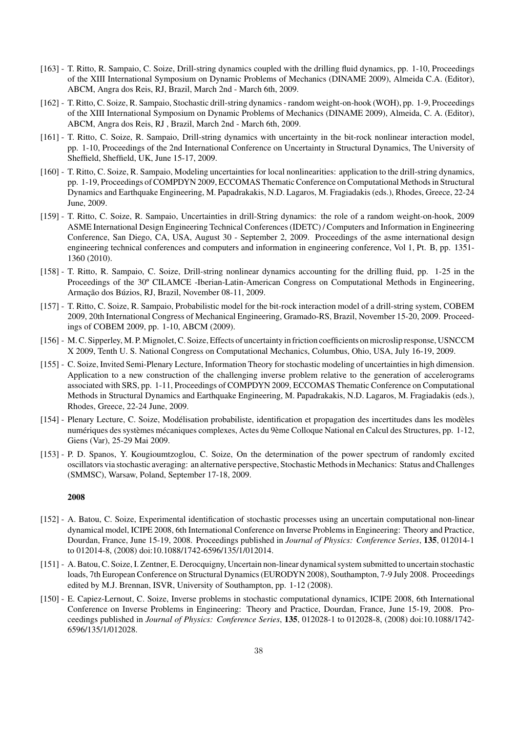[163] - T. Ritto, R. Sampaio, C. Soize, Drill-string dynamics coupled with the drilling fluid dynamics, pp. 1-10, Proceedings of the XIII International Symposium on Dynamic Problems of Mechanics (DINAME 2009), Almeida C.A. (Editor), ABCM, Angra dos Reis, RJ, Brazil, March 2nd - March 6th, 2009.

[162] - T. Ritto, C. Soize, R. Sampaio, Stochastic drill-string dynamics - random weight-on-hook (WOH), pp. 1-9, Proceedings of the XIII International Symposium on Dynamic Problems of Mechanics (DINAME 2009), Almeida, C. A. (Editor), ABCM, Angra dos Reis, RJ , Brazil, March 2nd - March 6th, 2009.

[161] - T. Ritto, C. Soize, R. Sampaio, Drill-string dynamics with uncertainty in the bit-rock nonlinear interaction model, pp. 1-10, Proceedings of the 2nd International Conference on Uncertainty in Structural Dynamics, The University of Sheffield, Sheffield, UK, June 15-17, 2009.

[160] - T. Ritto, C. Soize, R. Sampaio, Modeling uncertainties for local nonlinearities: application to the drill-string dynamics, pp. 1-19, Proceedings of COMPDYN 2009, ECCOMAS Thematic Conference on Computational Methods in Structural Dynamics and Earthquake Engineering, M. Papadrakakis, N.D. Lagaros, M. Fragiadakis (eds.), Rhodes, Greece, 22-24 June, 2009.

[159] - T. Ritto, C. Soize, R. Sampaio, Uncertainties in drill-String dynamics: the role of a random weight-on-hook, 2009 ASME International Design Engineering Technical Conferences (IDETC) / Computers and Information in Engineering Conference, San Diego, CA, USA, August 30 - September 2, 2009. Proceedings of the asme international design engineering technical conferences and computers and information in engineering conference, Vol 1, Pt. B, pp. 1351-1360 (2010).

[158] - T. Ritto, R. Sampaio, C. Soize, Drill-string nonlinear dynamics accounting for the drilling fluid, pp. 1-25 in the Proceedings of the 30º CILAMCE -Iberian-Latin-American Congress on Computational Methods in Engineering, Armação dos Búzios, RJ, Brazil, November 08-11, 2009.

[157] - T. Ritto, C. Soize, R. Sampaio, Probabilistic model for the bit-rock interaction model of a drill-string system, COBEM 2009, 20th International Congress of Mechanical Engineering, Gramado-RS, Brazil, November 15-20, 2009. Proceedings of COBEM 2009, pp. 1-10, ABCM (2009).

[156] - M. C. Sipperley, M. P. Mignolet, C. Soize, Effects of uncertainty in friction coefficients on microslip response, USNCCM X 2009, Tenth U. S. National Congress on Computational Mechanics, Columbus, Ohio, USA, July 16-19, 2009.

[155] - C. Soize, Invited Semi-Plenary Lecture, Information Theory for stochastic modeling of uncertainties in high dimension. Application to a new construction of the challenging inverse problem relative to the generation of accelerograms associated with SRS, pp. 1-11, Proceedings of COMPDYN 2009, ECCOMAS Thematic Conference on Computational Methods in Structural Dynamics and Earthquake Engineering, M. Papadrakakis, N.D. Lagaros, M. Fragiadakis (eds.), Rhodes, Greece, 22-24 June, 2009.

[154] - Plenary Lecture, C. Soize, Modélisation probabiliste, identification et propagation des incertitudes dans les modèles numériques des systèmes mécaniques complexes, Actes du 9ème Colloque National en Calcul des Structures, pp. 1-12, Giens (Var), 25-29 Mai 2009.

[153] - P. D. Spanos, Y. Kougioumtzoglou, C. Soize, On the determination of the power spectrum of randomly excited oscillators via stochastic averaging: an alternative perspective, Stochastic Methods in Mechanics: Status and Challenges (SMMSC), Warsaw, Poland, September 17-18, 2009.

**2008**

[152] - A. Batou, C. Soize, Experimental identification of stochastic processes using an uncertain computational non-linear dynamical model, ICIPE 2008, 6th International Conference on Inverse Problems in Engineering: Theory and Practice, Dourdan, France, June 15-19, 2008. Proceedings published in *Journal of Physics: Conference Series*, **135**, 012014-1 to 012014-8, (2008) doi:10.1088/1742-6596/135/1/012014.

[151] - A. Batou, C. Soize, I. Zentner, E. Derocquigny, Uncertain non-linear dynamical system submitted to uncertain stochastic loads, 7th European Conference on Structural Dynamics (EURODYN 2008), Southampton, 7-9 July 2008. Proceedings edited by M.J. Brennan, ISVR, University of Southampton, pp. 1-12 (2008).

[150] - E. Capiez-Lernout, C. Soize, Inverse problems in stochastic computational dynamics, ICIPE 2008, 6th International Conference on Inverse Problems in Engineering: Theory and Practice, Dourdan, France, June 15-19, 2008. Proceedings published in *Journal of Physics: Conference Series*, **135**, 012028-1 to 012028-8, (2008) doi:10.1088/1742-6596/135/1/012028.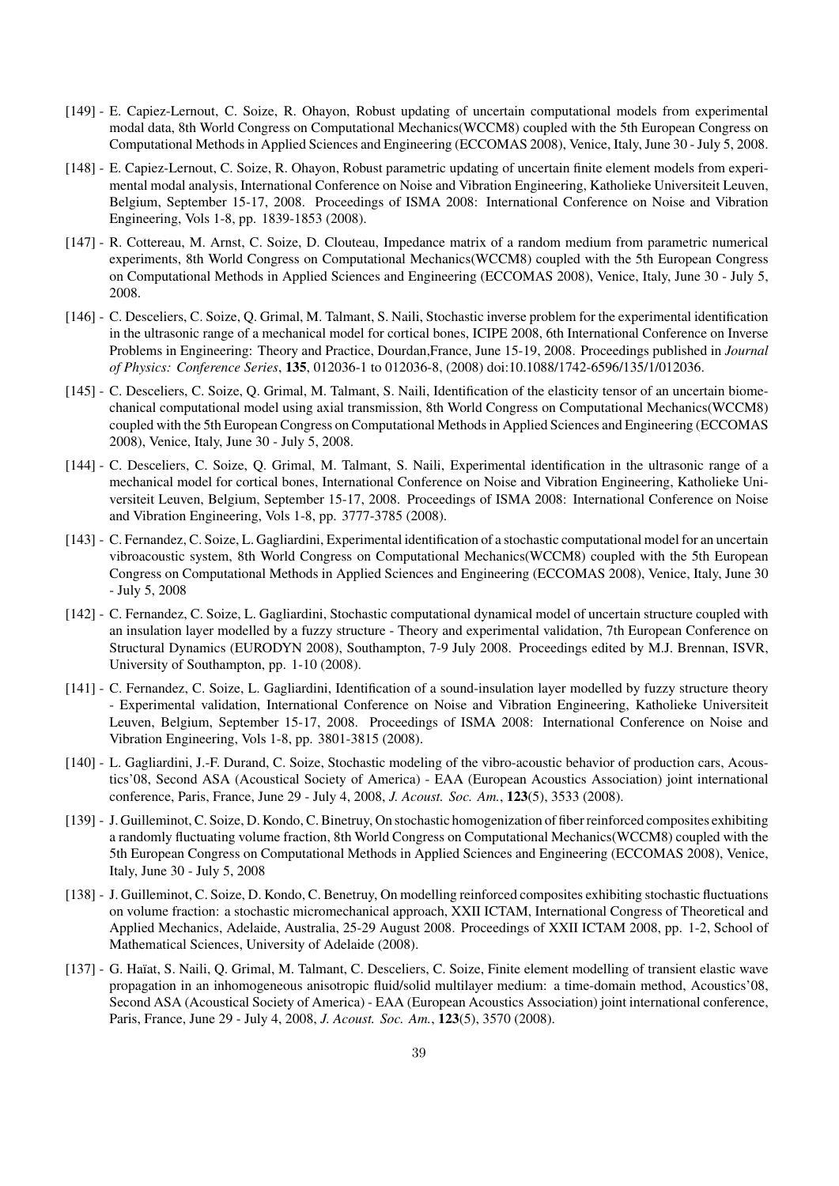[149] - E. Capiez-Lernout, C. Soize, R. Ohayon, Robust updating of uncertain computational models from experimental modal data, 8th World Congress on Computational Mechanics(WCCM8) coupled with the 5th European Congress on Computational Methods in Applied Sciences and Engineering (ECCOMAS 2008), Venice, Italy, June 30 - July 5, 2008.

[148] - E. Capiez-Lernout, C. Soize, R. Ohayon, Robust parametric updating of uncertain finite element models from experimental modal analysis, International Conference on Noise and Vibration Engineering, Katholieke Universiteit Leuven, Belgium, September 15-17, 2008. Proceedings of ISMA 2008: International Conference on Noise and Vibration Engineering, Vols 1-8, pp. 1839-1853 (2008).

[147] - R. Cottereau, M. Arnst, C. Soize, D. Clouteau, Impedance matrix of a random medium from parametric numerical experiments, 8th World Congress on Computational Mechanics(WCCM8) coupled with the 5th European Congress on Computational Methods in Applied Sciences and Engineering (ECCOMAS 2008), Venice, Italy, June 30 - July 5, 2008.

[146] - C. Desceliers, C. Soize, Q. Grimal, M. Talmant, S. Naili, Stochastic inverse problem for the experimental identification in the ultrasonic range of a mechanical model for cortical bones, ICIPE 2008, 6th International Conference on Inverse Problems in Engineering: Theory and Practice, Dourdan,France, June 15-19, 2008. Proceedings published in *Journal of Physics: Conference Series*, **135**, 012036-1 to 012036-8, (2008) doi:10.1088/1742-6596/135/1/012036.

[145] - C. Desceliers, C. Soize, Q. Grimal, M. Talmant, S. Naili, Identification of the elasticity tensor of an uncertain biomechanical computational model using axial transmission, 8th World Congress on Computational Mechanics(WCCM8) coupled with the 5th European Congress on Computational Methods in Applied Sciences and Engineering (ECCOMAS 2008), Venice, Italy, June 30 - July 5, 2008.

[144] - C. Desceliers, C. Soize, Q. Grimal, M. Talmant, S. Naili, Experimental identification in the ultrasonic range of a mechanical model for cortical bones, International Conference on Noise and Vibration Engineering, Katholieke Universiteit Leuven, Belgium, September 15-17, 2008. Proceedings of ISMA 2008: International Conference on Noise and Vibration Engineering, Vols 1-8, pp. 3777-3785 (2008).

[143] - C. Fernandez, C. Soize, L. Gagliardini, Experimental identification of a stochastic computational model for an uncertain vibroacoustic system, 8th World Congress on Computational Mechanics(WCCM8) coupled with the 5th European Congress on Computational Methods in Applied Sciences and Engineering (ECCOMAS 2008), Venice, Italy, June 30 - July 5, 2008

[142] - C. Fernandez, C. Soize, L. Gagliardini, Stochastic computational dynamical model of uncertain structure coupled with an insulation layer modelled by a fuzzy structure - Theory and experimental validation, 7th European Conference on Structural Dynamics (EURODYN 2008), Southampton, 7-9 July 2008. Proceedings edited by M.J. Brennan, ISVR, University of Southampton, pp. 1-10 (2008).

[141] - C. Fernandez, C. Soize, L. Gagliardini, Identification of a sound-insulation layer modelled by fuzzy structure theory - Experimental validation, International Conference on Noise and Vibration Engineering, Katholieke Universiteit Leuven, Belgium, September 15-17, 2008. Proceedings of ISMA 2008: International Conference on Noise and Vibration Engineering, Vols 1-8, pp. 3801-3815 (2008).

[140] - L. Gagliardini, J.-F. Durand, C. Soize, Stochastic modeling of the vibro-acoustic behavior of production cars, Acoustics'08, Second ASA (Acoustical Society of America) - EAA (European Acoustics Association) joint international conference, Paris, France, June 29 - July 4, 2008, *J. Acoust. Soc. Am.*, **123**(5), 3533 (2008).

[139] - J. Guilleminot, C. Soize, D. Kondo, C. Binetruy, On stochastic homogenization of fiber reinforced composites exhibiting a randomly fluctuating volume fraction, 8th World Congress on Computational Mechanics(WCCM8) coupled with the 5th European Congress on Computational Methods in Applied Sciences and Engineering (ECCOMAS 2008), Venice, Italy, June 30 - July 5, 2008

[138] - J. Guilleminot, C. Soize, D. Kondo, C. Benetruy, On modelling reinforced composites exhibiting stochastic fluctuations on volume fraction: a stochastic micromechanical approach, XXII ICTAM, International Congress of Theoretical and Applied Mechanics, Adelaide, Australia, 25-29 August 2008. Proceedings of XXII ICTAM 2008, pp. 1-2, School of Mathematical Sciences, University of Adelaide (2008).

[137] - G. Haïat, S. Naili, Q. Grimal, M. Talmant, C. Desceliers, C. Soize, Finite element modelling of transient elastic wave propagation in an inhomogeneous anisotropic fluid/solid multilayer medium: a time-domain method, Acoustics'08, Second ASA (Acoustical Society of America) - EAA (European Acoustics Association) joint international conference, Paris, France, June 29 - July 4, 2008, *J. Acoust. Soc. Am.*, **123**(5), 3570 (2008).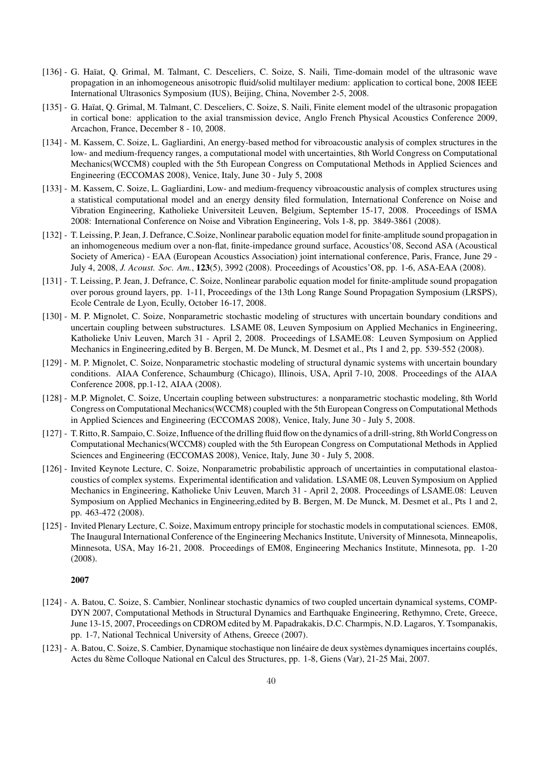- [136] - G. Haïat, Q. Grimal, M. Talmant, C. Desceliers, C. Soize, S. Naili, Time-domain model of the ultrasonic wave propagation in an inhomogeneous anisotropic fluid/solid multilayer medium: application to cortical bone, 2008 IEEE International Ultrasonics Symposium (IUS), Beijing, China, November 2-5, 2008.
- [135] - G. Haïat, Q. Grimal, M. Talmant, C. Desceliers, C. Soize, S. Naili, Finite element model of the ultrasonic propagation in cortical bone: application to the axial transmission device, Anglo French Physical Acoustics Conference 2009, Arcachon, France, December 8 - 10, 2008.
- [134] - M. Kassem, C. Soize, L. Gagliardini, An energy-based method for vibroacoustic analysis of complex structures in the low- and medium-frequency ranges, a computational model with uncertainties, 8th World Congress on Computational Mechanics(WCCM8) coupled with the 5th European Congress on Computational Methods in Applied Sciences and Engineering (ECCOMAS 2008), Venice, Italy, June 30 - July 5, 2008
- [133] - M. Kassem, C. Soize, L. Gagliardini, Low- and medium-frequency vibroacoustic analysis of complex structures using a statistical computational model and an energy density filed formulation, International Conference on Noise and Vibration Engineering, Katholieke Universiteit Leuven, Belgium, September 15-17, 2008. Proceedings of ISMA 2008: International Conference on Noise and Vibration Engineering, Vols 1-8, pp. 3849-3861 (2008).
- [132] - T. Leissing, P. Jean, J. Defrance, C.Soize, Nonlinear parabolic equation model for finite-amplitude sound propagation in an inhomogeneous medium over a non-flat, finite-impedance ground surface, Acoustics'08, Second ASA (Acoustical Society of America) - EAA (European Acoustics Association) joint international conference, Paris, France, June 29 - July 4, 2008, *J. Acoust. Soc. Am.*, **123**(5), 3992 (2008). Proceedings of Acoustics'O8, pp. 1-6, ASA-EAA (2008).
- [131] - T. Leissing, P. Jean, J. Defrance, C. Soize, Nonlinear parabolic equation model for finite-amplitude sound propagation over porous ground layers, pp. 1-11, Proceedings of the 13th Long Range Sound Propagation Symposium (LRSPS), Ecole Centrale de Lyon, Ecully, October 16-17, 2008.
- [130] - M. P. Mignolet, C. Soize, Nonparametric stochastic modeling of structures with uncertain boundary conditions and uncertain coupling between substructures. LSAME 08, Leuven Symposium on Applied Mechanics in Engineering, Katholieke Univ Leuven, March 31 - April 2, 2008. Proceedings of LSAME.08: Leuven Symposium on Applied Mechanics in Engineering,edited by B. Bergen, M. De Munck, M. Desmet et al., Pts 1 and 2, pp. 539-552 (2008).
- [129] - M. P. Mignolet, C. Soize, Nonparametric stochastic modeling of structural dynamic systems with uncertain boundary conditions. AIAA Conference, Schaumburg (Chicago), Illinois, USA, April 7-10, 2008. Proceedings of the AIAA Conference 2008, pp.1-12, AIAA (2008).
- [128] - M.P. Mignolet, C. Soize, Uncertain coupling between substructures: a nonparametric stochastic modeling, 8th World Congress on Computational Mechanics(WCCM8) coupled with the 5th European Congress on Computational Methods in Applied Sciences and Engineering (ECCOMAS 2008), Venice, Italy, June 30 - July 5, 2008.
- [127] - T. Ritto, R. Sampaio, C. Soize, Influence of the drilling fluid flow on the dynamics of a drill-string, 8th World Congress on Computational Mechanics(WCCM8) coupled with the 5th European Congress on Computational Methods in Applied Sciences and Engineering (ECCOMAS 2008), Venice, Italy, June 30 - July 5, 2008.
- [126] - Invited Keynote Lecture, C. Soize, Nonparametric probabilistic approach of uncertainties in computational elastoacoustics of complex systems. Experimental identification and validation. LSAME 08, Leuven Symposium on Applied Mechanics in Engineering, Katholieke Univ Leuven, March 31 - April 2, 2008. Proceedings of LSAME.08: Leuven Symposium on Applied Mechanics in Engineering,edited by B. Bergen, M. De Munck, M. Desmet et al., Pts 1 and 2, pp. 463-472 (2008).
- [125] - Invited Plenary Lecture, C. Soize, Maximum entropy principle for stochastic models in computational sciences. EM08, The Inaugural International Conference of the Engineering Mechanics Institute, University of Minnesota, Minneapolis, Minnesota, USA, May 16-21, 2008. Proceedings of EM08, Engineering Mechanics Institute, Minnesota, pp. 1-20 (2008).

**2007**

- [124] - A. Batou, C. Soize, S. Cambier, Nonlinear stochastic dynamics of two coupled uncertain dynamical systems, COMPDYN 2007, Computational Methods in Structural Dynamics and Earthquake Engineering, Rethymno, Crete, Greece, June 13-15, 2007, Proceedings on CDROM edited by M. Papadrakakis, D.C. Charmpis, N.D. Lagaros, Y. Tsompanakis, pp. 1-7, National Technical University of Athens, Greece (2007).
- [123] - A. Batou, C. Soize, S. Cambier, Dynamique stochastique non linéaire de deux systèmes dynamiques incertains couplés, Actes du 8ème Colloque National en Calcul des Structures, pp. 1-8, Giens (Var), 21-25 Mai, 2007.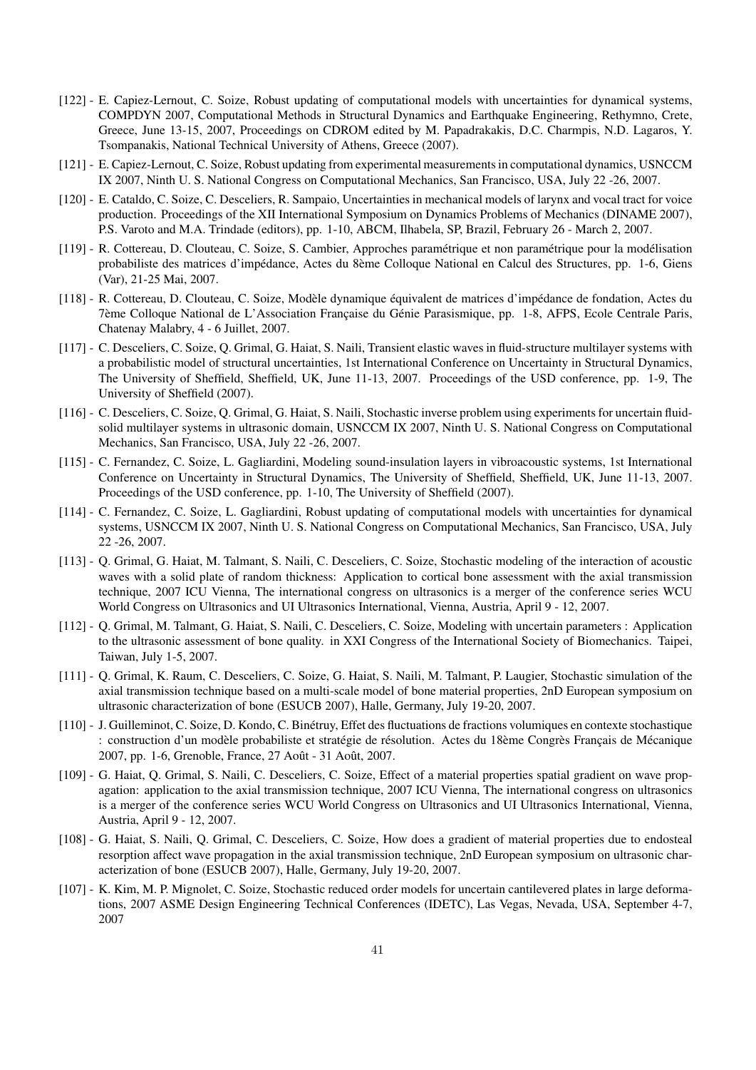[122] - E. Capiez-Lernout, C. Soize, Robust updating of computational models with uncertainties for dynamical systems, COMPDYN 2007, Computational Methods in Structural Dynamics and Earthquake Engineering, Rethymno, Crete, Greece, June 13-15, 2007, Proceedings on CDROM edited by M. Papadrakakis, D.C. Charmpis, N.D. Lagaros, Y. Tsompanakis, National Technical University of Athens, Greece (2007).

[121] - E. Capiez-Lernout, C. Soize, Robust updating from experimental measurements in computational dynamics, USNCCM IX 2007, Ninth U. S. National Congress on Computational Mechanics, San Francisco, USA, July 22 -26, 2007.

[120] - E. Cataldo, C. Soize, C. Desceliers, R. Sampaio, Uncertainties in mechanical models of larynx and vocal tract for voice production. Proceedings of the XII International Symposium on Dynamics Problems of Mechanics (DINAME 2007), P.S. Varoto and M.A. Trindade (editors), pp. 1-10, ABCM, Ilhabela, SP, Brazil, February 26 - March 2, 2007.

[119] - R. Cottereau, D. Clouteau, C. Soize, S. Cambier, Approches paramétrique et non paramétrique pour la modélisation probabiliste des matrices d'impédance, Actes du 8ème Colloque National en Calcul des Structures, pp. 1-6, Giens (Var), 21-25 Mai, 2007.

[118] - R. Cottereau, D. Clouteau, C. Soize, Modèle dynamique équivalent de matrices d'impédance de fondation, Actes du 7ème Colloque National de L'Association Française du Génie Parasismique, pp. 1-8, AFPS, Ecole Centrale Paris, Chatenay Malabry, 4 - 6 Juillet, 2007.

[117] - C. Desceliers, C. Soize, Q. Grimal, G. Haiat, S. Naili, Transient elastic waves in fluid-structure multilayer systems with a probabilistic model of structural uncertainties, 1st International Conference on Uncertainty in Structural Dynamics, The University of Sheffield, Sheffield, UK, June 11-13, 2007. Proceedings of the USD conference, pp. 1-9, The University of Sheffield (2007).

[116] - C. Desceliers, C. Soize, Q. Grimal, G. Haiat, S. Naili, Stochastic inverse problem using experiments for uncertain fluid-solid multilayer systems in ultrasonic domain, USNCCM IX 2007, Ninth U. S. National Congress on Computational Mechanics, San Francisco, USA, July 22 -26, 2007.

[115] - C. Fernandez, C. Soize, L. Gagliardini, Modeling sound-insulation layers in vibroacoustic systems, 1st International Conference on Uncertainty in Structural Dynamics, The University of Sheffield, Sheffield, UK, June 11-13, 2007. Proceedings of the USD conference, pp. 1-10, The University of Sheffield (2007).

[114] - C. Fernandez, C. Soize, L. Gagliardini, Robust updating of computational models with uncertainties for dynamical systems, USNCCM IX 2007, Ninth U. S. National Congress on Computational Mechanics, San Francisco, USA, July 22 -26, 2007.

[113] - Q. Grimal, G. Haiat, M. Talmant, S. Naili, C. Desceliers, C. Soize, Stochastic modeling of the interaction of acoustic waves with a solid plate of random thickness: Application to cortical bone assessment with the axial transmission technique, 2007 ICU Vienna, The international congress on ultrasonics is a merger of the conference series WCU World Congress on Ultrasonics and UI Ultrasonics International, Vienna, Austria, April 9 - 12, 2007.

[112] - Q. Grimal, M. Talmant, G. Haiat, S. Naili, C. Desceliers, C. Soize, Modeling with uncertain parameters : Application to the ultrasonic assessment of bone quality. in XXI Congress of the International Society of Biomechanics. Taipei, Taiwan, July 1-5, 2007.

[111] - Q. Grimal, K. Raum, C. Desceliers, C. Soize, G. Haiat, S. Naili, M. Talmant, P. Laugier, Stochastic simulation of the axial transmission technique based on a multi-scale model of bone material properties, 2nD European symposium on ultrasonic characterization of bone (ESUCB 2007), Halle, Germany, July 19-20, 2007.

[110] - J. Guilleminot, C. Soize, D. Kondo, C. Binétruy, Effet des fluctuations de fractions volumiques en contexte stochastique : construction d'un modèle probabiliste et stratégie de résolution. Actes du 18ème Congrès Français de Mécanique 2007, pp. 1-6, Grenoble, France, 27 Août - 31 Août, 2007.

[109] - G. Haiat, Q. Grimal, S. Naili, C. Desceliers, C. Soize, Effect of a material properties spatial gradient on wave propagation: application to the axial transmission technique, 2007 ICU Vienna, The international congress on ultrasonics is a merger of the conference series WCU World Congress on Ultrasonics and UI Ultrasonics International, Vienna, Austria, April 9 - 12, 2007.

[108] - G. Haiat, S. Naili, Q. Grimal, C. Desceliers, C. Soize, How does a gradient of material properties due to endosteal resorption affect wave propagation in the axial transmission technique, 2nD European symposium on ultrasonic characterization of bone (ESUCB 2007), Halle, Germany, July 19-20, 2007.

[107] - K. Kim, M. P. Mignolet, C. Soize, Stochastic reduced order models for uncertain cantilevered plates in large deformations, 2007 ASME Design Engineering Technical Conferences (IDETC), Las Vegas, Nevada, USA, September 4-7, 2007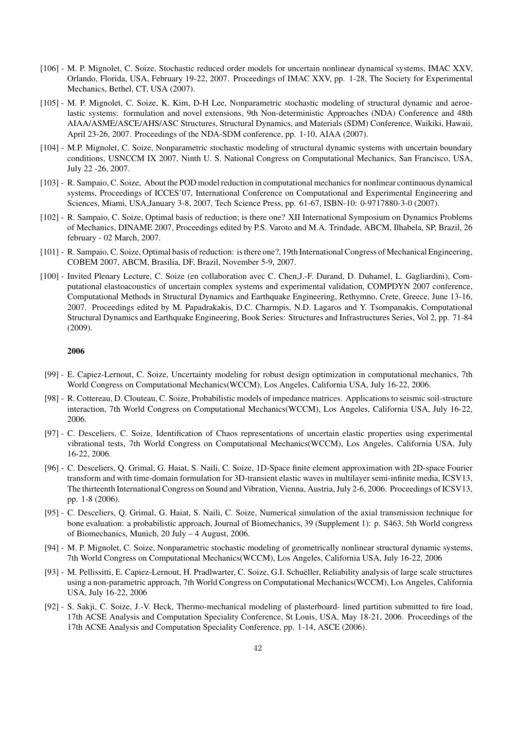- [106] - M. P. Mignolet, C. Soize, Stochastic reduced order models for uncertain nonlinear dynamical systems, IMAC XXV, Orlando, Florida, USA, February 19-22, 2007. Proceedings of IMAC XXV, pp. 1-28, The Society for Experimental Mechanics, Bethel, CT, USA (2007).
- [105] - M. P. Mignolet, C. Soize, K. Kim, D-H Lee, Nonparametric stochastic modeling of structural dynamic and aeroelastic systems: formulation and novel extensions, 9th Non-deterministic Approaches (NDA) Conference and 48th AIAA/ASME/ASCE/AHS/ASC Structures, Structural Dynamics, and Materials (SDM) Conference, Waikiki, Hawaii, April 23-26, 2007. Proceedings of the NDA-SDM conference, pp. 1-10, AIAA (2007).
- [104] - M.P. Mignolet, C. Soize, Nonparametric stochastic modeling of structural dynamic systems with uncertain boundary conditions, USNCCM IX 2007, Ninth U. S. National Congress on Computational Mechanics, San Francisco, USA, July 22 -26, 2007.
- [103] - R. Sampaio, C. Soize, About the POD model reduction in computational mechanics for nonlinear continuous dynamical systems, Proceedings of ICCES'07, International Conference on Computational and Experimental Engineering and Sciences, Miami, USA,January 3-8, 2007, Tech Science Press, pp. 61-67, ISBN-10: 0-9717880-3-0 (2007).
- [102] - R. Sampaio, C. Soize, Optimal basis of reduction; is there one? XII International Symposium on Dynamics Problems of Mechanics, DINAME 2007, Proceedings edited by P.S. Varoto and M.A. Trindade, ABCM, Ilhabela, SP, Brazil, 26 february - 02 March, 2007.
- [101] - R. Sampaio, C. Soize, Optimal basis of reduction: is there one?, 19th International Congress of Mechanical Engineering, COBEM 2007, ABCM, Brasilia, DF, Brazil, November 5-9, 2007.
- [100] - Invited Plenary Lecture, C. Soize (en collaboration avec C. Chen,J.-F. Durand, D. Duhamel, L. Gagliardini), Computational elastoacoustics of uncertain complex systems and experimental validation, COMPDYN 2007 conference, Computational Methods in Structural Dynamics and Earthquake Engineering, Rethymno, Crete, Greece, June 13-16, 2007. Proceedings edited by M. Papadrakakis, D.C. Charmpis, N.D. Lagaros and Y. Tsompanakis, Computational Structural Dynamics and Earthquake Engineering, Book Series: Structures and Infrastructures Series, Vol 2, pp. 71-84 (2009).

**2006**

- [99] - E. Capiez-Lernout, C. Soize, Uncertainty modeling for robust design optimization in computational mechanics, 7th World Congress on Computational Mechanics(WCCM), Los Angeles, California USA, July 16-22, 2006.
- [98] - R. Cottereau, D. Clouteau, C. Soize, Probabilistic models of impedance matrices. Applications to seismic soil-structure interaction, 7th World Congress on Computational Mechanics(WCCM), Los Angeles, California USA, July 16-22, 2006.
- [97] - C. Desceliers, C. Soize, Identification of Chaos representations of uncertain elastic properties using experimental vibrational tests, 7th World Congress on Computational Mechanics(WCCM), Los Angeles, California USA, July 16-22, 2006.
- [96] - C. Desceliers, Q. Grimal, G. Haiat, S. Naili, C. Soize, 1D-Space finite element approximation with 2D-space Fourier transform and with time-domain formulation for 3D-transient elastic waves in multilayer semi-infinite media, ICSV13, The thirteenth International Congress on Sound and Vibration, Vienna, Austria, July 2-6, 2006. Proceedings of ICSV13, pp. 1-8 (2006).
- [95] - C. Desceliers, Q. Grimal, G. Haiat, S. Naili, C. Soize, Numerical simulation of the axial transmission technique for bone evaluation: a probabilistic approach, Journal of Biomechanics, 39 (Supplement 1): p. S463, 5th World congress of Biomechanics, Munich, 20 July – 4 August, 2006.
- [94] - M. P. Mignolet, C. Soize, Nonparametric stochastic modeling of geometrically nonlinear structural dynamic systems, 7th World Congress on Computational Mechanics(WCCM), Los Angeles, California USA, July 16-22, 2006
- [93] - M. Pellissitti, E. Capiez-Lernout, H. Pradlwarter, C. Soize, G.I. Schuëller, Reliability analysis of large scale structures using a non-parametric approach, 7th World Congress on Computational Mechanics(WCCM), Los Angeles, California USA, July 16-22, 2006
- [92] - S. Sakji, C. Soize, J.-V. Heck, Thermo-mechanical modeling of plasterboard- lined partition submitted to fire load, 17th ACSE Analysis and Computation Speciality Conference, St Louis, USA, May 18-21, 2006. Proceedings of the 17th ACSE Analysis and Computation Speciality Conference, pp. 1-14, ASCE (2006).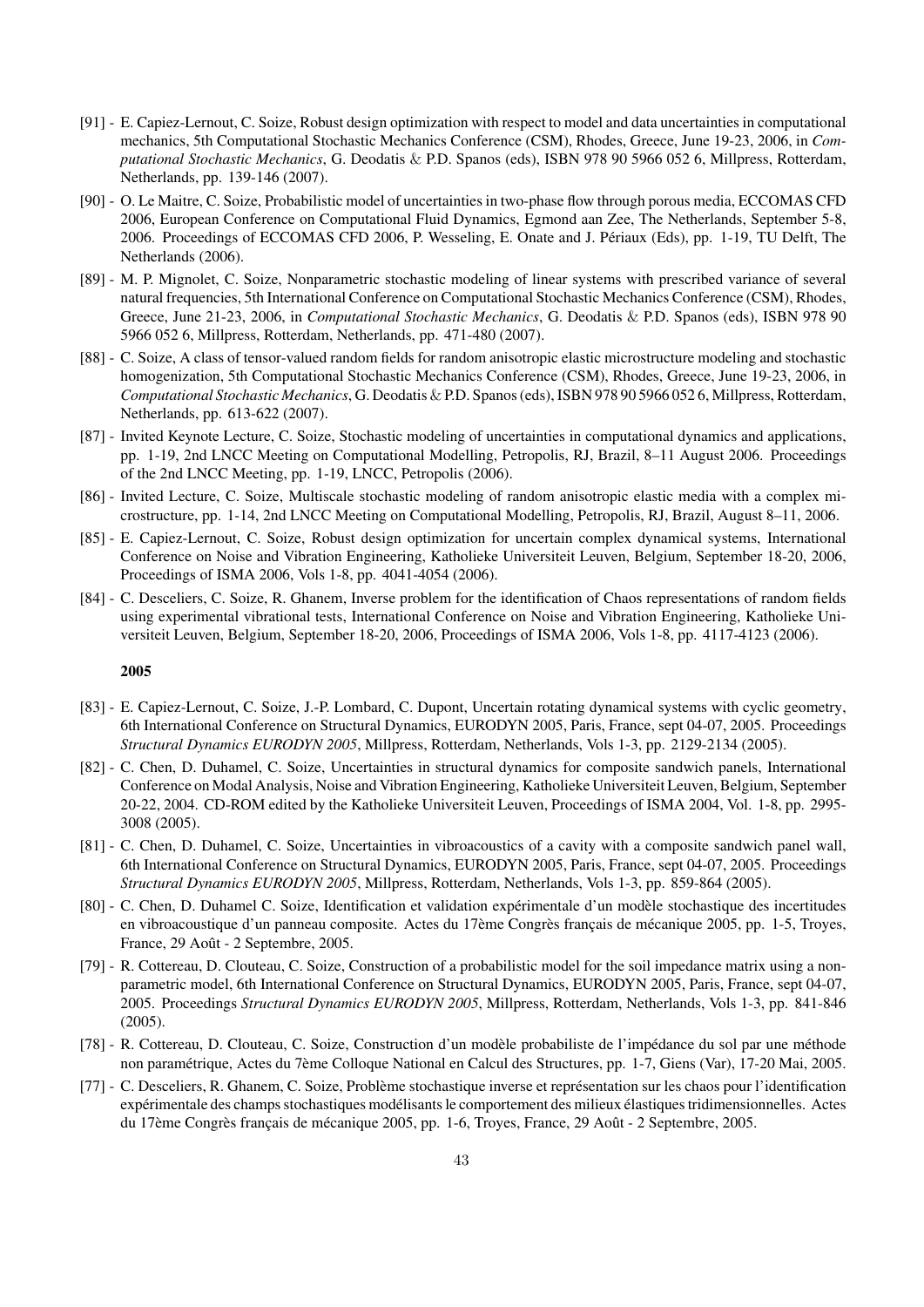- [91] - E. Capiez-Lernout, C. Soize, Robust design optimization with respect to model and data uncertainties in computational mechanics, 5th Computational Stochastic Mechanics Conference (CSM), Rhodes, Greece, June 19-23, 2006, in *Computational Stochastic Mechanics*, G. Deodatis & P.D. Spanos (eds), ISBN 978 90 5966 052 6, Millpress, Rotterdam, Netherlands, pp. 139-146 (2007).
- [90] - O. Le Maitre, C. Soize, Probabilistic model of uncertainties in two-phase flow through porous media, ECCOMAS CFD 2006, European Conference on Computational Fluid Dynamics, Egmond aan Zee, The Netherlands, September 5-8, 2006. Proceedings of ECCOMAS CFD 2006, P. Wesseling, E. Onate and J. Périaux (Eds), pp. 1-19, TU Delft, The Netherlands (2006).
- [89] - M. P. Mignolet, C. Soize, Nonparametric stochastic modeling of linear systems with prescribed variance of several natural frequencies, 5th International Conference on Computational Stochastic Mechanics Conference (CSM), Rhodes, Greece, June 21-23, 2006, in *Computational Stochastic Mechanics*, G. Deodatis & P.D. Spanos (eds), ISBN 978 90 5966 052 6, Millpress, Rotterdam, Netherlands, pp. 471-480 (2007).
- [88] - C. Soize, A class of tensor-valued random fields for random anisotropic elastic microstructure modeling and stochastic homogenization, 5th Computational Stochastic Mechanics Conference (CSM), Rhodes, Greece, June 19-23, 2006, in *Computational Stochastic Mechanics*, G. Deodatis & P.D. Spanos (eds), ISBN 978 90 5966 052 6, Millpress, Rotterdam, Netherlands, pp. 613-622 (2007).
- [87] - Invited Keynote Lecture, C. Soize, Stochastic modeling of uncertainties in computational dynamics and applications, pp. 1-19, 2nd LNCC Meeting on Computational Modelling, Petropolis, RJ, Brazil, 8–11 August 2006. Proceedings of the 2nd LNCC Meeting, pp. 1-19, LNCC, Petropolis (2006).
- [86] - Invited Lecture, C. Soize, Multiscale stochastic modeling of random anisotropic elastic media with a complex microstructure, pp. 1-14, 2nd LNCC Meeting on Computational Modelling, Petropolis, RJ, Brazil, August 8–11, 2006.
- [85] - E. Capiez-Lernout, C. Soize, Robust design optimization for uncertain complex dynamical systems, International Conference on Noise and Vibration Engineering, Katholieke Universiteit Leuven, Belgium, September 18-20, 2006, Proceedings of ISMA 2006, Vols 1-8, pp. 4041-4054 (2006).
- [84] - C. Desceliers, C. Soize, R. Ghanem, Inverse problem for the identification of Chaos representations of random fields using experimental vibrational tests, International Conference on Noise and Vibration Engineering, Katholieke Universiteit Leuven, Belgium, September 18-20, 2006, Proceedings of ISMA 2006, Vols 1-8, pp. 4117-4123 (2006).

**2005**

- [83] - E. Capiez-Lernout, C. Soize, J.-P. Lombard, C. Dupont, Uncertain rotating dynamical systems with cyclic geometry, 6th International Conference on Structural Dynamics, EURODYN 2005, Paris, France, sept 04-07, 2005. Proceedings *Structural Dynamics EURODYN 2005*, Millpress, Rotterdam, Netherlands, Vols 1-3, pp. 2129-2134 (2005).
- [82] - C. Chen, D. Duhamel, C. Soize, Uncertainties in structural dynamics for composite sandwich panels, International Conference on Modal Analysis, Noise and Vibration Engineering, Katholieke Universiteit Leuven, Belgium, September 20-22, 2004. CD-ROM edited by the Katholieke Universiteit Leuven, Proceedings of ISMA 2004, Vol. 1-8, pp. 2995-3008 (2005).
- [81] - C. Chen, D. Duhamel, C. Soize, Uncertainties in vibroacoustics of a cavity with a composite sandwich panel wall, 6th International Conference on Structural Dynamics, EURODYN 2005, Paris, France, sept 04-07, 2005. Proceedings *Structural Dynamics EURODYN 2005*, Millpress, Rotterdam, Netherlands, Vols 1-3, pp. 859-864 (2005).
- [80] - C. Chen, D. Duhamel C. Soize, Identification et validation expérimentale d'un modèle stochastique des incertitudes en vibroacoustique d'un panneau composite. Actes du 17ème Congrès français de mécanique 2005, pp. 1-5, Troyes, France, 29 Août - 2 Septembre, 2005.
- [79] - R. Cottereau, D. Clouteau, C. Soize, Construction of a probabilistic model for the soil impedance matrix using a non-parametric model, 6th International Conference on Structural Dynamics, EURODYN 2005, Paris, France, sept 04-07, 2005. Proceedings *Structural Dynamics EURODYN 2005*, Millpress, Rotterdam, Netherlands, Vols 1-3, pp. 841-846 (2005).
- [78] - R. Cottereau, D. Clouteau, C. Soize, Construction d'un modèle probabiliste de l'impédance du sol par une méthode non paramétrique, Actes du 7ème Colloque National en Calcul des Structures, pp. 1-7, Giens (Var), 17-20 Mai, 2005.
- [77] - C. Desceliers, R. Ghanem, C. Soize, Problème stochastique inverse et représentation sur les chaos pour l'identification expérimentale des champs stochastiques modélisants le comportement des milieux élastiques tridimensionnelles. Actes du 17ème Congrès français de mécanique 2005, pp. 1-6, Troyes, France, 29 Août - 2 Septembre, 2005.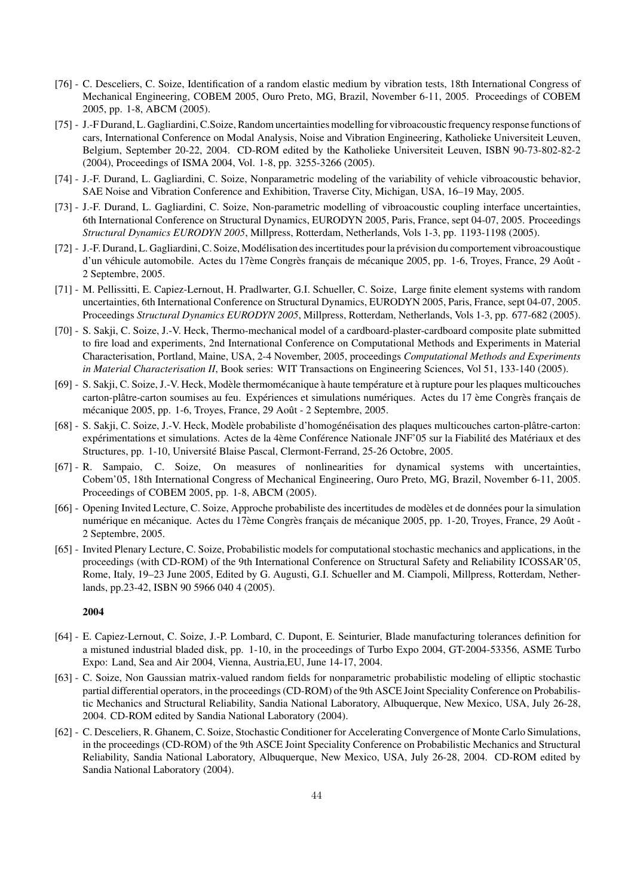[76] - C. Desceliers, C. Soize, Identification of a random elastic medium by vibration tests, 18th International Congress of Mechanical Engineering, COBEM 2005, Ouro Preto, MG, Brazil, November 6-11, 2005. Proceedings of COBEM 2005, pp. 1-8, ABCM (2005).

[75] - J.-F Durand, L. Gagliardini, C.Soize, Random uncertainties modelling for vibroacoustic frequency response functions of cars, International Conference on Modal Analysis, Noise and Vibration Engineering, Katholieke Universiteit Leuven, Belgium, September 20-22, 2004. CD-ROM edited by the Katholieke Universiteit Leuven, ISBN 90-73-802-82-2 (2004), Proceedings of ISMA 2004, Vol. 1-8, pp. 3255-3266 (2005).

[74] - J.-F. Durand, L. Gagliardini, C. Soize, Nonparametric modeling of the variability of vehicle vibroacoustic behavior, SAE Noise and Vibration Conference and Exhibition, Traverse City, Michigan, USA, 16–19 May, 2005.

[73] - J.-F. Durand, L. Gagliardini, C. Soize, Non-parametric modelling of vibroacoustic coupling interface uncertainties, 6th International Conference on Structural Dynamics, EURODYN 2005, Paris, France, sept 04-07, 2005. Proceedings *Structural Dynamics EURODYN 2005*, Millpress, Rotterdam, Netherlands, Vols 1-3, pp. 1193-1198 (2005).

[72] - J.-F. Durand, L. Gagliardini, C. Soize, Modélisation des incertitudes pour la prévision du comportement vibroacoustique d'un véhicule automobile. Actes du 17ème Congrès français de mécanique 2005, pp. 1-6, Troyes, France, 29 Août - 2 Septembre, 2005.

[71] - M. Pellissitti, E. Capiez-Lernout, H. Pradlwarter, G.I. Schueller, C. Soize, Large finite element systems with random uncertainties, 6th International Conference on Structural Dynamics, EURODYN 2005, Paris, France, sept 04-07, 2005. Proceedings *Structural Dynamics EURODYN 2005*, Millpress, Rotterdam, Netherlands, Vols 1-3, pp. 677-682 (2005).

[70] - S. Sakji, C. Soize, J.-V. Heck, Thermo-mechanical model of a cardboard-plaster-cardboard composite plate submitted to fire load and experiments, 2nd International Conference on Computational Methods and Experiments in Material Characterisation, Portland, Maine, USA, 2-4 November, 2005, proceedings *Computational Methods and Experiments in Material Characterisation II*, Book series: WIT Transactions on Engineering Sciences, Vol 51, 133-140 (2005).

[69] - S. Sakji, C. Soize, J.-V. Heck, Modèle thermomécanique à haute température et à rupture pour les plaques multicouches carton-plâtre-carton soumises au feu. Expériences et simulations numériques. Actes du 17 ème Congrès français de mécanique 2005, pp. 1-6, Troyes, France, 29 Août - 2 Septembre, 2005.

[68] - S. Sakji, C. Soize, J.-V. Heck, Modèle probabiliste d'homogénéisation des plaques multicouches carton-plâtre-carton: expérimentations et simulations. Actes de la 4ème Conférence Nationale JNF'05 sur la Fiabilité des Matériaux et des Structures, pp. 1-10, Université Blaise Pascal, Clermont-Ferrand, 25-26 Octobre, 2005.

[67] - R. Sampaio, C. Soize, On measures of nonlinearities for dynamical systems with uncertainties, Cobem'05, 18th International Congress of Mechanical Engineering, Ouro Preto, MG, Brazil, November 6-11, 2005. Proceedings of COBEM 2005, pp. 1-8, ABCM (2005).

[66] - Opening Invited Lecture, C. Soize, Approche probabiliste des incertitudes de modèles et de données pour la simulation numérique en mécanique. Actes du 17ème Congrès français de mécanique 2005, pp. 1-20, Troyes, France, 29 Août - 2 Septembre, 2005.

[65] - Invited Plenary Lecture, C. Soize, Probabilistic models for computational stochastic mechanics and applications, in the proceedings (with CD-ROM) of the 9th International Conference on Structural Safety and Reliability ICOSSAR'05, Rome, Italy, 19–23 June 2005, Edited by G. Augusti, G.I. Schueller and M. Ciampoli, Millpress, Rotterdam, Netherlands, pp.23-42, ISBN 90 5966 040 4 (2005).

**2004**

[64] - E. Capiez-Lernout, C. Soize, J.-P. Lombard, C. Dupont, E. Seinturier, Blade manufacturing tolerances definition for a mistuned industrial bladed disk, pp. 1-10, in the proceedings of Turbo Expo 2004, GT-2004-53356, ASME Turbo Expo: Land, Sea and Air 2004, Vienna, Austria,EU, June 14-17, 2004.

[63] - C. Soize, Non Gaussian matrix-valued random fields for nonparametric probabilistic modeling of elliptic stochastic partial differential operators, in the proceedings (CD-ROM) of the 9th ASCE Joint Speciality Conference on Probabilistic Mechanics and Structural Reliability, Sandia National Laboratory, Albuquerque, New Mexico, USA, July 26-28, 2004. CD-ROM edited by Sandia National Laboratory (2004).

[62] - C. Desceliers, R. Ghanem, C. Soize, Stochastic Conditioner for Accelerating Convergence of Monte Carlo Simulations, in the proceedings (CD-ROM) of the 9th ASCE Joint Speciality Conference on Probabilistic Mechanics and Structural Reliability, Sandia National Laboratory, Albuquerque, New Mexico, USA, July 26-28, 2004. CD-ROM edited by Sandia National Laboratory (2004).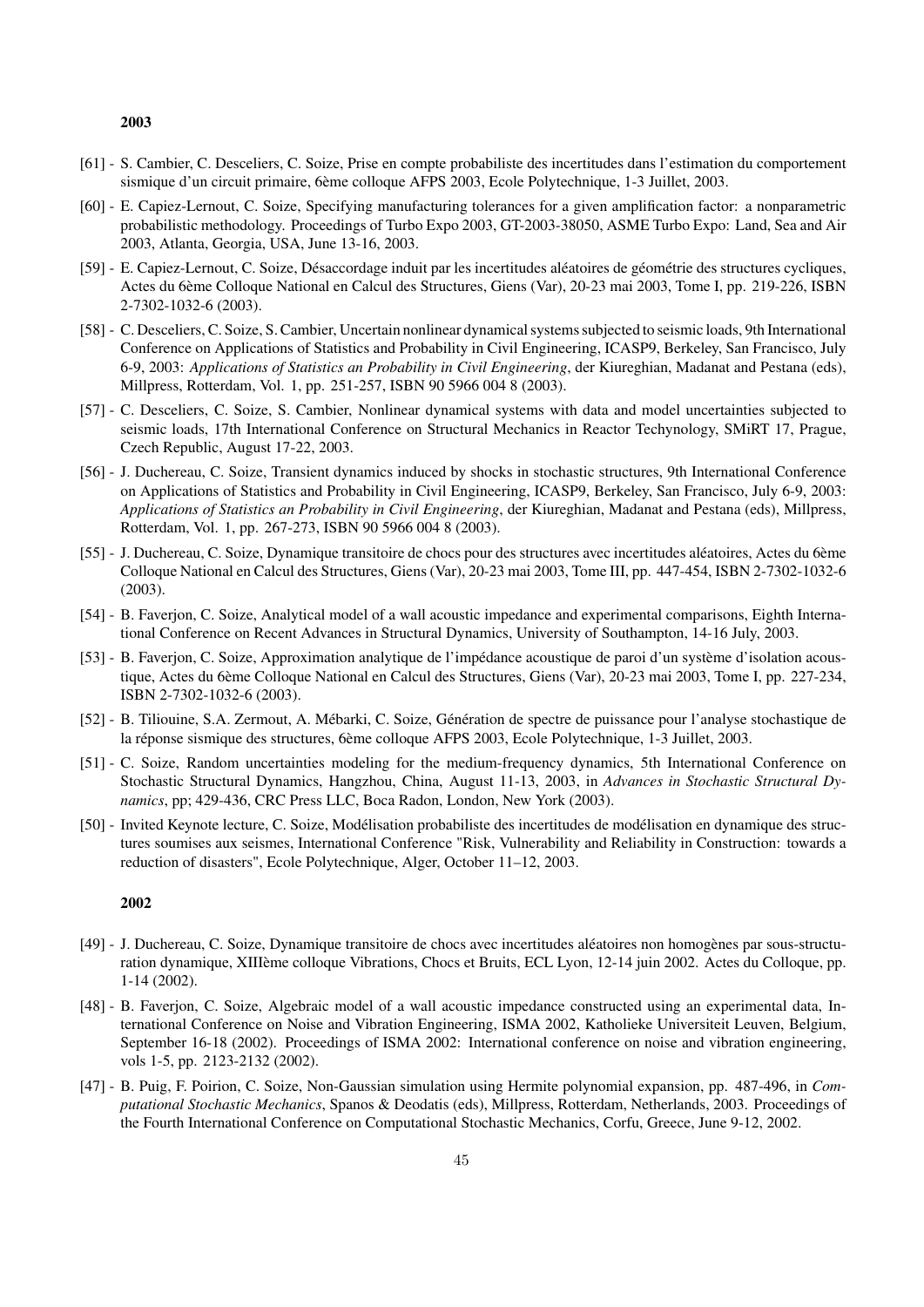**2003**

[61] - S. Cambier, C. Desceliers, C. Soize, Prise en compte probabiliste des incertitudes dans l'estimation du comportement sismique d'un circuit primaire, 6ème colloque AFPS 2003, Ecole Polytechnique, 1-3 Juillet, 2003.

[60] - E. Capiez-Lernout, C. Soize, Specifying manufacturing tolerances for a given amplification factor: a nonparametric probabilistic methodology. Proceedings of Turbo Expo 2003, GT-2003-38050, ASME Turbo Expo: Land, Sea and Air 2003, Atlanta, Georgia, USA, June 13-16, 2003.

[59] - E. Capiez-Lernout, C. Soize, Désaccordage induit par les incertitudes aléatoires de géométrie des structures cycliques, Actes du 6ème Colloque National en Calcul des Structures, Giens (Var), 20-23 mai 2003, Tome I, pp. 219-226, ISBN 2-7302-1032-6 (2003).

[58] - C. Desceliers, C. Soize, S. Cambier, Uncertain nonlinear dynamical systems subjected to seismic loads, 9th International Conference on Applications of Statistics and Probability in Civil Engineering, ICASP9, Berkeley, San Francisco, July 6-9, 2003: *Applications of Statistics an Probability in Civil Engineering*, der Kiureghian, Madanat and Pestana (eds), Millpress, Rotterdam, Vol. 1, pp. 251-257, ISBN 90 5966 004 8 (2003).

[57] - C. Desceliers, C. Soize, S. Cambier, Nonlinear dynamical systems with data and model uncertainties subjected to seismic loads, 17th International Conference on Structural Mechanics in Reactor Techynology, SMiRT 17, Prague, Czech Republic, August 17-22, 2003.

[56] - J. Duchereau, C. Soize, Transient dynamics induced by shocks in stochastic structures, 9th International Conference on Applications of Statistics and Probability in Civil Engineering, ICASP9, Berkeley, San Francisco, July 6-9, 2003: *Applications of Statistics an Probability in Civil Engineering*, der Kiureghian, Madanat and Pestana (eds), Millpress, Rotterdam, Vol. 1, pp. 267-273, ISBN 90 5966 004 8 (2003).

[55] - J. Duchereau, C. Soize, Dynamique transitoire de chocs pour des structures avec incertitudes aléatoires, Actes du 6ème Colloque National en Calcul des Structures, Giens (Var), 20-23 mai 2003, Tome III, pp. 447-454, ISBN 2-7302-1032-6 (2003).

[54] - B. Faverjon, C. Soize, Analytical model of a wall acoustic impedance and experimental comparisons, Eighth International Conference on Recent Advances in Structural Dynamics, University of Southampton, 14-16 July, 2003.

[53] - B. Faverjon, C. Soize, Approximation analytique de l'impédance acoustique de paroi d'un système d'isolation acoustique, Actes du 6ème Colloque National en Calcul des Structures, Giens (Var), 20-23 mai 2003, Tome I, pp. 227-234, ISBN 2-7302-1032-6 (2003).

[52] - B. Tiliouine, S.A. Zermout, A. Mébarki, C. Soize, Génération de spectre de puissance pour l'analyse stochastique de la réponse sismique des structures, 6ème colloque AFPS 2003, Ecole Polytechnique, 1-3 Juillet, 2003.

[51] - C. Soize, Random uncertainties modeling for the medium-frequency dynamics, 5th International Conference on Stochastic Structural Dynamics, Hangzhou, China, August 11-13, 2003, in *Advances in Stochastic Structural Dynamics*, pp; 429-436, CRC Press LLC, Boca Radon, London, New York (2003).

[50] - Invited Keynote lecture, C. Soize, Modélisation probabiliste des incertitudes de modélisation en dynamique des structures soumises aux seismes, International Conference "Risk, Vulnerability and Reliability in Construction: towards a reduction of disasters", Ecole Polytechnique, Alger, October 11–12, 2003.

**2002**

[49] - J. Duchereau, C. Soize, Dynamique transitoire de chocs avec incertitudes aléatoires non homogènes par sous-structuration dynamique, XIIIème colloque Vibrations, Chocs et Bruits, ECL Lyon, 12-14 juin 2002. Actes du Colloque, pp. 1-14 (2002).

[48] - B. Faverjon, C. Soize, Algebraic model of a wall acoustic impedance constructed using an experimental data, International Conference on Noise and Vibration Engineering, ISMA 2002, Katholieke Universiteit Leuven, Belgium, September 16-18 (2002). Proceedings of ISMA 2002: International conference on noise and vibration engineering, vols 1-5, pp. 2123-2132 (2002).

[47] - B. Puig, F. Poirion, C. Soize, Non-Gaussian simulation using Hermite polynomial expansion, pp. 487-496, in *Computational Stochastic Mechanics*, Spanos & Deodatis (eds), Millpress, Rotterdam, Netherlands, 2003. Proceedings of the Fourth International Conference on Computational Stochastic Mechanics, Corfu, Greece, June 9-12, 2002.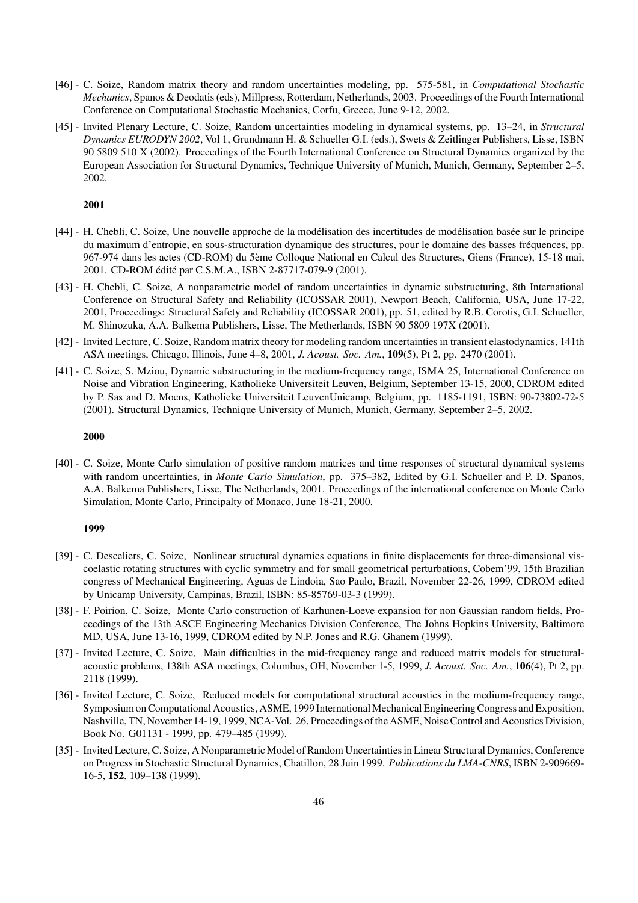[46] - C. Soize, Random matrix theory and random uncertainties modeling, pp. 575-581, in *Computational Stochastic Mechanics*, Spanos & Deodatis (eds), Millpress, Rotterdam, Netherlands, 2003. Proceedings of the Fourth International Conference on Computational Stochastic Mechanics, Corfu, Greece, June 9-12, 2002.

[45] - Invited Plenary Lecture, C. Soize, Random uncertainties modeling in dynamical systems, pp. 13–24, in *Structural Dynamics EURODYN 2002*, Vol 1, Grundmann H. & Schueller G.I. (eds.), Swets & Zeitlinger Publishers, Lisse, ISBN 90 5809 510 X (2002). Proceedings of the Fourth International Conference on Structural Dynamics organized by the European Association for Structural Dynamics, Technique University of Munich, Munich, Germany, September 2–5, 2002.

**2001**

[44] - H. Chebli, C. Soize, Une nouvelle approche de la modélisation des incertitudes de modélisation basée sur le principe du maximum d'entropie, en sous-structuration dynamique des structures, pour le domaine des basses fréquences, pp. 967-974 dans les actes (CD-ROM) du 5ème Colloque National en Calcul des Structures, Giens (France), 15-18 mai, 2001. CD-ROM édité par C.S.M.A., ISBN 2-87717-079-9 (2001).

[43] - H. Chebli, C. Soize, A nonparametric model of random uncertainties in dynamic substructuring, 8th International Conference on Structural Safety and Reliability (ICOSSAR 2001), Newport Beach, California, USA, June 17-22, 2001, Proceedings: Structural Safety and Reliability (ICOSSAR 2001), pp. 51, edited by R.B. Corotis, G.I. Schueller, M. Shinozuka, A.A. Balkema Publishers, Lisse, The Metherlands, ISBN 90 5809 197X (2001).

[42] - Invited Lecture, C. Soize, Random matrix theory for modeling random uncertainties in transient elastodynamics, 141th ASA meetings, Chicago, Illinois, June 4–8, 2001, *J. Acoust. Soc. Am.*, **109**(5), Pt 2, pp. 2470 (2001).

[41] - C. Soize, S. Mziou, Dynamic substructuring in the medium-frequency range, ISMA 25, International Conference on Noise and Vibration Engineering, Katholieke Universiteit Leuven, Belgium, September 13-15, 2000, CDROM edited by P. Sas and D. Moens, Katholieke Universiteit LeuvenUnicamp, Belgium, pp. 1185-1191, ISBN: 90-73802-72-5 (2001). Structural Dynamics, Technique University of Munich, Munich, Germany, September 2–5, 2002.

**2000**

[40] - C. Soize, Monte Carlo simulation of positive random matrices and time responses of structural dynamical systems with random uncertainties, in *Monte Carlo Simulation*, pp. 375–382, Edited by G.I. Schueller and P. D. Spanos, A.A. Balkema Publishers, Lisse, The Netherlands, 2001. Proceedings of the international conference on Monte Carlo Simulation, Monte Carlo, Principalty of Monaco, June 18-21, 2000.

**1999**

[39] - C. Desceliers, C. Soize, Nonlinear structural dynamics equations in finite displacements for three-dimensional viscoelastic rotating structures with cyclic symmetry and for small geometrical perturbations, Cobem'99, 15th Brazilian congress of Mechanical Engineering, Aguas de Lindoia, Sao Paulo, Brazil, November 22-26, 1999, CDROM edited by Unicamp University, Campinas, Brazil, ISBN: 85-85769-03-3 (1999).

[38] - F. Poirion, C. Soize, Monte Carlo construction of Karhunen-Loeve expansion for non Gaussian random fields, Proceedings of the 13th ASCE Engineering Mechanics Division Conference, The Johns Hopkins University, Baltimore MD, USA, June 13-16, 1999, CDROM edited by N.P. Jones and R.G. Ghanem (1999).

[37] - Invited Lecture, C. Soize, Main difficulties in the mid-frequency range and reduced matrix models for structural-acoustic problems, 138th ASA meetings, Columbus, OH, November 1-5, 1999, *J. Acoust. Soc. Am.*, **106**(4), Pt 2, pp. 2118 (1999).

[36] - Invited Lecture, C. Soize, Reduced models for computational structural acoustics in the medium-frequency range, Symposium on Computational Acoustics, ASME, 1999 International Mechanical Engineering Congress and Exposition, Nashville, TN, November 14-19, 1999, NCA-Vol. 26, Proceedings of the ASME, Noise Control and Acoustics Division, Book No. G01131 - 1999, pp. 479–485 (1999).

[35] - Invited Lecture, C. Soize, A Nonparametric Model of Random Uncertainties in Linear Structural Dynamics, Conference on Progress in Stochastic Structural Dynamics, Chatillon, 28 Juin 1999. *Publications du LMA-CNRS*, ISBN 2-909669-16-5, **152**, 109–138 (1999).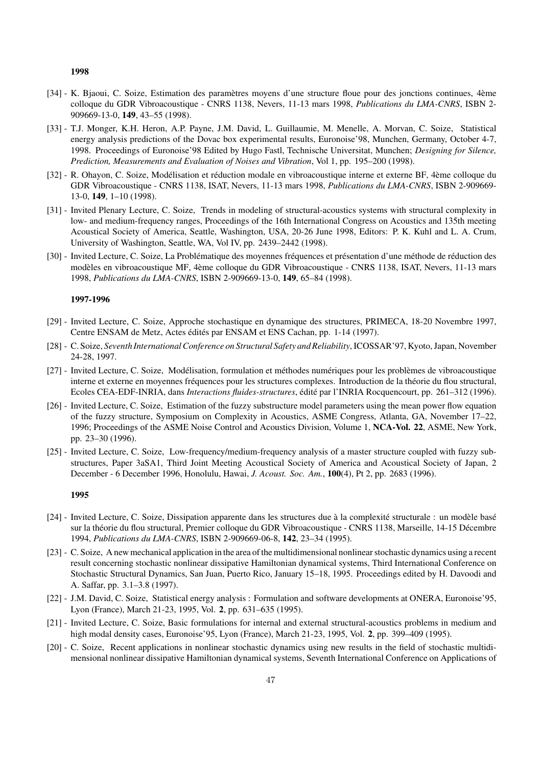**1998**

[34] - K. Bjaoui, C. Soize, Estimation des paramètres moyens d'une structure floue pour des jonctions continues, 4ème colloque du GDR Vibroacoustique - CNRS 1138, Nevers, 11-13 mars 1998, *Publications du LMA-CNRS*, ISBN 2-909669-13-0, **149**, 43–55 (1998).

[33] - T.J. Monger, K.H. Heron, A.P. Payne, J.M. David, L. Guillaumie, M. Menelle, A. Morvan, C. Soize, Statistical energy analysis predictions of the Dovac box experimental results, Euronoise'98, Munchen, Germany, October 4-7, 1998. Proceedings of Euronoise'98 Edited by Hugo Fastl, Technische Universitat, Munchen; *Designing for Silence, Prediction, Measurements and Evaluation of Noises and Vibration*, Vol 1, pp. 195–200 (1998).

[32] - R. Ohayon, C. Soize, Modélisation et réduction modale en vibroacoustique interne et externe BF, 4ème colloque du GDR Vibroacoustique - CNRS 1138, ISAT, Nevers, 11-13 mars 1998, *Publications du LMA-CNRS*, ISBN 2-909669-13-0, **149**, 1–10 (1998).

[31] - Invited Plenary Lecture, C. Soize, Trends in modeling of structural-acoustics systems with structural complexity in low- and medium-frequency ranges, Proceedings of the 16th International Congress on Acoustics and 135th meeting Acoustical Society of America, Seattle, Washington, USA, 20-26 June 1998, Editors: P. K. Kuhl and L. A. Crum, University of Washington, Seattle, WA, Vol IV, pp. 2439–2442 (1998).

[30] - Invited Lecture, C. Soize, La Problématique des moyennes fréquences et présentation d'une méthode de réduction des modèles en vibroacoustique MF, 4ème colloque du GDR Vibroacoustique - CNRS 1138, ISAT, Nevers, 11-13 mars 1998, *Publications du LMA-CNRS*, ISBN 2-909669-13-0, **149**, 65–84 (1998).

**1997-1996**

[29] - Invited Lecture, C. Soize, Approche stochastique en dynamique des structures, PRIMECA, 18-20 Novembre 1997, Centre ENSAM de Metz, Actes édités par ENSAM et ENS Cachan, pp. 1-14 (1997).

[28] - C. Soize, *Seventh International Conference on Structural Safety and Reliability*, ICOSSAR'97, Kyoto, Japan, November 24-28, 1997.

[27] - Invited Lecture, C. Soize, Modélisation, formulation et méthodes numériques pour les problèmes de vibroacoustique interne et externe en moyennes fréquences pour les structures complexes. Introduction de la théorie du flou structural, Ecoles CEA-EDF-INRIA, dans *Interactions fluides-structures*, édité par l'INRIA Rocquencourt, pp. 261–312 (1996).

[26] - Invited Lecture, C. Soize, Estimation of the fuzzy substructure model parameters using the mean power flow equation of the fuzzy structure, Symposium on Complexity in Acoustics, ASME Congress, Atlanta, GA, November 17–22, 1996; Proceedings of the ASME Noise Control and Acoustics Division, Volume 1, **NCA-Vol. 22**, ASME, New York, pp. 23–30 (1996).

[25] - Invited Lecture, C. Soize, Low-frequency/medium-frequency analysis of a master structure coupled with fuzzy substructures, Paper 3aSA1, Third Joint Meeting Acoustical Society of America and Acoustical Society of Japan, 2 December - 6 December 1996, Honolulu, Hawai, *J. Acoust. Soc. Am.*, **100**(4), Pt 2, pp. 2683 (1996).

**1995**

[24] - Invited Lecture, C. Soize, Dissipation apparente dans les structures due à la complexité structurale : un modèle basé sur la théorie du flou structural, Premier colloque du GDR Vibroacoustique - CNRS 1138, Marseille, 14-15 Décembre 1994, *Publications du LMA-CNRS*, ISBN 2-909669-06-8, **142**, 23–34 (1995).

[23] - C. Soize, A new mechanical application in the area of the multidimensional nonlinear stochastic dynamics using a recent result concerning stochastic nonlinear dissipative Hamiltonian dynamical systems, Third International Conference on Stochastic Structural Dynamics, San Juan, Puerto Rico, January 15–18, 1995. Proceedings edited by H. Davoodi and A. Saffar, pp. 3.1–3.8 (1997).

[22] - J.M. David, C. Soize, Statistical energy analysis : Formulation and software developments at ONERA, Euronoise'95, Lyon (France), March 21-23, 1995, Vol. **2**, pp. 631–635 (1995).

[21] - Invited Lecture, C. Soize, Basic formulations for internal and external structural-acoustics problems in medium and high modal density cases, Euronoise'95, Lyon (France), March 21-23, 1995, Vol. **2**, pp. 399–409 (1995).

[20] - C. Soize, Recent applications in nonlinear stochastic dynamics using new results in the field of stochastic multidimensional nonlinear dissipative Hamiltonian dynamical systems, Seventh International Conference on Applications of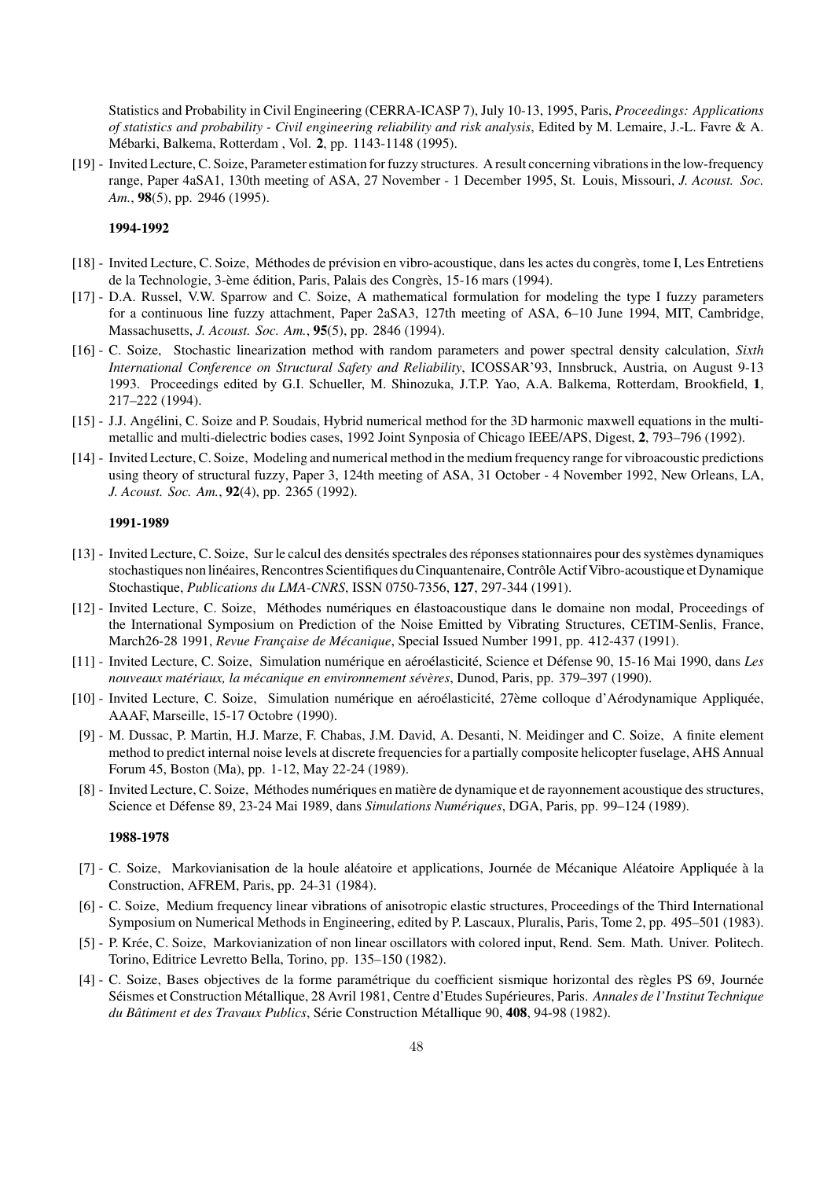Statistics and Probability in Civil Engineering (CERRA-ICASP 7), July 10-13, 1995, Paris, *Proceedings: Applications of statistics and probability - Civil engineering reliability and risk analysis*, Edited by M. Lemaire, J.-L. Favre & A. Mébarki, Balkema, Rotterdam , Vol. **2**, pp. 1143-1148 (1995).

[19] - Invited Lecture, C. Soize, Parameter estimation for fuzzy structures. A result concerning vibrations in the low-frequency range, Paper 4aSA1, 130th meeting of ASA, 27 November - 1 December 1995, St. Louis, Missouri, *J. Acoust. Soc. Am.*, **98**(5), pp. 2946 (1995).

**1994-1992**

[18] - Invited Lecture, C. Soize, Méthodes de prévision en vibro-acoustique, dans les actes du congrès, tome I, Les Entretiens de la Technologie, 3-ème édition, Paris, Palais des Congrès, 15-16 mars (1994).

[17] - D.A. Russel, V.W. Sparrow and C. Soize, A mathematical formulation for modeling the type I fuzzy parameters for a continuous line fuzzy attachment, Paper 2aSA3, 127th meeting of ASA, 6–10 June 1994, MIT, Cambridge, Massachusetts, *J. Acoust. Soc. Am.*, **95**(5), pp. 2846 (1994).

[16] - C. Soize, Stochastic linearization method with random parameters and power spectral density calculation, *Sixth International Conference on Structural Safety and Reliability*, ICOSSAR'93, Innsbruck, Austria, on August 9-13 1993. Proceedings edited by G.I. Schueller, M. Shinozuka, J.T.P. Yao, A.A. Balkema, Rotterdam, Brookfield, **1**, 217–222 (1994).

[15] - J.J. Angélini, C. Soize and P. Soudais, Hybrid numerical method for the 3D harmonic maxwell equations in the multi-metallic and multi-dielectric bodies cases, 1992 Joint Synposia of Chicago IEEE/APS, Digest, **2**, 793–796 (1992).

[14] - Invited Lecture, C. Soize, Modeling and numerical method in the medium frequency range for vibroacoustic predictions using theory of structural fuzzy, Paper 3, 124th meeting of ASA, 31 October - 4 November 1992, New Orleans, LA, *J. Acoust. Soc. Am.*, **92**(4), pp. 2365 (1992).

**1991-1989**

[13] - Invited Lecture, C. Soize, Sur le calcul des densités spectrales des réponses stationnaires pour des systèmes dynamiques stochastiques non linéaires, Rencontres Scientifiques du Cinquantenaire, Contrôle Actif Vibro-acoustique et Dynamique Stochastique, *Publications du LMA-CNRS*, ISSN 0750-7356, **127**, 297-344 (1991).

[12] - Invited Lecture, C. Soize, Méthodes numériques en élastoacoustique dans le domaine non modal, Proceedings of the International Symposium on Prediction of the Noise Emitted by Vibrating Structures, CETIM-Senlis, France, March26-28 1991, *Revue Française de Mécanique*, Special Issued Number 1991, pp. 412-437 (1991).

[11] - Invited Lecture, C. Soize, Simulation numérique en aéroélasticité, Science et Défense 90, 15-16 Mai 1990, dans *Les nouveaux matériaux, la mécanique en environnement sévères*, Dunod, Paris, pp. 379–397 (1990).

[10] - Invited Lecture, C. Soize, Simulation numérique en aéroélasticité, 27ème colloque d'Aérodynamique Appliquée, AAAF, Marseille, 15-17 Octobre (1990).

[9] - M. Dussac, P. Martin, H.J. Marze, F. Chabas, J.M. David, A. Desanti, N. Meidinger and C. Soize, A finite element method to predict internal noise levels at discrete frequencies for a partially composite helicopter fuselage, AHS Annual Forum 45, Boston (Ma), pp. 1-12, May 22-24 (1989).

[8] - Invited Lecture, C. Soize, Méthodes numériques en matière de dynamique et de rayonnement acoustique des structures, Science et Défense 89, 23-24 Mai 1989, dans *Simulations Numériques*, DGA, Paris, pp. 99–124 (1989).

**1988-1978**

[7] - C. Soize, Markovianisation de la houle aléatoire et applications, Journée de Mécanique Aléatoire Appliquée à la Construction, AFREM, Paris, pp. 24-31 (1984).

[6] - C. Soize, Medium frequency linear vibrations of anisotropic elastic structures, Proceedings of the Third International Symposium on Numerical Methods in Engineering, edited by P. Lascaux, Pluralis, Paris, Tome 2, pp. 495–501 (1983).

[5] - P. Krée, C. Soize, Markovianization of non linear oscillators with colored input, Rend. Sem. Math. Univer. Politech. Torino, Editrice Levretto Bella, Torino, pp. 135–150 (1982).

[4] - C. Soize, Bases objectives de la forme paramétrique du coefficient sismique horizontal des règles PS 69, Journée Séismes et Construction Métallique, 28 Avril 1981, Centre d'Etudes Supérieures, Paris. *Annales de l'Institut Technique du Bâtiment et des Travaux Publics*, Série Construction Métallique 90, **408**, 94-98 (1982).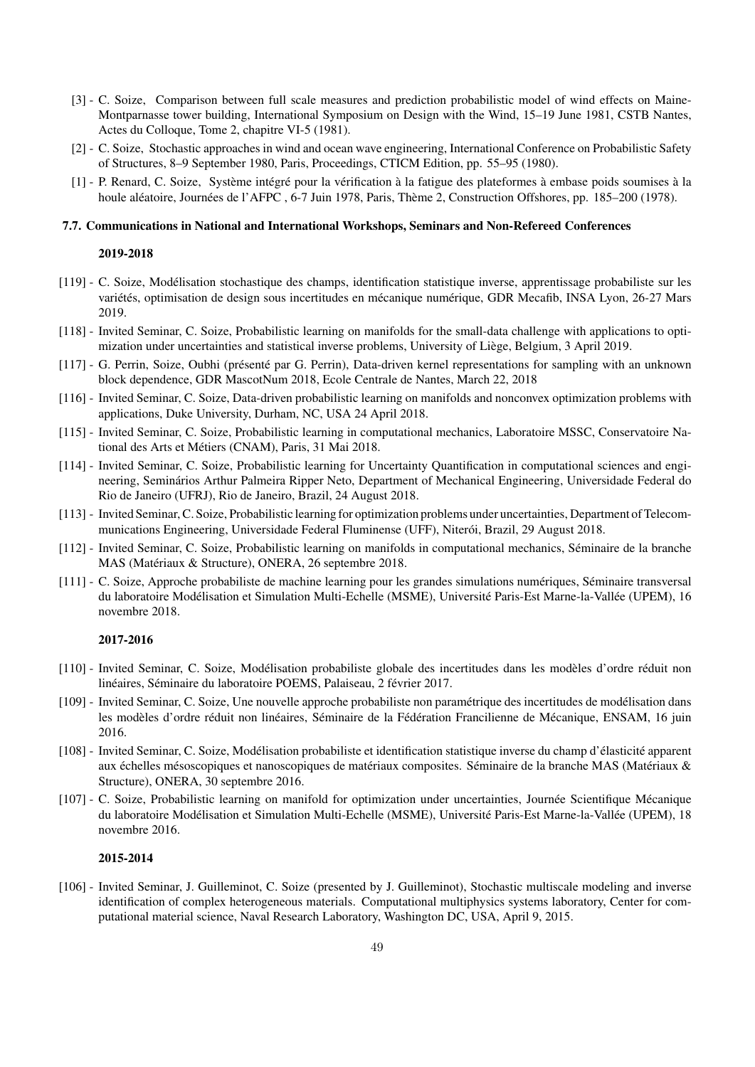[3] - C. Soize, Comparison between full scale measures and prediction probabilistic model of wind effects on Maine-Montparnasse tower building, International Symposium on Design with the Wind, 15–19 June 1981, CSTB Nantes, Actes du Colloque, Tome 2, chapitre VI-5 (1981).

[2] - C. Soize, Stochastic approaches in wind and ocean wave engineering, International Conference on Probabilistic Safety of Structures, 8–9 September 1980, Paris, Proceedings, CTICM Edition, pp. 55–95 (1980).

[1] - P. Renard, C. Soize, Système intégré pour la vérification à la fatigue des plateformes à embase poids soumises à la houle aléatoire, Journées de l'AFPC , 6-7 Juin 1978, Paris, Thème 2, Construction Offshores, pp. 185–200 (1978).

### 7.7. Communications in National and International Workshops, Seminars and Non-Refereed Conferences

#### 2019-2018

[119] - C. Soize, Modélisation stochastique des champs, identification statistique inverse, apprentissage probabiliste sur les variétés, optimisation de design sous incertitudes en mécanique numérique, GDR Mecafib, INSA Lyon, 26-27 Mars 2019.

[118] - Invited Seminar, C. Soize, Probabilistic learning on manifolds for the small-data challenge with applications to optimization under uncertainties and statistical inverse problems, University of Liège, Belgium, 3 April 2019.

[117] - G. Perrin, Soize, Oubhi (présenté par G. Perrin), Data-driven kernel representations for sampling with an unknown block dependence, GDR MascotNum 2018, Ecole Centrale de Nantes, March 22, 2018

[116] - Invited Seminar, C. Soize, Data-driven probabilistic learning on manifolds and nonconvex optimization problems with applications, Duke University, Durham, NC, USA 24 April 2018.

[115] - Invited Seminar, C. Soize, Probabilistic learning in computational mechanics, Laboratoire MSSC, Conservatoire National des Arts et Métiers (CNAM), Paris, 31 Mai 2018.

[114] - Invited Seminar, C. Soize, Probabilistic learning for Uncertainty Quantification in computational sciences and engineering, Seminários Arthur Palmeira Ripper Neto, Department of Mechanical Engineering, Universidade Federal do Rio de Janeiro (UFRJ), Rio de Janeiro, Brazil, 24 August 2018.

[113] - Invited Seminar, C. Soize, Probabilistic learning for optimization problems under uncertainties, Department of Telecommunications Engineering, Universidade Federal Fluminense (UFF), Niterói, Brazil, 29 August 2018.

[112] - Invited Seminar, C. Soize, Probabilistic learning on manifolds in computational mechanics, Séminaire de la branche MAS (Matériaux & Structure), ONERA, 26 septembre 2018.

[111] - C. Soize, Approche probabiliste de machine learning pour les grandes simulations numériques, Séminaire transversal du laboratoire Modélisation et Simulation Multi-Echelle (MSME), Université Paris-Est Marne-la-Vallée (UPEM), 16 novembre 2018.

#### 2017-2016

[110] - Invited Seminar, C. Soize, Modélisation probabiliste globale des incertitudes dans les modèles d'ordre réduit non linéaires, Séminaire du laboratoire POEMS, Palaiseau, 2 février 2017.

[109] - Invited Seminar, C. Soize, Une nouvelle approche probabiliste non paramétrique des incertitudes de modélisation dans les modèles d'ordre réduit non linéaires, Séminaire de la Fédération Francilienne de Mécanique, ENSAM, 16 juin 2016.

[108] - Invited Seminar, C. Soize, Modélisation probabiliste et identification statistique inverse du champ d'élasticité apparent aux échelles mésoscopiques et nanoscopiques de matériaux composites. Séminaire de la branche MAS (Matériaux & Structure), ONERA, 30 septembre 2016.

[107] - C. Soize, Probabilistic learning on manifold for optimization under uncertainties, Journée Scientifique Mécanique du laboratoire Modélisation et Simulation Multi-Echelle (MSME), Université Paris-Est Marne-la-Vallée (UPEM), 18 novembre 2016.

#### 2015-2014

[106] - Invited Seminar, J. Guilleminot, C. Soize (presented by J. Guilleminot), Stochastic multiscale modeling and inverse identification of complex heterogeneous materials. Computational multiphysics systems laboratory, Center for computational material science, Naval Research Laboratory, Washington DC, USA, April 9, 2015.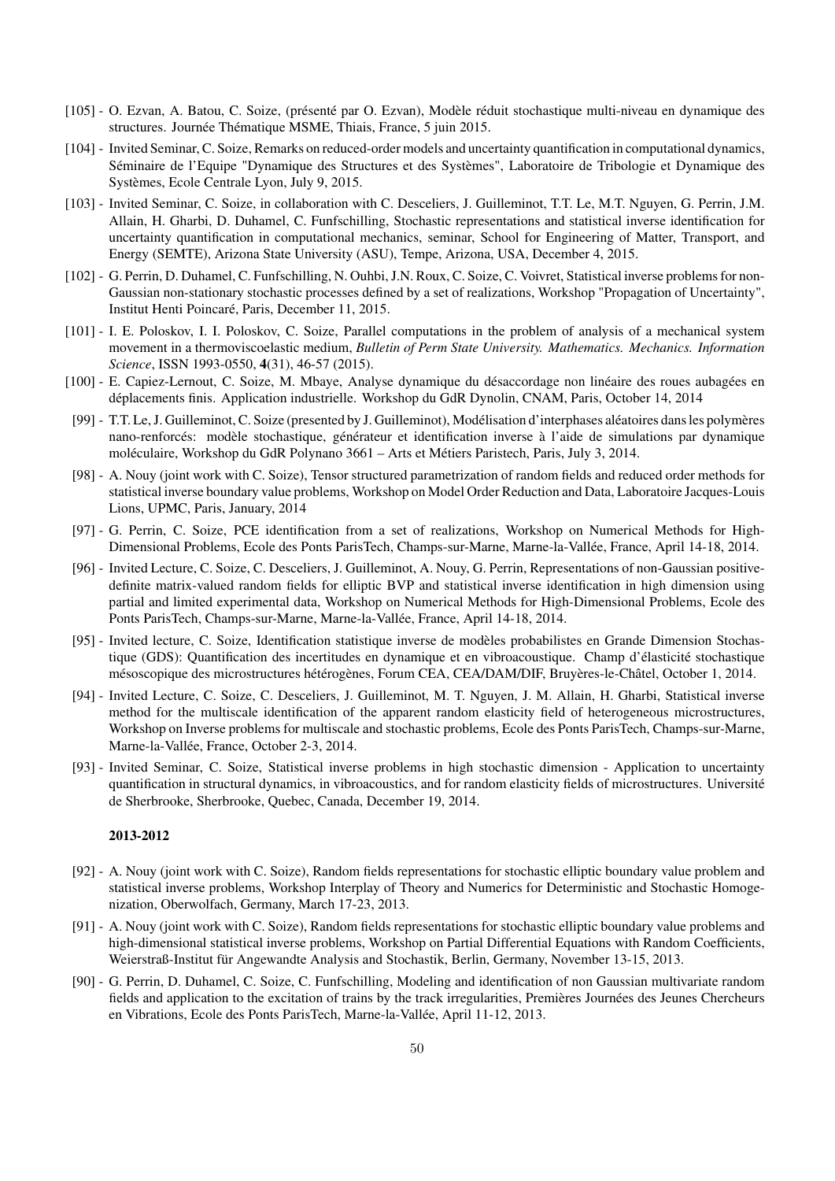[105] - O. Ezvan, A. Batou, C. Soize, (présenté par O. Ezvan), Modèle réduit stochastique multi-niveau en dynamique des structures. Journée Thématique MSME, Thiais, France, 5 juin 2015.

[104] - Invited Seminar, C. Soize, Remarks on reduced-order models and uncertainty quantification in computational dynamics, Séminaire de l'Equipe "Dynamique des Structures et des Systèmes", Laboratoire de Tribologie et Dynamique des Systèmes, Ecole Centrale Lyon, July 9, 2015.

[103] - Invited Seminar, C. Soize, in collaboration with C. Desceliers, J. Guilleminot, T.T. Le, M.T. Nguyen, G. Perrin, J.M. Allain, H. Gharbi, D. Duhamel, C. Funfschilling, Stochastic representations and statistical inverse identification for uncertainty quantification in computational mechanics, seminar, School for Engineering of Matter, Transport, and Energy (SEMTE), Arizona State University (ASU), Tempe, Arizona, USA, December 4, 2015.

[102] - G. Perrin, D. Duhamel, C. Funfschilling, N. Ouhbi, J.N. Roux, C. Soize, C. Voivret, Statistical inverse problems for non-Gaussian non-stationary stochastic processes defined by a set of realizations, Workshop "Propagation of Uncertainty", Institut Henti Poincaré, Paris, December 11, 2015.

[101] - I. E. Poloskov, I. I. Poloskov, C. Soize, Parallel computations in the problem of analysis of a mechanical system movement in a thermoviscoelastic medium, *Bulletin of Perm State University. Mathematics. Mechanics. Information Science*, ISSN 1993-0550, **4**(31), 46-57 (2015).

[100] - E. Capiez-Lernout, C. Soize, M. Mbaye, Analyse dynamique du désaccordage non linéaire des roues aubagées en déplacements finis. Application industrielle. Workshop du GdR Dynolin, CNAM, Paris, October 14, 2014

[99] - T.T. Le, J. Guilleminot, C. Soize (presented by J. Guilleminot), Modélisation d'interphases aléatoires dans les polymères nano-renforcés: modèle stochastique, générateur et identification inverse à l'aide de simulations par dynamique moléculaire, Workshop du GdR Polynano 3661 – Arts et Métiers Paristech, Paris, July 3, 2014.

[98] - A. Nouy (joint work with C. Soize), Tensor structured parametrization of random fields and reduced order methods for statistical inverse boundary value problems, Workshop on Model Order Reduction and Data, Laboratoire Jacques-Louis Lions, UPMC, Paris, January, 2014

[97] - G. Perrin, C. Soize, PCE identification from a set of realizations, Workshop on Numerical Methods for High-Dimensional Problems, Ecole des Ponts ParisTech, Champs-sur-Marne, Marne-la-Vallée, France, April 14-18, 2014.

[96] - Invited Lecture, C. Soize, C. Desceliers, J. Guilleminot, A. Nouy, G. Perrin, Representations of non-Gaussian positive-definite matrix-valued random fields for elliptic BVP and statistical inverse identification in high dimension using partial and limited experimental data, Workshop on Numerical Methods for High-Dimensional Problems, Ecole des Ponts ParisTech, Champs-sur-Marne, Marne-la-Vallée, France, April 14-18, 2014.

[95] - Invited lecture, C. Soize, Identification statistique inverse de modèles probabilistes en Grande Dimension Stochastique (GDS): Quantification des incertitudes en dynamique et en vibroacoustique. Champ d'élasticité stochastique mésoscopique des microstructures hétérogènes, Forum CEA, CEA/DAM/DIF, Bruyères-le-Châtel, October 1, 2014.

[94] - Invited Lecture, C. Soize, C. Desceliers, J. Guilleminot, M. T. Nguyen, J. M. Allain, H. Gharbi, Statistical inverse method for the multiscale identification of the apparent random elasticity field of heterogeneous microstructures, Workshop on Inverse problems for multiscale and stochastic problems, Ecole des Ponts ParisTech, Champs-sur-Marne, Marne-la-Vallée, France, October 2-3, 2014.

[93] - Invited Seminar, C. Soize, Statistical inverse problems in high stochastic dimension - Application to uncertainty quantification in structural dynamics, in vibroacoustics, and for random elasticity fields of microstructures. Université de Sherbrooke, Sherbrooke, Quebec, Canada, December 19, 2014.

**2013-2012**

[92] - A. Nouy (joint work with C. Soize), Random fields representations for stochastic elliptic boundary value problem and statistical inverse problems, Workshop Interplay of Theory and Numerics for Deterministic and Stochastic Homogenization, Oberwolfach, Germany, March 17-23, 2013.

[91] - A. Nouy (joint work with C. Soize), Random fields representations for stochastic elliptic boundary value problems and high-dimensional statistical inverse problems, Workshop on Partial Differential Equations with Random Coefficients, Weierstraß-Institut für Angewandte Analysis und Stochastik, Berlin, Germany, November 13-15, 2013.

[90] - G. Perrin, D. Duhamel, C. Soize, C. Funfschilling, Modeling and identification of non Gaussian multivariate random fields and application to the excitation of trains by the track irregularities, Premières Journées des Jeunes Chercheurs en Vibrations, Ecole des Ponts ParisTech, Marne-la-Vallée, April 11-12, 2013.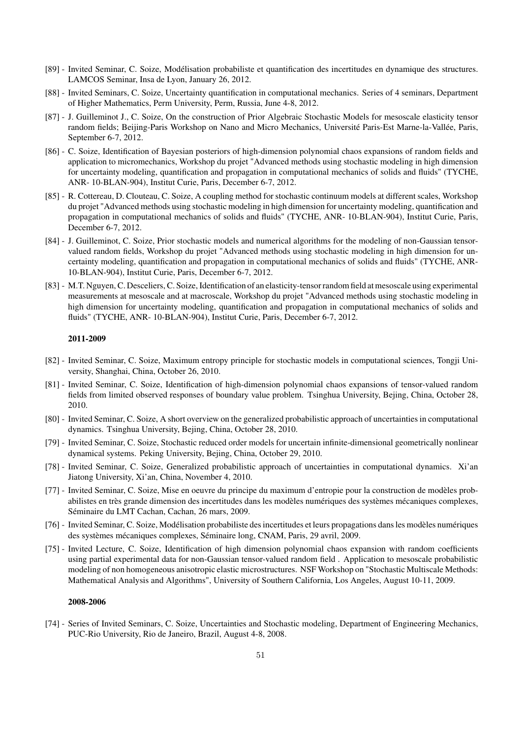[89] - Invited Seminar, C. Soize, Modélisation probabiliste et quantification des incertitudes en dynamique des structures. LAMCOS Seminar, Insa de Lyon, January 26, 2012.

[88] - Invited Seminars, C. Soize, Uncertainty quantification in computational mechanics. Series of 4 seminars, Department of Higher Mathematics, Perm University, Perm, Russia, June 4-8, 2012.

[87] - J. Guilleminot J., C. Soize, On the construction of Prior Algebraic Stochastic Models for mesoscale elasticity tensor random fields; Beijing-Paris Workshop on Nano and Micro Mechanics, Université Paris-Est Marne-la-Vallée, Paris, September 6-7, 2012.

[86] - C. Soize, Identification of Bayesian posteriors of high-dimension polynomial chaos expansions of random fields and application to micromechanics, Workshop du projet "Advanced methods using stochastic modeling in high dimension for uncertainty modeling, quantification and propagation in computational mechanics of solids and fluids" (TYCHE, ANR- 10-BLAN-904), Institut Curie, Paris, December 6-7, 2012.

[85] - R. Cottereau, D. Clouteau, C. Soize, A coupling method for stochastic continuum models at different scales, Workshop du projet "Advanced methods using stochastic modeling in high dimension for uncertainty modeling, quantification and propagation in computational mechanics of solids and fluids" (TYCHE, ANR- 10-BLAN-904), Institut Curie, Paris, December 6-7, 2012.

[84] - J. Guilleminot, C. Soize, Prior stochastic models and numerical algorithms for the modeling of non-Gaussian tensor-valued random fields, Workshop du projet "Advanced methods using stochastic modeling in high dimension for uncertainty modeling, quantification and propagation in computational mechanics of solids and fluids" (TYCHE, ANR-10-BLAN-904), Institut Curie, Paris, December 6-7, 2012.

[83] - M.T. Nguyen, C. Desceliers, C. Soize, Identification of an elasticity-tensor random field at mesoscale using experimental measurements at mesoscale and at macroscale, Workshop du projet "Advanced methods using stochastic modeling in high dimension for uncertainty modeling, quantification and propagation in computational mechanics of solids and fluids" (TYCHE, ANR- 10-BLAN-904), Institut Curie, Paris, December 6-7, 2012.

**2011-2009**

[82] - Invited Seminar, C. Soize, Maximum entropy principle for stochastic models in computational sciences, Tongji University, Shanghai, China, October 26, 2010.

[81] - Invited Seminar, C. Soize, Identification of high-dimension polynomial chaos expansions of tensor-valued random fields from limited observed responses of boundary value problem. Tsinghua University, Bejing, China, October 28, 2010.

[80] - Invited Seminar, C. Soize, A short overview on the generalized probabilistic approach of uncertainties in computational dynamics. Tsinghua University, Bejing, China, October 28, 2010.

[79] - Invited Seminar, C. Soize, Stochastic reduced order models for uncertain infinite-dimensional geometrically nonlinear dynamical systems. Peking University, Bejing, China, October 29, 2010.

[78] - Invited Seminar, C. Soize, Generalized probabilistic approach of uncertainties in computational dynamics. Xi'an Jiatong University, Xi'an, China, November 4, 2010.

[77] - Invited Seminar, C. Soize, Mise en oeuvre du principe du maximum d'entropie pour la construction de modèles probabilistes en très grande dimension des incertitudes dans les modèles numériques des systèmes mécaniques complexes, Séminaire du LMT Cachan, Cachan, 26 mars, 2009.

[76] - Invited Seminar, C. Soize, Modélisation probabiliste des incertitudes et leurs propagations dans les modèles numériques des systèmes mécaniques complexes, Séminaire long, CNAM, Paris, 29 avril, 2009.

[75] - Invited Lecture, C. Soize, Identification of high dimension polynomial chaos expansion with random coefficients using partial experimental data for non-Gaussian tensor-valued random field . Application to mesoscale probabilistic modeling of non homogeneous anisotropic elastic microstructures. NSF Workshop on "Stochastic Multiscale Methods: Mathematical Analysis and Algorithms", University of Southern California, Los Angeles, August 10-11, 2009.

**2008-2006**

[74] - Series of Invited Seminars, C. Soize, Uncertainties and Stochastic modeling, Department of Engineering Mechanics, PUC-Rio University, Rio de Janeiro, Brazil, August 4-8, 2008.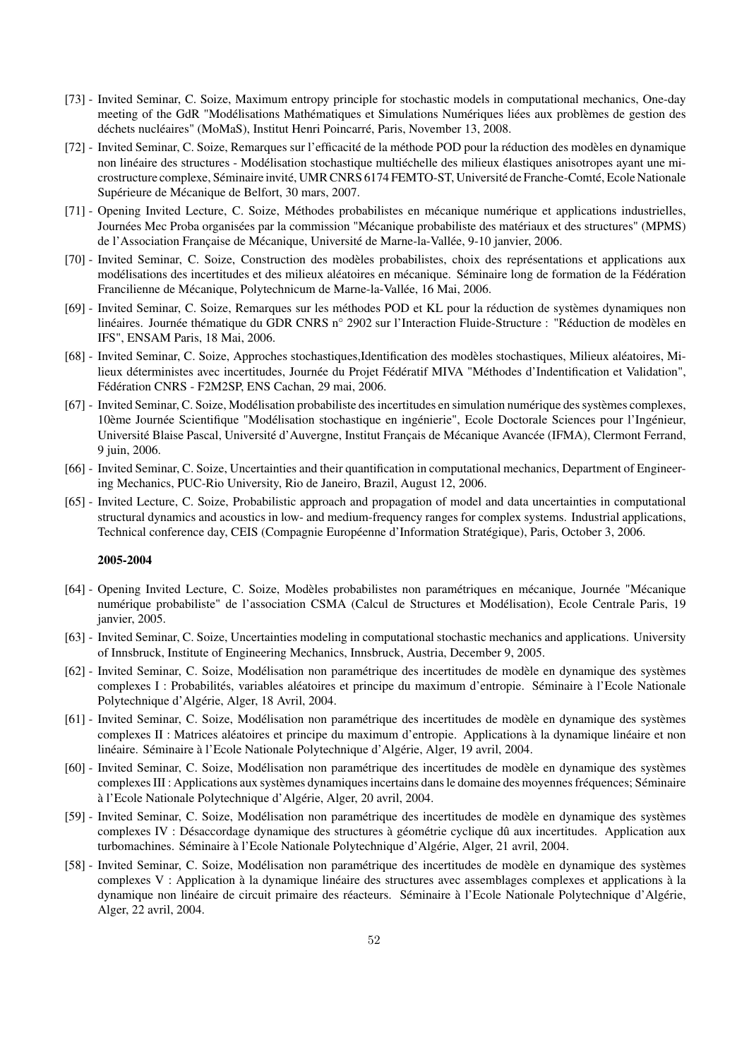[73] - Invited Seminar, C. Soize, Maximum entropy principle for stochastic models in computational mechanics, One-day meeting of the GdR "Modélisations Mathématiques et Simulations Numériques liées aux problèmes de gestion des déchets nucléaires" (MoMaS), Institut Henri Poincarré, Paris, November 13, 2008.

[72] - Invited Seminar, C. Soize, Remarques sur l'efficacité de la méthode POD pour la réduction des modèles en dynamique non linéaire des structures - Modélisation stochastique multiéchelle des milieux élastiques anisotropes ayant une microstructure complexe, Séminaire invité, UMR CNRS 6174 FEMTO-ST, Université de Franche-Comté, Ecole Nationale Supérieure de Mécanique de Belfort, 30 mars, 2007.

[71] - Opening Invited Lecture, C. Soize, Méthodes probabilistes en mécanique numérique et applications industrielles, Journées Mec Proba organisées par la commission "Mécanique probabiliste des matériaux et des structures" (MPMS) de l'Association Française de Mécanique, Université de Marne-la-Vallée, 9-10 janvier, 2006.

[70] - Invited Seminar, C. Soize, Construction des modèles probabilistes, choix des représentations et applications aux modélisations des incertitudes et des milieux aléatoires en mécanique. Séminaire long de formation de la Fédération Francilienne de Mécanique, Polytechnicum de Marne-la-Vallée, 16 Mai, 2006.

[69] - Invited Seminar, C. Soize, Remarques sur les méthodes POD et KL pour la réduction de systèmes dynamiques non linéaires. Journée thématique du GDR CNRS n° 2902 sur l'Interaction Fluide-Structure : "Réduction de modèles en IFS", ENSAM Paris, 18 Mai, 2006.

[68] - Invited Seminar, C. Soize, Approches stochastiques,Identification des modèles stochastiques, Milieux aléatoires, Milieux déterministes avec incertitudes, Journée du Projet Fédératif MIVA "Méthodes d'Indentification et Validation", Fédération CNRS - F2M2SP, ENS Cachan, 29 mai, 2006.

[67] - Invited Seminar, C. Soize, Modélisation probabiliste des incertitudes en simulation numérique des systèmes complexes, 10ème Journée Scientifique "Modélisation stochastique en ingénierie", Ecole Doctorale Sciences pour l'Ingénieur, Université Blaise Pascal, Université d'Auvergne, Institut Français de Mécanique Avancée (IFMA), Clermont Ferrand, 9 juin, 2006.

[66] - Invited Seminar, C. Soize, Uncertainties and their quantification in computational mechanics, Department of Engineering Mechanics, PUC-Rio University, Rio de Janeiro, Brazil, August 12, 2006.

[65] - Invited Lecture, C. Soize, Probabilistic approach and propagation of model and data uncertainties in computational structural dynamics and acoustics in low- and medium-frequency ranges for complex systems. Industrial applications, Technical conference day, CEIS (Compagnie Européenne d'Information Stratégique), Paris, October 3, 2006.

**2005-2004**

[64] - Opening Invited Lecture, C. Soize, Modèles probabilistes non paramétriques en mécanique, Journée "Mécanique numérique probabiliste" de l'association CSMA (Calcul de Structures et Modélisation), Ecole Centrale Paris, 19 janvier, 2005.

[63] - Invited Seminar, C. Soize, Uncertainties modeling in computational stochastic mechanics and applications. University of Innsbruck, Institute of Engineering Mechanics, Innsbruck, Austria, December 9, 2005.

[62] - Invited Seminar, C. Soize, Modélisation non paramétrique des incertitudes de modèle en dynamique des systèmes complexes I : Probabilités, variables aléatoires et principe du maximum d'entropie. Séminaire à l'Ecole Nationale Polytechnique d'Algérie, Alger, 18 Avril, 2004.

[61] - Invited Seminar, C. Soize, Modélisation non paramétrique des incertitudes de modèle en dynamique des systèmes complexes II : Matrices aléatoires et principe du maximum d'entropie. Applications à la dynamique linéaire et non linéaire. Séminaire à l'Ecole Nationale Polytechnique d'Algérie, Alger, 19 avril, 2004.

[60] - Invited Seminar, C. Soize, Modélisation non paramétrique des incertitudes de modèle en dynamique des systèmes complexes III : Applications aux systèmes dynamiques incertains dans le domaine des moyennes fréquences; Séminaire à l'Ecole Nationale Polytechnique d'Algérie, Alger, 20 avril, 2004.

[59] - Invited Seminar, C. Soize, Modélisation non paramétrique des incertitudes de modèle en dynamique des systèmes complexes IV : Désaccordage dynamique des structures à géométrie cyclique dû aux incertitudes. Application aux turbomachines. Séminaire à l'Ecole Nationale Polytechnique d'Algérie, Alger, 21 avril, 2004.

[58] - Invited Seminar, C. Soize, Modélisation non paramétrique des incertitudes de modèle en dynamique des systèmes complexes V : Application à la dynamique linéaire des structures avec assemblages complexes et applications à la dynamique non linéaire de circuit primaire des réacteurs. Séminaire à l'Ecole Nationale Polytechnique d'Algérie, Alger, 22 avril, 2004.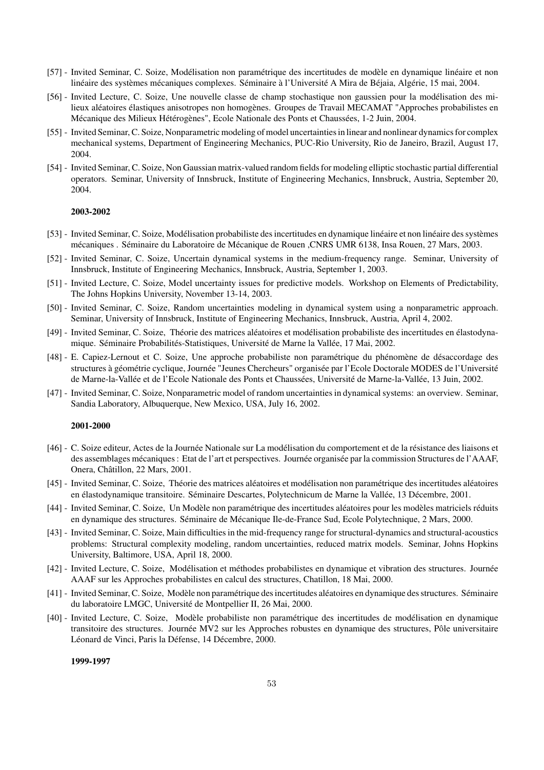[57] - Invited Seminar, C. Soize, Modélisation non paramétrique des incertitudes de modèle en dynamique linéaire et non linéaire des systèmes mécaniques complexes. Séminaire à l'Université A Mira de Béjaia, Algérie, 15 mai, 2004.

[56] - Invited Lecture, C. Soize, Une nouvelle classe de champ stochastique non gaussien pour la modélisation des milieux aléatoires élastiques anisotropes non homogènes. Groupes de Travail MECAMAT "Approches probabilistes en Mécanique des Milieux Hétérogènes", Ecole Nationale des Ponts et Chaussées, 1-2 Juin, 2004.

[55] - Invited Seminar, C. Soize, Nonparametric modeling of model uncertainties in linear and nonlinear dynamics for complex mechanical systems, Department of Engineering Mechanics, PUC-Rio University, Rio de Janeiro, Brazil, August 17, 2004.

[54] - Invited Seminar, C. Soize, Non Gaussian matrix-valued random fields for modeling elliptic stochastic partial differential operators. Seminar, University of Innsbruck, Institute of Engineering Mechanics, Innsbruck, Austria, September 20, 2004.

**2003-2002**

[53] - Invited Seminar, C. Soize, Modélisation probabiliste des incertitudes en dynamique linéaire et non linéaire des systèmes mécaniques . Séminaire du Laboratoire de Mécanique de Rouen ,CNRS UMR 6138, Insa Rouen, 27 Mars, 2003.

[52] - Invited Seminar, C. Soize, Uncertain dynamical systems in the medium-frequency range. Seminar, University of Innsbruck, Institute of Engineering Mechanics, Innsbruck, Austria, September 1, 2003.

[51] - Invited Lecture, C. Soize, Model uncertainty issues for predictive models. Workshop on Elements of Predictability, The Johns Hopkins University, November 13-14, 2003.

[50] - Invited Seminar, C. Soize, Random uncertainties modeling in dynamical system using a nonparametric approach. Seminar, University of Innsbruck, Institute of Engineering Mechanics, Innsbruck, Austria, April 4, 2002.

[49] - Invited Seminar, C. Soize, Théorie des matrices aléatoires et modélisation probabiliste des incertitudes en élastodynamique. Séminaire Probabilités-Statistiques, Université de Marne la Vallée, 17 Mai, 2002.

[48] - E. Capiez-Lernout et C. Soize, Une approche probabiliste non paramétrique du phénomène de désaccordage des structures à géométrie cyclique, Journée "Jeunes Chercheurs" organisée par l'Ecole Doctorale MODES de l'Université de Marne-la-Vallée et de l'Ecole Nationale des Ponts et Chaussées, Université de Marne-la-Vallée, 13 Juin, 2002.

[47] - Invited Seminar, C. Soize, Nonparametric model of random uncertainties in dynamical systems: an overview. Seminar, Sandia Laboratory, Albuquerque, New Mexico, USA, July 16, 2002.

**2001-2000**

[46] - C. Soize editeur, Actes de la Journée Nationale sur La modélisation du comportement et de la résistance des liaisons et des assemblages mécaniques : Etat de l'art et perspectives. Journée organisée par la commission Structures de l'AAAF, Onera, Châtillon, 22 Mars, 2001.

[45] - Invited Seminar, C. Soize, Théorie des matrices aléatoires et modélisation non paramétrique des incertitudes aléatoires en élastodynamique transitoire. Séminaire Descartes, Polytechnicum de Marne la Vallée, 13 Décembre, 2001.

[44] - Invited Seminar, C. Soize, Un Modèle non paramétrique des incertitudes aléatoires pour les modèles matriciels réduits en dynamique des structures. Séminaire de Mécanique Ile-de-France Sud, Ecole Polytechnique, 2 Mars, 2000.

[43] - Invited Seminar, C. Soize, Main difficulties in the mid-frequency range for structural-dynamics and structural-acoustics problems: Structural complexity modeling, random uncertainties, reduced matrix models. Seminar, Johns Hopkins University, Baltimore, USA, April 18, 2000.

[42] - Invited Lecture, C. Soize, Modélisation et méthodes probabilistes en dynamique et vibration des structures. Journée AAAF sur les Approches probabilistes en calcul des structures, Chatillon, 18 Mai, 2000.

[41] - Invited Seminar, C. Soize, Modèle non paramétrique des incertitudes aléatoires en dynamique des structures. Séminaire du laboratoire LMGC, Université de Montpellier II, 26 Mai, 2000.

[40] - Invited Lecture, C. Soize, Modèle probabiliste non paramétrique des incertitudes de modélisation en dynamique transitoire des structures. Journée MV2 sur les Approches robustes en dynamique des structures, Pôle universitaire Léonard de Vinci, Paris la Défense, 14 Décembre, 2000.

**1999-1997**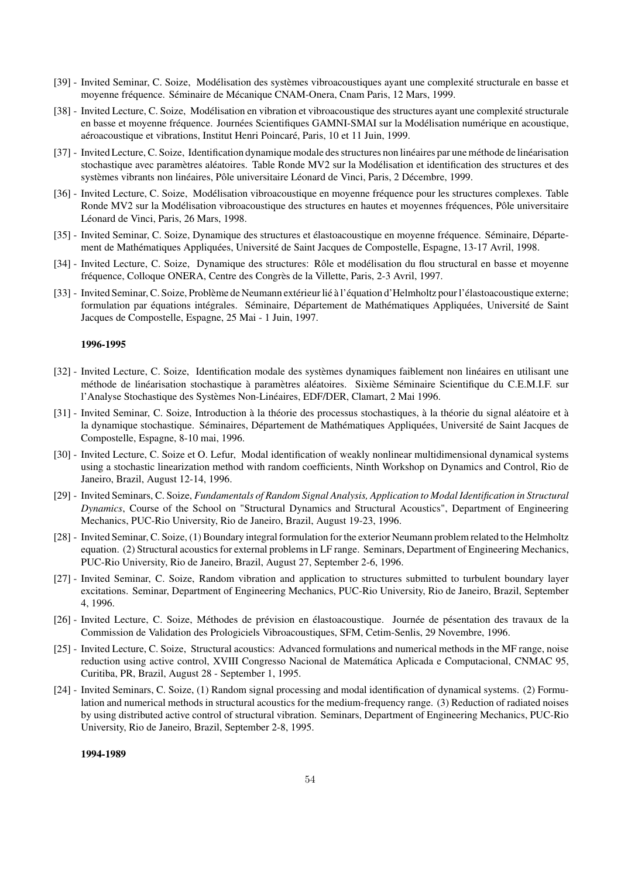[39] - Invited Seminar, C. Soize, Modélisation des systèmes vibroacoustiques ayant une complexité structurale en basse et moyenne fréquence. Séminaire de Mécanique CNAM-Onera, Cnam Paris, 12 Mars, 1999.

[38] - Invited Lecture, C. Soize, Modélisation en vibration et vibroacoustique des structures ayant une complexité structurale en basse et moyenne fréquence. Journées Scientifiques GAMNI-SMAI sur la Modélisation numérique en acoustique, aéroacoustique et vibrations, Institut Henri Poincaré, Paris, 10 et 11 Juin, 1999.

[37] - Invited Lecture, C. Soize, Identification dynamique modale des structures non linéaires par une méthode de linéarisation stochastique avec paramètres aléatoires. Table Ronde MV2 sur la Modélisation et identification des structures et des systèmes vibrants non linéaires, Pôle universitaire Léonard de Vinci, Paris, 2 Décembre, 1999.

[36] - Invited Lecture, C. Soize, Modélisation vibroacoustique en moyenne fréquence pour les structures complexes. Table Ronde MV2 sur la Modélisation vibroacoustique des structures en hautes et moyennes fréquences, Pôle universitaire Léonard de Vinci, Paris, 26 Mars, 1998.

[35] - Invited Seminar, C. Soize, Dynamique des structures et élastoacoustique en moyenne fréquence. Séminaire, Département de Mathématiques Appliquées, Université de Saint Jacques de Compostelle, Espagne, 13-17 Avril, 1998.

[34] - Invited Lecture, C. Soize, Dynamique des structures: Rôle et modélisation du flou structural en basse et moyenne fréquence, Colloque ONERA, Centre des Congrès de la Villette, Paris, 2-3 Avril, 1997.

[33] - Invited Seminar, C. Soize, Problème de Neumann extérieur lié à l'équation d'Helmholtz pour l'élastoacoustique externe; formulation par équations intégrales. Séminaire, Département de Mathématiques Appliquées, Université de Saint Jacques de Compostelle, Espagne, 25 Mai - 1 Juin, 1997.

**1996-1995**

[32] - Invited Lecture, C. Soize, Identification modale des systèmes dynamiques faiblement non linéaires en utilisant une méthode de linéarisation stochastique à paramètres aléatoires. Sixième Séminaire Scientifique du C.E.M.I.F. sur l'Analyse Stochastique des Systèmes Non-Linéaires, EDF/DER, Clamart, 2 Mai 1996.

[31] - Invited Seminar, C. Soize, Introduction à la théorie des processus stochastiques, à la théorie du signal aléatoire et à la dynamique stochastique. Séminaires, Département de Mathématiques Appliquées, Université de Saint Jacques de Compostelle, Espagne, 8-10 mai, 1996.

[30] - Invited Lecture, C. Soize et O. Lefur, Modal identification of weakly nonlinear multidimensional dynamical systems using a stochastic linearization method with random coefficients, Ninth Workshop on Dynamics and Control, Rio de Janeiro, Brazil, August 12-14, 1996.

[29] - Invited Seminars, C. Soize, *Fundamentals of Random Signal Analysis, Application to Modal Identification in Structural Dynamics*, Course of the School on "Structural Dynamics and Structural Acoustics", Department of Engineering Mechanics, PUC-Rio University, Rio de Janeiro, Brazil, August 19-23, 1996.

[28] - Invited Seminar, C. Soize, (1) Boundary integral formulation for the exterior Neumann problem related to the Helmholtz equation. (2) Structural acoustics for external problems in LF range. Seminars, Department of Engineering Mechanics, PUC-Rio University, Rio de Janeiro, Brazil, August 27, September 2-6, 1996.

[27] - Invited Seminar, C. Soize, Random vibration and application to structures submitted to turbulent boundary layer excitations. Seminar, Department of Engineering Mechanics, PUC-Rio University, Rio de Janeiro, Brazil, September 4, 1996.

[26] - Invited Lecture, C. Soize, Méthodes de prévision en élastoacoustique. Journée de pésentation des travaux de la Commission de Validation des Prologiciels Vibroacoustiques, SFM, Cetim-Senlis, 29 Novembre, 1996.

[25] - Invited Lecture, C. Soize, Structural acoustics: Advanced formulations and numerical methods in the MF range, noise reduction using active control, XVIII Congresso Nacional de Matemática Aplicada e Computacional, CNMAC 95, Curitiba, PR, Brazil, August 28 - September 1, 1995.

[24] - Invited Seminars, C. Soize, (1) Random signal processing and modal identification of dynamical systems. (2) Formulation and numerical methods in structural acoustics for the medium-frequency range. (3) Reduction of radiated noises by using distributed active control of structural vibration. Seminars, Department of Engineering Mechanics, PUC-Rio University, Rio de Janeiro, Brazil, September 2-8, 1995.

**1994-1989**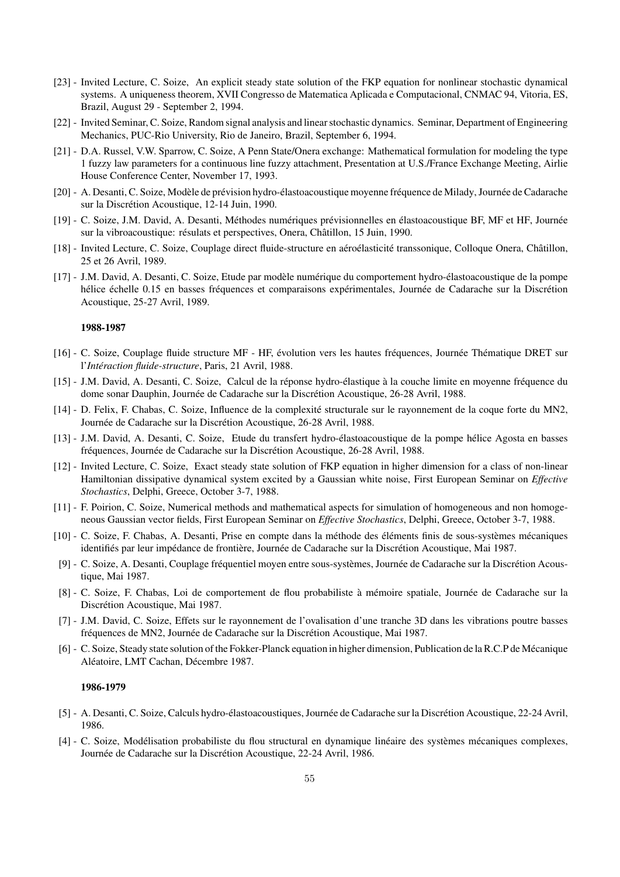[23] - Invited Lecture, C. Soize, An explicit steady state solution of the FKP equation for nonlinear stochastic dynamical systems. A uniqueness theorem, XVII Congresso de Matematica Aplicada e Computacional, CNMAC 94, Vitoria, ES, Brazil, August 29 - September 2, 1994.

[22] - Invited Seminar, C. Soize, Random signal analysis and linear stochastic dynamics. Seminar, Department of Engineering Mechanics, PUC-Rio University, Rio de Janeiro, Brazil, September 6, 1994.

[21] - D.A. Russel, V.W. Sparrow, C. Soize, A Penn State/Onera exchange: Mathematical formulation for modeling the type 1 fuzzy law parameters for a continuous line fuzzy attachment, Presentation at U.S./France Exchange Meeting, Airlie House Conference Center, November 17, 1993.

[20] - A. Desanti, C. Soize, Modèle de prévision hydro-élastoacoustique moyenne fréquence de Milady, Journée de Cadarache sur la Discrétion Acoustique, 12-14 Juin, 1990.

[19] - C. Soize, J.M. David, A. Desanti, Méthodes numériques prévisionnelles en élastoacoustique BF, MF et HF, Journée sur la vibroacoustique: résulats et perspectives, Onera, Châtillon, 15 Juin, 1990.

[18] - Invited Lecture, C. Soize, Couplage direct fluide-structure en aéroélasticité transsonique, Colloque Onera, Châtillon, 25 et 26 Avril, 1989.

[17] - J.M. David, A. Desanti, C. Soize, Etude par modèle numérique du comportement hydro-élastoacoustique de la pompe hélice échelle 0.15 en basses fréquences et comparaisons expérimentales, Journée de Cadarache sur la Discrétion Acoustique, 25-27 Avril, 1989.

**1988-1987**

[16] - C. Soize, Couplage fluide structure MF - HF, évolution vers les hautes fréquences, Journée Thématique DRET sur l'*Intéraction fluide-structure*, Paris, 21 Avril, 1988.

[15] - J.M. David, A. Desanti, C. Soize, Calcul de la réponse hydro-élastique à la couche limite en moyenne fréquence du dome sonar Dauphin, Journée de Cadarache sur la Discrétion Acoustique, 26-28 Avril, 1988.

[14] - D. Felix, F. Chabas, C. Soize, Influence de la complexité structurale sur le rayonnement de la coque forte du MN2, Journée de Cadarache sur la Discrétion Acoustique, 26-28 Avril, 1988.

[13] - J.M. David, A. Desanti, C. Soize, Etude du transfert hydro-élastoacoustique de la pompe hélice Agosta en basses fréquences, Journée de Cadarache sur la Discrétion Acoustique, 26-28 Avril, 1988.

[12] - Invited Lecture, C. Soize, Exact steady state solution of FKP equation in higher dimension for a class of non-linear Hamiltonian dissipative dynamical system excited by a Gaussian white noise, First European Seminar on *Effective Stochastics*, Delphi, Greece, October 3-7, 1988.

[11] - F. Poirion, C. Soize, Numerical methods and mathematical aspects for simulation of homogeneous and non homogeneous Gaussian vector fields, First European Seminar on *Effective Stochastics*, Delphi, Greece, October 3-7, 1988.

[10] - C. Soize, F. Chabas, A. Desanti, Prise en compte dans la méthode des éléments finis de sous-systèmes mécaniques identifiés par leur impédance de frontière, Journée de Cadarache sur la Discrétion Acoustique, Mai 1987.

[9] - C. Soize, A. Desanti, Couplage fréquentiel moyen entre sous-systèmes, Journée de Cadarache sur la Discrétion Acoustique, Mai 1987.

[8] - C. Soize, F. Chabas, Loi de comportement de flou probabiliste à mémoire spatiale, Journée de Cadarache sur la Discrétion Acoustique, Mai 1987.

[7] - J.M. David, C. Soize, Effets sur le rayonnement de l'ovalisation d'une tranche 3D dans les vibrations poutre basses fréquences de MN2, Journée de Cadarache sur la Discrétion Acoustique, Mai 1987.

[6] - C. Soize, Steady state solution of the Fokker-Planck equation in higher dimension, Publication de la R.C.P de Mécanique Aléatoire, LMT Cachan, Décembre 1987.

**1986-1979**

[5] - A. Desanti, C. Soize, Calculs hydro-élastoacoustiques, Journée de Cadarache sur la Discrétion Acoustique, 22-24 Avril, 1986.

[4] - C. Soize, Modélisation probabiliste du flou structural en dynamique linéaire des systèmes mécaniques complexes, Journée de Cadarache sur la Discrétion Acoustique, 22-24 Avril, 1986.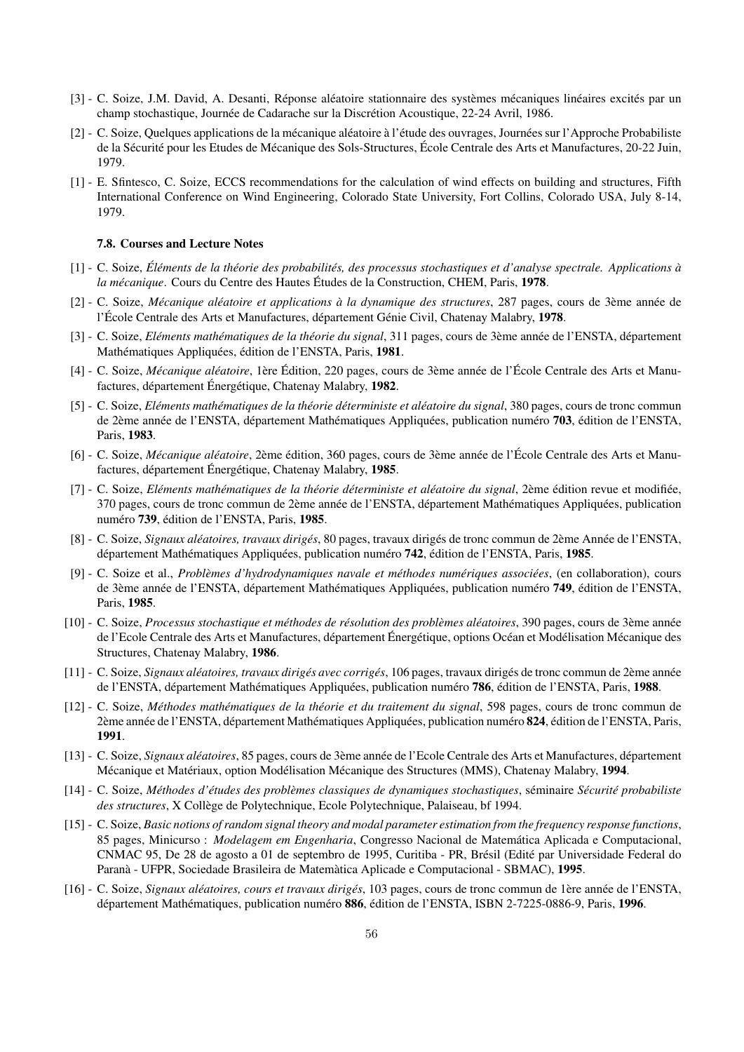[3] - C. Soize, J.M. David, A. Desanti, Réponse aléatoire stationnaire des systèmes mécaniques linéaires excités par un champ stochastique, Journée de Cadarache sur la Discrétion Acoustique, 22-24 Avril, 1986.

[2] - C. Soize, Quelques applications de la mécanique aléatoire à l'étude des ouvrages, Journées sur l'Approche Probabiliste de la Sécurité pour les Etudes de Mécanique des Sols-Structures, École Centrale des Arts et Manufactures, 20-22 Juin, 1979.

[1] - E. Sfintesco, C. Soize, ECCS recommendations for the calculation of wind effects on building and structures, Fifth International Conference on Wind Engineering, Colorado State University, Fort Collins, Colorado USA, July 8-14, 1979.

### 7.8. Courses and Lecture Notes

[1] - C. Soize, *Éléments de la théorie des probabilités, des processus stochastiques et d'analyse spectrale. Applications à la mécanique*. Cours du Centre des Hautes Études de la Construction, CHEM, Paris, **1978**.

[2] - C. Soize, *Mécanique aléatoire et applications à la dynamique des structures*, 287 pages, cours de 3ème année de l'École Centrale des Arts et Manufactures, département Génie Civil, Chatenay Malabry, **1978**.

[3] - C. Soize, *Eléments mathématiques de la théorie du signal*, 311 pages, cours de 3ème année de l'ENSTA, département Mathématiques Appliquées, édition de l'ENSTA, Paris, **1981**.

[4] - C. Soize, *Mécanique aléatoire*, 1ère Édition, 220 pages, cours de 3ème année de l'École Centrale des Arts et Manufactures, département Énergétique, Chatenay Malabry, **1982**.

[5] - C. Soize, *Eléments mathématiques de la théorie déterministe et aléatoire du signal*, 380 pages, cours de tronc commun de 2ème année de l'ENSTA, département Mathématiques Appliquées, publication numéro **703**, édition de l'ENSTA, Paris, **1983**.

[6] - C. Soize, *Mécanique aléatoire*, 2ème édition, 360 pages, cours de 3ème année de l'École Centrale des Arts et Manufactures, département Énergétique, Chatenay Malabry, **1985**.

[7] - C. Soize, *Eléments mathématiques de la théorie déterministe et aléatoire du signal*, 2ème édition revue et modifiée, 370 pages, cours de tronc commun de 2ème année de l'ENSTA, département Mathématiques Appliquées, publication numéro **739**, édition de l'ENSTA, Paris, **1985**.

[8] - C. Soize, *Signaux aléatoires, travaux dirigés*, 80 pages, travaux dirigés de tronc commun de 2ème Année de l'ENSTA, département Mathématiques Appliquées, publication numéro **742**, édition de l'ENSTA, Paris, **1985**.

[9] - C. Soize et al., *Problèmes d'hydrodynamiques navale et méthodes numériques associées*, (en collaboration), cours de 3ème année de l'ENSTA, département Mathématiques Appliquées, publication numéro **749**, édition de l'ENSTA, Paris, **1985**.

[10] - C. Soize, *Processus stochastique et méthodes de résolution des problèmes aléatoires*, 390 pages, cours de 3ème année de l'Ecole Centrale des Arts et Manufactures, département Énergétique, options Océan et Modélisation Mécanique des Structures, Chatenay Malabry, **1986**.

[11] - C. Soize, *Signaux aléatoires, travaux dirigés avec corrigés*, 106 pages, travaux dirigés de tronc commun de 2ème année de l'ENSTA, département Mathématiques Appliquées, publication numéro **786**, édition de l'ENSTA, Paris, **1988**.

[12] - C. Soize, *Méthodes mathématiques de la théorie et du traitement du signal*, 598 pages, cours de tronc commun de 2ème année de l'ENSTA, département Mathématiques Appliquées, publication numéro **824**, édition de l'ENSTA, Paris, **1991**.

[13] - C. Soize, *Signaux aléatoires*, 85 pages, cours de 3ème année de l'Ecole Centrale des Arts et Manufactures, département Mécanique et Matériaux, option Modélisation Mécanique des Structures (MMS), Chatenay Malabry, **1994**.

[14] - C. Soize, *Méthodes d'études des problèmes classiques de dynamiques stochastiques*, séminaire *Sécurité probabiliste des structures*, X Collège de Polytechnique, Ecole Polytechnique, Palaiseau, bf 1994.

[15] - C. Soize, *Basic notions of random signal theory and modal parameter estimation from the frequency response functions*, 85 pages, Minicurso : *Modelagem em Engenharia*, Congresso Nacional de Matemática Aplicada e Computacional, CNMAC 95, De 28 de agosto a 01 de septembro de 1995, Curitiba - PR, Brésil (Edité par Universidade Federal do Paranà - UFPR, Sociedade Brasileira de Matemàtica Aplicade e Computacional - SBMAC), **1995**.

[16] - C. Soize, *Signaux aléatoires, cours et travaux dirigés*, 103 pages, cours de tronc commun de 1ère année de l'ENSTA, département Mathématiques, publication numéro **886**, édition de l'ENSTA, ISBN 2-7225-0886-9, Paris, **1996**.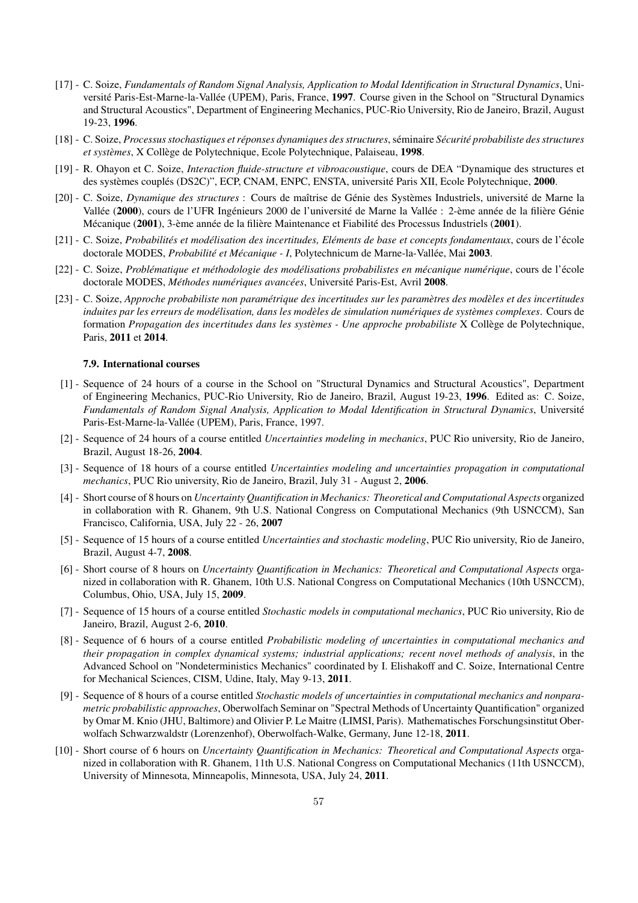[17] - C. Soize, *Fundamentals of Random Signal Analysis, Application to Modal Identification in Structural Dynamics*, Université Paris-Est-Marne-la-Vallée (UPEM), Paris, France, **1997**. Course given in the School on "Structural Dynamics and Structural Acoustics", Department of Engineering Mechanics, PUC-Rio University, Rio de Janeiro, Brazil, August 19-23, **1996**.

[18] - C. Soize, *Processus stochastiques et réponses dynamiques des structures*, séminaire *Sécurité probabiliste des structures et systèmes*, X Collège de Polytechnique, Ecole Polytechnique, Palaiseau, **1998**.

[19] - R. Ohayon et C. Soize, *Interaction fluide-structure et vibroacoustique*, cours de DEA "Dynamique des structures et des systèmes couplés (DS2C)", ECP, CNAM, ENPC, ENSTA, université Paris XII, Ecole Polytechnique, **2000**.

[20] - C. Soize, *Dynamique des structures* : Cours de maîtrise de Génie des Systèmes Industriels, université de Marne la Vallée (**2000**), cours de l'UFR Ingénieurs 2000 de l'université de Marne la Vallée : 2-ème année de la filière Génie Mécanique (**2001**), 3-ème année de la filière Maintenance et Fiabilité des Processus Industriels (**2001**).

[21] - C. Soize, *Probabilités et modélisation des incertitudes, Eléments de base et concepts fondamentaux*, cours de l'école doctorale MODES, *Probabilité et Mécanique - I*, Polytechnicum de Marne-la-Vallée, Mai **2003**.

[22] - C. Soize, *Problématique et méthodologie des modélisations probabilistes en mécanique numérique*, cours de l'école doctorale MODES, *Méthodes numériques avancées*, Université Paris-Est, Avril **2008**.

[23] - C. Soize, *Approche probabiliste non paramétrique des incertitudes sur les paramètres des modèles et des incertitudes induites par les erreurs de modélisation, dans les modèles de simulation numériques de systèmes complexes*. Cours de formation *Propagation des incertitudes dans les systèmes - Une approche probabiliste* X Collège de Polytechnique, Paris, **2011** et **2014**.

### 7.9. International courses

[1] - Sequence of 24 hours of a course in the School on "Structural Dynamics and Structural Acoustics", Department of Engineering Mechanics, PUC-Rio University, Rio de Janeiro, Brazil, August 19-23, **1996**. Edited as: C. Soize, *Fundamentals of Random Signal Analysis, Application to Modal Identification in Structural Dynamics*, Université Paris-Est-Marne-la-Vallée (UPEM), Paris, France, 1997.

[2] - Sequence of 24 hours of a course entitled *Uncertainties modeling in mechanics*, PUC Rio university, Rio de Janeiro, Brazil, August 18-26, **2004**.

[3] - Sequence of 18 hours of a course entitled *Uncertainties modeling and uncertainties propagation in computational mechanics*, PUC Rio university, Rio de Janeiro, Brazil, July 31 - August 2, **2006**.

[4] - Short course of 8 hours on *Uncertainty Quantification in Mechanics: Theoretical and Computational Aspects* organized in collaboration with R. Ghanem, 9th U.S. National Congress on Computational Mechanics (9th USNCCM), San Francisco, California, USA, July 22 - 26, **2007**

[5] - Sequence of 15 hours of a course entitled *Uncertainties and stochastic modeling*, PUC Rio university, Rio de Janeiro, Brazil, August 4-7, **2008**.

[6] - Short course of 8 hours on *Uncertainty Quantification in Mechanics: Theoretical and Computational Aspects* organized in collaboration with R. Ghanem, 10th U.S. National Congress on Computational Mechanics (10th USNCCM), Columbus, Ohio, USA, July 15, **2009**.

[7] - Sequence of 15 hours of a course entitled *Stochastic models in computational mechanics*, PUC Rio university, Rio de Janeiro, Brazil, August 2-6, **2010**.

[8] - Sequence of 6 hours of a course entitled *Probabilistic modeling of uncertainties in computational mechanics and their propagation in complex dynamical systems; industrial applications; recent novel methods of analysis*, in the Advanced School on "Nondeterministics Mechanics" coordinated by I. Elishakoff and C. Soize, International Centre for Mechanical Sciences, CISM, Udine, Italy, May 9-13, **2011**.

[9] - Sequence of 8 hours of a course entitled *Stochastic models of uncertainties in computational mechanics and nonparametric probabilistic approaches*, Oberwolfach Seminar on "Spectral Methods of Uncertainty Quantification" organized by Omar M. Knio (JHU, Baltimore) and Olivier P. Le Maitre (LIMSI, Paris). Mathematisches Forschungsinstitut Oberwolfach Schwarzwaldstr (Lorenzenhof), Oberwolfach-Walke, Germany, June 12-18, **2011**.

[10] - Short course of 6 hours on *Uncertainty Quantification in Mechanics: Theoretical and Computational Aspects* organized in collaboration with R. Ghanem, 11th U.S. National Congress on Computational Mechanics (11th USNCCM), University of Minnesota, Minneapolis, Minnesota, USA, July 24, **2011**.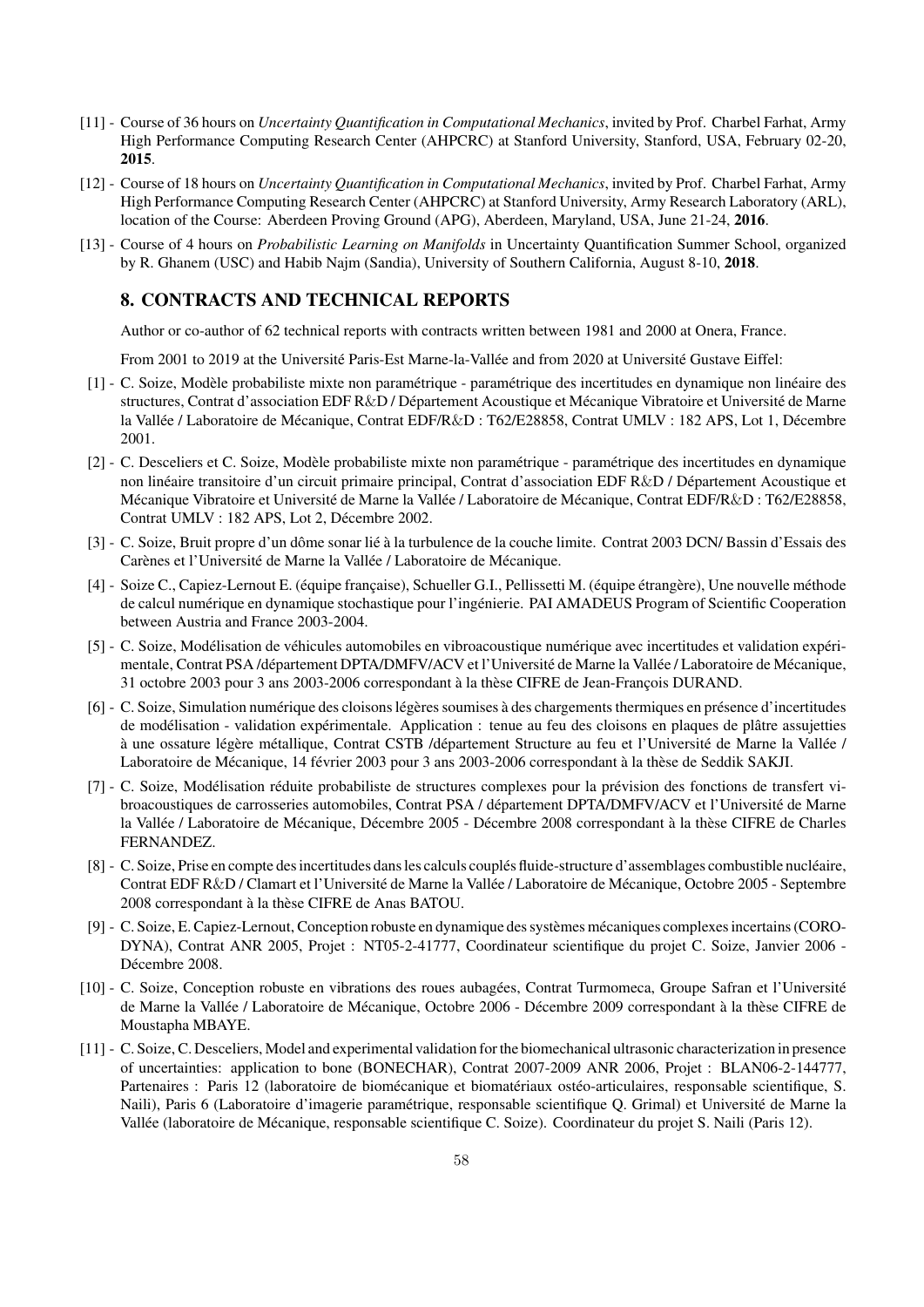[11] - Course of 36 hours on *Uncertainty Quantification in Computational Mechanics*, invited by Prof. Charbel Farhat, Army High Performance Computing Research Center (AHPCRC) at Stanford University, Stanford, USA, February 02-20, **2015**.

[12] - Course of 18 hours on *Uncertainty Quantification in Computational Mechanics*, invited by Prof. Charbel Farhat, Army High Performance Computing Research Center (AHPCRC) at Stanford University, Army Research Laboratory (ARL), location of the Course: Aberdeen Proving Ground (APG), Aberdeen, Maryland, USA, June 21-24, **2016**.

[13] - Course of 4 hours on *Probabilistic Learning on Manifolds* in Uncertainty Quantification Summer School, organized by R. Ghanem (USC) and Habib Najm (Sandia), University of Southern California, August 8-10, **2018**.

## 8. CONTRACTS AND TECHNICAL REPORTS

Author or co-author of 62 technical reports with contracts written between 1981 and 2000 at Onera, France.

From 2001 to 2019 at the Université Paris-Est Marne-la-Vallée and from 2020 at Université Gustave Eiffel:

[1] - C. Soize, Modèle probabiliste mixte non paramétrique - paramétrique des incertitudes en dynamique non linéaire des structures, Contrat d'association EDF R&D / Département Acoustique et Mécanique Vibratoire et Université de Marne la Vallée / Laboratoire de Mécanique, Contrat EDF/R&D : T62/E28858, Contrat UMLV : 182 APS, Lot 1, Décembre 2001.

[2] - C. Desceliers et C. Soize, Modèle probabiliste mixte non paramétrique - paramétrique des incertitudes en dynamique non linéaire transitoire d'un circuit primaire principal, Contrat d'association EDF R&D / Département Acoustique et Mécanique Vibratoire et Université de Marne la Vallée / Laboratoire de Mécanique, Contrat EDF/R&D : T62/E28858, Contrat UMLV : 182 APS, Lot 2, Décembre 2002.

[3] - C. Soize, Bruit propre d'un dôme sonar lié à la turbulence de la couche limite. Contrat 2003 DCN/ Bassin d'Essais des Carènes et l'Université de Marne la Vallée / Laboratoire de Mécanique.

[4] - Soize C., Capiez-Lernout E. (équipe française), Schueller G.I., Pellissetti M. (équipe étrangère), Une nouvelle méthode de calcul numérique en dynamique stochastique pour l'ingénierie. PAI AMADEUS Program of Scientific Cooperation between Austria and France 2003-2004.

[5] - C. Soize, Modélisation de véhicules automobiles en vibroacoustique numérique avec incertitudes et validation expérimentale, Contrat PSA /département DPTA/DMFV/ACV et l'Université de Marne la Vallée / Laboratoire de Mécanique, 31 octobre 2003 pour 3 ans 2003-2006 correspondant à la thèse CIFRE de Jean-François DURAND.

[6] - C. Soize, Simulation numérique des cloisons légères soumises à des chargements thermiques en présence d'incertitudes de modélisation - validation expérimentale. Application : tenue au feu des cloisons en plaques de plâtre assujetties à une ossature légère métallique, Contrat CSTB /département Structure au feu et l'Université de Marne la Vallée / Laboratoire de Mécanique, 14 février 2003 pour 3 ans 2003-2006 correspondant à la thèse de Seddik SAKJI.

[7] - C. Soize, Modélisation réduite probabiliste de structures complexes pour la prévision des fonctions de transfert vibroacoustiques de carrosseries automobiles, Contrat PSA / département DPTA/DMFV/ACV et l'Université de Marne la Vallée / Laboratoire de Mécanique, Décembre 2005 - Décembre 2008 correspondant à la thèse CIFRE de Charles FERNANDEZ.

[8] - C. Soize, Prise en compte des incertitudes dans les calculs couplés fluide-structure d'assemblages combustible nucléaire, Contrat EDF R&D / Clamart et l'Université de Marne la Vallée / Laboratoire de Mécanique, Octobre 2005 - Septembre 2008 correspondant à la thèse CIFRE de Anas BATOU.

[9] - C. Soize, E. Capiez-Lernout, Conception robuste en dynamique des systèmes mécaniques complexes incertains (CORO-DYNA), Contrat ANR 2005, Projet : NT05-2-41777, Coordinateur scientifique du projet C. Soize, Janvier 2006 - Décembre 2008.

[10] - C. Soize, Conception robuste en vibrations des roues aubagées, Contrat Turmomeca, Groupe Safran et l'Université de Marne la Vallée / Laboratoire de Mécanique, Octobre 2006 - Décembre 2009 correspondant à la thèse CIFRE de Moustapha MBAYE.

[11] - C. Soize, C. Desceliers, Model and experimental validation for the biomechanical ultrasonic characterization in presence of uncertainties: application to bone (BONECHAR), Contrat 2007-2009 ANR 2006, Projet : BLAN06-2-144777, Partenaires : Paris 12 (laboratoire de biomécanique et biomatériaux ostéo-articulaires, responsable scientifique, S. Naili), Paris 6 (Laboratoire d'imagerie paramétrique, responsable scientifique Q. Grimal) et Université de Marne la Vallée (laboratoire de Mécanique, responsable scientifique C. Soize). Coordinateur du projet S. Naili (Paris 12).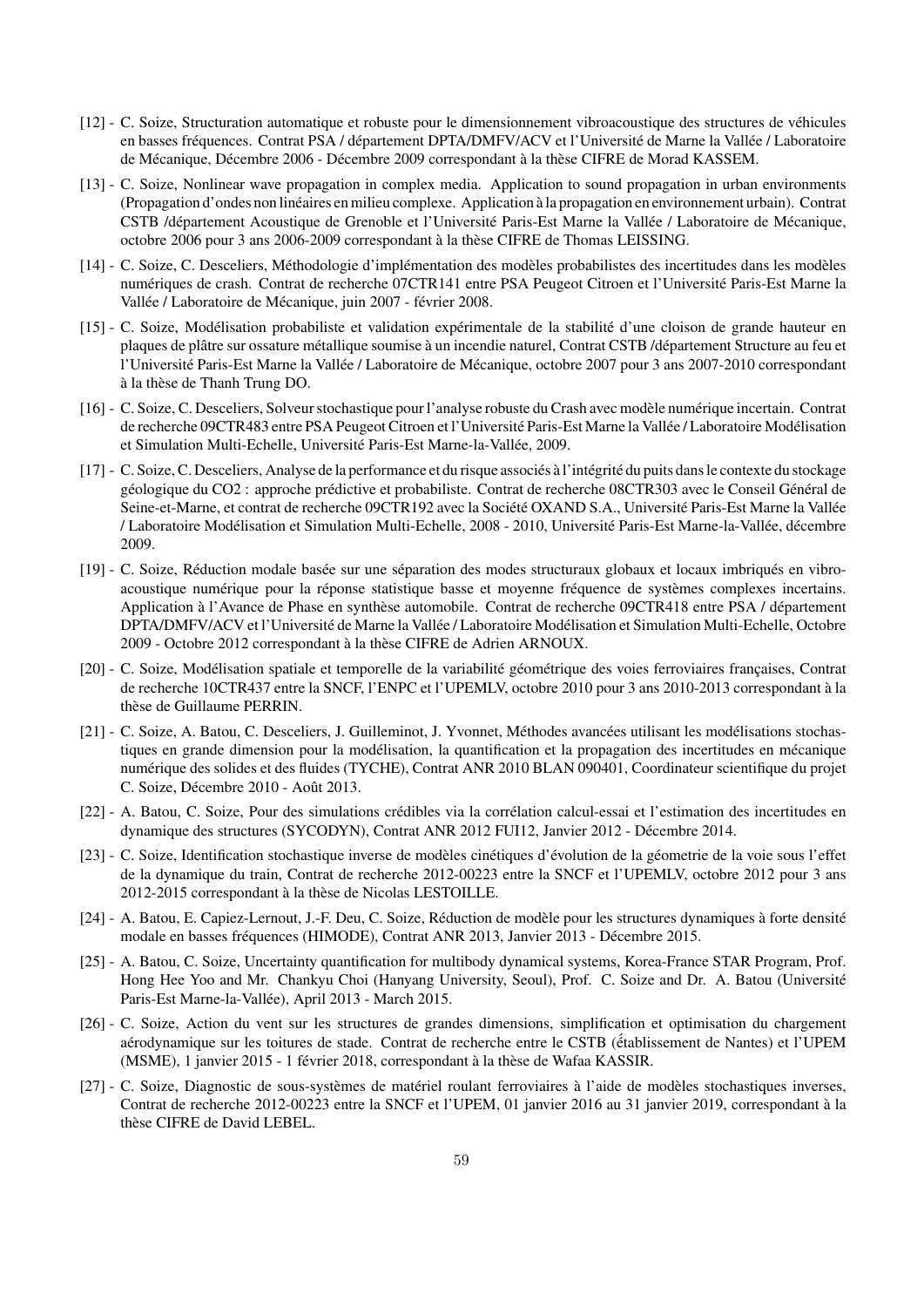[12] - C. Soize, Structuration automatique et robuste pour le dimensionnement vibroacoustique des structures de véhicules en basses fréquences. Contrat PSA / département DPTA/DMFV/ACV et l'Université de Marne la Vallée / Laboratoire de Mécanique, Décembre 2006 - Décembre 2009 correspondant à la thèse CIFRE de Morad KASSEM.

[13] - C. Soize, Nonlinear wave propagation in complex media. Application to sound propagation in urban environments (Propagation d'ondes non linéaires en milieu complexe. Application à la propagation en environnement urbain). Contrat CSTB /département Acoustique de Grenoble et l'Université Paris-Est Marne la Vallée / Laboratoire de Mécanique, octobre 2006 pour 3 ans 2006-2009 correspondant à la thèse CIFRE de Thomas LEISSING.

[14] - C. Soize, C. Desceliers, Méthodologie d'implémentation des modèles probabilistes des incertitudes dans les modèles numériques de crash. Contrat de recherche 07CTR141 entre PSA Peugeot Citroen et l'Université Paris-Est Marne la Vallée / Laboratoire de Mécanique, juin 2007 - février 2008.

[15] - C. Soize, Modélisation probabiliste et validation expérimentale de la stabilité d'une cloison de grande hauteur en plaques de plâtre sur ossature métallique soumise à un incendie naturel, Contrat CSTB /département Structure au feu et l'Université Paris-Est Marne la Vallée / Laboratoire de Mécanique, octobre 2007 pour 3 ans 2007-2010 correspondant à la thèse de Thanh Trung DO.

[16] - C. Soize, C. Desceliers, Solveur stochastique pour l'analyse robuste du Crash avec modèle numérique incertain. Contrat de recherche 09CTR483 entre PSA Peugeot Citroen et l'Université Paris-Est Marne la Vallée / Laboratoire Modélisation et Simulation Multi-Echelle, Université Paris-Est Marne-la-Vallée, 2009.

[17] - C. Soize, C. Desceliers, Analyse de la performance et du risque associés à l'intégrité du puits dans le contexte du stockage géologique du CO2 : approche prédictive et probabiliste. Contrat de recherche 08CTR303 avec le Conseil Général de Seine-et-Marne, et contrat de recherche 09CTR192 avec la Société OXAND S.A., Université Paris-Est Marne la Vallée / Laboratoire Modélisation et Simulation Multi-Echelle, 2008 - 2010, Université Paris-Est Marne-la-Vallée, décembre 2009.

[19] - C. Soize, Réduction modale basée sur une séparation des modes structuraux globaux et locaux imbriqués en vibroacoustique numérique pour la réponse statistique basse et moyenne fréquence de systèmes complexes incertains. Application à l'Avance de Phase en synthèse automobile. Contrat de recherche 09CTR418 entre PSA / département DPTA/DMFV/ACV et l'Université de Marne la Vallée / Laboratoire Modélisation et Simulation Multi-Echelle, Octobre 2009 - Octobre 2012 correspondant à la thèse CIFRE de Adrien ARNOUX.

[20] - C. Soize, Modélisation spatiale et temporelle de la variabilité géométrique des voies ferroviaires françaises, Contrat de recherche 10CTR437 entre la SNCF, l'ENPC et l'UPEMLV, octobre 2010 pour 3 ans 2010-2013 correspondant à la thèse de Guillaume PERRIN.

[21] - C. Soize, A. Batou, C. Desceliers, J. Guilleminot, J. Yvonnet, Méthodes avancées utilisant les modélisations stochastiques en grande dimension pour la modélisation, la quantification et la propagation des incertitudes en mécanique numérique des solides et des fluides (TYCHE), Contrat ANR 2010 BLAN 090401, Coordinateur scientifique du projet C. Soize, Décembre 2010 - Août 2013.

[22] - A. Batou, C. Soize, Pour des simulations crédibles via la corrélation calcul-essai et l'estimation des incertitudes en dynamique des structures (SYCODYN), Contrat ANR 2012 FUI12, Janvier 2012 - Décembre 2014.

[23] - C. Soize, Identification stochastique inverse de modèles cinétiques d'évolution de la géometrie de la voie sous l'effet de la dynamique du train, Contrat de recherche 2012-00223 entre la SNCF et l'UPEMLV, octobre 2012 pour 3 ans 2012-2015 correspondant à la thèse de Nicolas LESTOILLE.

[24] - A. Batou, E. Capiez-Lernout, J.-F. Deu, C. Soize, Réduction de modèle pour les structures dynamiques à forte densité modale en basses fréquences (HIMODE), Contrat ANR 2013, Janvier 2013 - Décembre 2015.

[25] - A. Batou, C. Soize, Uncertainty quantification for multibody dynamical systems, Korea-France STAR Program, Prof. Hong Hee Yoo and Mr. Chankyu Choi (Hanyang University, Seoul), Prof. C. Soize and Dr. A. Batou (Université Paris-Est Marne-la-Vallée), April 2013 - March 2015.

[26] - C. Soize, Action du vent sur les structures de grandes dimensions, simplification et optimisation du chargement aérodynamique sur les toitures de stade. Contrat de recherche entre le CSTB (établissement de Nantes) et l'UPEM (MSME), 1 janvier 2015 - 1 février 2018, correspondant à la thèse de Wafaa KASSIR.

[27] - C. Soize, Diagnostic de sous-systèmes de matériel roulant ferroviaires à l'aide de modèles stochastiques inverses, Contrat de recherche 2012-00223 entre la SNCF et l'UPEM, 01 janvier 2016 au 31 janvier 2019, correspondant à la thèse CIFRE de David LEBEL.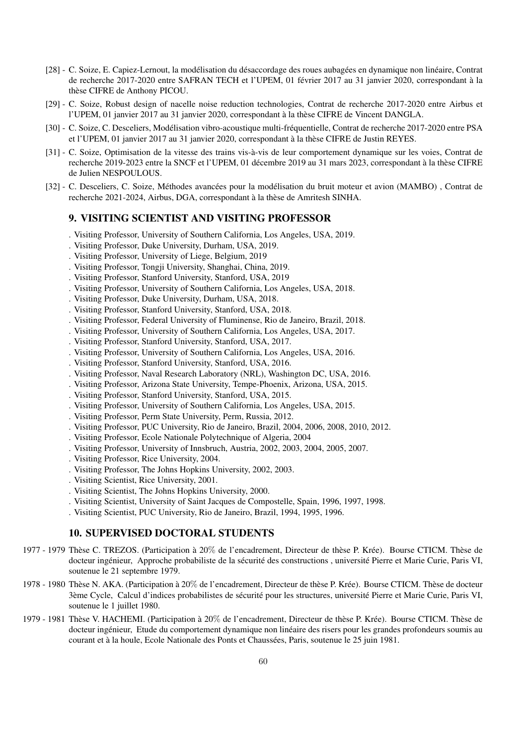[28] - C. Soize, E. Capiez-Lernout, la modélisation du désaccordage des roues aubagées en dynamique non linéaire, Contrat de recherche 2017-2020 entre SAFRAN TECH et l'UPEM, 01 février 2017 au 31 janvier 2020, correspondant à la thèse CIFRE de Anthony PICOU.

[29] - C. Soize, Robust design of nacelle noise reduction technologies, Contrat de recherche 2017-2020 entre Airbus et l'UPEM, 01 janvier 2017 au 31 janvier 2020, correspondant à la thèse CIFRE de Vincent DANGLA.

[30] - C. Soize, C. Desceliers, Modélisation vibro-acoustique multi-fréquentielle, Contrat de recherche 2017-2020 entre PSA et l'UPEM, 01 janvier 2017 au 31 janvier 2020, correspondant à la thèse CIFRE de Justin REYES.

[31] - C. Soize, Optimisation de la vitesse des trains vis-à-vis de leur comportement dynamique sur les voies, Contrat de recherche 2019-2023 entre la SNCF et l'UPEM, 01 décembre 2019 au 31 mars 2023, correspondant à la thèse CIFRE de Julien NESPOULOUS.

[32] - C. Desceliers, C. Soize, Méthodes avancées pour la modélisation du bruit moteur et avion (MAMBO) , Contrat de recherche 2021-2024, Airbus, DGA, correspondant à la thèse de Amritesh SINHA.

## 9. VISITING SCIENTIST AND VISITING PROFESSOR

. Visiting Professor, University of Southern California, Los Angeles, USA, 2019.
. Visiting Professor, Duke University, Durham, USA, 2019.
. Visiting Professor, University of Liege, Belgium, 2019
. Visiting Professor, Tongji University, Shanghai, China, 2019.
. Visiting Professor, Stanford University, Stanford, USA, 2019
. Visiting Professor, University of Southern California, Los Angeles, USA, 2018.
. Visiting Professor, Duke University, Durham, USA, 2018.
. Visiting Professor, Stanford University, Stanford, USA, 2018.
. Visiting Professor, Federal University of Fluminense, Rio de Janeiro, Brazil, 2018.
. Visiting Professor, University of Southern California, Los Angeles, USA, 2017.
. Visiting Professor, Stanford University, Stanford, USA, 2017.
. Visiting Professor, University of Southern California, Los Angeles, USA, 2016.
. Visiting Professor, Stanford University, Stanford, USA, 2016.
. Visiting Professor, Naval Research Laboratory (NRL), Washington DC, USA, 2016.
. Visiting Professor, Arizona State University, Tempe-Phoenix, Arizona, USA, 2015.
. Visiting Professor, Stanford University, Stanford, USA, 2015.
. Visiting Professor, University of Southern California, Los Angeles, USA, 2015.
. Visiting Professor, Perm State University, Perm, Russia, 2012.
. Visiting Professor, PUC University, Rio de Janeiro, Brazil, 2004, 2006, 2008, 2010, 2012.
. Visiting Professor, Ecole Nationale Polytechnique of Algeria, 2004
. Visiting Professor, University of Innsbruch, Austria, 2002, 2003, 2004, 2005, 2007.
. Visiting Professor, Rice University, 2004.
. Visiting Professor, The Johns Hopkins University, 2002, 2003.
. Visiting Scientist, Rice University, 2001.
. Visiting Scientist, The Johns Hopkins University, 2000.
. Visiting Scientist, University of Saint Jacques de Compostelle, Spain, 1996, 1997, 1998.
. Visiting Scientist, PUC University, Rio de Janeiro, Brazil, 1994, 1995, 1996.

## 10. SUPERVISED DOCTORAL STUDENTS

1977 - 1979 Thèse C. TREZOS. (Participation à 20% de l'encadrement, Directeur de thèse P. Krée). Bourse CTICM. Thèse de docteur ingénieur, Approche probabiliste de la sécurité des constructions , université Pierre et Marie Curie, Paris VI, soutenue le 21 septembre 1979.

1978 - 1980 Thèse N. AKA. (Participation à 20% de l'encadrement, Directeur de thèse P. Krée). Bourse CTICM. Thèse de docteur 3ème Cycle, Calcul d'indices probabilistes de sécurité pour les structures, université Pierre et Marie Curie, Paris VI, soutenue le 1 juillet 1980.

1979 - 1981 Thèse V. HACHEMI. (Participation à 20% de l'encadrement, Directeur de thèse P. Krée). Bourse CTICM. Thèse de docteur ingénieur, Etude du comportement dynamique non linéaire des risers pour les grandes profondeurs soumis au courant et à la houle, Ecole Nationale des Ponts et Chaussées, Paris, soutenue le 25 juin 1981.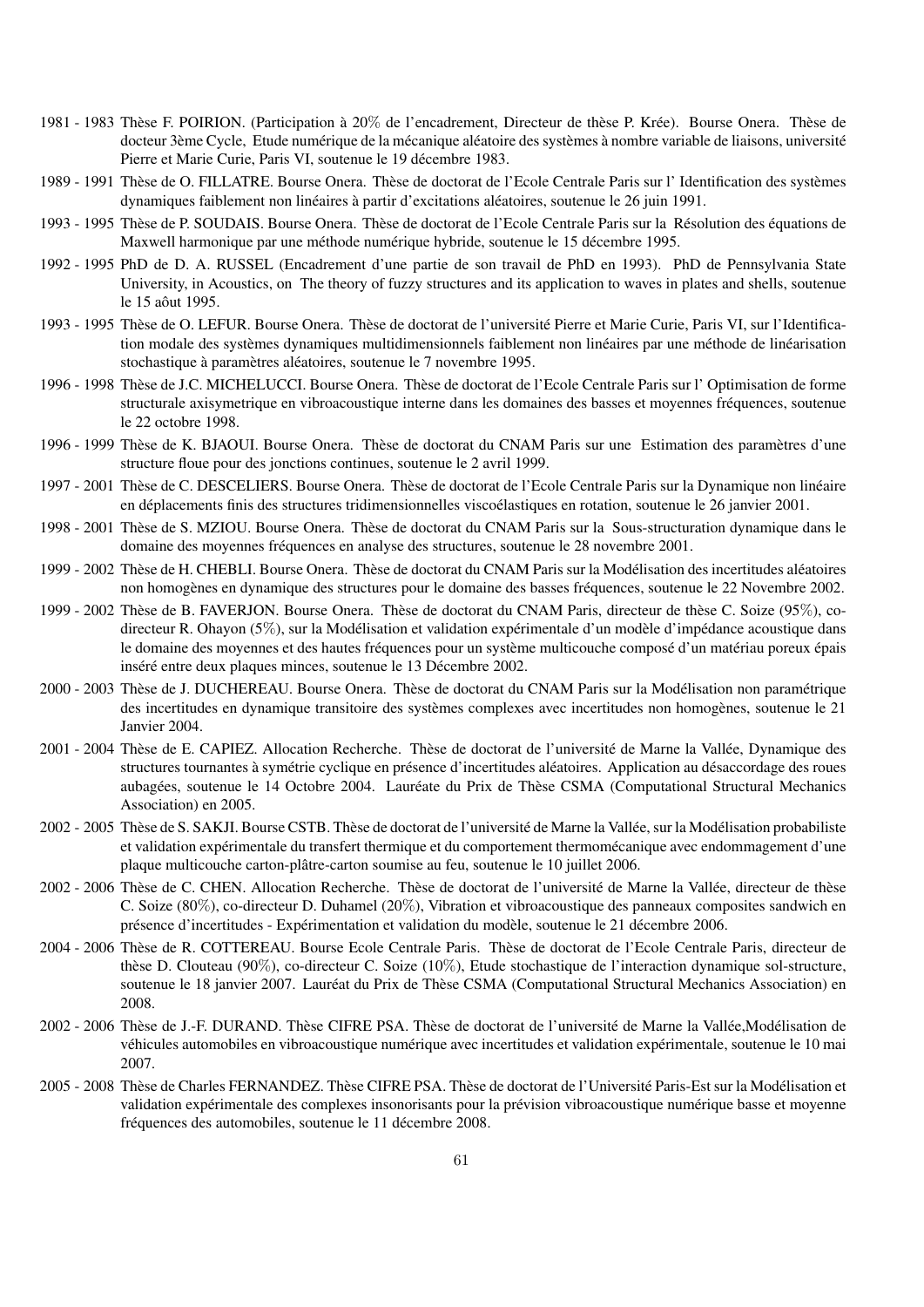1981 - 1983 Thèse F. POIRION. (Participation à 20% de l'encadrement, Directeur de thèse P. Krée). Bourse Onera. Thèse de docteur 3ème Cycle, Etude numérique de la mécanique aléatoire des systèmes à nombre variable de liaisons, université Pierre et Marie Curie, Paris VI, soutenue le 19 décembre 1983.

1989 - 1991 Thèse de O. FILLATRE. Bourse Onera. Thèse de doctorat de l'Ecole Centrale Paris sur l' Identification des systèmes dynamiques faiblement non linéaires à partir d'excitations aléatoires, soutenue le 26 juin 1991.

1993 - 1995 Thèse de P. SOUDAIS. Bourse Onera. Thèse de doctorat de l'Ecole Centrale Paris sur la Résolution des équations de Maxwell harmonique par une méthode numérique hybride, soutenue le 15 décembre 1995.

1992 - 1995 PhD de D. A. RUSSEL (Encadrement d'une partie de son travail de PhD en 1993). PhD de Pennsylvania State University, in Acoustics, on The theory of fuzzy structures and its application to waves in plates and shells, soutenue le 15 août 1995.

1993 - 1995 Thèse de O. LEFUR. Bourse Onera. Thèse de doctorat de l'université Pierre et Marie Curie, Paris VI, sur l'Identification modale des systèmes dynamiques multidimensionnels faiblement non linéaires par une méthode de linéarisation stochastique à paramètres aléatoires, soutenue le 7 novembre 1995.

1996 - 1998 Thèse de J.C. MICHELUCCI. Bourse Onera. Thèse de doctorat de l'Ecole Centrale Paris sur l' Optimisation de forme structurale axisymetrique en vibroacoustique interne dans les domaines des basses et moyennes fréquences, soutenue le 22 octobre 1998.

1996 - 1999 Thèse de K. BJAOUI. Bourse Onera. Thèse de doctorat du CNAM Paris sur une Estimation des paramètres d'une structure floue pour des jonctions continues, soutenue le 2 avril 1999.

1997 - 2001 Thèse de C. DESCELIERS. Bourse Onera. Thèse de doctorat de l'Ecole Centrale Paris sur la Dynamique non linéaire en déplacements finis des structures tridimensionnelles viscoélastiques en rotation, soutenue le 26 janvier 2001.

1998 - 2001 Thèse de S. MZIOU. Bourse Onera. Thèse de doctorat du CNAM Paris sur la Sous-structuration dynamique dans le domaine des moyennes fréquences en analyse des structures, soutenue le 28 novembre 2001.

1999 - 2002 Thèse de H. CHEBLI. Bourse Onera. Thèse de doctorat du CNAM Paris sur la Modélisation des incertitudes aléatoires non homogènes en dynamique des structures pour le domaine des basses fréquences, soutenue le 22 Novembre 2002.

1999 - 2002 Thèse de B. FAVERJON. Bourse Onera. Thèse de doctorat du CNAM Paris, directeur de thèse C. Soize (95%), co-directeur R. Ohayon (5%), sur la Modélisation et validation expérimentale d'un modèle d'impédance acoustique dans le domaine des moyennes et des hautes fréquences pour un système multicouche composé d'un matériau poreux épais inséré entre deux plaques minces, soutenue le 13 Décembre 2002.

2000 - 2003 Thèse de J. DUCHEREAU. Bourse Onera. Thèse de doctorat du CNAM Paris sur la Modélisation non paramétrique des incertitudes en dynamique transitoire des systèmes complexes avec incertitudes non homogènes, soutenue le 21 Janvier 2004.

2001 - 2004 Thèse de E. CAPIEZ. Allocation Recherche. Thèse de doctorat de l'université de Marne la Vallée, Dynamique des structures tournantes à symétrie cyclique en présence d'incertitudes aléatoires. Application au désaccordage des roues aubagées, soutenue le 14 Octobre 2004. Lauréate du Prix de Thèse CSMA (Computational Structural Mechanics Association) en 2005.

2002 - 2005 Thèse de S. SAKJI. Bourse CSTB. Thèse de doctorat de l'université de Marne la Vallée, sur la Modélisation probabiliste et validation expérimentale du transfert thermique et du comportement thermomécanique avec endommagement d'une plaque multicouche carton-plâtre-carton soumise au feu, soutenue le 10 juillet 2006.

2002 - 2006 Thèse de C. CHEN. Allocation Recherche. Thèse de doctorat de l'université de Marne la Vallée, directeur de thèse C. Soize (80%), co-directeur D. Duhamel (20%), Vibration et vibroacoustique des panneaux composites sandwich en présence d'incertitudes - Expérimentation et validation du modèle, soutenue le 21 décembre 2006.

2004 - 2006 Thèse de R. COTTEREAU. Bourse Ecole Centrale Paris. Thèse de doctorat de l'Ecole Centrale Paris, directeur de thèse D. Clouteau (90%), co-directeur C. Soize (10%), Etude stochastique de l'interaction dynamique sol-structure, soutenue le 18 janvier 2007. Lauréat du Prix de Thèse CSMA (Computational Structural Mechanics Association) en 2008.

2002 - 2006 Thèse de J.-F. DURAND. Thèse CIFRE PSA. Thèse de doctorat de l'université de Marne la Vallée,Modélisation de véhicules automobiles en vibroacoustique numérique avec incertitudes et validation expérimentale, soutenue le 10 mai 2007.

2005 - 2008 Thèse de Charles FERNANDEZ. Thèse CIFRE PSA. Thèse de doctorat de l'Université Paris-Est sur la Modélisation et validation expérimentale des complexes insonorisants pour la prévision vibroacoustique numérique basse et moyenne fréquences des automobiles, soutenue le 11 décembre 2008.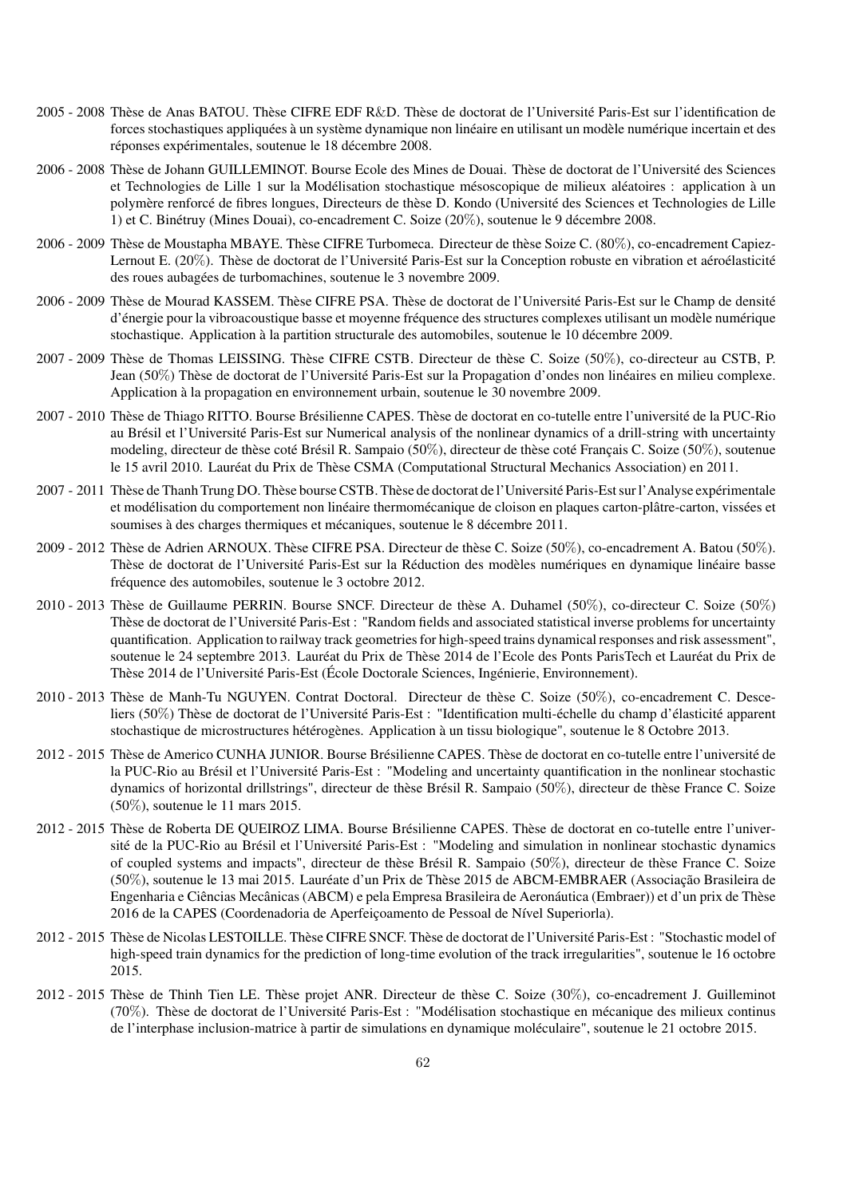2005 - 2008 Thèse de Anas BATOU. Thèse CIFRE EDF R&D. Thèse de doctorat de l'Université Paris-Est sur l'identification de forces stochastiques appliquées à un système dynamique non linéaire en utilisant un modèle numérique incertain et des réponses expérimentales, soutenue le 18 décembre 2008.

2006 - 2008 Thèse de Johann GUILLEMINOT. Bourse Ecole des Mines de Douai. Thèse de doctorat de l'Université des Sciences et Technologies de Lille 1 sur la Modélisation stochastique mésoscopique de milieux aléatoires : application à un polymère renforcé de fibres longues, Directeurs de thèse D. Kondo (Université des Sciences et Technologies de Lille 1) et C. Binétruy (Mines Douai), co-encadrement C. Soize (20%), soutenue le 9 décembre 2008.

2006 - 2009 Thèse de Moustapha MBAYE. Thèse CIFRE Turbomeca. Directeur de thèse Soize C. (80%), co-encadrement Capiez-Lernout E. (20%). Thèse de doctorat de l'Université Paris-Est sur la Conception robuste en vibration et aéroélasticité des roues aubagées de turbomachines, soutenue le 3 novembre 2009.

2006 - 2009 Thèse de Mourad KASSEM. Thèse CIFRE PSA. Thèse de doctorat de l'Université Paris-Est sur le Champ de densité d'énergie pour la vibroacoustique basse et moyenne fréquence des structures complexes utilisant un modèle numérique stochastique. Application à la partition structurale des automobiles, soutenue le 10 décembre 2009.

2007 - 2009 Thèse de Thomas LEISSING. Thèse CIFRE CSTB. Directeur de thèse C. Soize (50%), co-directeur au CSTB, P. Jean (50%) Thèse de doctorat de l'Université Paris-Est sur la Propagation d'ondes non linéaires en milieu complexe. Application à la propagation en environnement urbain, soutenue le 30 novembre 2009.

2007 - 2010 Thèse de Thiago RITTO. Bourse Brésilienne CAPES. Thèse de doctorat en co-tutelle entre l'université de la PUC-Rio au Brésil et l'Université Paris-Est sur Numerical analysis of the nonlinear dynamics of a drill-string with uncertainty modeling, directeur de thèse coté Brésil R. Sampaio (50%), directeur de thèse coté Français C. Soize (50%), soutenue le 15 avril 2010. Lauréat du Prix de Thèse CSMA (Computational Structural Mechanics Association) en 2011.

2007 - 2011 Thèse de Thanh Trung DO. Thèse bourse CSTB. Thèse de doctorat de l'Université Paris-Est sur l'Analyse expérimentale et modélisation du comportement non linéaire thermomécanique de cloison en plaques carton-plâtre-carton, vissées et soumises à des charges thermiques et mécaniques, soutenue le 8 décembre 2011.

2009 - 2012 Thèse de Adrien ARNOUX. Thèse CIFRE PSA. Directeur de thèse C. Soize (50%), co-encadrement A. Batou (50%). Thèse de doctorat de l'Université Paris-Est sur la Réduction des modèles numériques en dynamique linéaire basse fréquence des automobiles, soutenue le 3 octobre 2012.

2010 - 2013 Thèse de Guillaume PERRIN. Bourse SNCF. Directeur de thèse A. Duhamel (50%), co-directeur C. Soize (50%) Thèse de doctorat de l'Université Paris-Est : "Random fields and associated statistical inverse problems for uncertainty quantification. Application to railway track geometries for high-speed trains dynamical responses and risk assessment", soutenue le 24 septembre 2013. Lauréat du Prix de Thèse 2014 de l'Ecole des Ponts ParisTech et Lauréat du Prix de Thèse 2014 de l'Université Paris-Est (École Doctorale Sciences, Ingénierie, Environnement).

2010 - 2013 Thèse de Manh-Tu NGUYEN. Contrat Doctoral. Directeur de thèse C. Soize (50%), co-encadrement C. Desceliers (50%) Thèse de doctorat de l'Université Paris-Est : "Identification multi-échelle du champ d'élasticité apparent stochastique de microstructures hétérogènes. Application à un tissu biologique", soutenue le 8 Octobre 2013.

2012 - 2015 Thèse de Americo CUNHA JUNIOR. Bourse Brésilienne CAPES. Thèse de doctorat en co-tutelle entre l'université de la PUC-Rio au Brésil et l'Université Paris-Est : "Modeling and uncertainty quantification in the nonlinear stochastic dynamics of horizontal drillstrings", directeur de thèse Brésil R. Sampaio (50%), directeur de thèse France C. Soize (50%), soutenue le 11 mars 2015.

2012 - 2015 Thèse de Roberta DE QUEIROZ LIMA. Bourse Brésilienne CAPES. Thèse de doctorat en co-tutelle entre l'université de la PUC-Rio au Brésil et l'Université Paris-Est : "Modeling and simulation in nonlinear stochastic dynamics of coupled systems and impacts", directeur de thèse Brésil R. Sampaio (50%), directeur de thèse France C. Soize (50%), soutenue le 13 mai 2015. Lauréate d'un Prix de Thèse 2015 de ABCM-EMBRAER (Associação Brasileira de Engenharia e Ciências Mecânicas (ABCM) e pela Empresa Brasileira de Aeronáutica (Embraer)) et d'un prix de Thèse 2016 de la CAPES (Coordenadoria de Aperfeiçoamento de Pessoal de Nível Superiorla).

2012 - 2015 Thèse de Nicolas LESTOILLE. Thèse CIFRE SNCF. Thèse de doctorat de l'Université Paris-Est : "Stochastic model of high-speed train dynamics for the prediction of long-time evolution of the track irregularities", soutenue le 16 octobre 2015.

2012 - 2015 Thèse de Thinh Tien LE. Thèse projet ANR. Directeur de thèse C. Soize (30%), co-encadrement J. Guilleminot (70%). Thèse de doctorat de l'Université Paris-Est : "Modélisation stochastique en mécanique des milieux continus de l'interphase inclusion-matrice à partir de simulations en dynamique moléculaire", soutenue le 21 octobre 2015.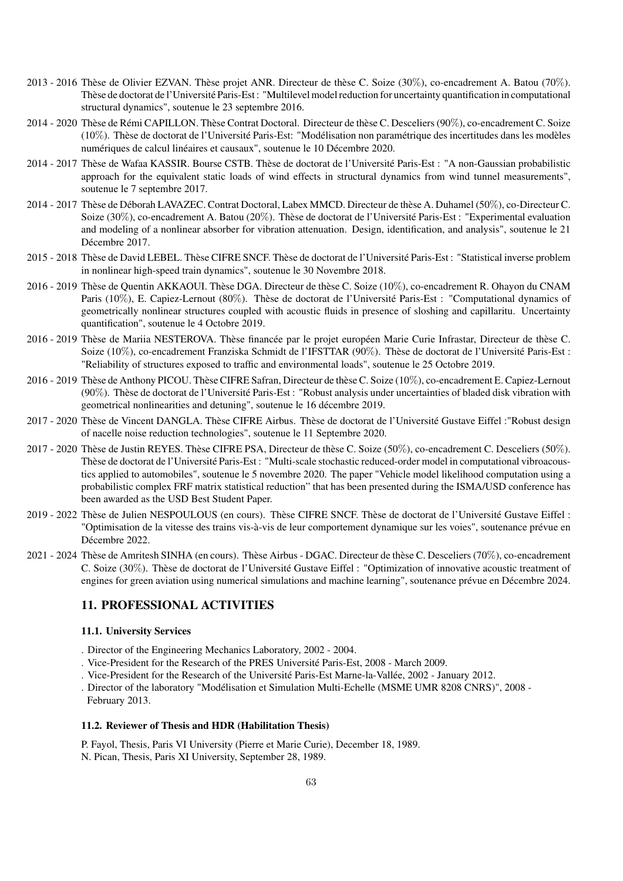2013 - 2016 Thèse de Olivier EZVAN. Thèse projet ANR. Directeur de thèse C. Soize (30%), co-encadrement A. Batou (70%). Thèse de doctorat de l'Université Paris-Est : "Multilevel model reduction for uncertainty quantification in computational structural dynamics", soutenue le 23 septembre 2016.

2014 - 2020 Thèse de Rémi CAPILLON. Thèse Contrat Doctoral. Directeur de thèse C. Desceliers (90%), co-encadrement C. Soize (10%). Thèse de doctorat de l'Université Paris-Est: "Modélisation non paramétrique des incertitudes dans les modèles numériques de calcul linéaires et causaux", soutenue le 10 Décembre 2020.

2014 - 2017 Thèse de Wafaa KASSIR. Bourse CSTB. Thèse de doctorat de l'Université Paris-Est : "A non-Gaussian probabilistic approach for the equivalent static loads of wind effects in structural dynamics from wind tunnel measurements", soutenue le 7 septembre 2017.

2014 - 2017 Thèse de Déborah LAVAZEC. Contrat Doctoral, Labex MMCD. Directeur de thèse A. Duhamel (50%), co-Directeur C. Soize (30%), co-encadrement A. Batou (20%). Thèse de doctorat de l'Université Paris-Est : "Experimental evaluation and modeling of a nonlinear absorber for vibration attenuation. Design, identification, and analysis", soutenue le 21 Décembre 2017.

2015 - 2018 Thèse de David LEBEL. Thèse CIFRE SNCF. Thèse de doctorat de l'Université Paris-Est : "Statistical inverse problem in nonlinear high-speed train dynamics", soutenue le 30 Novembre 2018.

2016 - 2019 Thèse de Quentin AKKAOUI. Thèse DGA. Directeur de thèse C. Soize (10%), co-encadrement R. Ohayon du CNAM Paris (10%), E. Capiez-Lernout (80%). Thèse de doctorat de l'Université Paris-Est : "Computational dynamics of geometrically nonlinear structures coupled with acoustic fluids in presence of sloshing and capillaritu. Uncertainty quantification", soutenue le 4 Octobre 2019.

2016 - 2019 Thèse de Mariia NESTEROVA. Thèse financée par le projet européen Marie Curie Infrastar, Directeur de thèse C. Soize (10%), co-encadrement Franziska Schmidt de l'IFSTTAR (90%). Thèse de doctorat de l'Université Paris-Est : "Reliability of structures exposed to traffic and environmental loads", soutenue le 25 Octobre 2019.

2016 - 2019 Thèse de Anthony PICOU. Thèse CIFRE Safran, Directeur de thèse C. Soize (10%), co-encadrement E. Capiez-Lernout (90%). Thèse de doctorat de l'Université Paris-Est : "Robust analysis under uncertainties of bladed disk vibration with geometrical nonlinearities and detuning", soutenue le 16 décembre 2019.

2017 - 2020 Thèse de Vincent DANGLA. Thèse CIFRE Airbus. Thèse de doctorat de l'Université Gustave Eiffel :"Robust design of nacelle noise reduction technologies", soutenue le 11 Septembre 2020.

2017 - 2020 Thèse de Justin REYES. Thèse CIFRE PSA, Directeur de thèse C. Soize (50%), co-encadrement C. Desceliers (50%). Thèse de doctorat de l'Université Paris-Est : "Multi-scale stochastic reduced-order model in computational vibroacoustics applied to automobiles", soutenue le 5 novembre 2020. The paper "Vehicle model likelihood computation using a probabilistic complex FRF matrix statistical reduction" that has been presented during the ISMA/USD conference has been awarded as the USD Best Student Paper.

2019 - 2022 Thèse de Julien NESPOULOUS (en cours). Thèse CIFRE SNCF. Thèse de doctorat de l'Université Gustave Eiffel : "Optimisation de la vitesse des trains vis-à-vis de leur comportement dynamique sur les voies", soutenance prévue en Décembre 2022.

2021 - 2024 Thèse de Amritesh SINHA (en cours). Thèse Airbus - DGAC. Directeur de thèse C. Desceliers (70%), co-encadrement C. Soize (30%). Thèse de doctorat de l'Université Gustave Eiffel : "Optimization of innovative acoustic treatment of engines for green aviation using numerical simulations and machine learning", soutenance prévue en Décembre 2024.

## 11. PROFESSIONAL ACTIVITIES

### 11.1. University Services

. Director of the Engineering Mechanics Laboratory, 2002 - 2004.
. Vice-President for the Research of the PRES Université Paris-Est, 2008 - March 2009.
. Vice-President for the Research of the Université Paris-Est Marne-la-Vallée, 2002 - January 2012.
. Director of the laboratory "Modélisation et Simulation Multi-Echelle (MSME UMR 8208 CNRS)", 2008 - February 2013.

### 11.2. Reviewer of Thesis and HDR (Habilitation Thesis)

P. Fayol, Thesis, Paris VI University (Pierre et Marie Curie), December 18, 1989.
N. Pican, Thesis, Paris XI University, September 28, 1989.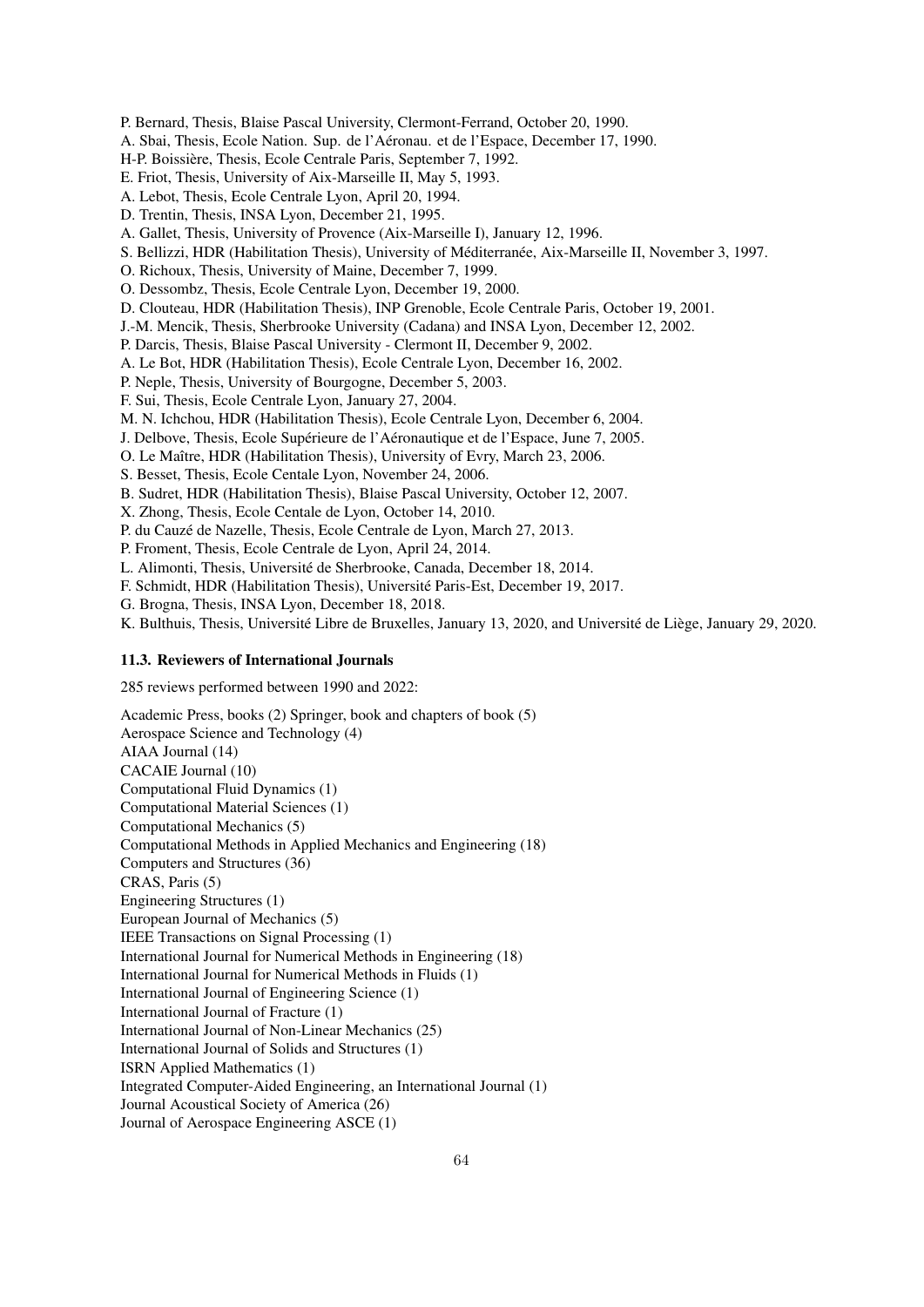P. Bernard, Thesis, Blaise Pascal University, Clermont-Ferrand, October 20, 1990.
A. Sbai, Thesis, Ecole Nation. Sup. de l'Aéronau. et de l'Espace, December 17, 1990.
H-P. Boissière, Thesis, Ecole Centrale Paris, September 7, 1992.
E. Friot, Thesis, University of Aix-Marseille II, May 5, 1993.
A. Lebot, Thesis, Ecole Centrale Lyon, April 20, 1994.
D. Trentin, Thesis, INSA Lyon, December 21, 1995.
A. Gallet, Thesis, University of Provence (Aix-Marseille I), January 12, 1996.
S. Bellizzi, HDR (Habilitation Thesis), University of Méditerranée, Aix-Marseille II, November 3, 1997.
O. Richoux, Thesis, University of Maine, December 7, 1999.
O. Dessombz, Thesis, Ecole Centrale Lyon, December 19, 2000.
D. Clouteau, HDR (Habilitation Thesis), INP Grenoble, Ecole Centrale Paris, October 19, 2001.
J.-M. Mencik, Thesis, Sherbrooke University (Cadana) and INSA Lyon, December 12, 2002.
P. Darcis, Thesis, Blaise Pascal University - Clermont II, December 9, 2002.
A. Le Bot, HDR (Habilitation Thesis), Ecole Centrale Lyon, December 16, 2002.
P. Neple, Thesis, University of Bourgogne, December 5, 2003.
F. Sui, Thesis, Ecole Centrale Lyon, January 27, 2004.
M. N. Ichchou, HDR (Habilitation Thesis), Ecole Centrale Lyon, December 6, 2004.
J. Delbove, Thesis, Ecole Supérieure de l'Aéronautique et de l'Espace, June 7, 2005.
O. Le Maître, HDR (Habilitation Thesis), University of Evry, March 23, 2006.
S. Besset, Thesis, Ecole Centale Lyon, November 24, 2006.
B. Sudret, HDR (Habilitation Thesis), Blaise Pascal University, October 12, 2007.
X. Zhong, Thesis, Ecole Centale de Lyon, October 14, 2010.
P. du Cauzé de Nazelle, Thesis, Ecole Centrale de Lyon, March 27, 2013.
P. Froment, Thesis, Ecole Centrale de Lyon, April 24, 2014.
L. Alimonti, Thesis, Université de Sherbrooke, Canada, December 18, 2014.
F. Schmidt, HDR (Habilitation Thesis), Université Paris-Est, December 19, 2017.
G. Brogna, Thesis, INSA Lyon, December 18, 2018.
K. Bulthuis, Thesis, Université Libre de Bruxelles, January 13, 2020, and Université de Liège, January 29, 2020.

### 11.3. Reviewers of International Journals

285 reviews performed between 1990 and 2022:

Academic Press, books (2) Springer, book and chapters of book (5)
Aerospace Science and Technology (4)
AIAA Journal (14)
CACAIE Journal (10)
Computational Fluid Dynamics (1)
Computational Material Sciences (1)
Computational Mechanics (5)
Computational Methods in Applied Mechanics and Engineering (18)
Computers and Structures (36)
CRAS, Paris (5)
Engineering Structures (1)
European Journal of Mechanics (5)
IEEE Transactions on Signal Processing (1)
International Journal for Numerical Methods in Engineering (18)
International Journal for Numerical Methods in Fluids (1)
International Journal of Engineering Science (1)
International Journal of Fracture (1)
International Journal of Non-Linear Mechanics (25)
International Journal of Solids and Structures (1)
ISRN Applied Mathematics (1)
Integrated Computer-Aided Engineering, an International Journal (1)
Journal Acoustical Society of America (26)
Journal of Aerospace Engineering ASCE (1)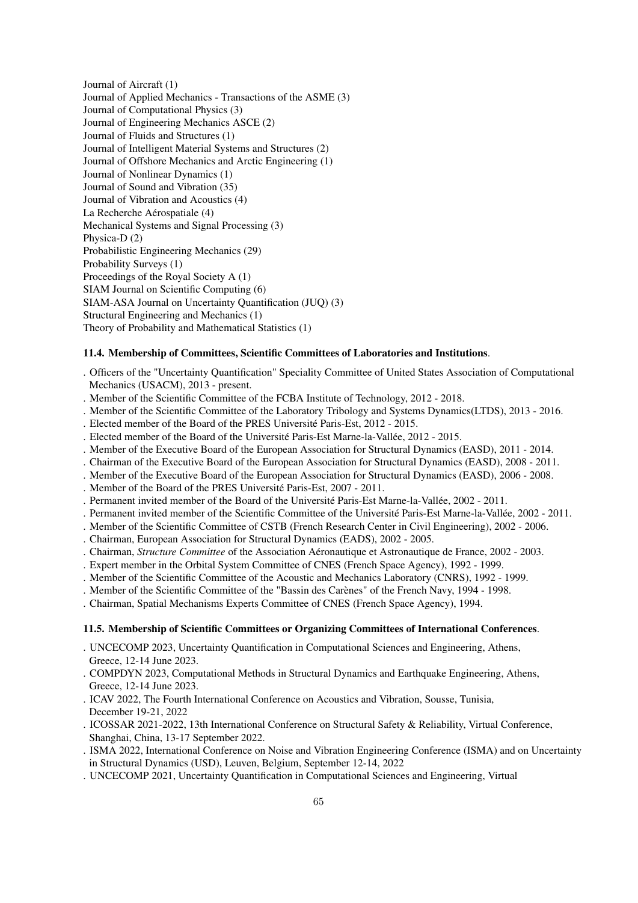Journal of Aircraft (1)
Journal of Applied Mechanics - Transactions of the ASME (3)
Journal of Computational Physics (3)
Journal of Engineering Mechanics ASCE (2)
Journal of Fluids and Structures (1)
Journal of Intelligent Material Systems and Structures (2)
Journal of Offshore Mechanics and Arctic Engineering (1)
Journal of Nonlinear Dynamics (1)
Journal of Sound and Vibration (35)
Journal of Vibration and Acoustics (4)
La Recherche Aérospatiale (4)
Mechanical Systems and Signal Processing (3)
Physica-D (2)
Probabilistic Engineering Mechanics (29)
Probability Surveys (1)
Proceedings of the Royal Society A (1)
SIAM Journal on Scientific Computing (6)
SIAM-ASA Journal on Uncertainty Quantification (JUQ) (3)
Structural Engineering and Mechanics (1)
Theory of Probability and Mathematical Statistics (1)

### 11.4. Membership of Committees, Scientific Committees of Laboratories and Institutions.

. Officers of the "Uncertainty Quantification" Speciality Committee of United States Association of Computational Mechanics (USACM), 2013 - present.
. Member of the Scientific Committee of the FCBA Institute of Technology, 2012 - 2018.
. Member of the Scientific Committee of the Laboratory Tribology and Systems Dynamics(LTDS), 2013 - 2016.
. Elected member of the Board of the PRES Université Paris-Est, 2012 - 2015.
. Elected member of the Board of the Université Paris-Est Marne-la-Vallée, 2012 - 2015.
. Member of the Executive Board of the European Association for Structural Dynamics (EASD), 2011 - 2014.
. Chairman of the Executive Board of the European Association for Structural Dynamics (EASD), 2008 - 2011.
. Member of the Executive Board of the European Association for Structural Dynamics (EASD), 2006 - 2008.
. Member of the Board of the PRES Université Paris-Est, 2007 - 2011.
. Permanent invited member of the Board of the Université Paris-Est Marne-la-Vallée, 2002 - 2011.
. Permanent invited member of the Scientific Committee of the Université Paris-Est Marne-la-Vallée, 2002 - 2011.
. Member of the Scientific Committee of CSTB (French Research Center in Civil Engineering), 2002 - 2006.
. Chairman, European Association for Structural Dynamics (EADS), 2002 - 2005.
. Chairman, *Structure Committee* of the Association Aéronautique et Astronautique de France, 2002 - 2003.
. Expert member in the Orbital System Committee of CNES (French Space Agency), 1992 - 1999.
. Member of the Scientific Committee of the Acoustic and Mechanics Laboratory (CNRS), 1992 - 1999.
. Member of the Scientific Committee of the "Bassin des Carènes" of the French Navy, 1994 - 1998.
. Chairman, Spatial Mechanisms Experts Committee of CNES (French Space Agency), 1994.

### 11.5. Membership of Scientific Committees or Organizing Committees of International Conferences.

. UNCECOMP 2023, Uncertainty Quantification in Computational Sciences and Engineering, Athens, Greece, 12-14 June 2023.
. COMPDYN 2023, Computational Methods in Structural Dynamics and Earthquake Engineering, Athens, Greece, 12-14 June 2023.
. ICAV 2022, The Fourth International Conference on Acoustics and Vibration, Sousse, Tunisia, December 19-21, 2022
. ICOSSAR 2021-2022, 13th International Conference on Structural Safety & Reliability, Virtual Conference, Shanghai, China, 13-17 September 2022.
. ISMA 2022, International Conference on Noise and Vibration Engineering Conference (ISMA) and on Uncertainty in Structural Dynamics (USD), Leuven, Belgium, September 12-14, 2022
. UNCECOMP 2021, Uncertainty Quantification in Computational Sciences and Engineering, Virtual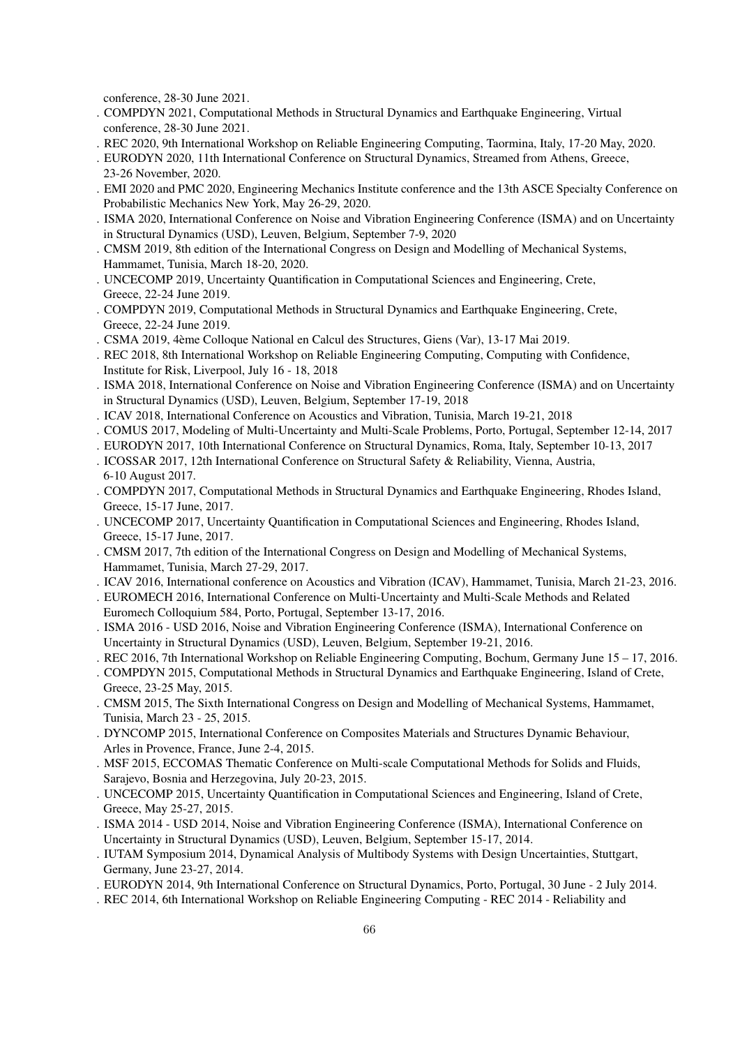conference, 28-30 June 2021.

. COMPDYN 2021, Computational Methods in Structural Dynamics and Earthquake Engineering, Virtual conference, 28-30 June 2021.

. REC 2020, 9th International Workshop on Reliable Engineering Computing, Taormina, Italy, 17-20 May, 2020.

. EURODYN 2020, 11th International Conference on Structural Dynamics, Streamed from Athens, Greece, 23-26 November, 2020.

. EMI 2020 and PMC 2020, Engineering Mechanics Institute conference and the 13th ASCE Specialty Conference on Probabilistic Mechanics New York, May 26-29, 2020.

. ISMA 2020, International Conference on Noise and Vibration Engineering Conference (ISMA) and on Uncertainty in Structural Dynamics (USD), Leuven, Belgium, September 7-9, 2020

. CMSM 2019, 8th edition of the International Congress on Design and Modelling of Mechanical Systems, Hammamet, Tunisia, March 18-20, 2020.

. UNCECOMP 2019, Uncertainty Quantification in Computational Sciences and Engineering, Crete, Greece, 22-24 June 2019.

. COMPDYN 2019, Computational Methods in Structural Dynamics and Earthquake Engineering, Crete, Greece, 22-24 June 2019.

. CSMA 2019, 4ème Colloque National en Calcul des Structures, Giens (Var), 13-17 Mai 2019.

. REC 2018, 8th International Workshop on Reliable Engineering Computing, Computing with Confidence, Institute for Risk, Liverpool, July 16 - 18, 2018

. ISMA 2018, International Conference on Noise and Vibration Engineering Conference (ISMA) and on Uncertainty in Structural Dynamics (USD), Leuven, Belgium, September 17-19, 2018

. ICAV 2018, International Conference on Acoustics and Vibration, Tunisia, March 19-21, 2018

. COMUS 2017, Modeling of Multi-Uncertainty and Multi-Scale Problems, Porto, Portugal, September 12-14, 2017

. EURODYN 2017, 10th International Conference on Structural Dynamics, Roma, Italy, September 10-13, 2017

. ICOSSAR 2017, 12th International Conference on Structural Safety & Reliability, Vienna, Austria, 6-10 August 2017.

. COMPDYN 2017, Computational Methods in Structural Dynamics and Earthquake Engineering, Rhodes Island, Greece, 15-17 June, 2017.

. UNCECOMP 2017, Uncertainty Quantification in Computational Sciences and Engineering, Rhodes Island, Greece, 15-17 June, 2017.

. CMSM 2017, 7th edition of the International Congress on Design and Modelling of Mechanical Systems, Hammamet, Tunisia, March 27-29, 2017.

. ICAV 2016, International conference on Acoustics and Vibration (ICAV), Hammamet, Tunisia, March 21-23, 2016.

. EUROMECH 2016, International Conference on Multi-Uncertainty and Multi-Scale Methods and Related Euromech Colloquium 584, Porto, Portugal, September 13-17, 2016.

. ISMA 2016 - USD 2016, Noise and Vibration Engineering Conference (ISMA), International Conference on Uncertainty in Structural Dynamics (USD), Leuven, Belgium, September 19-21, 2016.

. REC 2016, 7th International Workshop on Reliable Engineering Computing, Bochum, Germany June 15 – 17, 2016.

. COMPDYN 2015, Computational Methods in Structural Dynamics and Earthquake Engineering, Island of Crete, Greece, 23-25 May, 2015.

. CMSM 2015, The Sixth International Congress on Design and Modelling of Mechanical Systems, Hammamet, Tunisia, March 23 - 25, 2015.

. DYNCOMP 2015, International Conference on Composites Materials and Structures Dynamic Behaviour, Arles in Provence, France, June 2-4, 2015.

. MSF 2015, ECCOMAS Thematic Conference on Multi-scale Computational Methods for Solids and Fluids, Sarajevo, Bosnia and Herzegovina, July 20-23, 2015.

. UNCECOMP 2015, Uncertainty Quantification in Computational Sciences and Engineering, Island of Crete, Greece, May 25-27, 2015.

. ISMA 2014 - USD 2014, Noise and Vibration Engineering Conference (ISMA), International Conference on Uncertainty in Structural Dynamics (USD), Leuven, Belgium, September 15-17, 2014.

. IUTAM Symposium 2014, Dynamical Analysis of Multibody Systems with Design Uncertainties, Stuttgart, Germany, June 23-27, 2014.

. EURODYN 2014, 9th International Conference on Structural Dynamics, Porto, Portugal, 30 June - 2 July 2014.

. REC 2014, 6th International Workshop on Reliable Engineering Computing - REC 2014 - Reliability and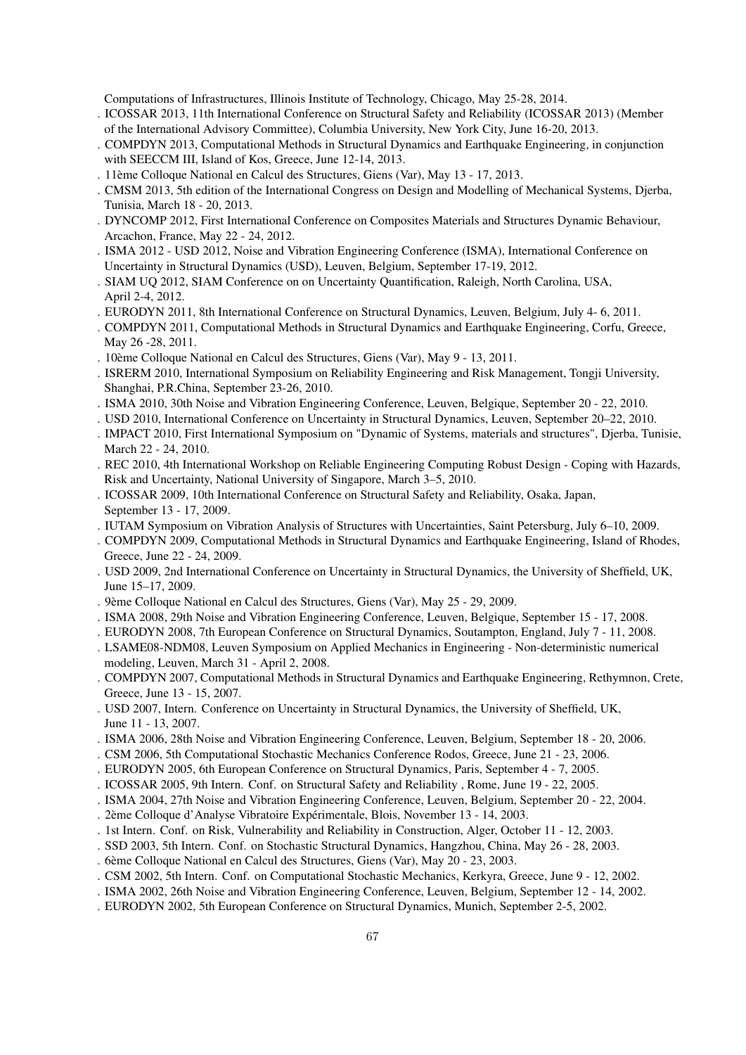Computations of Infrastructures, Illinois Institute of Technology, Chicago, May 25-28, 2014.

- ICOSSAR 2013, 11th International Conference on Structural Safety and Reliability (ICOSSAR 2013) (Member of the International Advisory Committee), Columbia University, New York City, June 16-20, 2013.
- COMPDYN 2013, Computational Methods in Structural Dynamics and Earthquake Engineering, in conjunction with SEECCM III, Island of Kos, Greece, June 12-14, 2013.
- 11ème Colloque National en Calcul des Structures, Giens (Var), May 13 - 17, 2013.
- CMSM 2013, 5th edition of the International Congress on Design and Modelling of Mechanical Systems, Djerba, Tunisia, March 18 - 20, 2013.
- DYNCOMP 2012, First International Conference on Composites Materials and Structures Dynamic Behaviour, Arcachon, France, May 22 - 24, 2012.
- ISMA 2012 - USD 2012, Noise and Vibration Engineering Conference (ISMA), International Conference on Uncertainty in Structural Dynamics (USD), Leuven, Belgium, September 17-19, 2012.
- SIAM UQ 2012, SIAM Conference on on Uncertainty Quantification, Raleigh, North Carolina, USA, April 2-4, 2012.
- EURODYN 2011, 8th International Conference on Structural Dynamics, Leuven, Belgium, July 4- 6, 2011.
- COMPDYN 2011, Computational Methods in Structural Dynamics and Earthquake Engineering, Corfu, Greece, May 26 -28, 2011.
- 10ème Colloque National en Calcul des Structures, Giens (Var), May 9 - 13, 2011.
- ISRERM 2010, International Symposium on Reliability Engineering and Risk Management, Tongji University, Shanghai, P.R.China, September 23-26, 2010.
- ISMA 2010, 30th Noise and Vibration Engineering Conference, Leuven, Belgique, September 20 - 22, 2010.
- USD 2010, International Conference on Uncertainty in Structural Dynamics, Leuven, September 20–22, 2010.
- IMPACT 2010, First International Symposium on "Dynamic of Systems, materials and structures", Djerba, Tunisie, March 22 - 24, 2010.
- REC 2010, 4th International Workshop on Reliable Engineering Computing Robust Design - Coping with Hazards, Risk and Uncertainty, National University of Singapore, March 3–5, 2010.
- ICOSSAR 2009, 10th International Conference on Structural Safety and Reliability, Osaka, Japan, September 13 - 17, 2009.
- IUTAM Symposium on Vibration Analysis of Structures with Uncertainties, Saint Petersburg, July 6–10, 2009.
- COMPDYN 2009, Computational Methods in Structural Dynamics and Earthquake Engineering, Island of Rhodes, Greece, June 22 - 24, 2009.
- USD 2009, 2nd International Conference on Uncertainty in Structural Dynamics, the University of Sheffield, UK, June 15–17, 2009.
- 9ème Colloque National en Calcul des Structures, Giens (Var), May 25 - 29, 2009.
- ISMA 2008, 29th Noise and Vibration Engineering Conference, Leuven, Belgique, September 15 - 17, 2008.
- EURODYN 2008, 7th European Conference on Structural Dynamics, Soutampton, England, July 7 - 11, 2008.
- LSAME08-NDM08, Leuven Symposium on Applied Mechanics in Engineering - Non-deterministic numerical modeling, Leuven, March 31 - April 2, 2008.
- COMPDYN 2007, Computational Methods in Structural Dynamics and Earthquake Engineering, Rethymnon, Crete, Greece, June 13 - 15, 2007.
- USD 2007, Intern. Conference on Uncertainty in Structural Dynamics, the University of Sheffield, UK, June 11 - 13, 2007.
- ISMA 2006, 28th Noise and Vibration Engineering Conference, Leuven, Belgium, September 18 - 20, 2006.
- CSM 2006, 5th Computational Stochastic Mechanics Conference Rodos, Greece, June 21 - 23, 2006.
- EURODYN 2005, 6th European Conference on Structural Dynamics, Paris, September 4 - 7, 2005.
- ICOSSAR 2005, 9th Intern. Conf. on Structural Safety and Reliability , Rome, June 19 - 22, 2005.
- ISMA 2004, 27th Noise and Vibration Engineering Conference, Leuven, Belgium, September 20 - 22, 2004.
- 2ème Colloque d'Analyse Vibratoire Expérimentale, Blois, November 13 - 14, 2003.
- 1st Intern. Conf. on Risk, Vulnerability and Reliability in Construction, Alger, October 11 - 12, 2003.
- SSD 2003, 5th Intern. Conf. on Stochastic Structural Dynamics, Hangzhou, China, May 26 - 28, 2003.
- 6ème Colloque National en Calcul des Structures, Giens (Var), May 20 - 23, 2003.
- CSM 2002, 5th Intern. Conf. on Computational Stochastic Mechanics, Kerkyra, Greece, June 9 - 12, 2002.
- ISMA 2002, 26th Noise and Vibration Engineering Conference, Leuven, Belgium, September 12 - 14, 2002.
- EURODYN 2002, 5th European Conference on Structural Dynamics, Munich, September 2-5, 2002.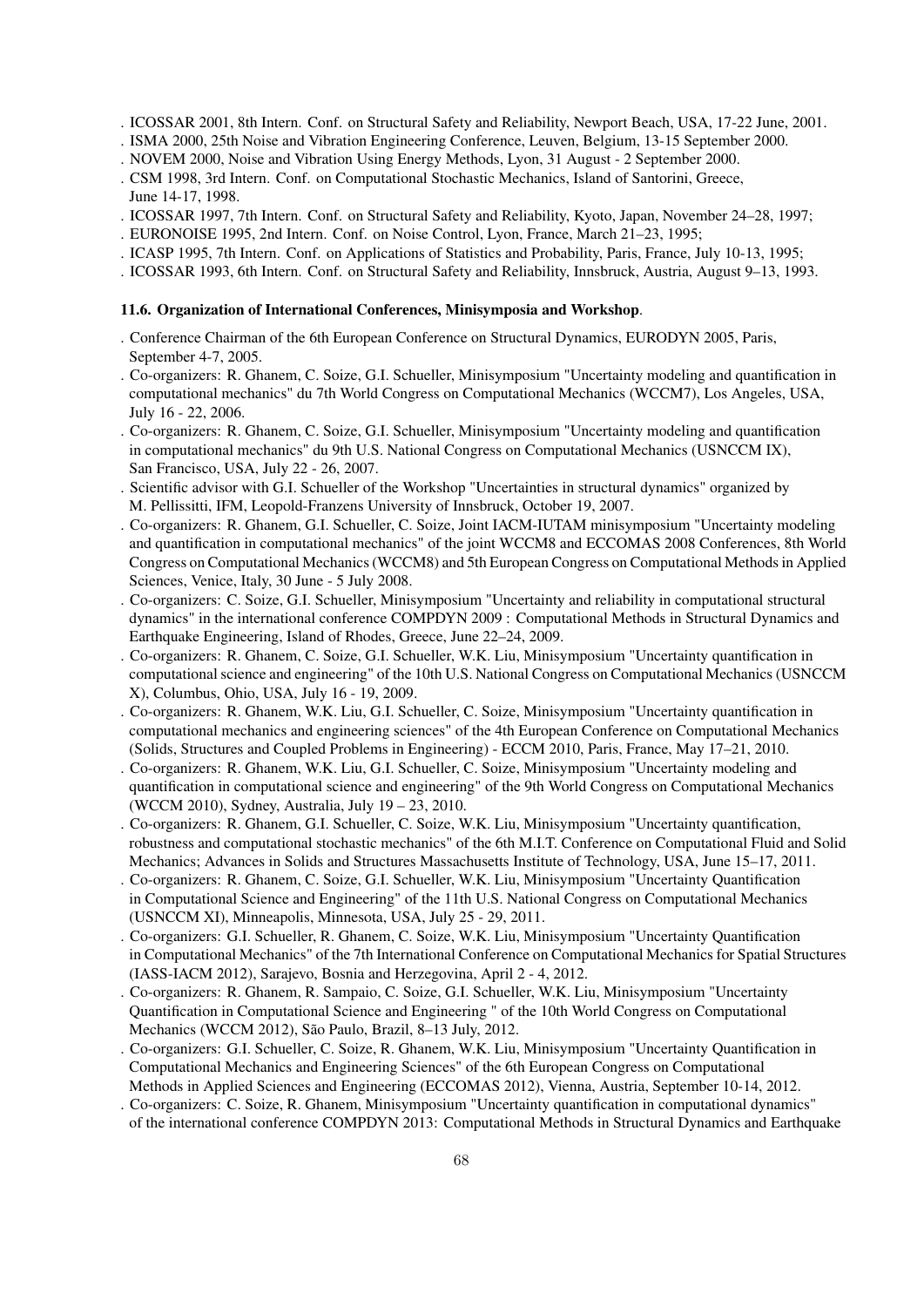. ICOSSAR 2001, 8th Intern. Conf. on Structural Safety and Reliability, Newport Beach, USA, 17-22 June, 2001.
. ISMA 2000, 25th Noise and Vibration Engineering Conference, Leuven, Belgium, 13-15 September 2000.
. NOVEM 2000, Noise and Vibration Using Energy Methods, Lyon, 31 August - 2 September 2000.
. CSM 1998, 3rd Intern. Conf. on Computational Stochastic Mechanics, Island of Santorini, Greece, June 14-17, 1998.
. ICOSSAR 1997, 7th Intern. Conf. on Structural Safety and Reliability, Kyoto, Japan, November 24–28, 1997;
. EURONOISE 1995, 2nd Intern. Conf. on Noise Control, Lyon, France, March 21–23, 1995;
. ICASP 1995, 7th Intern. Conf. on Applications of Statistics and Probability, Paris, France, July 10-13, 1995;
. ICOSSAR 1993, 6th Intern. Conf. on Structural Safety and Reliability, Innsbruck, Austria, August 9–13, 1993.

### 11.6. Organization of International Conferences, Minisymposia and Workshop.

. Conference Chairman of the 6th European Conference on Structural Dynamics, EURODYN 2005, Paris, September 4-7, 2005.
. Co-organizers: R. Ghanem, C. Soize, G.I. Schueller, Minisymposium "Uncertainty modeling and quantification in computational mechanics" du 7th World Congress on Computational Mechanics (WCCM7), Los Angeles, USA, July 16 - 22, 2006.
. Co-organizers: R. Ghanem, C. Soize, G.I. Schueller, Minisymposium "Uncertainty modeling and quantification in computational mechanics" du 9th U.S. National Congress on Computational Mechanics (USNCCM IX), San Francisco, USA, July 22 - 26, 2007.
. Scientific advisor with G.I. Schueller of the Workshop "Uncertainties in structural dynamics" organized by M. Pellissitti, IFM, Leopold-Franzens University of Innsbruck, October 19, 2007.
. Co-organizers: R. Ghanem, G.I. Schueller, C. Soize, Joint IACM-IUTAM minisymposium "Uncertainty modeling and quantification in computational mechanics" of the joint WCCM8 and ECCOMAS 2008 Conferences, 8th World Congress on Computational Mechanics (WCCM8) and 5th European Congress on Computational Methods in Applied Sciences, Venice, Italy, 30 June - 5 July 2008.
. Co-organizers: C. Soize, G.I. Schueller, Minisymposium "Uncertainty and reliability in computational structural dynamics" in the international conference COMPDYN 2009 : Computational Methods in Structural Dynamics and Earthquake Engineering, Island of Rhodes, Greece, June 22–24, 2009.
. Co-organizers: R. Ghanem, C. Soize, G.I. Schueller, W.K. Liu, Minisymposium "Uncertainty quantification in computational science and engineering" of the 10th U.S. National Congress on Computational Mechanics (USNCCM X), Columbus, Ohio, USA, July 16 - 19, 2009.
. Co-organizers: R. Ghanem, W.K. Liu, G.I. Schueller, C. Soize, Minisymposium "Uncertainty quantification in computational mechanics and engineering sciences" of the 4th European Conference on Computational Mechanics (Solids, Structures and Coupled Problems in Engineering) - ECCM 2010, Paris, France, May 17–21, 2010.
. Co-organizers: R. Ghanem, W.K. Liu, G.I. Schueller, C. Soize, Minisymposium "Uncertainty modeling and quantification in computational science and engineering" of the 9th World Congress on Computational Mechanics (WCCM 2010), Sydney, Australia, July 19 – 23, 2010.
. Co-organizers: R. Ghanem, G.I. Schueller, C. Soize, W.K. Liu, Minisymposium "Uncertainty quantification, robustness and computational stochastic mechanics" of the 6th M.I.T. Conference on Computational Fluid and Solid Mechanics; Advances in Solids and Structures Massachusetts Institute of Technology, USA, June 15–17, 2011.
. Co-organizers: R. Ghanem, C. Soize, G.I. Schueller, W.K. Liu, Minisymposium "Uncertainty Quantification in Computational Science and Engineering" of the 11th U.S. National Congress on Computational Mechanics (USNCCM XI), Minneapolis, Minnesota, USA, July 25 - 29, 2011.
. Co-organizers: G.I. Schueller, R. Ghanem, C. Soize, W.K. Liu, Minisymposium "Uncertainty Quantification in Computational Mechanics" of the 7th International Conference on Computational Mechanics for Spatial Structures (IASS-IACM 2012), Sarajevo, Bosnia and Herzegovina, April 2 - 4, 2012.
. Co-organizers: R. Ghanem, R. Sampaio, C. Soize, G.I. Schueller, W.K. Liu, Minisymposium "Uncertainty Quantification in Computational Science and Engineering " of the 10th World Congress on Computational Mechanics (WCCM 2012), São Paulo, Brazil, 8–13 July, 2012.
. Co-organizers: G.I. Schueller, C. Soize, R. Ghanem, W.K. Liu, Minisymposium "Uncertainty Quantification in Computational Mechanics and Engineering Sciences" of the 6th European Congress on Computational Methods in Applied Sciences and Engineering (ECCOMAS 2012), Vienna, Austria, September 10-14, 2012.
. Co-organizers: C. Soize, R. Ghanem, Minisymposium "Uncertainty quantification in computational dynamics" of the international conference COMPDYN 2013: Computational Methods in Structural Dynamics and Earthquake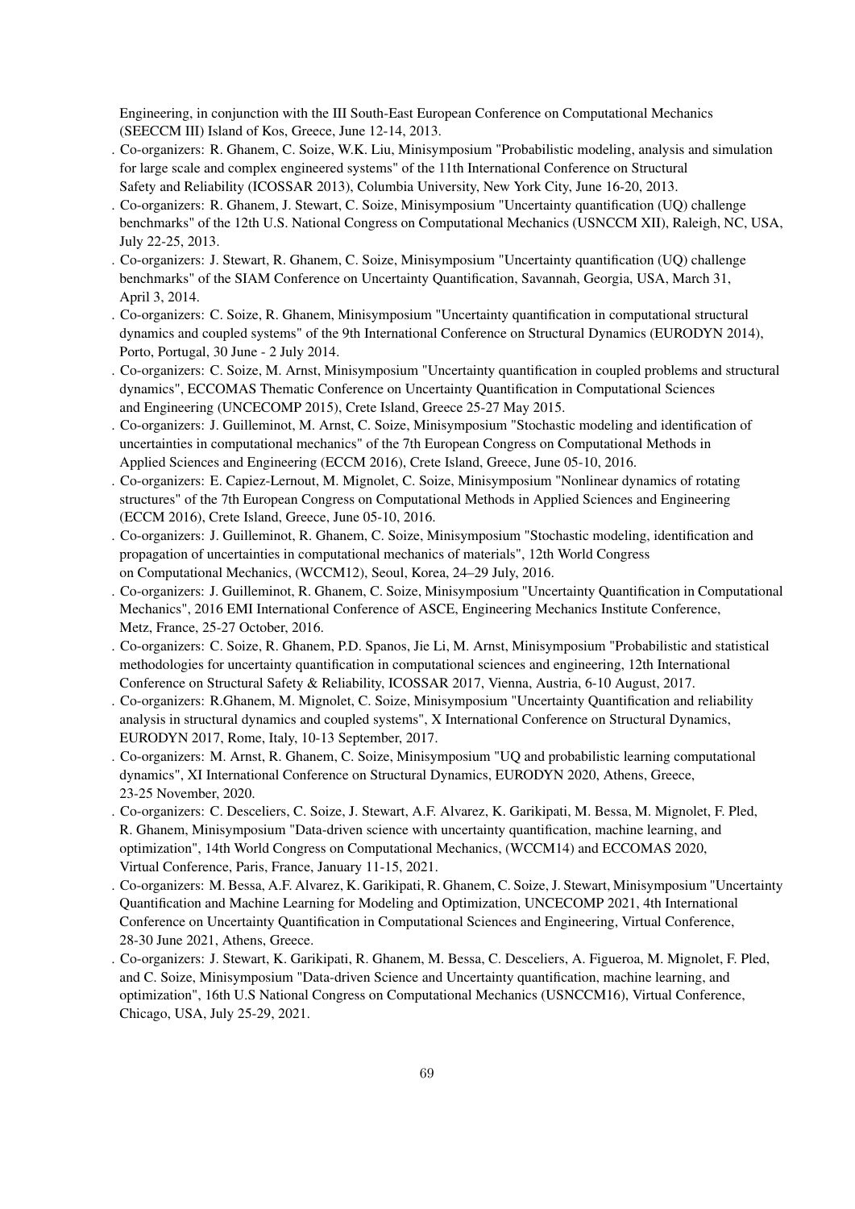Engineering, in conjunction with the III South-East European Conference on Computational Mechanics (SEECCM III) Island of Kos, Greece, June 12-14, 2013.

. Co-organizers: R. Ghanem, C. Soize, W.K. Liu, Minisymposium "Probabilistic modeling, analysis and simulation for large scale and complex engineered systems" of the 11th International Conference on Structural Safety and Reliability (ICOSSAR 2013), Columbia University, New York City, June 16-20, 2013.

. Co-organizers: R. Ghanem, J. Stewart, C. Soize, Minisymposium "Uncertainty quantification (UQ) challenge benchmarks" of the 12th U.S. National Congress on Computational Mechanics (USNCCM XII), Raleigh, NC, USA, July 22-25, 2013.

. Co-organizers: J. Stewart, R. Ghanem, C. Soize, Minisymposium "Uncertainty quantification (UQ) challenge benchmarks" of the SIAM Conference on Uncertainty Quantification, Savannah, Georgia, USA, March 31, April 3, 2014.

. Co-organizers: C. Soize, R. Ghanem, Minisymposium "Uncertainty quantification in computational structural dynamics and coupled systems" of the 9th International Conference on Structural Dynamics (EURODYN 2014), Porto, Portugal, 30 June - 2 July 2014.

. Co-organizers: C. Soize, M. Arnst, Minisymposium "Uncertainty quantification in coupled problems and structural dynamics", ECCOMAS Thematic Conference on Uncertainty Quantification in Computational Sciences and Engineering (UNCECOMP 2015), Crete Island, Greece 25-27 May 2015.

. Co-organizers: J. Guilleminot, M. Arnst, C. Soize, Minisymposium "Stochastic modeling and identification of uncertainties in computational mechanics" of the 7th European Congress on Computational Methods in Applied Sciences and Engineering (ECCM 2016), Crete Island, Greece, June 05-10, 2016.

. Co-organizers: E. Capiez-Lernout, M. Mignolet, C. Soize, Minisymposium "Nonlinear dynamics of rotating structures" of the 7th European Congress on Computational Methods in Applied Sciences and Engineering (ECCM 2016), Crete Island, Greece, June 05-10, 2016.

. Co-organizers: J. Guilleminot, R. Ghanem, C. Soize, Minisymposium "Stochastic modeling, identification and propagation of uncertainties in computational mechanics of materials", 12th World Congress on Computational Mechanics, (WCCM12), Seoul, Korea, 24–29 July, 2016.

. Co-organizers: J. Guilleminot, R. Ghanem, C. Soize, Minisymposium "Uncertainty Quantification in Computational Mechanics", 2016 EMI International Conference of ASCE, Engineering Mechanics Institute Conference, Metz, France, 25-27 October, 2016.

. Co-organizers: C. Soize, R. Ghanem, P.D. Spanos, Jie Li, M. Arnst, Minisymposium "Probabilistic and statistical methodologies for uncertainty quantification in computational sciences and engineering, 12th International Conference on Structural Safety & Reliability, ICOSSAR 2017, Vienna, Austria, 6-10 August, 2017.

. Co-organizers: R.Ghanem, M. Mignolet, C. Soize, Minisymposium "Uncertainty Quantification and reliability analysis in structural dynamics and coupled systems", X International Conference on Structural Dynamics, EURODYN 2017, Rome, Italy, 10-13 September, 2017.

. Co-organizers: M. Arnst, R. Ghanem, C. Soize, Minisymposium "UQ and probabilistic learning computational dynamics", XI International Conference on Structural Dynamics, EURODYN 2020, Athens, Greece, 23-25 November, 2020.

. Co-organizers: C. Desceliers, C. Soize, J. Stewart, A.F. Alvarez, K. Garikipati, M. Bessa, M. Mignolet, F. Pled, R. Ghanem, Minisymposium "Data-driven science with uncertainty quantification, machine learning, and optimization", 14th World Congress on Computational Mechanics, (WCCM14) and ECCOMAS 2020, Virtual Conference, Paris, France, January 11-15, 2021.

. Co-organizers: M. Bessa, A.F. Alvarez, K. Garikipati, R. Ghanem, C. Soize, J. Stewart, Minisymposium "Uncertainty Quantification and Machine Learning for Modeling and Optimization, UNCECOMP 2021, 4th International Conference on Uncertainty Quantification in Computational Sciences and Engineering, Virtual Conference, 28-30 June 2021, Athens, Greece.

. Co-organizers: J. Stewart, K. Garikipati, R. Ghanem, M. Bessa, C. Desceliers, A. Figueroa, M. Mignolet, F. Pled, and C. Soize, Minisymposium "Data-driven Science and Uncertainty quantification, machine learning, and optimization", 16th U.S National Congress on Computational Mechanics (USNCCM16), Virtual Conference, Chicago, USA, July 25-29, 2021.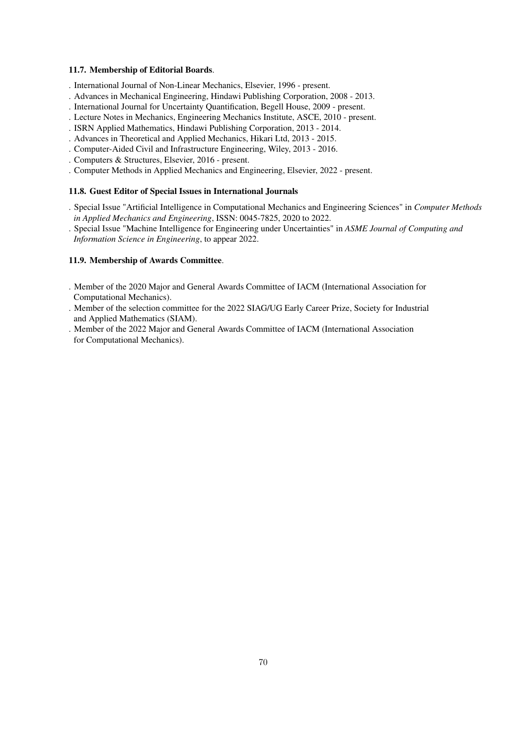### 11.7. Membership of Editorial Boards.

- International Journal of Non-Linear Mechanics, Elsevier, 1996 - present.
- Advances in Mechanical Engineering, Hindawi Publishing Corporation, 2008 - 2013.
- International Journal for Uncertainty Quantification, Begell House, 2009 - present.
- Lecture Notes in Mechanics, Engineering Mechanics Institute, ASCE, 2010 - present.
- ISRN Applied Mathematics, Hindawi Publishing Corporation, 2013 - 2014.
- Advances in Theoretical and Applied Mechanics, Hikari Ltd, 2013 - 2015.
- Computer-Aided Civil and Infrastructure Engineering, Wiley, 2013 - 2016.
- Computers & Structures, Elsevier, 2016 - present.
- Computer Methods in Applied Mechanics and Engineering, Elsevier, 2022 - present.

### 11.8. Guest Editor of Special Issues in International Journals

- Special Issue "Artificial Intelligence in Computational Mechanics and Engineering Sciences" in *Computer Methods in Applied Mechanics and Engineering*, ISSN: 0045-7825, 2020 to 2022.
- Special Issue "Machine Intelligence for Engineering under Uncertainties" in *ASME Journal of Computing and Information Science in Engineering*, to appear 2022.

### 11.9. Membership of Awards Committee.

- Member of the 2020 Major and General Awards Committee of IACM (International Association for Computational Mechanics).
- Member of the selection committee for the 2022 SIAG/UG Early Career Prize, Society for Industrial and Applied Mathematics (SIAM).
- Member of the 2022 Major and General Awards Committee of IACM (International Association for Computational Mechanics).